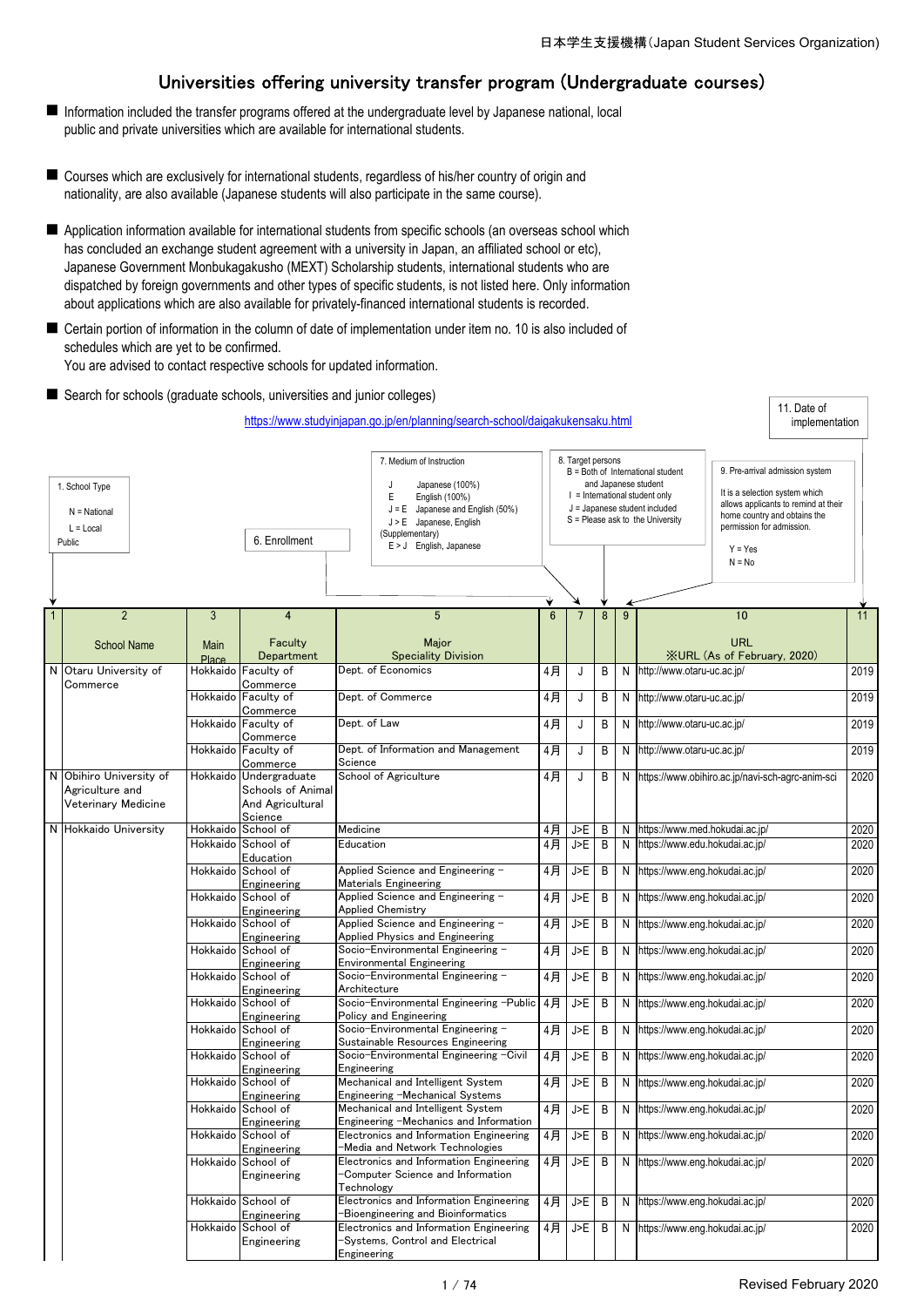日本学生支援機構(Japan Student Services Organization)

# Universities offering university transfer program (Undergraduate courses)

- Information included the transfer programs offered at the undergraduate level by Japanese national, local public and private universities which are available for international students.

- Courses which are exclusively for international students, regardless of his/her country of origin and nationality, are also available (Japanese students will also participate in the same course).

- Application information available for international students from specific schools (an overseas school which has concluded an exchange student agreement with a university in Japan, an affiliated school or etc), Japanese Government Monbukagakusho (MEXT) Scholarship students, international students who are dispatched by foreign governments and other types of specific students, is not listed here. Only information about applications which are also available for privately-financed international students is recorded.

- Certain portion of information in the column of date of implementation under item no. 10 is also included of schedules which are yet to be confirmed.
  You are advised to contact respective schools for updated information.

- Search for schools (graduate schools, universities and junior colleges)
  https://www.studyinjapan.go.jp/en/planning/search-school/daigakukensaku.html

1. School Type
   N = National
   L = Local Public

6. Enrollment

7. Medium of Instruction
   J　Japanese (100%)
   E　English (100%)
   J = E　Japanese and English (50%)
   J > E　Japanese, English (Supplementary)
   E > J　English, Japanese

8. Target persons
   B = Both of International student and Japanese student
   I = International student only
   J = Japanese student included
   S = Please ask to the University

9. Pre-arrival admission system
   It is a selection system which allows applicants to remind at their home country and obtains the permission for admission.
   Y = Yes
   N = No

11. Date of implementation

| 1 | 2<br>School Name | 3<br>Main Place | 4<br>Faculty Department | 5<br>Major Speciality Division | 6 | 7 | 8 | 9 | 10<br>URL<br>※URL (As of February, 2020) | 11 |
|---|---|---|---|---|---|---|---|---|---|---|
| N | Otaru University of Commerce | Hokkaido | Faculty of Commerce | Dept. of Economics | 4月 | J | B | N | http://www.otaru-uc.ac.jp/ | 2019 |
| | | Hokkaido | Faculty of Commerce | Dept. of Commerce | 4月 | J | B | N | http://www.otaru-uc.ac.jp/ | 2019 |
| | | Hokkaido | Faculty of Commerce | Dept. of Law | 4月 | J | B | N | http://www.otaru-uc.ac.jp/ | 2019 |
| | | Hokkaido | Faculty of Commerce | Dept. of Information and Management Science | 4月 | J | B | N | http://www.otaru-uc.ac.jp/ | 2019 |
| N | Obihiro University of Agriculture and Veterinary Medicine | Hokkaido | Undergraduate Schools of Animal And Agricultural Science | School of Agriculture | 4月 | J | B | N | https://www.obihiro.ac.jp/navi-sch-agrc-anim-sci | 2020 |
| N | Hokkaido University | Hokkaido | School of | Medicine | 4月 | J>E | B | N | https://www.med.hokudai.ac.jp/ | 2020 |
| | | Hokkaido | School of Education | Education | 4月 | J>E | B | N | https://www.edu.hokudai.ac.jp/ | 2020 |
| | | Hokkaido | School of Engineering | Applied Science and Engineering – Materials Engineering | 4月 | J>E | B | N | https://www.eng.hokudai.ac.jp/ | 2020 |
| | | Hokkaido | School of Engineering | Applied Science and Engineering – Applied Chemistry | 4月 | J>E | B | N | https://www.eng.hokudai.ac.jp/ | 2020 |
| | | Hokkaido | School of Engineering | Applied Science and Engineering – Applied Physics and Engineering | 4月 | J>E | B | N | https://www.eng.hokudai.ac.jp/ | 2020 |
| | | Hokkaido | School of Engineering | Socio–Environmental Engineering – Environmental Engineering | 4月 | J>E | B | N | https://www.eng.hokudai.ac.jp/ | 2020 |
| | | Hokkaido | School of Engineering | Socio–Environmental Engineering – Architecture | 4月 | J>E | B | N | https://www.eng.hokudai.ac.jp/ | 2020 |
| | | Hokkaido | School of Engineering | Socio–Environmental Engineering –Public Policy and Engineering | 4月 | J>E | B | N | https://www.eng.hokudai.ac.jp/ | 2020 |
| | | Hokkaido | School of Engineering | Socio–Environmental Engineering – Sustainable Resources Engineering | 4月 | J>E | B | N | https://www.eng.hokudai.ac.jp/ | 2020 |
| | | Hokkaido | School of Engineering | Socio–Environmental Engineering –Civil Engineering | 4月 | J>E | B | N | https://www.eng.hokudai.ac.jp/ | 2020 |
| | | Hokkaido | School of Engineering | Mechanical and Intelligent System Engineering –Mechanical Systems | 4月 | J>E | B | N | https://www.eng.hokudai.ac.jp/ | 2020 |
| | | Hokkaido | School of Engineering | Mechanical and Intelligent System Engineering –Mechanics and Information | 4月 | J>E | B | N | https://www.eng.hokudai.ac.jp/ | 2020 |
| | | Hokkaido | School of Engineering | Electronics and Information Engineering –Media and Network Technologies | 4月 | J>E | B | N | https://www.eng.hokudai.ac.jp/ | 2020 |
| | | Hokkaido | School of Engineering | Electronics and Information Engineering –Computer Science and Information Technology | 4月 | J>E | B | N | https://www.eng.hokudai.ac.jp/ | 2020 |
| | | Hokkaido | School of Engineering | Electronics and Information Engineering –Bioengineering and Bioinformatics | 4月 | J>E | B | N | https://www.eng.hokudai.ac.jp/ | 2020 |
| | | Hokkaido | School of Engineering | Electronics and Information Engineering –Systems, Control and Electrical Engineering | 4月 | J>E | B | N | https://www.eng.hokudai.ac.jp/ | 2020 |

Revised February 2020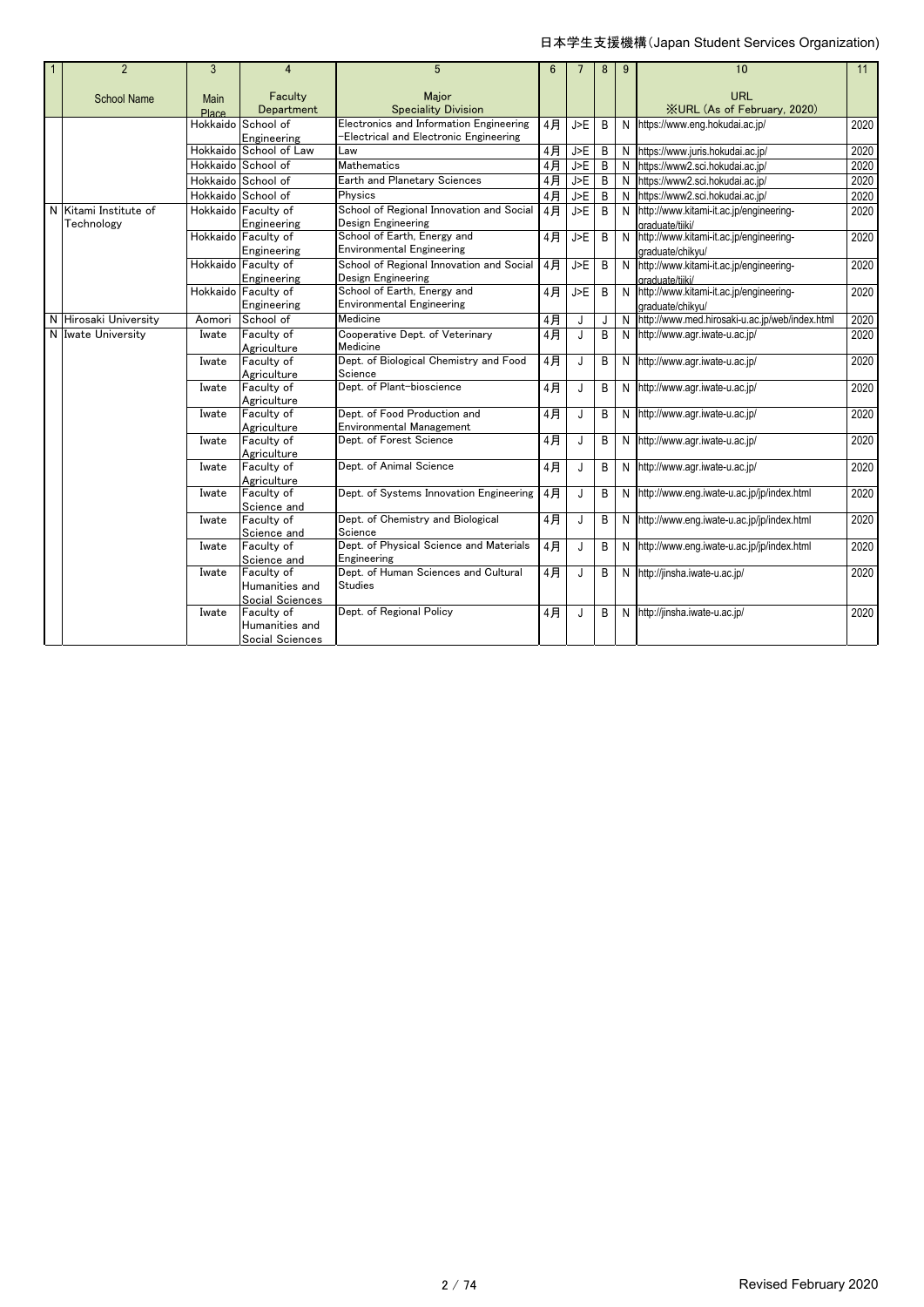日本学生支援機構(Japan Student Services Organization)

| 1 | 2 | 3 | 4 | 5 | 6 | 7 | 8 | 9 | 10 | 11 |
|---|---|---|---|---|---|---|---|---|---|---|
| | School Name | Main Place | Faculty Department | Major Speciality Division | | | | | URL ※URL (As of February, 2020) | |
| | | Hokkaido | School of Engineering | Electronics and Information Engineering -Electrical and Electronic Engineering | 4月 | J>E | B | N | https://www.eng.hokudai.ac.jp/ | 2020 |
| | | Hokkaido | School of Law | Law | 4月 | J>E | B | N | https://www.juris.hokudai.ac.jp/ | 2020 |
| | | Hokkaido | School of | Mathematics | 4月 | J>E | B | N | https://www2.sci.hokudai.ac.jp/ | 2020 |
| | | Hokkaido | School of | Earth and Planetary Sciences | 4月 | J>E | B | N | https://www2.sci.hokudai.ac.jp/ | 2020 |
| | | Hokkaido | School of | Physics | 4月 | J>E | B | N | https://www2.sci.hokudai.ac.jp/ | 2020 |
| N | Kitami Institute of Technology | Hokkaido | Faculty of Engineering | School of Regional Innovation and Social Design Engineering | 4月 | J>E | B | N | http://www.kitami-it.ac.jp/engineering-graduate/tiiki/ | 2020 |
| | | Hokkaido | Faculty of Engineering | School of Earth, Energy and Environmental Engineering | 4月 | J>E | B | N | http://www.kitami-it.ac.jp/engineering-graduate/chikyu/ | 2020 |
| | | Hokkaido | Faculty of Engineering | School of Regional Innovation and Social Design Engineering | 4月 | J>E | B | N | http://www.kitami-it.ac.jp/engineering-graduate/tiiki/ | 2020 |
| | | Hokkaido | Faculty of Engineering | School of Earth, Energy and Environmental Engineering | 4月 | J>E | B | N | http://www.kitami-it.ac.jp/engineering-graduate/chikyu/ | 2020 |
| N | Hirosaki University | Aomori | School of | Medicine | 4月 | J | J | N | http://www.med.hirosaki-u.ac.jp/web/index.html | 2020 |
| N | Iwate University | Iwate | Faculty of Agriculture | Cooperative Dept. of Veterinary Medicine | 4月 | J | B | N | http://www.agr.iwate-u.ac.jp/ | 2020 |
| | | Iwate | Faculty of Agriculture | Dept. of Biological Chemistry and Food Science | 4月 | J | B | N | http://www.agr.iwate-u.ac.jp/ | 2020 |
| | | Iwate | Faculty of Agriculture | Dept. of Plant-bioscience | 4月 | J | B | N | http://www.agr.iwate-u.ac.jp/ | 2020 |
| | | Iwate | Faculty of Agriculture | Dept. of Food Production and Environmental Management | 4月 | J | B | N | http://www.agr.iwate-u.ac.jp/ | 2020 |
| | | Iwate | Faculty of Agriculture | Dept. of Forest Science | 4月 | J | B | N | http://www.agr.iwate-u.ac.jp/ | 2020 |
| | | Iwate | Faculty of Agriculture | Dept. of Animal Science | 4月 | J | B | N | http://www.agr.iwate-u.ac.jp/ | 2020 |
| | | Iwate | Faculty of Science and | Dept. of Systems Innovation Engineering | 4月 | J | B | N | http://www.eng.iwate-u.ac.jp/jp/index.html | 2020 |
| | | Iwate | Faculty of Science and | Dept. of Chemistry and Biological Science | 4月 | J | B | N | http://www.eng.iwate-u.ac.jp/jp/index.html | 2020 |
| | | Iwate | Faculty of Science and | Dept. of Physical Science and Materials Engineering | 4月 | J | B | N | http://www.eng.iwate-u.ac.jp/jp/index.html | 2020 |
| | | Iwate | Faculty of Humanities and Social Sciences | Dept. of Human Sciences and Cultural Studies | 4月 | J | B | N | http://jinsha.iwate-u.ac.jp/ | 2020 |
| | | Iwate | Faculty of Humanities and Social Sciences | Dept. of Regional Policy | 4月 | J | B | N | http://jinsha.iwate-u.ac.jp/ | 2020 |

Revised February 2020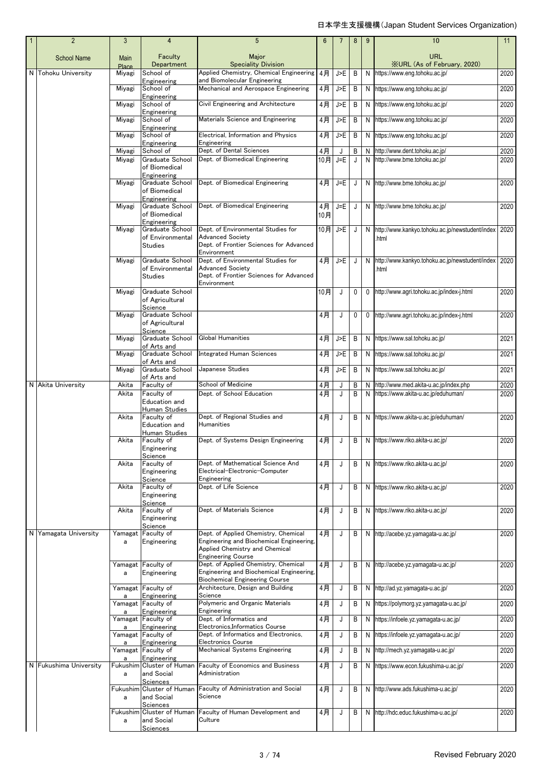日本学生支援機構(Japan Student Services Organization)

| 1 | 2 | 3 | 4 | 5 | 6 | 7 | 8 | 9 | 10 | 11 |
|---|---|---|---|---|---|---|---|---|---|---|
| | School Name | Main Place | Faculty Department | Major Speciality Division | | | | | URL ※URL (As of February, 2020) | |
| N | Tohoku University | Miyagi | School of Engineering | Applied Chemistry, Chemical Engineering and Biomolecular Engineering | 4月 | J>E | B | N | https://www.eng.tohoku.ac.jp/ | 2020 |
| | | Miyagi | School of Engineering | Mechanical and Aerospace Engineering | 4月 | J>E | B | N | https://www.eng.tohoku.ac.jp/ | 2020 |
| | | Miyagi | School of Engineering | Civil Engineering and Architecture | 4月 | J>E | B | N | https://www.eng.tohoku.ac.jp/ | 2020 |
| | | Miyagi | School of Engineering | Materials Science and Engineering | 4月 | J>E | B | N | https://www.eng.tohoku.ac.jp/ | 2020 |
| | | Miyagi | School of Engineering | Electrical, Information and Physics Engineering | 4月 | J>E | B | N | https://www.eng.tohoku.ac.jp/ | 2020 |
| | | Miyagi | School of | Dept. of Dental Sciences | 4月 | J | B | N | http://www.dent.tohoku.ac.jp/ | 2020 |
| | | Miyagi | Graduate School of Biomedical Engineering | Dept. of Biomedical Engineering | 10月 | J=E | J | N | http://www.bme.tohoku.ac.jp/ | 2020 |
| | | Miyagi | Graduate School of Biomedical Engineering | Dept. of Biomedical Engineering | 4月 | J=E | J | N | http://www.bme.tohoku.ac.jp/ | 2020 |
| | | Miyagi | Graduate School of Biomedical Engineering | Dept. of Biomedical Engineering | 4月 10月 | J=E | J | N | http://www.bme.tohoku.ac.jp/ | 2020 |
| | | Miyagi | Graduate School of Environmental Studies | Dept. of Environmental Studies for Advanced Society Dept. of Frontier Sciences for Advanced Environment | 10月 | J>E | J | N | http://www.kankyo.tohoku.ac.jp/newstudent/index.html | 2020 |
| | | Miyagi | Graduate School of Environmental Studies | Dept. of Environmental Studies for Advanced Society Dept. of Frontier Sciences for Advanced Environment | 4月 | J>E | J | N | http://www.kankyo.tohoku.ac.jp/newstudent/index.html | 2020 |
| | | Miyagi | Graduate School of Agricultural Science | | 10月 | J | 0 | 0 | http://www.agri.tohoku.ac.jp/index-j.html | 2020 |
| | | Miyagi | Graduate School of Agricultural Science | | 4月 | J | 0 | 0 | http://www.agri.tohoku.ac.jp/index-j.html | 2020 |
| | | Miyagi | Graduate School of Arts and | Global Humanities | 4月 | J>E | B | N | https://www.sal.tohoku.ac.jp/ | 2021 |
| | | Miyagi | Graduate School of Arts and | Integrated Human Sciences | 4月 | J>E | B | N | https://www.sal.tohoku.ac.jp/ | 2021 |
| | | Miyagi | Graduate School of Arts and | Japanese Studies | 4月 | J>E | B | N | https://www.sal.tohoku.ac.jp/ | 2021 |
| N | Akita University | Akita | Faculty of | School of Medicine | 4月 | J | B | N | http://www.med.akita-u.ac.jp/index.php | 2020 |
| | | Akita | Faculty of Education and Human Studies | Dept. of School Education | 4月 | J | B | N | https://www.akita-u.ac.jp/eduhuman/ | 2020 |
| | | Akita | Faculty of Education and Human Studies | Dept. of Regional Studies and Humanities | 4月 | J | B | N | https://www.akita-u.ac.jp/eduhuman/ | 2020 |
| | | Akita | Faculty of Engineering Science | Dept. of Systems Design Engineering | 4月 | J | B | N | https://www.riko.akita-u.ac.jp/ | 2020 |
| | | Akita | Faculty of Engineering Science | Dept. of Mathematical Science And Electrical-Electronic-Computer Engineering | 4月 | J | B | N | https://www.riko.akita-u.ac.jp/ | 2020 |
| | | Akita | Faculty of Engineering Science | Dept. of Life Science | 4月 | J | B | N | https://www.riko.akita-u.ac.jp/ | 2020 |
| | | Akita | Faculty of Engineering Science | Dept. of Materials Science | 4月 | J | B | N | https://www.riko.akita-u.ac.jp/ | 2020 |
| N | Yamagata University | Yamagata | Faculty of Engineering | Dept. of Applied Chemistry, Chemical Engineering and Biochemical Engineering, Applied Chemistry and Chemical Engineering Course | 4月 | J | B | N | http://acebe.yz.yamagata-u.ac.jp/ | 2020 |
| | | Yamagata | Faculty of Engineering | Dept. of Applied Chemistry, Chemical Engineering and Biochemical Engineering, Biochemical Engineering Course | 4月 | J | B | N | http://acebe.yz.yamagata-u.ac.jp/ | 2020 |
| | | Yamagata | Faculty of Engineering | Architecture, Design and Building Science | 4月 | J | B | N | http://ad.yz.yamagata-u.ac.jp/ | 2020 |
| | | Yamagata | Faculty of Engineering | Polymeric and Organic Materials Engineering | 4月 | J | B | N | https://polymorg.yz.yamagata-u.ac.jp/ | 2020 |
| | | Yamagata | Faculty of Engineering | Dept. of Informatics and Electronics,Informatics Course | 4月 | J | B | N | https://infoele.yz.yamagata-u.ac.jp/ | 2020 |
| | | Yamagata | Faculty of Engineering | Dept. of Informatics and Electronics, Electronics Course | 4月 | J | B | N | https://infoele.yz.yamagata-u.ac.jp/ | 2020 |
| | | Yamagata | Faculty of Engineering | Mechanical Systems Engineering | 4月 | J | B | N | http://mech.yz.yamagata-u.ac.jp/ | 2020 |
| N | Fukushima University | Fukushima | Cluster of Human and Social Sciences | Faculty of Economics and Business Administration | 4月 | J | B | N | https://www.econ.fukushima-u.ac.jp/ | 2020 |
| | | Fukushima | Cluster of Human and Social Sciences | Faculty of Administration and Social Science | 4月 | J | B | N | http://www.ads.fukushima-u.ac.jp/ | 2020 |
| | | Fukushima | Cluster of Human and Social Sciences | Faculty of Human Development and Culture | 4月 | J | B | N | http://hdc.educ.fukushima-u.ac.jp/ | 2020 |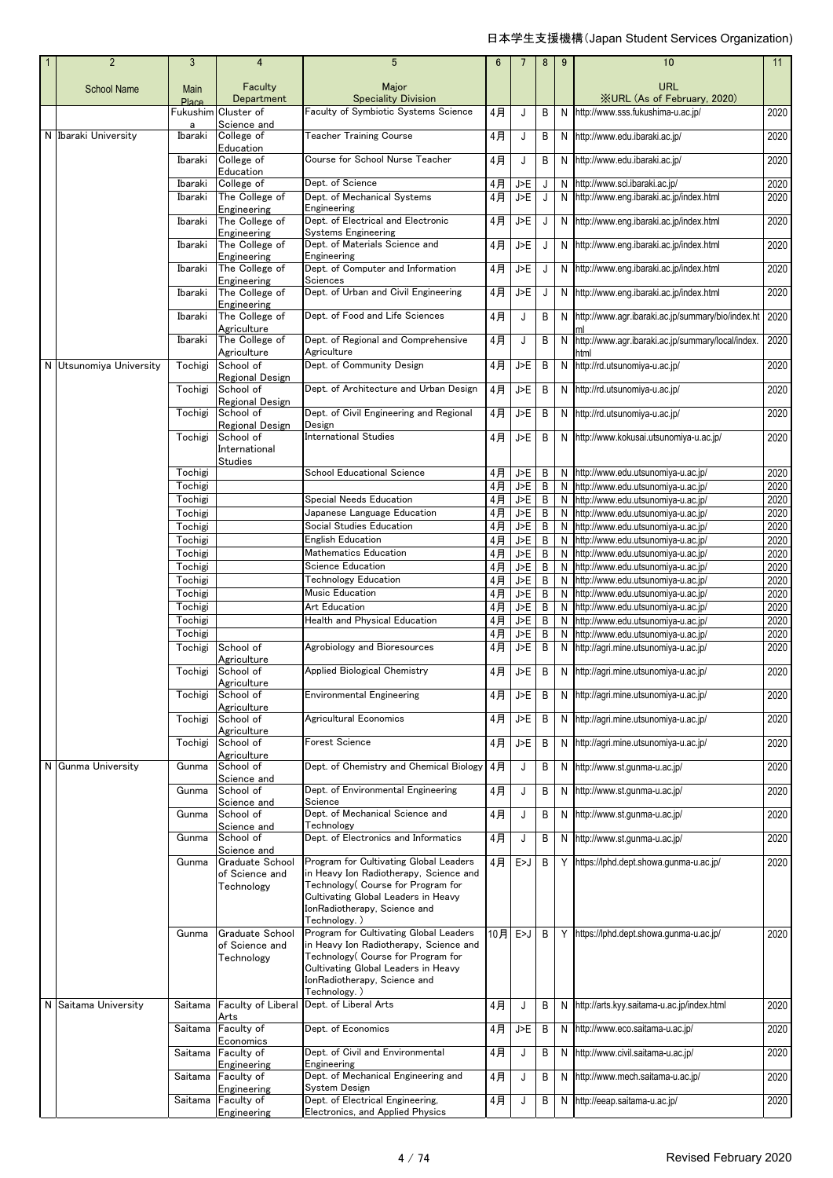| 1 | 2 | 3 | 4 | 5 | 6 | 7 | 8 | 9 | 10 | 11 |
|---|---|---|---|---|---|---|---|---|---|---|
| | School Name | Main Place | Faculty Department | Major Speciality Division | | | | | URL ※URL (As of February, 2020) | |
| | | Fukushima | Cluster of Science and | Faculty of Symbiotic Systems Science | 4月 | J | B | N | http://www.sss.fukushima-u.ac.jp/ | 2020 |
| N | Ibaraki University | Ibaraki | College of Education | Teacher Training Course | 4月 | J | B | N | http://www.edu.ibaraki.ac.jp/ | 2020 |
| | | Ibaraki | College of Education | Course for School Nurse Teacher | 4月 | J | B | N | http://www.edu.ibaraki.ac.jp/ | 2020 |
| | | Ibaraki | College of | Dept. of Science | 4月 | J>E | J | N | http://www.sci.ibaraki.ac.jp/ | 2020 |
| | | Ibaraki | The College of Engineering | Dept. of Mechanical Systems Engineering | 4月 | J>E | J | N | http://www.eng.ibaraki.ac.jp/index.html | 2020 |
| | | Ibaraki | The College of Engineering | Dept. of Electrical and Electronic Systems Engineering | 4月 | J>E | J | N | http://www.eng.ibaraki.ac.jp/index.html | 2020 |
| | | Ibaraki | The College of Engineering | Dept. of Materials Science and Engineering | 4月 | J>E | J | N | http://www.eng.ibaraki.ac.jp/index.html | 2020 |
| | | Ibaraki | The College of Engineering | Dept. of Computer and Information Sciences | 4月 | J>E | J | N | http://www.eng.ibaraki.ac.jp/index.html | 2020 |
| | | Ibaraki | The College of Engineering | Dept. of Urban and Civil Engineering | 4月 | J>E | J | N | http://www.eng.ibaraki.ac.jp/index.html | 2020 |
| | | Ibaraki | The College of Agriculture | Dept. of Food and Life Sciences | 4月 | J | B | N | http://www.agr.ibaraki.ac.jp/summary/bio/index.html | 2020 |
| | | Ibaraki | The College of Agriculture | Dept. of Regional and Comprehensive Agriculture | 4月 | J | B | N | http://www.agr.ibaraki.ac.jp/summary/local/index.html | 2020 |
| N | Utsunomiya University | Tochigi | School of Regional Design | Dept. of Community Design | 4月 | J>E | B | N | http://rd.utsunomiya-u.ac.jp/ | 2020 |
| | | Tochigi | School of Regional Design | Dept. of Architecture and Urban Design | 4月 | J>E | B | N | http://rd.utsunomiya-u.ac.jp/ | 2020 |
| | | Tochigi | School of Regional Design | Dept. of Civil Engineering and Regional Design | 4月 | J>E | B | N | http://rd.utsunomiya-u.ac.jp/ | 2020 |
| | | Tochigi | School of International Studies | International Studies | 4月 | J>E | B | N | http://www.kokusai.utsunomiya-u.ac.jp/ | 2020 |
| | | Tochigi | | School Educational Science | 4月 | J>E | B | N | http://www.edu.utsunomiya-u.ac.jp/ | 2020 |
| | | Tochigi | | | 4月 | J>E | B | N | http://www.edu.utsunomiya-u.ac.jp/ | 2020 |
| | | Tochigi | | Special Needs Education | 4月 | J>E | B | N | http://www.edu.utsunomiya-u.ac.jp/ | 2020 |
| | | Tochigi | | Japanese Language Education | 4月 | J>E | B | N | http://www.edu.utsunomiya-u.ac.jp/ | 2020 |
| | | Tochigi | | Social Studies Education | 4月 | J>E | B | N | http://www.edu.utsunomiya-u.ac.jp/ | 2020 |
| | | Tochigi | | English Education | 4月 | J>E | B | N | http://www.edu.utsunomiya-u.ac.jp/ | 2020 |
| | | Tochigi | | Mathematics Education | 4月 | J>E | B | N | http://www.edu.utsunomiya-u.ac.jp/ | 2020 |
| | | Tochigi | | Science Education | 4月 | J>E | B | N | http://www.edu.utsunomiya-u.ac.jp/ | 2020 |
| | | Tochigi | | Technology Education | 4月 | J>E | B | N | http://www.edu.utsunomiya-u.ac.jp/ | 2020 |
| | | Tochigi | | Music Education | 4月 | J>E | B | N | http://www.edu.utsunomiya-u.ac.jp/ | 2020 |
| | | Tochigi | | Art Education | 4月 | J>E | B | N | http://www.edu.utsunomiya-u.ac.jp/ | 2020 |
| | | Tochigi | | Health and Physical Education | 4月 | J>E | B | N | http://www.edu.utsunomiya-u.ac.jp/ | 2020 |
| | | Tochigi | | | 4月 | J>E | B | N | http://www.edu.utsunomiya-u.ac.jp/ | 2020 |
| | | Tochigi | School of Agriculture | Agrobiology and Bioresources | 4月 | J>E | B | N | http://agri.mine.utsunomiya-u.ac.jp/ | 2020 |
| | | Tochigi | School of Agriculture | Applied Biological Chemistry | 4月 | J>E | B | N | http://agri.mine.utsunomiya-u.ac.jp/ | 2020 |
| | | Tochigi | School of Agriculture | Environmental Engineering | 4月 | J>E | B | N | http://agri.mine.utsunomiya-u.ac.jp/ | 2020 |
| | | Tochigi | School of Agriculture | Agricultural Economics | 4月 | J>E | B | N | http://agri.mine.utsunomiya-u.ac.jp/ | 2020 |
| | | Tochigi | School of Agriculture | Forest Science | 4月 | J>E | B | N | http://agri.mine.utsunomiya-u.ac.jp/ | 2020 |
| N | Gunma University | Gunma | School of Science and | Dept. of Chemistry and Chemical Biology | 4月 | J | B | N | http://www.st.gunma-u.ac.jp/ | 2020 |
| | | Gunma | School of Science and | Dept. of Environmental Engineering Science | 4月 | J | B | N | http://www.st.gunma-u.ac.jp/ | 2020 |
| | | Gunma | School of Science and | Dept. of Mechanical Science and Technology | 4月 | J | B | N | http://www.st.gunma-u.ac.jp/ | 2020 |
| | | Gunma | School of Science and | Dept. of Electronics and Informatics | 4月 | J | B | N | http://www.st.gunma-u.ac.jp/ | 2020 |
| | | Gunma | Graduate School of Science and Technology | Program for Cultivating Global Leaders in Heavy Ion Radiotherapy, Science and Technology( Course for Program for Cultivating Global Leaders in Heavy IonRadiotherapy, Science and Technology. ) | 4月 | E>J | B | Y | https://lphd.dept.showa.gunma-u.ac.jp/ | 2020 |
| | | Gunma | Graduate School of Science and Technology | Program for Cultivating Global Leaders in Heavy Ion Radiotherapy, Science and Technology( Course for Program for Cultivating Global Leaders in Heavy IonRadiotherapy, Science and Technology. ) | 10月 | E>J | B | Y | https://lphd.dept.showa.gunma-u.ac.jp/ | 2020 |
| N | Saitama University | Saitama | Faculty of Liberal Arts | Dept. of Liberal Arts | 4月 | J | B | N | http://arts.kyy.saitama-u.ac.jp/index.html | 2020 |
| | | Saitama | Faculty of Economics | Dept. of Economics | 4月 | J>E | B | N | http://www.eco.saitama-u.ac.jp/ | 2020 |
| | | Saitama | Faculty of Engineering | Dept. of Civil and Environmental Engineering | 4月 | J | B | N | http://www.civil.saitama-u.ac.jp/ | 2020 |
| | | Saitama | Faculty of Engineering | Dept. of Mechanical Engineering and System Design | 4月 | J | B | N | http://www.mech.saitama-u.ac.jp/ | 2020 |
| | | Saitama | Faculty of Engineering | Dept. of Electrical Engineering, Electronics, and Applied Physics | 4月 | J | B | N | http://eeap.saitama-u.ac.jp/ | 2020 |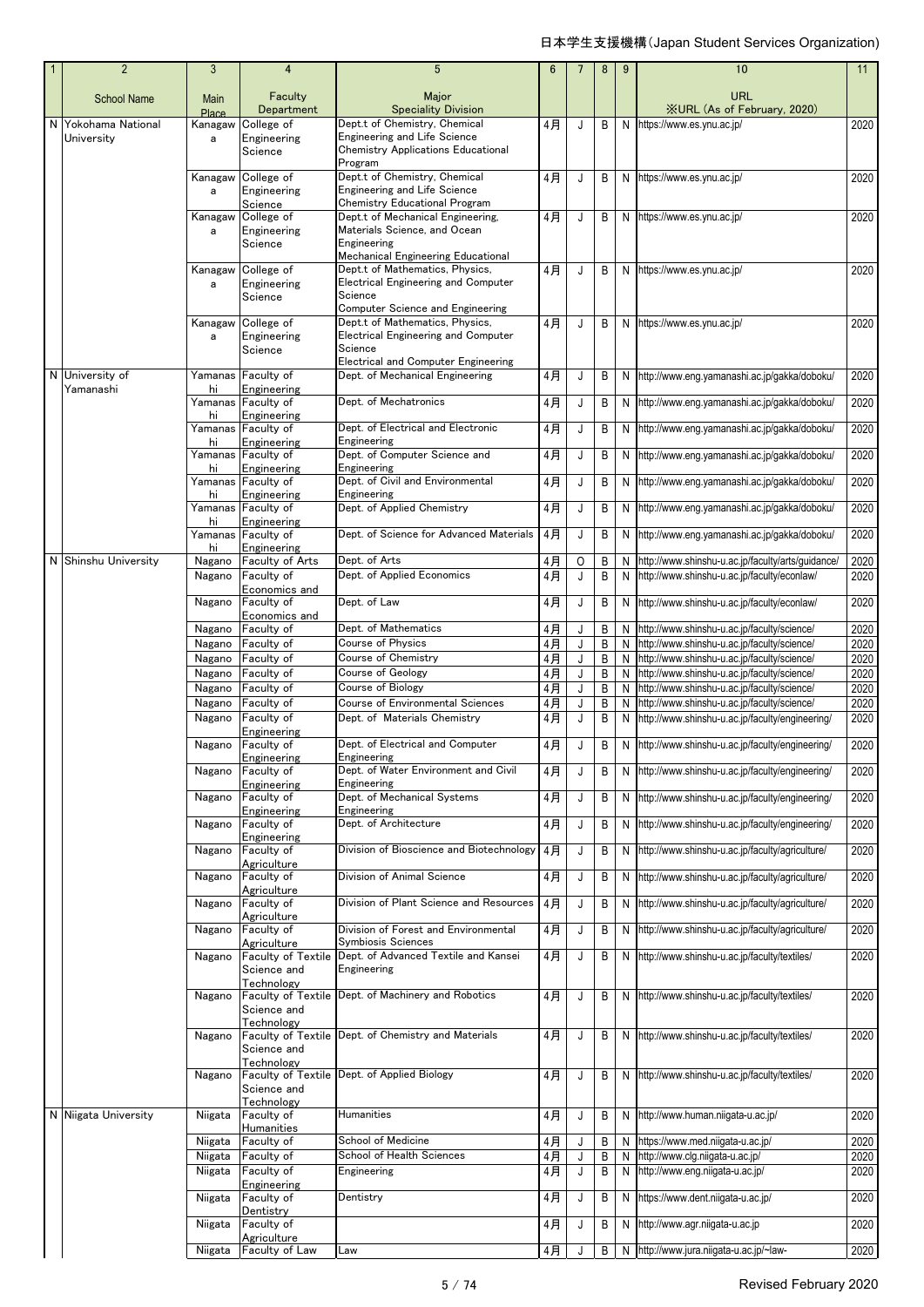日本学生支援機構(Japan Student Services Organization)

| 1 | 2 | 3 | 4 | 5 | 6 | 7 | 8 | 9 | 10 | 11 |
|---|---|---|---|---|---|---|---|---|---|---|
| | School Name | Main Place | Faculty Department | Major Speciality Division | | | | | URL ※URL (As of February, 2020) | |
| N | Yokohama National University | Kanagawa | College of Engineering Science | Dept.t of Chemistry, Chemical Engineering and Life Science Chemistry Applications Educational Program | 4月 | J | B | N | https://www.es.ynu.ac.jp/ | 2020 |
| | | Kanagawa | College of Engineering Science | Dept.t of Chemistry, Chemical Engineering and Life Science Chemistry Educational Program | 4月 | J | B | N | https://www.es.ynu.ac.jp/ | 2020 |
| | | Kanagawa | College of Engineering Science | Dept.t of Mechanical Engineering, Materials Science, and Ocean Engineering Mechanical Engineering Educational | 4月 | J | B | N | https://www.es.ynu.ac.jp/ | 2020 |
| | | Kanagawa | College of Engineering Science | Dept.t of Mathematics, Physics, Electrical Engineering and Computer Science Computer Science and Engineering | 4月 | J | B | N | https://www.es.ynu.ac.jp/ | 2020 |
| | | Kanagawa | College of Engineering Science | Dept.t of Mathematics, Physics, Electrical Engineering and Computer Science Electrical and Computer Engineering | 4月 | J | B | N | https://www.es.ynu.ac.jp/ | 2020 |
| N | University of Yamanashi | Yamanashi | Faculty of Engineering | Dept. of Mechanical Engineering | 4月 | J | B | N | http://www.eng.yamanashi.ac.jp/gakka/doboku/ | 2020 |
| | | Yamanashi | Faculty of Engineering | Dept. of Mechatronics | 4月 | J | B | N | http://www.eng.yamanashi.ac.jp/gakka/doboku/ | 2020 |
| | | Yamanashi | Faculty of Engineering | Dept. of Electrical and Electronic Engineering | 4月 | J | B | N | http://www.eng.yamanashi.ac.jp/gakka/doboku/ | 2020 |
| | | Yamanashi | Faculty of Engineering | Dept. of Computer Science and Engineering | 4月 | J | B | N | http://www.eng.yamanashi.ac.jp/gakka/doboku/ | 2020 |
| | | Yamanashi | Faculty of Engineering | Dept. of Civil and Environmental Engineering | 4月 | J | B | N | http://www.eng.yamanashi.ac.jp/gakka/doboku/ | 2020 |
| | | Yamanashi | Faculty of Engineering | Dept. of Applied Chemistry | 4月 | J | B | N | http://www.eng.yamanashi.ac.jp/gakka/doboku/ | 2020 |
| | | Yamanashi | Faculty of Engineering | Dept. of Science for Advanced Materials | 4月 | J | B | N | http://www.eng.yamanashi.ac.jp/gakka/doboku/ | 2020 |
| N | Shinshu University | Nagano | Faculty of Arts | Dept. of Arts | 4月 | O | B | N | http://www.shinshu-u.ac.jp/faculty/arts/guidance/ | 2020 |
| | | Nagano | Faculty of Economics and | Dept. of Applied Economics | 4月 | J | B | N | http://www.shinshu-u.ac.jp/faculty/econlaw/ | 2020 |
| | | Nagano | Faculty of Economics and | Dept. of Law | 4月 | J | B | N | http://www.shinshu-u.ac.jp/faculty/econlaw/ | 2020 |
| | | Nagano | Faculty of | Dept. of Mathematics | 4月 | J | B | N | http://www.shinshu-u.ac.jp/faculty/science/ | 2020 |
| | | Nagano | Faculty of | Course of Physics | 4月 | J | B | N | http://www.shinshu-u.ac.jp/faculty/science/ | 2020 |
| | | Nagano | Faculty of | Course of Chemistry | 4月 | J | B | N | http://www.shinshu-u.ac.jp/faculty/science/ | 2020 |
| | | Nagano | Faculty of | Course of Geology | 4月 | J | B | N | http://www.shinshu-u.ac.jp/faculty/science/ | 2020 |
| | | Nagano | Faculty of | Course of Biology | 4月 | J | B | N | http://www.shinshu-u.ac.jp/faculty/science/ | 2020 |
| | | Nagano | Faculty of | Course of Environmental Sciences | 4月 | J | B | N | http://www.shinshu-u.ac.jp/faculty/science/ | 2020 |
| | | Nagano | Faculty of Engineering | Dept. of Materials Chemistry | 4月 | J | B | N | http://www.shinshu-u.ac.jp/faculty/engineering/ | 2020 |
| | | Nagano | Faculty of Engineering | Dept. of Electrical and Computer Engineering | 4月 | J | B | N | http://www.shinshu-u.ac.jp/faculty/engineering/ | 2020 |
| | | Nagano | Faculty of Engineering | Dept. of Water Environment and Civil Engineering | 4月 | J | B | N | http://www.shinshu-u.ac.jp/faculty/engineering/ | 2020 |
| | | Nagano | Faculty of Engineering | Dept. of Mechanical Systems Engineering | 4月 | J | B | N | http://www.shinshu-u.ac.jp/faculty/engineering/ | 2020 |
| | | Nagano | Faculty of Engineering | Dept. of Architecture | 4月 | J | B | N | http://www.shinshu-u.ac.jp/faculty/engineering/ | 2020 |
| | | Nagano | Faculty of Agriculture | Division of Bioscience and Biotechnology | 4月 | J | B | N | http://www.shinshu-u.ac.jp/faculty/agriculture/ | 2020 |
| | | Nagano | Faculty of Agriculture | Division of Animal Science | 4月 | J | B | N | http://www.shinshu-u.ac.jp/faculty/agriculture/ | 2020 |
| | | Nagano | Faculty of Agriculture | Division of Plant Science and Resources | 4月 | J | B | N | http://www.shinshu-u.ac.jp/faculty/agriculture/ | 2020 |
| | | Nagano | Faculty of Agriculture | Division of Forest and Environmental Symbiosis Sciences | 4月 | J | B | N | http://www.shinshu-u.ac.jp/faculty/agriculture/ | 2020 |
| | | Nagano | Faculty of Textile Science and Technology | Dept. of Advanced Textile and Kansei Engineering | 4月 | J | B | N | http://www.shinshu-u.ac.jp/faculty/textiles/ | 2020 |
| | | Nagano | Faculty of Textile Science and Technology | Dept. of Machinery and Robotics | 4月 | J | B | N | http://www.shinshu-u.ac.jp/faculty/textiles/ | 2020 |
| | | Nagano | Faculty of Textile Science and Technology | Dept. of Chemistry and Materials | 4月 | J | B | N | http://www.shinshu-u.ac.jp/faculty/textiles/ | 2020 |
| | | Nagano | Faculty of Textile Science and Technology | Dept. of Applied Biology | 4月 | J | B | N | http://www.shinshu-u.ac.jp/faculty/textiles/ | 2020 |
| N | Niigata University | Niigata | Faculty of Humanities | Humanities | 4月 | J | B | N | http://www.human.niigata-u.ac.jp/ | 2020 |
| | | Niigata | Faculty of | School of Medicine | 4月 | J | B | N | https://www.med.niigata-u.ac.jp/ | 2020 |
| | | Niigata | Faculty of | School of Health Sciences | 4月 | J | B | N | http://www.clg.niigata-u.ac.jp/ | 2020 |
| | | Niigata | Faculty of Engineering | Engineering | 4月 | J | B | N | http://www.eng.niigata-u.ac.jp/ | 2020 |
| | | Niigata | Faculty of Dentistry | Dentistry | 4月 | J | B | N | https://www.dent.niigata-u.ac.jp/ | 2020 |
| | | Niigata | Faculty of Agriculture | | 4月 | J | B | N | http://www.agr.niigata-u.ac.jp | 2020 |
| | | Niigata | Faculty of Law | Law | 4月 | J | B | N | http://www.jura.niigata-u.ac.jp/~law- | 2020 |

Revised February 2020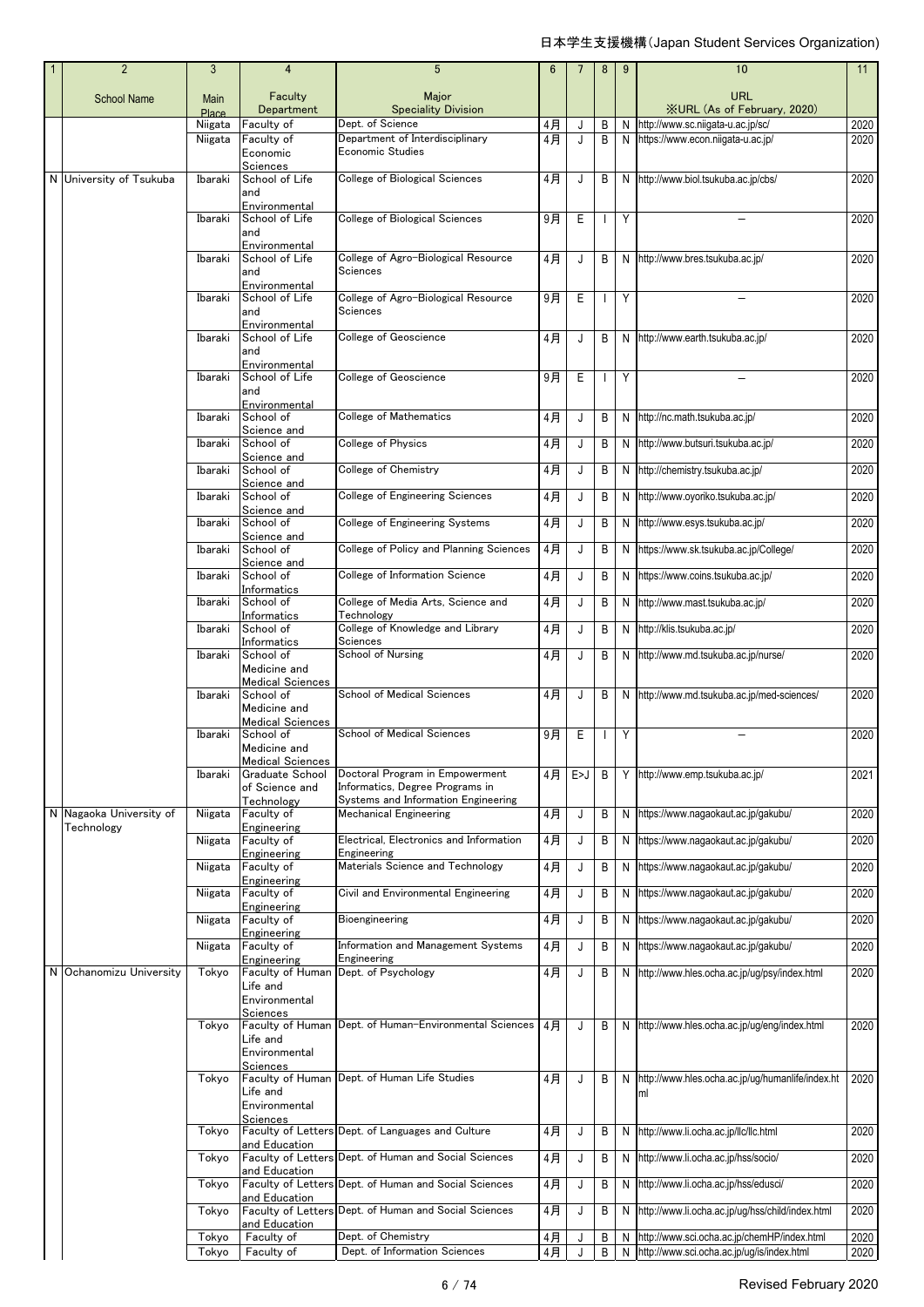| 1 | 2 | 3 | 4 | 5 | 6 | 7 | 8 | 9 | 10 | 11 |
|---|---|---|---|---|---|---|---|---|---|---|
| | School Name | Main Place | Faculty Department | Major Speciality Division | | | | | URL ※URL (As of February, 2020) | |
| | | Niigata | Faculty of | Dept. of Science | 4月 | J | B | N | http://www.sc.niigata-u.ac.jp/sc/ | 2020 |
| | | Niigata | Faculty of Economic Sciences | Department of Interdisciplinary Economic Studies | 4月 | J | B | N | https://www.econ.niigata-u.ac.jp/ | 2020 |
| N | University of Tsukuba | Ibaraki | School of Life and Environmental | College of Biological Sciences | 4月 | J | B | N | http://www.biol.tsukuba.ac.jp/cbs/ | 2020 |
| | | Ibaraki | School of Life and Environmental | College of Biological Sciences | 9月 | E | I | Y | − | 2020 |
| | | Ibaraki | School of Life and Environmental | College of Agro-Biological Resource Sciences | 4月 | J | B | N | http://www.bres.tsukuba.ac.jp/ | 2020 |
| | | Ibaraki | School of Life and Environmental | College of Agro-Biological Resource Sciences | 9月 | E | I | Y | − | 2020 |
| | | Ibaraki | School of Life and Environmental | College of Geoscience | 4月 | J | B | N | http://www.earth.tsukuba.ac.jp/ | 2020 |
| | | Ibaraki | School of Life and Environmental | College of Geoscience | 9月 | E | I | Y | − | 2020 |
| | | Ibaraki | School of Science and | College of Mathematics | 4月 | J | B | N | http://nc.math.tsukuba.ac.jp/ | 2020 |
| | | Ibaraki | School of Science and | College of Physics | 4月 | J | B | N | http://www.butsuri.tsukuba.ac.jp/ | 2020 |
| | | Ibaraki | School of Science and | College of Chemistry | 4月 | J | B | N | http://chemistry.tsukuba.ac.jp/ | 2020 |
| | | Ibaraki | School of Science and | College of Engineering Sciences | 4月 | J | B | N | http://www.oyoriko.tsukuba.ac.jp/ | 2020 |
| | | Ibaraki | School of Science and | College of Engineering Systems | 4月 | J | B | N | http://www.esys.tsukuba.ac.jp/ | 2020 |
| | | Ibaraki | School of Science and | College of Policy and Planning Sciences | 4月 | J | B | N | https://www.sk.tsukuba.ac.jp/College/ | 2020 |
| | | Ibaraki | School of Informatics | College of Information Science | 4月 | J | B | N | https://www.coins.tsukuba.ac.jp/ | 2020 |
| | | Ibaraki | School of Informatics | College of Media Arts, Science and Technology | 4月 | J | B | N | http://www.mast.tsukuba.ac.jp/ | 2020 |
| | | Ibaraki | School of Informatics | College of Knowledge and Library Sciences | 4月 | J | B | N | http://klis.tsukuba.ac.jp/ | 2020 |
| | | Ibaraki | School of Medicine and Medical Sciences | School of Nursing | 4月 | J | B | N | http://www.md.tsukuba.ac.jp/nurse/ | 2020 |
| | | Ibaraki | School of Medicine and Medical Sciences | School of Medical Sciences | 4月 | J | B | N | http://www.md.tsukuba.ac.jp/med-sciences/ | 2020 |
| | | Ibaraki | School of Medicine and Medical Sciences | School of Medical Sciences | 9月 | E | I | Y | − | 2020 |
| | | Ibaraki | Graduate School of Science and Technology | Doctoral Program in Empowerment Informatics, Degree Programs in Systems and Information Engineering | 4月 | E>J | B | Y | http://www.emp.tsukuba.ac.jp/ | 2021 |
| N | Nagaoka University of Technology | Niigata | Faculty of Engineering | Mechanical Engineering | 4月 | J | B | N | https://www.nagaokaut.ac.jp/gakubu/ | 2020 |
| | | Niigata | Faculty of Engineering | Electrical, Electronics and Information Engineering | 4月 | J | B | N | https://www.nagaokaut.ac.jp/gakubu/ | 2020 |
| | | Niigata | Faculty of Engineering | Materials Science and Technology | 4月 | J | B | N | https://www.nagaokaut.ac.jp/gakubu/ | 2020 |
| | | Niigata | Faculty of Engineering | Civil and Environmental Engineering | 4月 | J | B | N | https://www.nagaokaut.ac.jp/gakubu/ | 2020 |
| | | Niigata | Faculty of Engineering | Bioengineering | 4月 | J | B | N | https://www.nagaokaut.ac.jp/gakubu/ | 2020 |
| | | Niigata | Faculty of Engineering | Information and Management Systems Engineering | 4月 | J | B | N | https://www.nagaokaut.ac.jp/gakubu/ | 2020 |
| N | Ochanomizu University | Tokyo | Faculty of Human Life and Environmental Sciences | Dept. of Psychology | 4月 | J | B | N | http://www.hles.ocha.ac.jp/ug/psy/index.html | 2020 |
| | | Tokyo | Faculty of Human Life and Environmental Sciences | Dept. of Human-Environmental Sciences | 4月 | J | B | N | http://www.hles.ocha.ac.jp/ug/eng/index.html | 2020 |
| | | Tokyo | Faculty of Human Life and Environmental Sciences | Dept. of Human Life Studies | 4月 | J | B | N | http://www.hles.ocha.ac.jp/ug/humanlife/index.html | 2020 |
| | | Tokyo | Faculty of Letters and Education | Dept. of Languages and Culture | 4月 | J | B | N | http://www.li.ocha.ac.jp/llc/llc.html | 2020 |
| | | Tokyo | Faculty of Letters and Education | Dept. of Human and Social Sciences | 4月 | J | B | N | http://www.li.ocha.ac.jp/hss/socio/ | 2020 |
| | | Tokyo | Faculty of Letters and Education | Dept. of Human and Social Sciences | 4月 | J | B | N | http://www.li.ocha.ac.jp/hss/edusci/ | 2020 |
| | | Tokyo | Faculty of Letters and Education | Dept. of Human and Social Sciences | 4月 | J | B | N | http://www.li.ocha.ac.jp/ug/hss/child/index.html | 2020 |
| | | Tokyo | Faculty of | Dept. of Chemistry | 4月 | J | B | N | http://www.sci.ocha.ac.jp/chemHP/index.html | 2020 |
| | | Tokyo | Faculty of | Dept. of Information Sciences | 4月 | J | B | N | http://www.sci.ocha.ac.jp/ug/is/index.html | 2020 |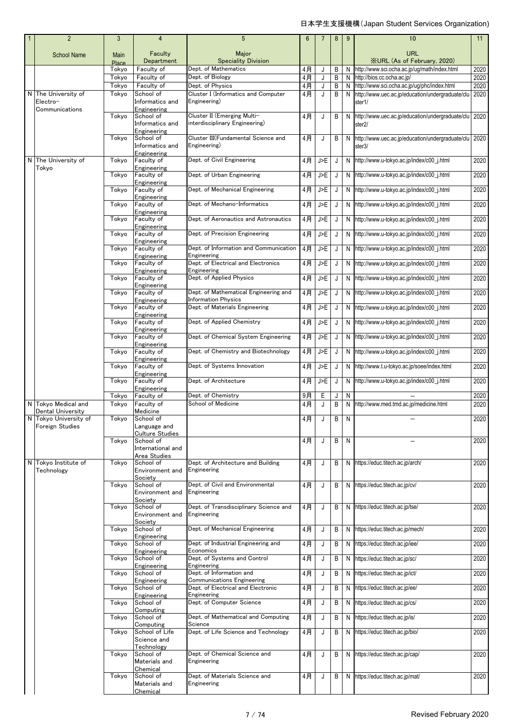| 1 | 2 | 3 | 4 | 5 | 6 | 7 | 8 | 9 | 10 | 11 |
|---|---|---|---|---|---|---|---|---|---|---|
| | School Name | Main Place | Faculty Department | Major Speciality Division | | | | | URL ※URL (As of February, 2020) | |
| | | Tokyo | Faculty of | Dept. of Mathematics | 4月 | J | B | N | http://www.sci.ocha.ac.jp/ug/math/index.html | 2020 |
| | | Tokyo | Faculty of | Dept. of Biology | 4月 | J | B | N | http://bios.cc.ocha.ac.jp/ | 2020 |
| | | Tokyo | Faculty of | Dept. of Physics | 4月 | J | B | N | http://www.sci.ocha.ac.jp/ug/phc/index.html | 2020 |
| N | The University of Electro-Communications | Tokyo | School of Informatics and Engineering | Cluster I (Informatics and Computer Engineering) | 4月 | J | B | N | http://www.uec.ac.jp/education/undergraduate/cluster1/ | 2020 |
| | | Tokyo | School of Informatics and Engineering | Cluster II (Emerging Multi-interdisciplinary Engineering) | 4月 | J | B | N | http://www.uec.ac.jp/education/undergraduate/cluster2/ | 2020 |
| | | Tokyo | School of Informatics and Engineering | Cluster III(Fundamental Science and Engineering) | 4月 | J | B | N | http://www.uec.ac.jp/education/undergraduate/cluster3/ | 2020 |
| N | The University of Tokyo | Tokyo | Faculty of Engineering | Dept. of Civil Engineering | 4月 | J>E | J | N | http://www.u-tokyo.ac.jp/index/c00_j.html | 2020 |
| | | Tokyo | Faculty of Engineering | Dept. of Urban Engineering | 4月 | J>E | J | N | http://www.u-tokyo.ac.jp/index/c00_j.html | 2020 |
| | | Tokyo | Faculty of Engineering | Dept. of Mechanical Engineering | 4月 | J>E | J | N | http://www.u-tokyo.ac.jp/index/c00_j.html | 2020 |
| | | Tokyo | Faculty of Engineering | Dept. of Mechano-Informatics | 4月 | J>E | J | N | http://www.u-tokyo.ac.jp/index/c00_j.html | 2020 |
| | | Tokyo | Faculty of Engineering | Dept. of Aeronautics and Astronautics | 4月 | J>E | J | N | http://www.u-tokyo.ac.jp/index/c00_j.html | 2020 |
| | | Tokyo | Faculty of Engineering | Dept. of Precision Engineering | 4月 | J>E | J | N | http://www.u-tokyo.ac.jp/index/c00_j.html | 2020 |
| | | Tokyo | Faculty of Engineering | Dept. of Information and Communication Engineering | 4月 | J>E | J | N | http://www.u-tokyo.ac.jp/index/c00_j.html | 2020 |
| | | Tokyo | Faculty of Engineering | Dept. of Electrical and Electronics Engineering | 4月 | J>E | J | N | http://www.u-tokyo.ac.jp/index/c00_j.html | 2020 |
| | | Tokyo | Faculty of Engineering | Dept. of Applied Physics | 4月 | J>E | J | N | http://www.u-tokyo.ac.jp/index/c00_j.html | 2020 |
| | | Tokyo | Faculty of Engineering | Dept. of Mathematical Engineering and Information Physics | 4月 | J>E | J | N | http://www.u-tokyo.ac.jp/index/c00_j.html | 2020 |
| | | Tokyo | Faculty of Engineering | Dept. of Materials Engineering | 4月 | J>E | J | N | http://www.u-tokyo.ac.jp/index/c00_j.html | 2020 |
| | | Tokyo | Faculty of Engineering | Dept. of Applied Chemistry | 4月 | J>E | J | N | http://www.u-tokyo.ac.jp/index/c00_j.html | 2020 |
| | | Tokyo | Faculty of Engineering | Dept. of Chemical System Engineering | 4月 | J>E | J | N | http://www.u-tokyo.ac.jp/index/c00_j.html | 2020 |
| | | Tokyo | Faculty of Engineering | Dept. of Chemistry and Biotechnology | 4月 | J>E | J | N | http://www.u-tokyo.ac.jp/index/c00_j.html | 2020 |
| | | Tokyo | Faculty of Engineering | Dept. of Systems Innovation | 4月 | J>E | J | N | http://www.t.u-tokyo.ac.jp/soee/index.html | 2020 |
| | | Tokyo | Faculty of Engineering | Dept. of Architecture | 4月 | J>E | J | N | http://www.u-tokyo.ac.jp/index/c00_j.html | 2020 |
| | | Tokyo | Faculty of | Dept. of Chemistry | 9月 | E | J | N | — | 2020 |
| N | Tokyo Medical and Dental University | Tokyo | Faculty of Medicine | School of Medicine | 4月 | J | B | N | http://www.med.tmd.ac.jp/medicine.html | 2020 |
| N | Tokyo University of Foreign Studies | Tokyo | School of Language and Culture Studies | | 4月 | J | B | N | — | 2020 |
| | | Tokyo | School of International and Area Studies | | 4月 | J | B | N | — | 2020 |
| N | Tokyo Institute of Technology | Tokyo | School of Environment and Society | Dept. of Architecture and Building Engineering | 4月 | J | B | N | https://educ.titech.ac.jp/arch/ | 2020 |
| | | Tokyo | School of Environment and Society | Dept. of Civil and Environmental Engineering | 4月 | J | B | N | https://educ.titech.ac.jp/cv/ | 2020 |
| | | Tokyo | School of Environment and Society | Dept. of Transdisciplinary Science and Engineering | 4月 | J | B | N | https://educ.titech.ac.jp/tse/ | 2020 |
| | | Tokyo | School of Engineering | Dept. of Mechanical Engineering | 4月 | J | B | N | https://educ.titech.ac.jp/mech/ | 2020 |
| | | Tokyo | School of Engineering | Dept. of Industrial Engineering and Economics | 4月 | J | B | N | https://educ.titech.ac.jp/iee/ | 2020 |
| | | Tokyo | School of Engineering | Dept. of Systems and Control Engineering | 4月 | J | B | N | https://educ.titech.ac.jp/sc/ | 2020 |
| | | Tokyo | School of Engineering | Dept. of Information and Communications Engineering | 4月 | J | B | N | https://educ.titech.ac.jp/ict/ | 2020 |
| | | Tokyo | School of Engineering | Dept. of Electrical and Electronic Engineering | 4月 | J | B | N | https://educ.titech.ac.jp/ee/ | 2020 |
| | | Tokyo | School of Computing | Dept. of Computer Science | 4月 | J | B | N | https://educ.titech.ac.jp/cs/ | 2020 |
| | | Tokyo | School of Computing | Dept. of Mathematical and Computing Science | 4月 | J | B | N | https://educ.titech.ac.jp/is/ | 2020 |
| | | Tokyo | School of Life Science and Technology | Dept. of Life Science and Technology | 4月 | J | B | N | https://educ.titech.ac.jp/bio/ | 2020 |
| | | Tokyo | School of Materials and Chemical | Dept. of Chemical Science and Engineering | 4月 | J | B | N | https://educ.titech.ac.jp/cap/ | 2020 |
| | | Tokyo | School of Materials and Chemical | Dept. of Materials Science and Engineering | 4月 | J | B | N | https://educ.titech.ac.jp/mat/ | 2020 |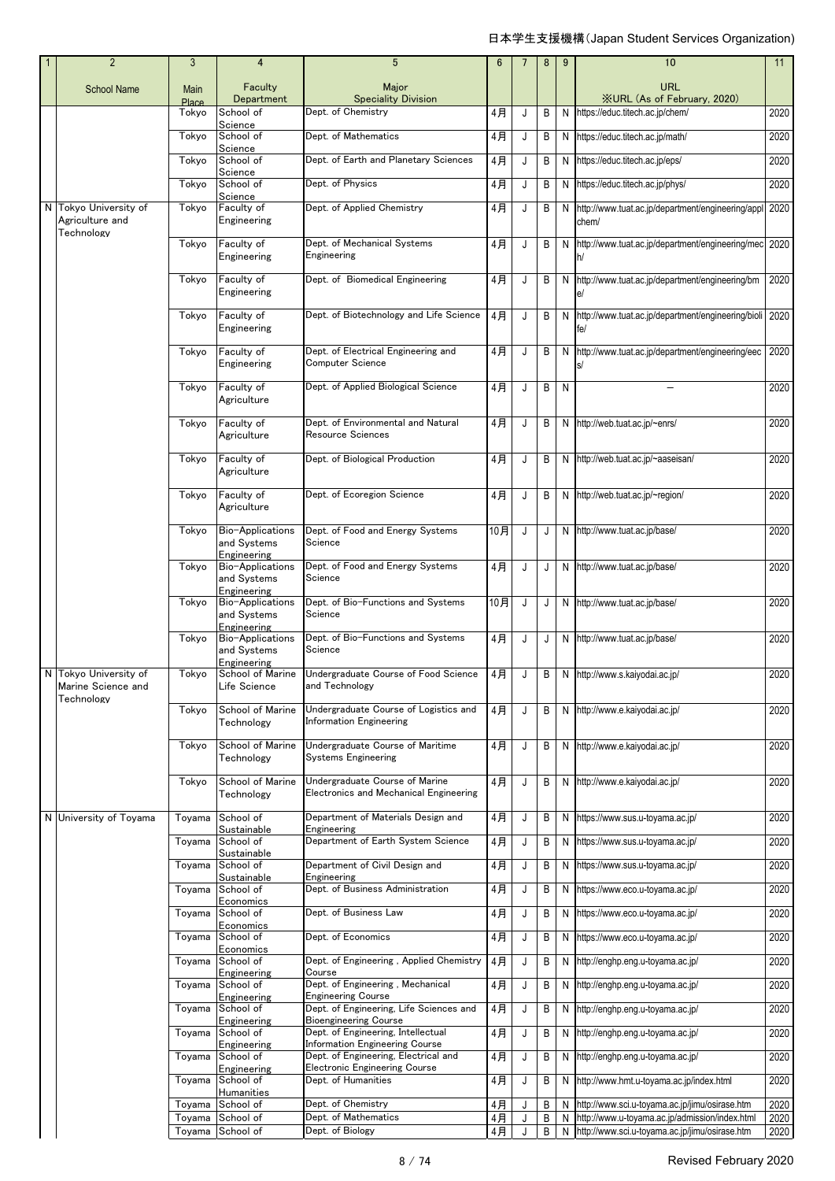日本学生支援機構(Japan Student Services Organization)

| 1 | 2 | 3 | 4 | 5 | 6 | 7 | 8 | 9 | 10 | 11 |
|---|---|---|---|---|---|---|---|---|---|---|
| | School Name | Main Place | Faculty Department | Major Speciality Division | | | | | URL ※URL (As of February, 2020) | |
| | | Tokyo | School of Science | Dept. of Chemistry | 4月 | J | B | N | https://educ.titech.ac.jp/chem/ | 2020 |
| | | Tokyo | School of Science | Dept. of Mathematics | 4月 | J | B | N | https://educ.titech.ac.jp/math/ | 2020 |
| | | Tokyo | School of Science | Dept. of Earth and Planetary Sciences | 4月 | J | B | N | https://educ.titech.ac.jp/eps/ | 2020 |
| | | Tokyo | School of Science | Dept. of Physics | 4月 | J | B | N | https://educ.titech.ac.jp/phys/ | 2020 |
| N | Tokyo University of Agriculture and Technology | Tokyo | Faculty of Engineering | Dept. of Applied Chemistry | 4月 | J | B | N | http://www.tuat.ac.jp/department/engineering/applchem/ | 2020 |
| | | Tokyo | Faculty of Engineering | Dept. of Mechanical Systems Engineering | 4月 | J | B | N | http://www.tuat.ac.jp/department/engineering/mech/ | 2020 |
| | | Tokyo | Faculty of Engineering | Dept. of Biomedical Engineering | 4月 | J | B | N | http://www.tuat.ac.jp/department/engineering/bme/ | 2020 |
| | | Tokyo | Faculty of Engineering | Dept. of Biotechnology and Life Science | 4月 | J | B | N | http://www.tuat.ac.jp/department/engineering/biolife/ | 2020 |
| | | Tokyo | Faculty of Engineering | Dept. of Electrical Engineering and Computer Science | 4月 | J | B | N | http://www.tuat.ac.jp/department/engineering/eecs/ | 2020 |
| | | Tokyo | Faculty of Agriculture | Dept. of Applied Biological Science | 4月 | J | B | N | — | 2020 |
| | | Tokyo | Faculty of Agriculture | Dept. of Environmental and Natural Resource Sciences | 4月 | J | B | N | http://web.tuat.ac.jp/~enrs/ | 2020 |
| | | Tokyo | Faculty of Agriculture | Dept. of Biological Production | 4月 | J | B | N | http://web.tuat.ac.jp/~aaseisan/ | 2020 |
| | | Tokyo | Faculty of Agriculture | Dept. of Ecoregion Science | 4月 | J | B | N | http://web.tuat.ac.jp/~region/ | 2020 |
| | | Tokyo | Bio-Applications and Systems Engineering | Dept. of Food and Energy Systems Science | 10月 | J | J | N | http://www.tuat.ac.jp/base/ | 2020 |
| | | Tokyo | Bio-Applications and Systems Engineering | Dept. of Food and Energy Systems Science | 4月 | J | J | N | http://www.tuat.ac.jp/base/ | 2020 |
| | | Tokyo | Bio-Applications and Systems Engineering | Dept. of Bio-Functions and Systems Science | 10月 | J | J | N | http://www.tuat.ac.jp/base/ | 2020 |
| | | Tokyo | Bio-Applications and Systems Engineering | Dept. of Bio-Functions and Systems Science | 4月 | J | J | N | http://www.tuat.ac.jp/base/ | 2020 |
| N | Tokyo University of Marine Science and Technology | Tokyo | School of Marine Life Science | Undergraduate Course of Food Science and Technology | 4月 | J | B | N | http://www.s.kaiyodai.ac.jp/ | 2020 |
| | | Tokyo | School of Marine Technology | Undergraduate Course of Logistics and Information Engineering | 4月 | J | B | N | http://www.e.kaiyodai.ac.jp/ | 2020 |
| | | Tokyo | School of Marine Technology | Undergraduate Course of Maritime Systems Engineering | 4月 | J | B | N | http://www.e.kaiyodai.ac.jp/ | 2020 |
| | | Tokyo | School of Marine Technology | Undergraduate Course of Marine Electronics and Mechanical Engineering | 4月 | J | B | N | http://www.e.kaiyodai.ac.jp/ | 2020 |
| N | University of Toyama | Toyama | School of Sustainable | Department of Materials Design and Engineering | 4月 | J | B | N | https://www.sus.u-toyama.ac.jp/ | 2020 |
| | | Toyama | School of Sustainable | Department of Earth System Science | 4月 | J | B | N | https://www.sus.u-toyama.ac.jp/ | 2020 |
| | | Toyama | School of Sustainable | Department of Civil Design and Engineering | 4月 | J | B | N | https://www.sus.u-toyama.ac.jp/ | 2020 |
| | | Toyama | School of Economics | Dept. of Business Administration | 4月 | J | B | N | https://www.eco.u-toyama.ac.jp/ | 2020 |
| | | Toyama | School of Economics | Dept. of Business Law | 4月 | J | B | N | https://www.eco.u-toyama.ac.jp/ | 2020 |
| | | Toyama | School of Economics | Dept. of Economics | 4月 | J | B | N | https://www.eco.u-toyama.ac.jp/ | 2020 |
| | | Toyama | School of Engineering | Dept. of Engineering , Applied Chemistry Course | 4月 | J | B | N | http://enghp.eng.u-toyama.ac.jp/ | 2020 |
| | | Toyama | School of Engineering | Dept. of Engineering , Mechanical Engineering Course | 4月 | J | B | N | http://enghp.eng.u-toyama.ac.jp/ | 2020 |
| | | Toyama | School of Engineering | Dept. of Engineering, Life Sciences and Bioengineering Course | 4月 | J | B | N | http://enghp.eng.u-toyama.ac.jp/ | 2020 |
| | | Toyama | School of Engineering | Dept. of Engineering, Intellectual Information Engineering Course | 4月 | J | B | N | http://enghp.eng.u-toyama.ac.jp/ | 2020 |
| | | Toyama | School of Engineering | Dept. of Engineering, Electrical and Electronic Engineering Course | 4月 | J | B | N | http://enghp.eng.u-toyama.ac.jp/ | 2020 |
| | | Toyama | School of Humanities | Dept. of Humanities | 4月 | J | B | N | http://www.hmt.u-toyama.ac.jp/index.html | 2020 |
| | | Toyama | School of | Dept. of Chemistry | 4月 | J | B | N | http://www.sci.u-toyama.ac.jp/jimu/osirase.htm | 2020 |
| | | Toyama | School of | Dept. of Mathematics | 4月 | J | B | N | http://www.u-toyama.ac.jp/admission/index.html | 2020 |
| | | Toyama | School of | Dept. of Biology | 4月 | J | B | N | http://www.sci.u-toyama.ac.jp/jimu/osirase.htm | 2020 |

Revised February 2020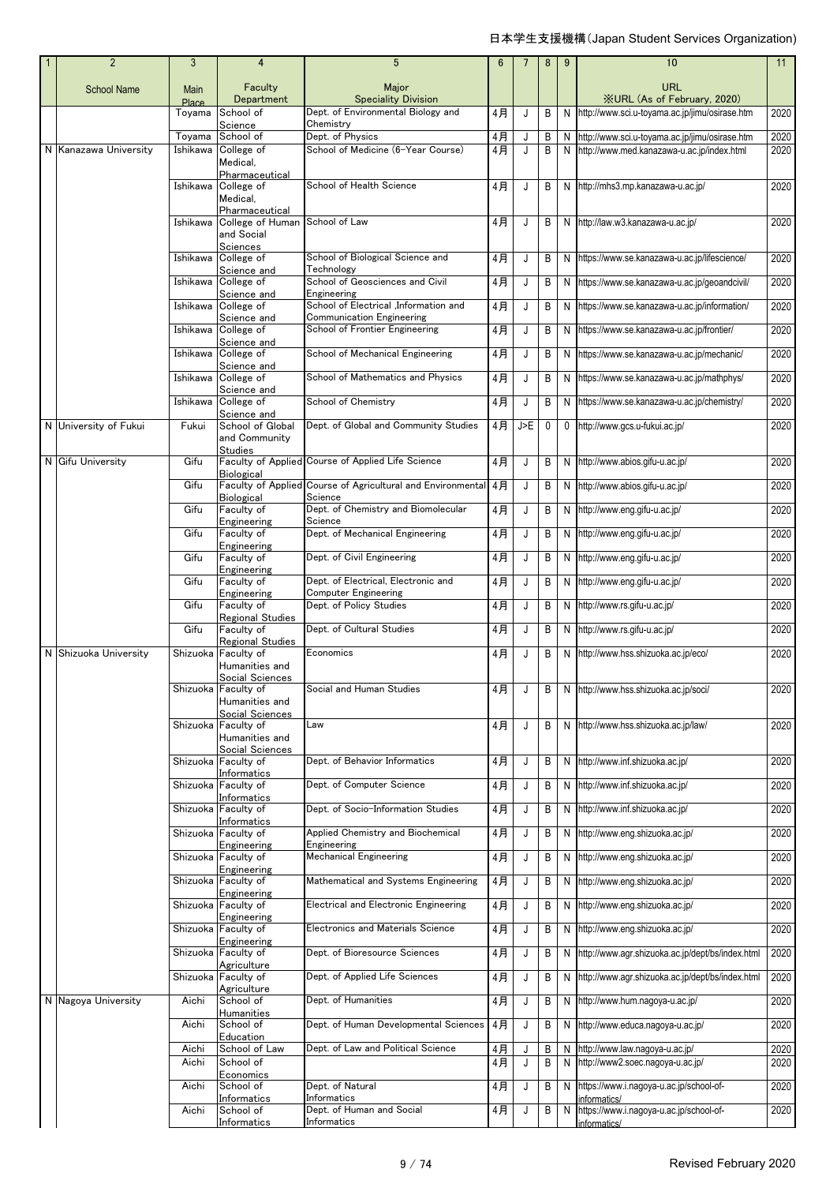| 1 | 2 | 3 | 4 | 5 | 6 | 7 | 8 | 9 | 10 | 11 |
|---|---|---|---|---|---|---|---|---|---|---|
| | School Name | Main Place | Faculty Department | Major Speciality Division | | | | | URL ※URL (As of February, 2020) | |
| | | Toyama | School of Science | Dept. of Environmental Biology and Chemistry | 4月 | J | B | N | http://www.sci.u-toyama.ac.jp/jimu/osirase.htm | 2020 |
| | | Toyama | School of | Dept. of Physics | 4月 | J | B | N | http://www.sci.u-toyama.ac.jp/jimu/osirase.htm | 2020 |
| N | Kanazawa University | Ishikawa | College of Medical, Pharmaceutical | School of Medicine (6-Year Course) | 4月 | J | B | N | http://www.med.kanazawa-u.ac.jp/index.html | 2020 |
| | | Ishikawa | College of Medical, Pharmaceutical | School of Health Science | 4月 | J | B | N | http://mhs3.mp.kanazawa-u.ac.jp/ | 2020 |
| | | Ishikawa | College of Human and Social Sciences | School of Law | 4月 | J | B | N | http://law.w3.kanazawa-u.ac.jp/ | 2020 |
| | | Ishikawa | College of Science and | School of Biological Science and Technology | 4月 | J | B | N | https://www.se.kanazawa-u.ac.jp/lifescience/ | 2020 |
| | | Ishikawa | College of Science and | School of Geosciences and Civil Engineering | 4月 | J | B | N | https://www.se.kanazawa-u.ac.jp/geoandcivil/ | 2020 |
| | | Ishikawa | College of Science and | School of Electrical ,Information and Communication Engineering | 4月 | J | B | N | https://www.se.kanazawa-u.ac.jp/information/ | 2020 |
| | | Ishikawa | College of Science and | School of Frontier Engineering | 4月 | J | B | N | https://www.se.kanazawa-u.ac.jp/frontier/ | 2020 |
| | | Ishikawa | College of Science and | School of Mechanical Engineering | 4月 | J | B | N | https://www.se.kanazawa-u.ac.jp/mechanic/ | 2020 |
| | | Ishikawa | College of Science and | School of Mathematics and Physics | 4月 | J | B | N | https://www.se.kanazawa-u.ac.jp/mathphys/ | 2020 |
| | | Ishikawa | College of Science and | School of Chemistry | 4月 | J | B | N | https://www.se.kanazawa-u.ac.jp/chemistry/ | 2020 |
| N | University of Fukui | Fukui | School of Global and Community Studies | Dept. of Global and Community Studies | 4月 | J>E | 0 | 0 | http://www.gcs.u-fukui.ac.jp/ | 2020 |
| N | Gifu University | Gifu | Faculty of Applied Biological | Course of Applied Life Science | 4月 | J | B | N | http://www.abios.gifu-u.ac.jp/ | 2020 |
| | | Gifu | Faculty of Applied Biological | Course of Agricultural and Environmental Science | 4月 | J | B | N | http://www.abios.gifu-u.ac.jp/ | 2020 |
| | | Gifu | Faculty of Engineering | Dept. of Chemistry and Biomolecular Science | 4月 | J | B | N | http://www.eng.gifu-u.ac.jp/ | 2020 |
| | | Gifu | Faculty of Engineering | Dept. of Mechanical Engineering | 4月 | J | B | N | http://www.eng.gifu-u.ac.jp/ | 2020 |
| | | Gifu | Faculty of Engineering | Dept. of Civil Engineering | 4月 | J | B | N | http://www.eng.gifu-u.ac.jp/ | 2020 |
| | | Gifu | Faculty of Engineering | Dept. of Electrical, Electronic and Computer Engineering | 4月 | J | B | N | http://www.eng.gifu-u.ac.jp/ | 2020 |
| | | Gifu | Faculty of Regional Studies | Dept. of Policy Studies | 4月 | J | B | N | http://www.rs.gifu-u.ac.jp/ | 2020 |
| | | Gifu | Faculty of Regional Studies | Dept. of Cultural Studies | 4月 | J | B | N | http://www.rs.gifu-u.ac.jp/ | 2020 |
| N | Shizuoka University | Shizuoka | Faculty of Humanities and Social Sciences | Economics | 4月 | J | B | N | http://www.hss.shizuoka.ac.jp/eco/ | 2020 |
| | | Shizuoka | Faculty of Humanities and Social Sciences | Social and Human Studies | 4月 | J | B | N | http://www.hss.shizuoka.ac.jp/soci/ | 2020 |
| | | Shizuoka | Faculty of Humanities and Social Sciences | Law | 4月 | J | B | N | http://www.hss.shizuoka.ac.jp/law/ | 2020 |
| | | Shizuoka | Faculty of Informatics | Dept. of Behavior Informatics | 4月 | J | B | N | http://www.inf.shizuoka.ac.jp/ | 2020 |
| | | Shizuoka | Faculty of Informatics | Dept. of Computer Science | 4月 | J | B | N | http://www.inf.shizuoka.ac.jp/ | 2020 |
| | | Shizuoka | Faculty of Informatics | Dept. of Socio-Information Studies | 4月 | J | B | N | http://www.inf.shizuoka.ac.jp/ | 2020 |
| | | Shizuoka | Faculty of Engineering | Applied Chemistry and Biochemical Engineering | 4月 | J | B | N | http://www.eng.shizuoka.ac.jp/ | 2020 |
| | | Shizuoka | Faculty of Engineering | Mechanical Engineering | 4月 | J | B | N | http://www.eng.shizuoka.ac.jp/ | 2020 |
| | | Shizuoka | Faculty of Engineering | Mathematical and Systems Engineering | 4月 | J | B | N | http://www.eng.shizuoka.ac.jp/ | 2020 |
| | | Shizuoka | Faculty of Engineering | Electrical and Electronic Engineering | 4月 | J | B | N | http://www.eng.shizuoka.ac.jp/ | 2020 |
| | | Shizuoka | Faculty of Engineering | Electronics and Materials Science | 4月 | J | B | N | http://www.eng.shizuoka.ac.jp/ | 2020 |
| | | Shizuoka | Faculty of Agriculture | Dept. of Bioresource Sciences | 4月 | J | B | N | http://www.agr.shizuoka.ac.jp/dept/bs/index.html | 2020 |
| | | Shizuoka | Faculty of Agriculture | Dept. of Applied Life Sciences | 4月 | J | B | N | http://www.agr.shizuoka.ac.jp/dept/bs/index.html | 2020 |
| N | Nagoya University | Aichi | School of Humanities | Dept. of Humanities | 4月 | J | B | N | http://www.hum.nagoya-u.ac.jp/ | 2020 |
| | | Aichi | School of Education | Dept. of Human Developmental Sciences | 4月 | J | B | N | http://www.educa.nagoya-u.ac.jp/ | 2020 |
| | | Aichi | School of Law | Dept. of Law and Political Science | 4月 | J | B | N | http://www.law.nagoya-u.ac.jp/ | 2020 |
| | | Aichi | School of Economics | | 4月 | J | B | N | http://www2.soec.nagoya-u.ac.jp/ | 2020 |
| | | Aichi | School of Informatics | Dept. of Natural Informatics | 4月 | J | B | N | https://www.i.nagoya-u.ac.jp/school-of-informatics/ | 2020 |
| | | Aichi | School of Informatics | Dept. of Human and Social Informatics | 4月 | J | B | N | https://www.i.nagoya-u.ac.jp/school-of-informatics/ | 2020 |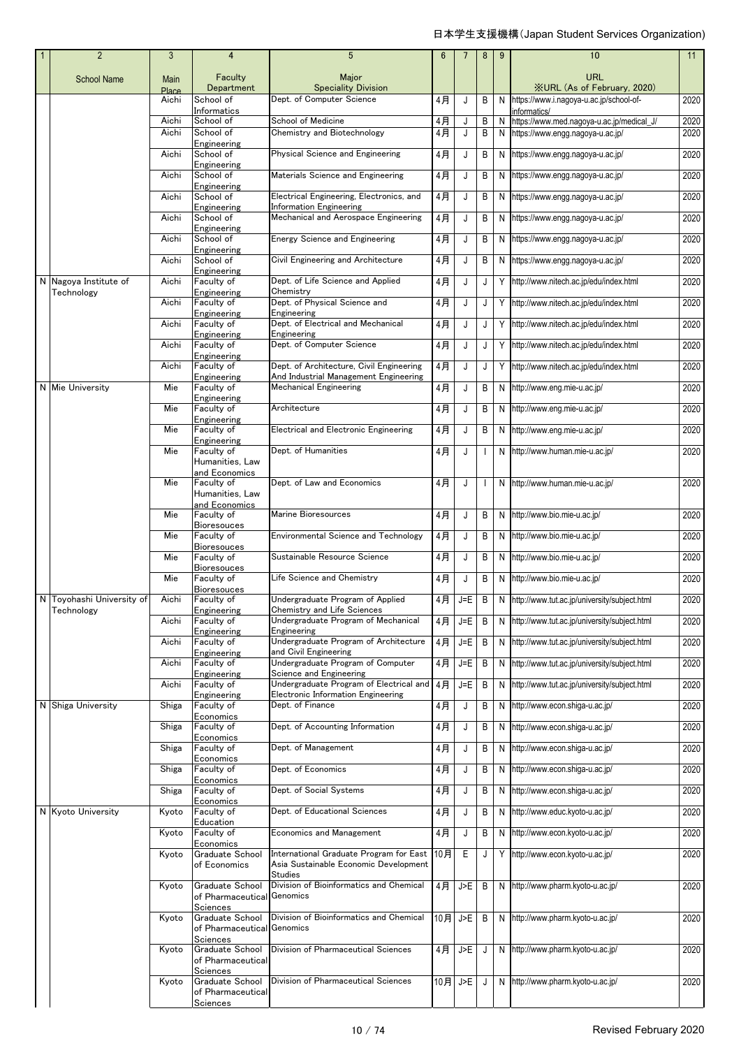| 1 | 2 | 3 | 4 | 5 | 6 | 7 | 8 | 9 | 10 | 11 |
|---|---|---|---|---|---|---|---|---|---|---|
| | School Name | Main Place | Faculty Department | Major Speciality Division | | | | | URL ※URL (As of February, 2020) | |
| | | Aichi | School of Informatics | Dept. of Computer Science | 4月 | J | B | N | https://www.i.nagoya-u.ac.jp/school-of-informatics/ | 2020 |
| | | Aichi | School of | School of Medicine | 4月 | J | B | N | https://www.med.nagoya-u.ac.jp/medical_J/ | 2020 |
| | | Aichi | School of Engineering | Chemistry and Biotechnology | 4月 | J | B | N | https://www.engg.nagoya-u.ac.jp/ | 2020 |
| | | Aichi | School of Engineering | Physical Science and Engineering | 4月 | J | B | N | https://www.engg.nagoya-u.ac.jp/ | 2020 |
| | | Aichi | School of Engineering | Materials Science and Engineering | 4月 | J | B | N | https://www.engg.nagoya-u.ac.jp/ | 2020 |
| | | Aichi | School of Engineering | Electrical Engineering, Electronics, and Information Engineering | 4月 | J | B | N | https://www.engg.nagoya-u.ac.jp/ | 2020 |
| | | Aichi | School of Engineering | Mechanical and Aerospace Engineering | 4月 | J | B | N | https://www.engg.nagoya-u.ac.jp/ | 2020 |
| | | Aichi | School of Engineering | Energy Science and Engineering | 4月 | J | B | N | https://www.engg.nagoya-u.ac.jp/ | 2020 |
| | | Aichi | School of Engineering | Civil Engineering and Architecture | 4月 | J | B | N | https://www.engg.nagoya-u.ac.jp/ | 2020 |
| N | Nagoya Institute of Technology | Aichi | Faculty of Engineering | Dept. of Life Science and Applied Chemistry | 4月 | J | J | Y | http://www.nitech.ac.jp/edu/index.html | 2020 |
| | | Aichi | Faculty of Engineering | Dept. of Physical Science and Engineering | 4月 | J | J | Y | http://www.nitech.ac.jp/edu/index.html | 2020 |
| | | Aichi | Faculty of Engineering | Dept. of Electrical and Mechanical Engineering | 4月 | J | J | Y | http://www.nitech.ac.jp/edu/index.html | 2020 |
| | | Aichi | Faculty of Engineering | Dept. of Computer Science | 4月 | J | J | Y | http://www.nitech.ac.jp/edu/index.html | 2020 |
| | | Aichi | Faculty of Engineering | Dept. of Architecture, Civil Engineering And Industrial Management Engineering | 4月 | J | J | Y | http://www.nitech.ac.jp/edu/index.html | 2020 |
| N | Mie University | Mie | Faculty of Engineering | Mechanical Engineering | 4月 | J | B | N | http://www.eng.mie-u.ac.jp/ | 2020 |
| | | Mie | Faculty of Engineering | Architecture | 4月 | J | B | N | http://www.eng.mie-u.ac.jp/ | 2020 |
| | | Mie | Faculty of Engineering | Electrical and Electronic Engineering | 4月 | J | B | N | http://www.eng.mie-u.ac.jp/ | 2020 |
| | | Mie | Faculty of Humanities, Law and Economics | Dept. of Humanities | 4月 | J | I | N | http://www.human.mie-u.ac.jp/ | 2020 |
| | | Mie | Faculty of Humanities, Law and Economics | Dept. of Law and Economics | 4月 | J | I | N | http://www.human.mie-u.ac.jp/ | 2020 |
| | | Mie | Faculty of Bioresouces | Marine Bioresources | 4月 | J | B | N | http://www.bio.mie-u.ac.jp/ | 2020 |
| | | Mie | Faculty of Bioresouces | Environmental Science and Technology | 4月 | J | B | N | http://www.bio.mie-u.ac.jp/ | 2020 |
| | | Mie | Faculty of Bioresouces | Sustainable Resource Science | 4月 | J | B | N | http://www.bio.mie-u.ac.jp/ | 2020 |
| | | Mie | Faculty of Bioresouces | Life Science and Chemistry | 4月 | J | B | N | http://www.bio.mie-u.ac.jp/ | 2020 |
| N | Toyohashi University of Technology | Aichi | Faculty of Engineering | Undergraduate Program of Applied Chemistry and Life Sciences | 4月 | J=E | B | N | http://www.tut.ac.jp/university/subject.html | 2020 |
| | | Aichi | Faculty of Engineering | Undergraduate Program of Mechanical Engineering | 4月 | J=E | B | N | http://www.tut.ac.jp/university/subject.html | 2020 |
| | | Aichi | Faculty of Engineering | Undergraduate Program of Architecture and Civil Engineering | 4月 | J=E | B | N | http://www.tut.ac.jp/university/subject.html | 2020 |
| | | Aichi | Faculty of Engineering | Undergraduate Program of Computer Science and Engineering | 4月 | J=E | B | N | http://www.tut.ac.jp/university/subject.html | 2020 |
| | | Aichi | Faculty of Engineering | Undergraduate Program of Electrical and Electronic Information Engineering | 4月 | J=E | B | N | http://www.tut.ac.jp/university/subject.html | 2020 |
| N | Shiga University | Shiga | Faculty of Economics | Dept. of Finance | 4月 | J | B | N | http://www.econ.shiga-u.ac.jp/ | 2020 |
| | | Shiga | Faculty of Economics | Dept. of Accounting Information | 4月 | J | B | N | http://www.econ.shiga-u.ac.jp/ | 2020 |
| | | Shiga | Faculty of Economics | Dept. of Management | 4月 | J | B | N | http://www.econ.shiga-u.ac.jp/ | 2020 |
| | | Shiga | Faculty of Economics | Dept. of Economics | 4月 | J | B | N | http://www.econ.shiga-u.ac.jp/ | 2020 |
| | | Shiga | Faculty of Economics | Dept. of Social Systems | 4月 | J | B | N | http://www.econ.shiga-u.ac.jp/ | 2020 |
| N | Kyoto University | Kyoto | Faculty of Education | Dept. of Educational Sciences | 4月 | J | B | N | http://www.educ.kyoto-u.ac.jp/ | 2020 |
| | | Kyoto | Faculty of Economics | Economics and Management | 4月 | J | B | N | http://www.econ.kyoto-u.ac.jp/ | 2020 |
| | | Kyoto | Graduate School of Economics | International Graduate Program for East Asia Sustainable Economic Development Studies | 10月 | E | J | Y | http://www.econ.kyoto-u.ac.jp/ | 2020 |
| | | Kyoto | Graduate School of Pharmaceutical Sciences | Division of Bioinformatics and Chemical Genomics | 4月 | J>E | B | N | http://www.pharm.kyoto-u.ac.jp/ | 2020 |
| | | Kyoto | Graduate School of Pharmaceutical Sciences | Division of Bioinformatics and Chemical Genomics | 10月 | J>E | B | N | http://www.pharm.kyoto-u.ac.jp/ | 2020 |
| | | Kyoto | Graduate School of Pharmaceutical Sciences | Division of Pharmaceutical Sciences | 4月 | J>E | J | N | http://www.pharm.kyoto-u.ac.jp/ | 2020 |
| | | Kyoto | Graduate School of Pharmaceutical Sciences | Division of Pharmaceutical Sciences | 10月 | J>E | J | N | http://www.pharm.kyoto-u.ac.jp/ | 2020 |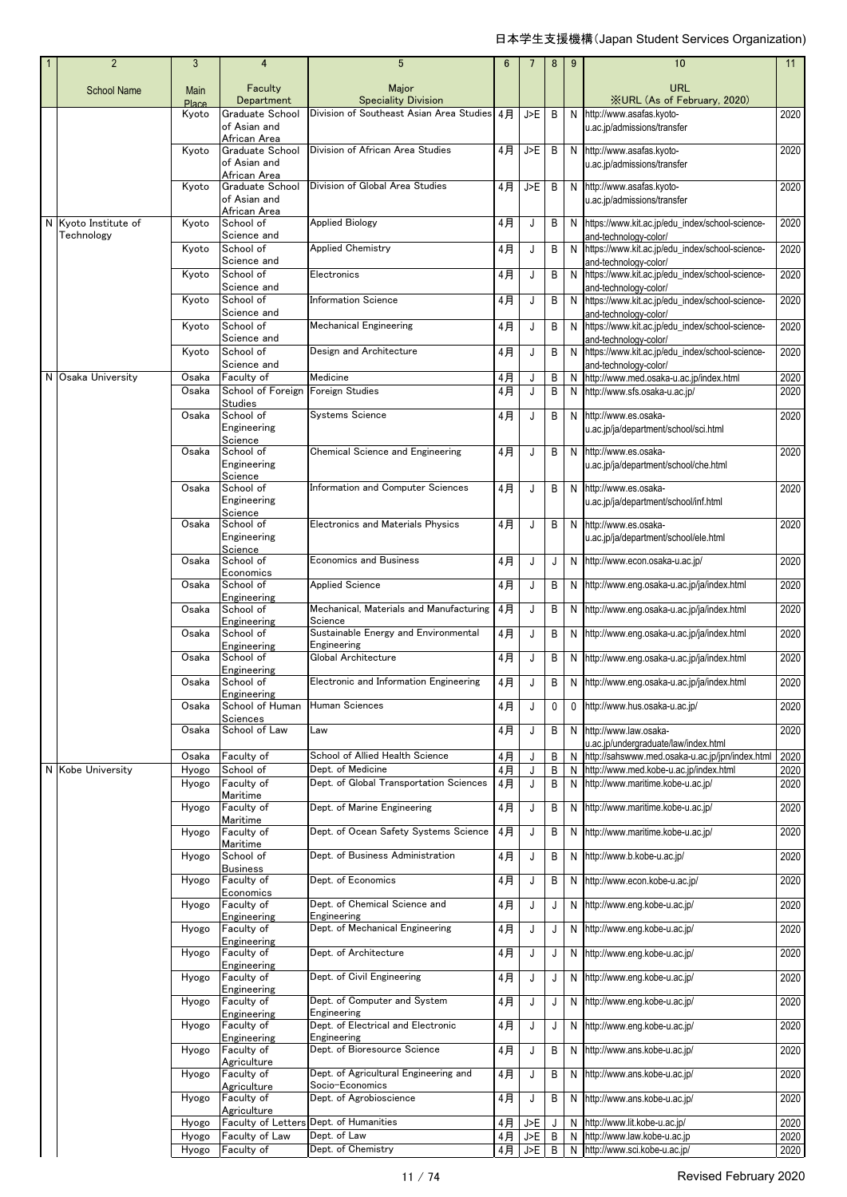| 1 | 2 | 3 | 4 | 5 | 6 | 7 | 8 | 9 | 10 | 11 |
|---|---|---|---|---|---|---|---|---|---|---|
| | School Name | Main Place | Faculty Department | Major Speciality Division | | | | | URL ※URL (As of February, 2020) | |
| | | Kyoto | Graduate School of Asian and African Area | Division of Southeast Asian Area Studies | 4月 | J>E | B | N | http://www.asafas.kyoto-u.ac.jp/admissions/transfer | 2020 |
| | | Kyoto | Graduate School of Asian and African Area | Division of African Area Studies | 4月 | J>E | B | N | http://www.asafas.kyoto-u.ac.jp/admissions/transfer | 2020 |
| | | Kyoto | Graduate School of Asian and African Area | Division of Global Area Studies | 4月 | J>E | B | N | http://www.asafas.kyoto-u.ac.jp/admissions/transfer | 2020 |
| N | Kyoto Institute of Technology | Kyoto | School of Science and | Applied Biology | 4月 | J | B | N | https://www.kit.ac.jp/edu_index/school-science-and-technology-color/ | 2020 |
| | | Kyoto | School of Science and | Applied Chemistry | 4月 | J | B | N | https://www.kit.ac.jp/edu_index/school-science-and-technology-color/ | 2020 |
| | | Kyoto | School of Science and | Electronics | 4月 | J | B | N | https://www.kit.ac.jp/edu_index/school-science-and-technology-color/ | 2020 |
| | | Kyoto | School of Science and | Information Science | 4月 | J | B | N | https://www.kit.ac.jp/edu_index/school-science-and-technology-color/ | 2020 |
| | | Kyoto | School of Science and | Mechanical Engineering | 4月 | J | B | N | https://www.kit.ac.jp/edu_index/school-science-and-technology-color/ | 2020 |
| | | Kyoto | School of Science and | Design and Architecture | 4月 | J | B | N | https://www.kit.ac.jp/edu_index/school-science-and-technology-color/ | 2020 |
| N | Osaka University | Osaka | Faculty of | Medicine | 4月 | J | B | N | http://www.med.osaka-u.ac.jp/index.html | 2020 |
| | | Osaka | School of Foreign Studies | Foreign Studies | 4月 | J | B | N | http://www.sfs.osaka-u.ac.jp/ | 2020 |
| | | Osaka | School of Engineering Science | Systems Science | 4月 | J | B | N | http://www.es.osaka-u.ac.jp/ja/department/school/sci.html | 2020 |
| | | Osaka | School of Engineering Science | Chemical Science and Engineering | 4月 | J | B | N | http://www.es.osaka-u.ac.jp/ja/department/school/che.html | 2020 |
| | | Osaka | School of Engineering Science | Information and Computer Sciences | 4月 | J | B | N | http://www.es.osaka-u.ac.jp/ja/department/school/inf.html | 2020 |
| | | Osaka | School of Engineering Science | Electronics and Materials Physics | 4月 | J | B | N | http://www.es.osaka-u.ac.jp/ja/department/school/ele.html | 2020 |
| | | Osaka | School of Economics | Economics and Business | 4月 | J | J | N | http://www.econ.osaka-u.ac.jp/ | 2020 |
| | | Osaka | School of Engineering | Applied Science | 4月 | J | B | N | http://www.eng.osaka-u.ac.jp/ja/index.html | 2020 |
| | | Osaka | School of Engineering | Mechanical, Materials and Manufacturing Science | 4月 | J | B | N | http://www.eng.osaka-u.ac.jp/ja/index.html | 2020 |
| | | Osaka | School of Engineering | Sustainable Energy and Environmental Engineering | 4月 | J | B | N | http://www.eng.osaka-u.ac.jp/ja/index.html | 2020 |
| | | Osaka | School of Engineering | Global Architecture | 4月 | J | B | N | http://www.eng.osaka-u.ac.jp/ja/index.html | 2020 |
| | | Osaka | School of Engineering | Electronic and Information Engineering | 4月 | J | B | N | http://www.eng.osaka-u.ac.jp/ja/index.html | 2020 |
| | | Osaka | School of Human Sciences | Human Sciences | 4月 | J | 0 | 0 | http://www.hus.osaka-u.ac.jp/ | 2020 |
| | | Osaka | School of Law | Law | 4月 | J | B | N | http://www.law.osaka-u.ac.jp/undergraduate/law/index.html | 2020 |
| | | Osaka | Faculty of | School of Allied Health Science | 4月 | J | B | N | http://sahswww.med.osaka-u.ac.jp/jpn/index.html | 2020 |
| N | Kobe University | Hyogo | School of | Dept. of Medicine | 4月 | J | B | N | http://www.med.kobe-u.ac.jp/index.html | 2020 |
| | | Hyogo | Faculty of Maritime | Dept. of Global Transportation Sciences | 4月 | J | B | N | http://www.maritime.kobe-u.ac.jp/ | 2020 |
| | | Hyogo | Faculty of Maritime | Dept. of Marine Engineering | 4月 | J | B | N | http://www.maritime.kobe-u.ac.jp/ | 2020 |
| | | Hyogo | Faculty of Maritime | Dept. of Ocean Safety Systems Science | 4月 | J | B | N | http://www.maritime.kobe-u.ac.jp/ | 2020 |
| | | Hyogo | School of Business | Dept. of Business Administration | 4月 | J | B | N | http://www.b.kobe-u.ac.jp/ | 2020 |
| | | Hyogo | Faculty of Economics | Dept. of Economics | 4月 | J | B | N | http://www.econ.kobe-u.ac.jp/ | 2020 |
| | | Hyogo | Faculty of Engineering | Dept. of Chemical Science and Engineering | 4月 | J | J | N | http://www.eng.kobe-u.ac.jp/ | 2020 |
| | | Hyogo | Faculty of Engineering | Dept. of Mechanical Engineering | 4月 | J | J | N | http://www.eng.kobe-u.ac.jp/ | 2020 |
| | | Hyogo | Faculty of Engineering | Dept. of Architecture | 4月 | J | J | N | http://www.eng.kobe-u.ac.jp/ | 2020 |
| | | Hyogo | Faculty of Engineering | Dept. of Civil Engineering | 4月 | J | J | N | http://www.eng.kobe-u.ac.jp/ | 2020 |
| | | Hyogo | Faculty of Engineering | Dept. of Computer and System Engineering | 4月 | J | J | N | http://www.eng.kobe-u.ac.jp/ | 2020 |
| | | Hyogo | Faculty of Engineering | Dept. of Electrical and Electronic Engineering | 4月 | J | J | N | http://www.eng.kobe-u.ac.jp/ | 2020 |
| | | Hyogo | Faculty of Agriculture | Dept. of Bioresource Science | 4月 | J | B | N | http://www.ans.kobe-u.ac.jp/ | 2020 |
| | | Hyogo | Faculty of Agriculture | Dept. of Agricultural Engineering and Socio-Economics | 4月 | J | B | N | http://www.ans.kobe-u.ac.jp/ | 2020 |
| | | Hyogo | Faculty of Agriculture | Dept. of Agrobioscience | 4月 | J | B | N | http://www.ans.kobe-u.ac.jp/ | 2020 |
| | | Hyogo | Faculty of Letters | Dept. of Humanities | 4月 | J>E | J | N | http://www.lit.kobe-u.ac.jp/ | 2020 |
| | | Hyogo | Faculty of Law | Dept. of Law | 4月 | J>E | B | N | http://www.law.kobe-u.ac.jp | 2020 |
| | | Hyogo | Faculty of | Dept. of Chemistry | 4月 | J>E | B | N | http://www.sci.kobe-u.ac.jp/ | 2020 |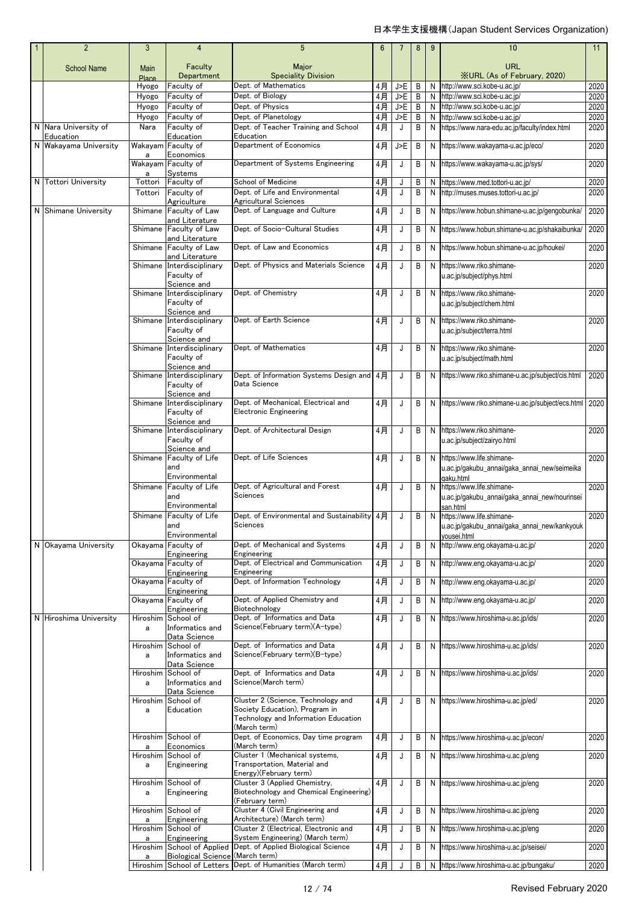| 1 | 2 | 3 | 4 | 5 | 6 | 7 | 8 | 9 | 10 | 11 |
|---|---|---|---|---|---|---|---|---|---|---|
| | School Name | Main Place | Faculty Department | Major Speciality Division | | | | | URL ※URL (As of February, 2020) | |
| | | Hyogo | Faculty of | Dept. of Mathematics | 4月 | J>E | B | N | http://www.sci.kobe-u.ac.jp/ | 2020 |
| | | Hyogo | Faculty of | Dept. of Biology | 4月 | J>E | B | N | http://www.sci.kobe-u.ac.jp/ | 2020 |
| | | Hyogo | Faculty of | Dept. of Physics | 4月 | J>E | B | N | http://www.sci.kobe-u.ac.jp/ | 2020 |
| | | Hyogo | Faculty of | Dept. of Planetology | 4月 | J>E | B | N | http://www.sci.kobe-u.ac.jp/ | 2020 |
| N | Nara University of Education | Nara | Faculty of Education | Dept. of Teacher Training and School Education | 4月 | J | B | N | https://www.nara-edu.ac.jp/faculty/index.html | 2020 |
| N | Wakayama University | Wakayama | Faculty of Economics | Department of Economics | 4月 | J>E | B | N | https://www.wakayama-u.ac.jp/eco/ | 2020 |
| | | Wakayama | Faculty of Systems | Department of Systems Engineering | 4月 | J | B | N | https://www.wakayama-u.ac.jp/sys/ | 2020 |
| N | Tottori University | Tottori | Faculty of | School of Medicine | 4月 | J | B | N | https://www.med.tottori-u.ac.jp/ | 2020 |
| | | Tottori | Faculty of Agriculture | Dept. of Life and Environmental Agricultural Sciences | 4月 | J | B | N | http://muses.muses.tottori-u.ac.jp/ | 2020 |
| N | Shimane University | Shimane | Faculty of Law and Literature | Dept. of Language and Culture | 4月 | J | B | N | https://www.hobun.shimane-u.ac.jp/gengobunka/ | 2020 |
| | | Shimane | Faculty of Law and Literature | Dept. of Socio-Cultural Studies | 4月 | J | B | N | https://www.hobun.shimane-u.ac.jp/shakaibunka/ | 2020 |
| | | Shimane | Faculty of Law and Literature | Dept. of Law and Economics | 4月 | J | B | N | https://www.hobun.shimane-u.ac.jp/houkei/ | 2020 |
| | | Shimane | Interdisciplinary Faculty of Science and | Dept. of Physics and Materials Science | 4月 | J | B | N | https://www.riko.shimane-u.ac.jp/subject/phys.html | 2020 |
| | | Shimane | Interdisciplinary Faculty of Science and | Dept. of Chemistry | 4月 | J | B | N | https://www.riko.shimane-u.ac.jp/subject/chem.html | 2020 |
| | | Shimane | Interdisciplinary Faculty of Science and | Dept. of Earth Science | 4月 | J | B | N | https://www.riko.shimane-u.ac.jp/subject/terra.html | 2020 |
| | | Shimane | Interdisciplinary Faculty of Science and | Dept. of Mathematics | 4月 | J | B | N | https://www.riko.shimane-u.ac.jp/subject/math.html | 2020 |
| | | Shimane | Interdisciplinary Faculty of Science and | Dept. of Information Systems Design and Data Science | 4月 | J | B | N | https://www.riko.shimane-u.ac.jp/subject/cis.html | 2020 |
| | | Shimane | Interdisciplinary Faculty of Science and | Dept. of Mechanical, Electrical and Electronic Engineering | 4月 | J | B | N | https://www.riko.shimane-u.ac.jp/subject/ecs.html | 2020 |
| | | Shimane | Interdisciplinary Faculty of Science and | Dept. of Architectural Design | 4月 | J | B | N | https://www.riko.shimane-u.ac.jp/subject/zairyo.html | 2020 |
| | | Shimane | Faculty of Life and Environmental | Dept. of Life Sciences | 4月 | J | B | N | https://www.life.shimane-u.ac.jp/gakubu_annai/gaka_annai_new/seimeikagaku.html | 2020 |
| | | Shimane | Faculty of Life and Environmental | Dept. of Agricultural and Forest Sciences | 4月 | J | B | N | https://www.life.shimane-u.ac.jp/gakubu_annai/gaka_annai_new/nourinseisan.html | 2020 |
| | | Shimane | Faculty of Life and Environmental | Dept. of Environmental and Sustainability Sciences | 4月 | J | B | N | https://www.life.shimane-u.ac.jp/gakubu_annai/gaka_annai_new/kankyoukyousei.html | 2020 |
| N | Okayama University | Okayama | Faculty of Engineering | Dept. of Mechanical and Systems Engineering | 4月 | J | B | N | http://www.eng.okayama-u.ac.jp/ | 2020 |
| | | Okayama | Faculty of Engineering | Dept. of Electrical and Communication Engineering | 4月 | J | B | N | http://www.eng.okayama-u.ac.jp/ | 2020 |
| | | Okayama | Faculty of Engineering | Dept. of Information Technology | 4月 | J | B | N | http://www.eng.okayama-u.ac.jp/ | 2020 |
| | | Okayama | Faculty of Engineering | Dept. of Applied Chemistry and Biotechnology | 4月 | J | B | N | http://www.eng.okayama-u.ac.jp/ | 2020 |
| N | Hiroshima University | Hiroshima | School of Informatics and Data Science | Dept. of Informatics and Data Science(February term)(A-type) | 4月 | J | B | N | https://www.hiroshima-u.ac.jp/ids/ | 2020 |
| | | Hiroshima | School of Informatics and Data Science | Dept. of Informatics and Data Science(February term)(B-type) | 4月 | J | B | N | https://www.hiroshima-u.ac.jp/ids/ | 2020 |
| | | Hiroshima | School of Informatics and Data Science | Dept. of Informatics and Data Science(March term) | 4月 | J | B | N | https://www.hiroshima-u.ac.jp/ids/ | 2020 |
| | | Hiroshima | School of Education | Cluster 2 (Science, Technology and Society Education), Program in Technology and Information Education (March term) | 4月 | J | B | N | https://www.hiroshima-u.ac.jp/ed/ | 2020 |
| | | Hiroshima | School of Economics | Dept. of Economics, Day time program (March term) | 4月 | J | B | N | https://www.hiroshima-u.ac.jp/econ/ | 2020 |
| | | Hiroshima | School of Engineering | Cluster 1 (Mechanical systems, Transportation, Material and Energy)(February term) | 4月 | J | B | N | https://www.hiroshima-u.ac.jp/eng | 2020 |
| | | Hiroshima | School of Engineering | Cluster 3 (Applied Chemistry, Biotechnology and Chemical Engineering) (February term) | 4月 | J | B | N | https://www.hiroshima-u.ac.jp/eng | 2020 |
| | | Hiroshima | School of Engineering | Cluster 4 (Civil Engineering and Architecture) (March term) | 4月 | J | B | N | https://www.hiroshima-u.ac.jp/eng | 2020 |
| | | Hiroshima | School of Engineering | Cluster 2 (Electrical, Electronic and System Engineering) (March term) | 4月 | J | B | N | https://www.hiroshima-u.ac.jp/eng | 2020 |
| | | Hiroshima | School of Applied Biological Science | Dept. of Applied Biological Science (March term) | 4月 | J | B | N | https://www.hiroshima-u.ac.jp/seisei/ | 2020 |
| | | Hiroshima | School of Letters | Dept. of Humanities (March term) | 4月 | J | B | N | https://www.hiroshima-u.ac.jp/bungaku/ | 2020 |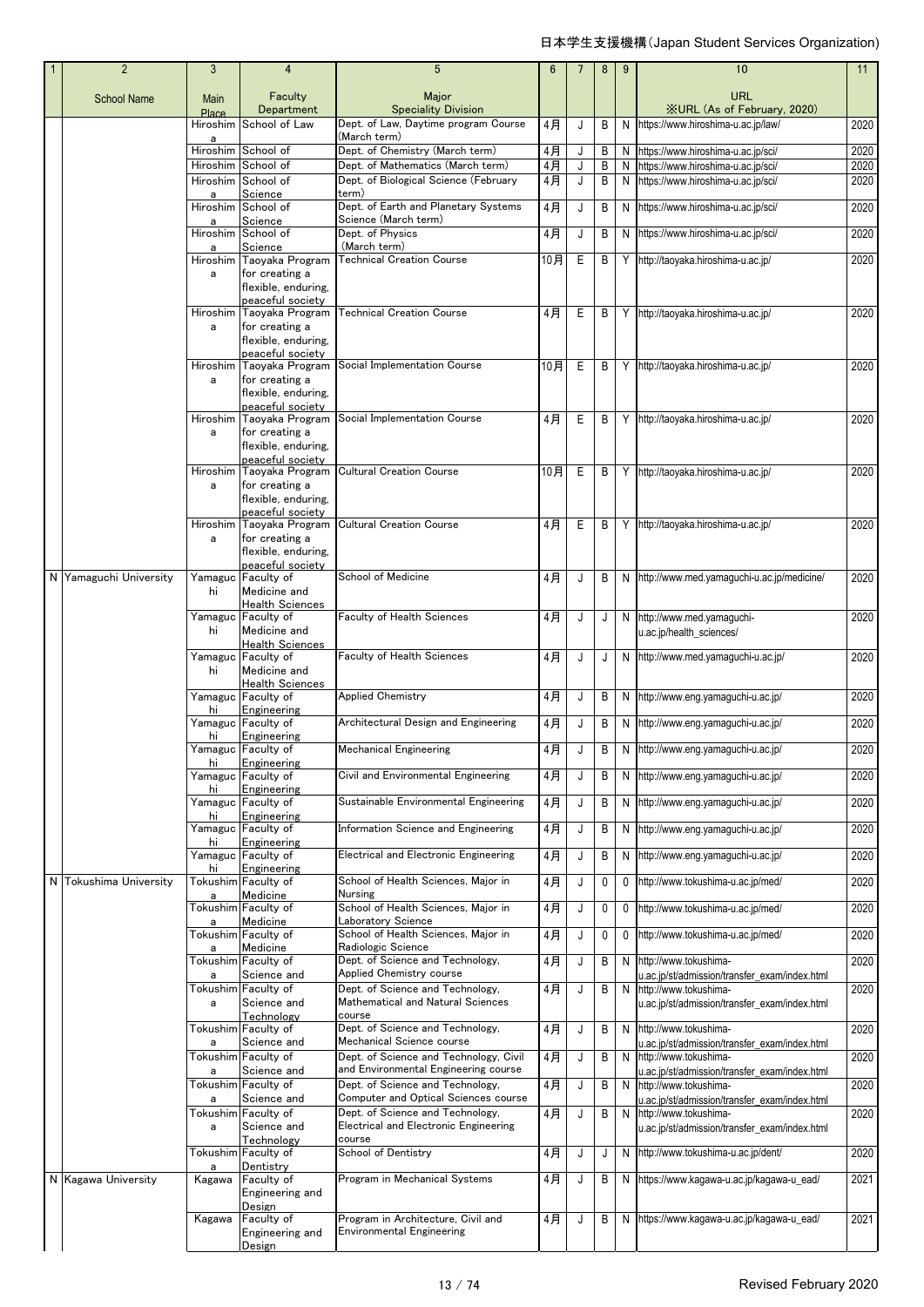| 1 | 2 | 3 | 4 | 5 | 6 | 7 | 8 | 9 | 10 | 11 |
|---|---|---|---|---|---|---|---|---|---|---|
| | School Name | Main Place | Faculty Department | Major Speciality Division | | | | | URL ※URL (As of February, 2020) | |
| | | Hiroshima | School of Law | Dept. of Law, Daytime program Course (March term) | 4月 | J | B | N | https://www.hiroshima-u.ac.jp/law/ | 2020 |
| | | Hiroshima | School of | Dept. of Chemistry (March term) | 4月 | J | B | N | https://www.hiroshima-u.ac.jp/sci/ | 2020 |
| | | Hiroshima | School of | Dept. of Mathematics (March term) | 4月 | J | B | N | https://www.hiroshima-u.ac.jp/sci/ | 2020 |
| | | Hiroshima | School of Science | Dept. of Biological Science (February term) | 4月 | J | B | N | https://www.hiroshima-u.ac.jp/sci/ | 2020 |
| | | Hiroshima | School of Science | Dept. of Earth and Planetary Systems Science (March term) | 4月 | J | B | N | https://www.hiroshima-u.ac.jp/sci/ | 2020 |
| | | Hiroshima | School of Science | Dept. of Physics (March term) | 4月 | J | B | N | https://www.hiroshima-u.ac.jp/sci/ | 2020 |
| | | Hiroshima | Taoyaka Program for creating a flexible, enduring, peaceful society | Technical Creation Course | 10月 | E | B | Y | http://taoyaka.hiroshima-u.ac.jp/ | 2020 |
| | | Hiroshima | Taoyaka Program for creating a flexible, enduring, peaceful society | Technical Creation Course | 4月 | E | B | Y | http://taoyaka.hiroshima-u.ac.jp/ | 2020 |
| | | Hiroshima | Taoyaka Program for creating a flexible, enduring, peaceful society | Social Implementation Course | 10月 | E | B | Y | http://taoyaka.hiroshima-u.ac.jp/ | 2020 |
| | | Hiroshima | Taoyaka Program for creating a flexible, enduring, peaceful society | Social Implementation Course | 4月 | E | B | Y | http://taoyaka.hiroshima-u.ac.jp/ | 2020 |
| | | Hiroshima | Taoyaka Program for creating a flexible, enduring, peaceful society | Cultural Creation Course | 10月 | E | B | Y | http://taoyaka.hiroshima-u.ac.jp/ | 2020 |
| | | Hiroshima | Taoyaka Program for creating a flexible, enduring, peaceful society | Cultural Creation Course | 4月 | E | B | Y | http://taoyaka.hiroshima-u.ac.jp/ | 2020 |
| N | Yamaguchi University | Yamaguchi | Faculty of Medicine and Health Sciences | School of Medicine | 4月 | J | B | N | http://www.med.yamaguchi-u.ac.jp/medicine/ | 2020 |
| | | Yamaguchi | Faculty of Medicine and Health Sciences | Faculty of Health Sciences | 4月 | J | J | N | http://www.med.yamaguchi-u.ac.jp/health_sciences/ | 2020 |
| | | Yamaguchi | Faculty of Medicine and Health Sciences | Faculty of Health Sciences | 4月 | J | J | N | http://www.med.yamaguchi-u.ac.jp/ | 2020 |
| | | Yamaguchi | Faculty of Engineering | Applied Chemistry | 4月 | J | B | N | http://www.eng.yamaguchi-u.ac.jp/ | 2020 |
| | | Yamaguchi | Faculty of Engineering | Architectural Design and Engineering | 4月 | J | B | N | http://www.eng.yamaguchi-u.ac.jp/ | 2020 |
| | | Yamaguchi | Faculty of Engineering | Mechanical Engineering | 4月 | J | B | N | http://www.eng.yamaguchi-u.ac.jp/ | 2020 |
| | | Yamaguchi | Faculty of Engineering | Civil and Environmental Engineering | 4月 | J | B | N | http://www.eng.yamaguchi-u.ac.jp/ | 2020 |
| | | Yamaguchi | Faculty of Engineering | Sustainable Environmental Engineering | 4月 | J | B | N | http://www.eng.yamaguchi-u.ac.jp/ | 2020 |
| | | Yamaguchi | Faculty of Engineering | Information Science and Engineering | 4月 | J | B | N | http://www.eng.yamaguchi-u.ac.jp/ | 2020 |
| | | Yamaguchi | Faculty of Engineering | Electrical and Electronic Engineering | 4月 | J | B | N | http://www.eng.yamaguchi-u.ac.jp/ | 2020 |
| N | Tokushima University | Tokushima | Faculty of Medicine | School of Health Sciences, Major in Nursing | 4月 | J | 0 | 0 | http://www.tokushima-u.ac.jp/med/ | 2020 |
| | | Tokushima | Faculty of Medicine | School of Health Sciences, Major in Laboratory Science | 4月 | J | 0 | 0 | http://www.tokushima-u.ac.jp/med/ | 2020 |
| | | Tokushima | Faculty of Medicine | School of Health Sciences, Major in Radiologic Science | 4月 | J | 0 | 0 | http://www.tokushima-u.ac.jp/med/ | 2020 |
| | | Tokushima | Faculty of Science and | Dept. of Science and Technology, Applied Chemistry course | 4月 | J | B | N | http://www.tokushima-u.ac.jp/st/admission/transfer_exam/index.html | 2020 |
| | | Tokushima | Faculty of Science and Technology | Dept. of Science and Technology, Mathematical and Natural Sciences course | 4月 | J | B | N | http://www.tokushima-u.ac.jp/st/admission/transfer_exam/index.html | 2020 |
| | | Tokushima | Faculty of Science and | Dept. of Science and Technology, Mechanical Science course | 4月 | J | B | N | http://www.tokushima-u.ac.jp/st/admission/transfer_exam/index.html | 2020 |
| | | Tokushima | Faculty of Science and | Dept. of Science and Technology, Civil and Environmental Engineering course | 4月 | J | B | N | http://www.tokushima-u.ac.jp/st/admission/transfer_exam/index.html | 2020 |
| | | Tokushima | Faculty of Science and | Dept. of Science and Technology, Computer and Optical Sciences course | 4月 | J | B | N | http://www.tokushima-u.ac.jp/st/admission/transfer_exam/index.html | 2020 |
| | | Tokushima | Faculty of Science and Technology | Dept. of Science and Technology, Electrical and Electronic Engineering course | 4月 | J | B | N | http://www.tokushima-u.ac.jp/st/admission/transfer_exam/index.html | 2020 |
| | | Tokushima | Faculty of Dentistry | School of Dentistry | 4月 | J | J | N | http://www.tokushima-u.ac.jp/dent/ | 2020 |
| N | Kagawa University | Kagawa | Faculty of Engineering and Design | Program in Mechanical Systems | 4月 | J | B | N | https://www.kagawa-u.ac.jp/kagawa-u_ead/ | 2021 |
| | | Kagawa | Faculty of Engineering and Design | Program in Architecture, Civil and Environmental Engineering | 4月 | J | B | N | https://www.kagawa-u.ac.jp/kagawa-u_ead/ | 2021 |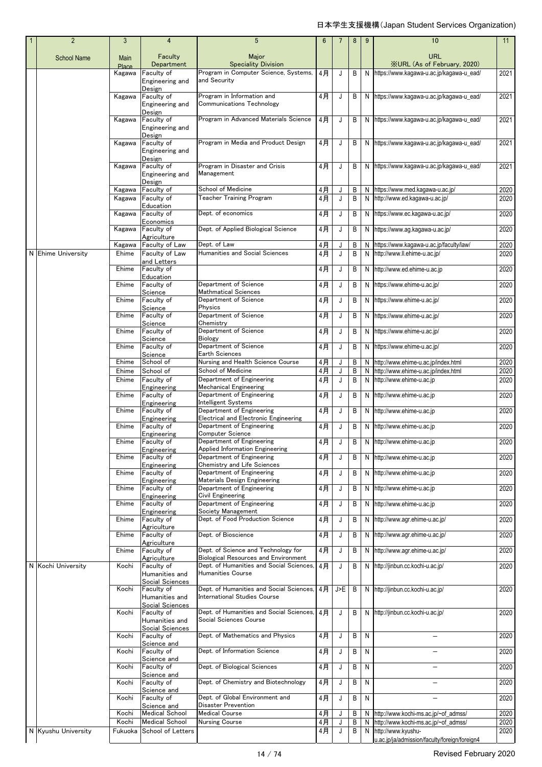| 1 | 2 | 3 | 4 | 5 | 6 | 7 | 8 | 9 | 10 | 11 |
|---|---|---|---|---|---|---|---|---|---|---|
| | School Name | Main Place | Faculty Department | Major Speciality Division | | | | | URL ※URL (As of February, 2020) | |
| | | Kagawa | Faculty of Engineering and Design | Program in Computer Science, Systems, and Security | 4月 | J | B | N | https://www.kagawa-u.ac.jp/kagawa-u_ead/ | 2021 |
| | | Kagawa | Faculty of Engineering and Design | Program in Information and Communications Technology | 4月 | J | B | N | https://www.kagawa-u.ac.jp/kagawa-u_ead/ | 2021 |
| | | Kagawa | Faculty of Engineering and Design | Program in Advanced Materials Science | 4月 | J | B | N | https://www.kagawa-u.ac.jp/kagawa-u_ead/ | 2021 |
| | | Kagawa | Faculty of Engineering and Design | Program in Media and Product Design | 4月 | J | B | N | https://www.kagawa-u.ac.jp/kagawa-u_ead/ | 2021 |
| | | Kagawa | Faculty of Engineering and Design | Program in Disaster and Crisis Management | 4月 | J | B | N | https://www.kagawa-u.ac.jp/kagawa-u_ead/ | 2021 |
| | | Kagawa | Faculty of | School of Medicine | 4月 | J | B | N | https://www.med.kagawa-u.ac.jp/ | 2020 |
| | | Kagawa | Faculty of Education | Teacher Training Program | 4月 | J | B | N | http://www.ed.kagawa-u.ac.jp/ | 2020 |
| | | Kagawa | Faculty of Economics | Dept. of economics | 4月 | J | B | N | https://www.ec.kagawa-u.ac.jp/ | 2020 |
| | | Kagawa | Faculty of Agriculture | Dept. of Applied Biological Science | 4月 | J | B | N | https://www.ag.kagawa-u.ac.jp/ | 2020 |
| | | Kagawa | Faculty of Law | Dept. of Law | 4月 | J | B | N | https://www.kagawa-u.ac.jp/faculty/law/ | 2020 |
| N | Ehime University | Ehime | Faculty of Law and Letters | Humanities and Social Sciences | 4月 | J | B | N | http://www.ll.ehime-u.ac.jp/ | 2020 |
| | | Ehime | Faculty of Education | | 4月 | J | B | N | http://www.ed.ehime-u.ac.jp | 2020 |
| | | Ehime | Faculty of Science | Department of Science Mathmatical Sciences | 4月 | J | B | N | https://www.ehime-u.ac.jp/ | 2020 |
| | | Ehime | Faculty of Science | Department of Science Physics | 4月 | J | B | N | https://www.ehime-u.ac.jp/ | 2020 |
| | | Ehime | Faculty of Science | Department of Science Chemistry | 4月 | J | B | N | https://www.ehime-u.ac.jp/ | 2020 |
| | | Ehime | Faculty of Science | Department of Science Biology | 4月 | J | B | N | https://www.ehime-u.ac.jp/ | 2020 |
| | | Ehime | Faculty of Science | Department of Science Earth Sciences | 4月 | J | B | N | https://www.ehime-u.ac.jp/ | 2020 |
| | | Ehime | School of | Nursing and Health Science Course | 4月 | J | B | N | http://www.ehime-u.ac.jp/index.html | 2020 |
| | | Ehime | School of | School of Medicine | 4月 | J | B | N | http://www.ehime-u.ac.jp/index.html | 2020 |
| | | Ehime | Faculty of Engineering | Department of Engineering Mechanical Engineering | 4月 | J | B | N | http://www.ehime-u.ac.jp | 2020 |
| | | Ehime | Faculty of Engineering | Department of Engineering Intelligent Systems | 4月 | J | B | N | http://www.ehime-u.ac.jp | 2020 |
| | | Ehime | Faculty of Engineering | Department of Engineering Electrical and Electronic Engineering | 4月 | J | B | N | http://www.ehime-u.ac.jp | 2020 |
| | | Ehime | Faculty of Engineering | Department of Engineering Computer Science | 4月 | J | B | N | http://www.ehime-u.ac.jp | 2020 |
| | | Ehime | Faculty of Engineering | Department of Engineering Applied Information Engineering | 4月 | J | B | N | http://www.ehime-u.ac.jp | 2020 |
| | | Ehime | Faculty of Engineering | Department of Engineering Chemistry and Life Sciences | 4月 | J | B | N | http://www.ehime-u.ac.jp | 2020 |
| | | Ehime | Faculty of Engineering | Department of Engineering Materials Design Engineering | 4月 | J | B | N | http://www.ehime-u.ac.jp | 2020 |
| | | Ehime | Faculty of Engineering | Department of Engineering Civil Engineering | 4月 | J | B | N | http://www.ehime-u.ac.jp | 2020 |
| | | Ehime | Faculty of Engineering | Department of Engineering Society Management | 4月 | J | B | N | http://www.ehime-u.ac.jp | 2020 |
| | | Ehime | Faculty of Agriculture | Dept. of Food Production Science | 4月 | J | B | N | http://www.agr.ehime-u.ac.jp/ | 2020 |
| | | Ehime | Faculty of Agriculture | Dept. of Bioscience | 4月 | J | B | N | http://www.agr.ehime-u.ac.jp/ | 2020 |
| | | Ehime | Faculty of Agriculture | Dept. of Science and Technology for Biological Resources and Environment | 4月 | J | B | N | http://www.agr.ehime-u.ac.jp/ | 2020 |
| N | Kochi University | Kochi | Faculty of Humanities and Social Sciences | Dept. of Humanities and Social Sciences, Humanities Course | 4月 | J | B | N | http://jinbun.cc.kochi-u.ac.jp/ | 2020 |
| | | Kochi | Faculty of Humanities and Social Sciences | Dept. of Humanities and Social Sciences, International Studies Course | 4月 | J>E | B | N | http://jinbun.cc.kochi-u.ac.jp/ | 2020 |
| | | Kochi | Faculty of Humanities and Social Sciences | Dept. of Humanities and Social Sciences, Social Sciences Course | 4月 | J | B | N | http://jinbun.cc.kochi-u.ac.jp/ | 2020 |
| | | Kochi | Faculty of Science and | Dept. of Mathematics and Physics | 4月 | J | B | N | – | 2020 |
| | | Kochi | Faculty of Science and | Dept. of Information Science | 4月 | J | B | N | – | 2020 |
| | | Kochi | Faculty of Science and | Dept. of Biological Sciences | 4月 | J | B | N | – | 2020 |
| | | Kochi | Faculty of Science and | Dept. of Chemistry and Biotechnology | 4月 | J | B | N | – | 2020 |
| | | Kochi | Faculty of Science and | Dept. of Global Environment and Disaster Prevention | 4月 | J | B | N | – | 2020 |
| | | Kochi | Medical School | Medical Course | 4月 | J | B | N | http://www.kochi-ms.ac.jp/~of_admss/ | 2020 |
| | | Kochi | Medical School | Nursing Course | 4月 | J | B | N | http://www.kochi-ms.ac.jp/~of_admss/ | 2020 |
| N | Kyushu University | Fukuoka | School of Letters | | 4月 | J | B | N | http://www.kyushu-u.ac.jp/ja/admission/faculty/foreign/foreign4 | 2020 |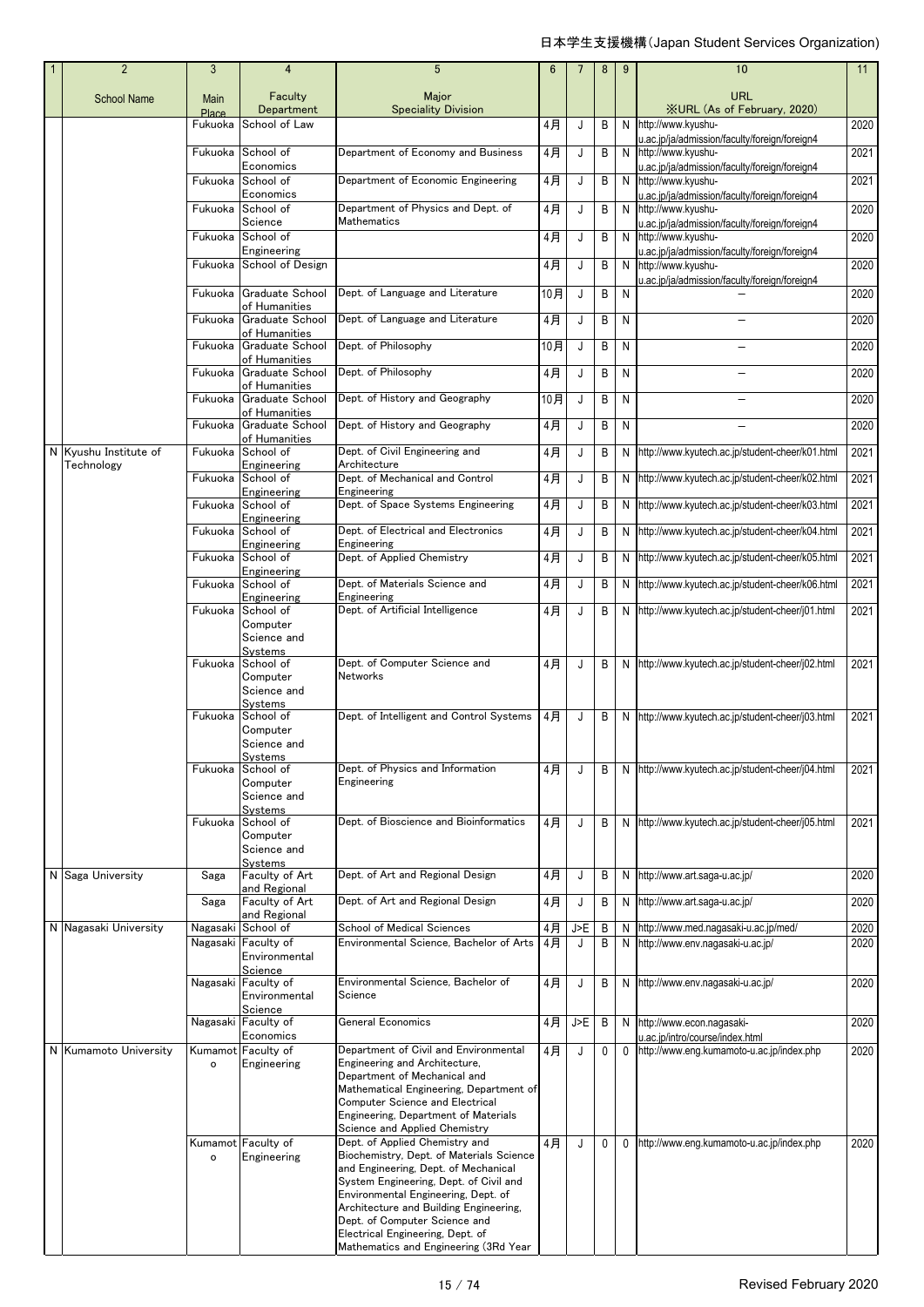| 1 | 2 | 3 | 4 | 5 | 6 | 7 | 8 | 9 | 10 | 11 |
|---|---|---|---|---|---|---|---|---|---|---|
| | School Name | Main Place | Faculty Department | Major Speciality Division | | | | | URL ※URL (As of February, 2020) | |
| | | Fukuoka | School of Law | | 4月 | J | B | N | http://www.kyushu-u.ac.jp/ja/admission/faculty/foreign/foreign4 | 2020 |
| | | Fukuoka | School of Economics | Department of Economy and Business | 4月 | J | B | N | http://www.kyushu-u.ac.jp/ja/admission/faculty/foreign/foreign4 | 2021 |
| | | Fukuoka | School of Economics | Department of Economic Engineering | 4月 | J | B | N | http://www.kyushu-u.ac.jp/ja/admission/faculty/foreign/foreign4 | 2021 |
| | | Fukuoka | School of Science | Department of Physics and Dept. of Mathematics | 4月 | J | B | N | http://www.kyushu-u.ac.jp/ja/admission/faculty/foreign/foreign4 | 2020 |
| | | Fukuoka | School of Engineering | | 4月 | J | B | N | http://www.kyushu-u.ac.jp/ja/admission/faculty/foreign/foreign4 | 2020 |
| | | Fukuoka | School of Design | | 4月 | J | B | N | http://www.kyushu-u.ac.jp/ja/admission/faculty/foreign/foreign4 | 2020 |
| | | Fukuoka | Graduate School of Humanities | Dept. of Language and Literature | 10月 | J | B | N | － | 2020 |
| | | Fukuoka | Graduate School of Humanities | Dept. of Language and Literature | 4月 | J | B | N | － | 2020 |
| | | Fukuoka | Graduate School of Humanities | Dept. of Philosophy | 10月 | J | B | N | － | 2020 |
| | | Fukuoka | Graduate School of Humanities | Dept. of Philosophy | 4月 | J | B | N | － | 2020 |
| | | Fukuoka | Graduate School of Humanities | Dept. of History and Geography | 10月 | J | B | N | － | 2020 |
| | | Fukuoka | Graduate School of Humanities | Dept. of History and Geography | 4月 | J | B | N | － | 2020 |
| N | Kyushu Institute of Technology | Fukuoka | School of Engineering | Dept. of Civil Engineering and Architecture | 4月 | J | B | N | http://www.kyutech.ac.jp/student-cheer/k01.html | 2021 |
| | | Fukuoka | School of Engineering | Dept. of Mechanical and Control Engineering | 4月 | J | B | N | http://www.kyutech.ac.jp/student-cheer/k02.html | 2021 |
| | | Fukuoka | School of Engineering | Dept. of Space Systems Engineering | 4月 | J | B | N | http://www.kyutech.ac.jp/student-cheer/k03.html | 2021 |
| | | Fukuoka | School of Engineering | Dept. of Electrical and Electronics Engineering | 4月 | J | B | N | http://www.kyutech.ac.jp/student-cheer/k04.html | 2021 |
| | | Fukuoka | School of Engineering | Dept. of Applied Chemistry | 4月 | J | B | N | http://www.kyutech.ac.jp/student-cheer/k05.html | 2021 |
| | | Fukuoka | School of Engineering | Dept. of Materials Science and Engineering | 4月 | J | B | N | http://www.kyutech.ac.jp/student-cheer/k06.html | 2021 |
| | | Fukuoka | School of Computer Science and Systems | Dept. of Artificial Intelligence | 4月 | J | B | N | http://www.kyutech.ac.jp/student-cheer/j01.html | 2021 |
| | | Fukuoka | School of Computer Science and Systems | Dept. of Computer Science and Networks | 4月 | J | B | N | http://www.kyutech.ac.jp/student-cheer/j02.html | 2021 |
| | | Fukuoka | School of Computer Science and Systems | Dept. of Intelligent and Control Systems | 4月 | J | B | N | http://www.kyutech.ac.jp/student-cheer/j03.html | 2021 |
| | | Fukuoka | School of Computer Science and Systems | Dept. of Physics and Information Engineering | 4月 | J | B | N | http://www.kyutech.ac.jp/student-cheer/j04.html | 2021 |
| | | Fukuoka | School of Computer Science and Systems | Dept. of Bioscience and Bioinformatics | 4月 | J | B | N | http://www.kyutech.ac.jp/student-cheer/j05.html | 2021 |
| N | Saga University | Saga | Faculty of Art and Regional | Dept. of Art and Regional Design | 4月 | J | B | N | http://www.art.saga-u.ac.jp/ | 2020 |
| | | Saga | Faculty of Art and Regional | Dept. of Art and Regional Design | 4月 | J | B | N | http://www.art.saga-u.ac.jp/ | 2020 |
| N | Nagasaki University | Nagasaki | School of | School of Medical Sciences | 4月 | J>E | B | N | http://www.med.nagasaki-u.ac.jp/med/ | 2020 |
| | | Nagasaki | Faculty of Environmental Science | Environmental Science, Bachelor of Arts | 4月 | J | B | N | http://www.env.nagasaki-u.ac.jp/ | 2020 |
| | | Nagasaki | Faculty of Environmental Science | Environmental Science, Bachelor of Science | 4月 | J | B | N | http://www.env.nagasaki-u.ac.jp/ | 2020 |
| | | Nagasaki | Faculty of Economics | General Economics | 4月 | J>E | B | N | http://www.econ.nagasaki-u.ac.jp/intro/course/index.html | 2020 |
| N | Kumamoto University | Kumamoto | Faculty of Engineering | Department of Civil and Environmental Engineering and Architecture, Department of Mechanical and Mathematical Engineering, Department of Computer Science and Electrical Engineering, Department of Materials Science and Applied Chemistry | 4月 | J | 0 | 0 | http://www.eng.kumamoto-u.ac.jp/index.php | 2020 |
| | | Kumamoto | Faculty of Engineering | Dept. of Applied Chemistry and Biochemistry, Dept. of Materials Science and Engineering, Dept. of Mechanical System Engineering, Dept. of Civil and Environmental Engineering, Dept. of Architecture and Building Engineering, Dept. of Computer Science and Electrical Engineering, Dept. of Mathematics and Engineering (3Rd Year | 4月 | J | 0 | 0 | http://www.eng.kumamoto-u.ac.jp/index.php | 2020 |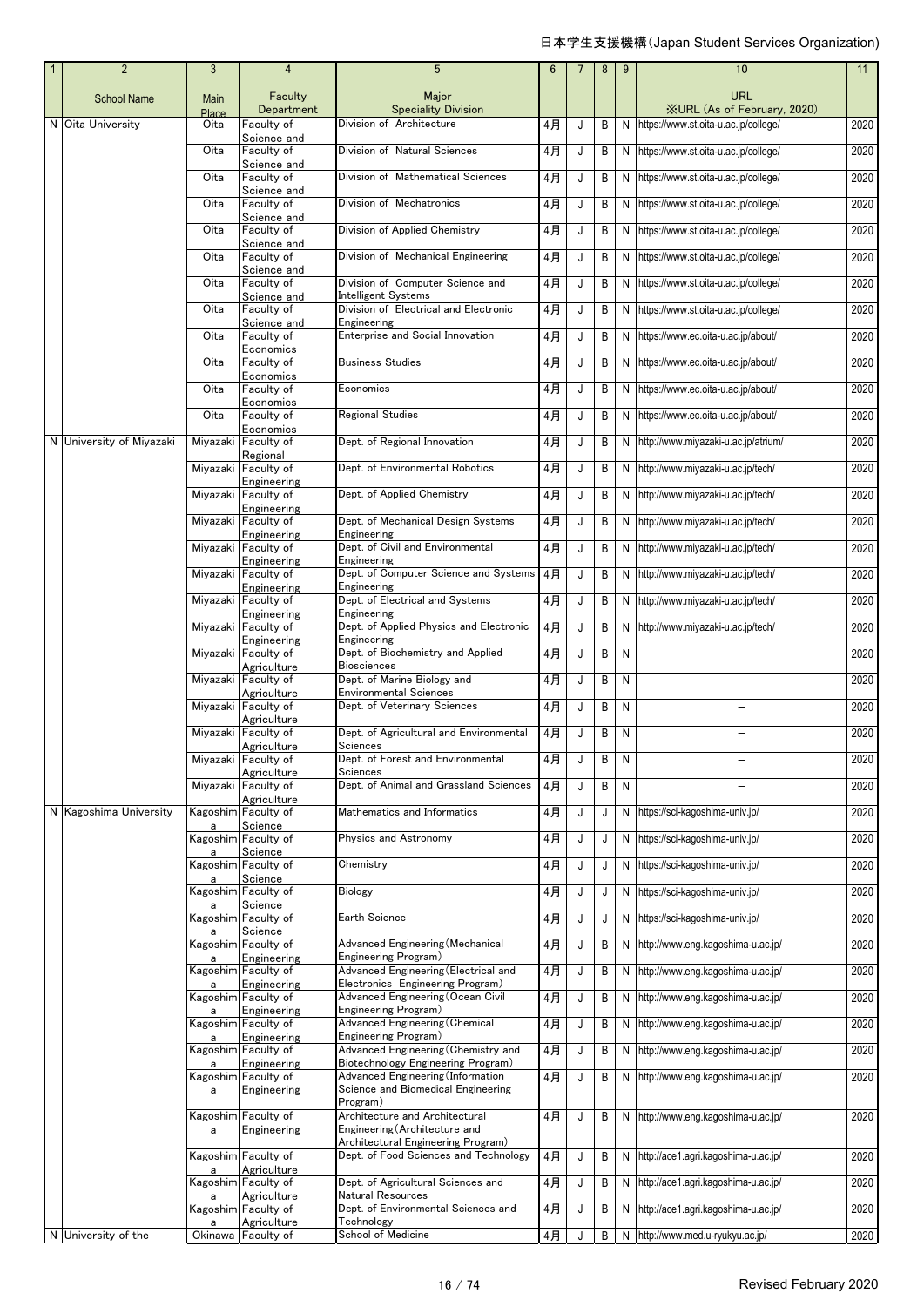日本学生支援機構(Japan Student Services Organization)

| 1 | 2 | 3 | 4 | 5 | 6 | 7 | 8 | 9 | 10 | 11 |
|---|---|---|---|---|---|---|---|---|---|---|
| | School Name | Main Place | Faculty Department | Major Speciality Division | | | | | URL ※URL (As of February, 2020) | |
| N | Oita University | Oita | Faculty of Science and | Division of Architecture | 4月 | J | B | N | https://www.st.oita-u.ac.jp/college/ | 2020 |
| | | Oita | Faculty of Science and | Division of Natural Sciences | 4月 | J | B | N | https://www.st.oita-u.ac.jp/college/ | 2020 |
| | | Oita | Faculty of Science and | Division of Mathematical Sciences | 4月 | J | B | N | https://www.st.oita-u.ac.jp/college/ | 2020 |
| | | Oita | Faculty of Science and | Division of Mechatronics | 4月 | J | B | N | https://www.st.oita-u.ac.jp/college/ | 2020 |
| | | Oita | Faculty of Science and | Division of Applied Chemistry | 4月 | J | B | N | https://www.st.oita-u.ac.jp/college/ | 2020 |
| | | Oita | Faculty of Science and | Division of Mechanical Engineering | 4月 | J | B | N | https://www.st.oita-u.ac.jp/college/ | 2020 |
| | | Oita | Faculty of Science and | Division of Computer Science and Intelligent Systems | 4月 | J | B | N | https://www.st.oita-u.ac.jp/college/ | 2020 |
| | | Oita | Faculty of Science and | Division of Electrical and Electronic Engineering | 4月 | J | B | N | https://www.st.oita-u.ac.jp/college/ | 2020 |
| | | Oita | Faculty of Economics | Enterprise and Social Innovation | 4月 | J | B | N | https://www.ec.oita-u.ac.jp/about/ | 2020 |
| | | Oita | Faculty of Economics | Business Studies | 4月 | J | B | N | https://www.ec.oita-u.ac.jp/about/ | 2020 |
| | | Oita | Faculty of Economics | Economics | 4月 | J | B | N | https://www.ec.oita-u.ac.jp/about/ | 2020 |
| | | Oita | Faculty of Economics | Regional Studies | 4月 | J | B | N | https://www.ec.oita-u.ac.jp/about/ | 2020 |
| N | University of Miyazaki | Miyazaki | Faculty of Regional | Dept. of Regional Innovation | 4月 | J | B | N | http://www.miyazaki-u.ac.jp/atrium/ | 2020 |
| | | Miyazaki | Faculty of Engineering | Dept. of Environmental Robotics | 4月 | J | B | N | http://www.miyazaki-u.ac.jp/tech/ | 2020 |
| | | Miyazaki | Faculty of Engineering | Dept. of Applied Chemistry | 4月 | J | B | N | http://www.miyazaki-u.ac.jp/tech/ | 2020 |
| | | Miyazaki | Faculty of Engineering | Dept. of Mechanical Design Systems Engineering | 4月 | J | B | N | http://www.miyazaki-u.ac.jp/tech/ | 2020 |
| | | Miyazaki | Faculty of Engineering | Dept. of Civil and Environmental Engineering | 4月 | J | B | N | http://www.miyazaki-u.ac.jp/tech/ | 2020 |
| | | Miyazaki | Faculty of Engineering | Dept. of Computer Science and Systems Engineering | 4月 | J | B | N | http://www.miyazaki-u.ac.jp/tech/ | 2020 |
| | | Miyazaki | Faculty of Engineering | Dept. of Electrical and Systems Engineering | 4月 | J | B | N | http://www.miyazaki-u.ac.jp/tech/ | 2020 |
| | | Miyazaki | Faculty of Engineering | Dept. of Applied Physics and Electronic Engineering | 4月 | J | B | N | http://www.miyazaki-u.ac.jp/tech/ | 2020 |
| | | Miyazaki | Faculty of Agriculture | Dept. of Biochemistry and Applied Biosciences | 4月 | J | B | N | ― | 2020 |
| | | Miyazaki | Faculty of Agriculture | Dept. of Marine Biology and Environmental Sciences | 4月 | J | B | N | ― | 2020 |
| | | Miyazaki | Faculty of Agriculture | Dept. of Veterinary Sciences | 4月 | J | B | N | ― | 2020 |
| | | Miyazaki | Faculty of Agriculture | Dept. of Agricultural and Environmental Sciences | 4月 | J | B | N | ― | 2020 |
| | | Miyazaki | Faculty of Agriculture | Dept. of Forest and Environmental Sciences | 4月 | J | B | N | ― | 2020 |
| | | Miyazaki | Faculty of Agriculture | Dept. of Animal and Grassland Sciences | 4月 | J | B | N | ― | 2020 |
| N | Kagoshima University | Kagoshima | Faculty of Science | Mathematics and Informatics | 4月 | J | J | N | https://sci-kagoshima-univ.jp/ | 2020 |
| | | Kagoshima | Faculty of Science | Physics and Astronomy | 4月 | J | J | N | https://sci-kagoshima-univ.jp/ | 2020 |
| | | Kagoshima | Faculty of Science | Chemistry | 4月 | J | J | N | https://sci-kagoshima-univ.jp/ | 2020 |
| | | Kagoshima | Faculty of Science | Biology | 4月 | J | J | N | https://sci-kagoshima-univ.jp/ | 2020 |
| | | Kagoshima | Faculty of Science | Earth Science | 4月 | J | J | N | https://sci-kagoshima-univ.jp/ | 2020 |
| | | Kagoshima | Faculty of Engineering | Advanced Engineering(Mechanical Engineering Program) | 4月 | J | B | N | http://www.eng.kagoshima-u.ac.jp/ | 2020 |
| | | Kagoshima | Faculty of Engineering | Advanced Engineering(Electrical and Electronics Engineering Program) | 4月 | J | B | N | http://www.eng.kagoshima-u.ac.jp/ | 2020 |
| | | Kagoshima | Faculty of Engineering | Advanced Engineering(Ocean Civil Engineering Program) | 4月 | J | B | N | http://www.eng.kagoshima-u.ac.jp/ | 2020 |
| | | Kagoshima | Faculty of Engineering | Advanced Engineering(Chemical Engineering Program) | 4月 | J | B | N | http://www.eng.kagoshima-u.ac.jp/ | 2020 |
| | | Kagoshima | Faculty of Engineering | Advanced Engineering(Chemistry and Biotechnology Engineering Program) | 4月 | J | B | N | http://www.eng.kagoshima-u.ac.jp/ | 2020 |
| | | Kagoshima | Faculty of Engineering | Advanced Engineering(Information Science and Biomedical Engineering Program) | 4月 | J | B | N | http://www.eng.kagoshima-u.ac.jp/ | 2020 |
| | | Kagoshima | Faculty of Engineering | Architecture and Architectural Engineering(Architecture and Architectural Engineering Program) | 4月 | J | B | N | http://www.eng.kagoshima-u.ac.jp/ | 2020 |
| | | Kagoshima | Faculty of Agriculture | Dept. of Food Sciences and Technology | 4月 | J | B | N | http://ace1.agri.kagoshima-u.ac.jp/ | 2020 |
| | | Kagoshima | Faculty of Agriculture | Dept. of Agricultural Sciences and Natural Resources | 4月 | J | B | N | http://ace1.agri.kagoshima-u.ac.jp/ | 2020 |
| | | Kagoshima | Faculty of Agriculture | Dept. of Environmental Sciences and Technology | 4月 | J | B | N | http://ace1.agri.kagoshima-u.ac.jp/ | 2020 |
| N | University of the | Okinawa | Faculty of | School of Medicine | 4月 | J | B | N | http://www.med.u-ryukyu.ac.jp/ | 2020 |

Revised February 2020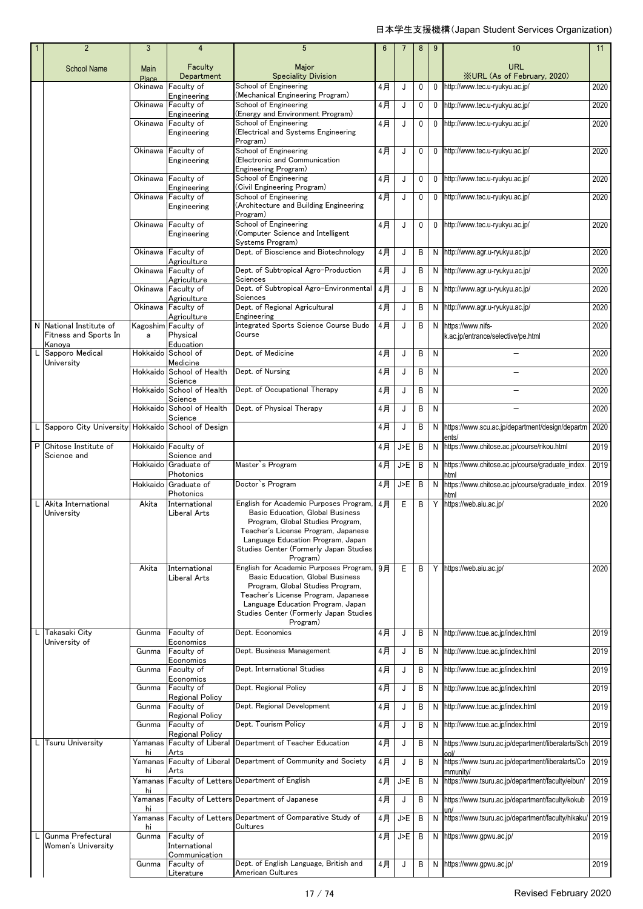| 1 | 2 | 3 | 4 | 5 | 6 | 7 | 8 | 9 | 10 | 11 |
|---|---|---|---|---|---|---|---|---|---|---|
| | School Name | Main Place | Faculty Department | Major Speciality Division | | | | | URL ※URL (As of February, 2020) | |
| | | Okinawa | Faculty of Engineering | School of Engineering (Mechanical Engineering Program) | 4月 | J | 0 | 0 | http://www.tec.u-ryukyu.ac.jp/ | 2020 |
| | | Okinawa | Faculty of Engineering | School of Engineering (Energy and Environment Program) | 4月 | J | 0 | 0 | http://www.tec.u-ryukyu.ac.jp/ | 2020 |
| | | Okinawa | Faculty of Engineering | School of Engineering (Electrical and Systems Engineering Program) | 4月 | J | 0 | 0 | http://www.tec.u-ryukyu.ac.jp/ | 2020 |
| | | Okinawa | Faculty of Engineering | School of Engineering (Electronic and Communication Engineering Program) | 4月 | J | 0 | 0 | http://www.tec.u-ryukyu.ac.jp/ | 2020 |
| | | Okinawa | Faculty of Engineering | School of Engineering (Civil Engineering Program) | 4月 | J | 0 | 0 | http://www.tec.u-ryukyu.ac.jp/ | 2020 |
| | | Okinawa | Faculty of Engineering | School of Engineering (Architecture and Building Engineering Program) | 4月 | J | 0 | 0 | http://www.tec.u-ryukyu.ac.jp/ | 2020 |
| | | Okinawa | Faculty of Engineering | School of Engineering (Computer Science and Intelligent Systems Program) | 4月 | J | 0 | 0 | http://www.tec.u-ryukyu.ac.jp/ | 2020 |
| | | Okinawa | Faculty of Agriculture | Dept. of Bioscience and Biotechnology | 4月 | J | B | N | http://www.agr.u-ryukyu.ac.jp/ | 2020 |
| | | Okinawa | Faculty of Agriculture | Dept. of Subtropical Agro-Production Sciences | 4月 | J | B | N | http://www.agr.u-ryukyu.ac.jp/ | 2020 |
| | | Okinawa | Faculty of Agriculture | Dept. of Subtropical Agro-Environmental Sciences | 4月 | J | B | N | http://www.agr.u-ryukyu.ac.jp/ | 2020 |
| | | Okinawa | Faculty of Agriculture | Dept. of Regional Agricultural Engineering | 4月 | J | B | N | http://www.agr.u-ryukyu.ac.jp/ | 2020 |
| N | National Institute of Fitness and Sports In Kanoya | Kagoshima | Faculty of Physical Education | Integrated Sports Science Course Budo Course | 4月 | J | B | N | https://www.nifs-k.ac.jp/entrance/selective/pe.html | 2020 |
| L | Sapporo Medical University | Hokkaido | School of Medicine | Dept. of Medicine | 4月 | J | B | N | — | 2020 |
| | | Hokkaido | School of Health Science | Dept. of Nursing | 4月 | J | B | N | — | 2020 |
| | | Hokkaido | School of Health Science | Dept. of Occupational Therapy | 4月 | J | B | N | — | 2020 |
| | | Hokkaido | School of Health Science | Dept. of Physical Therapy | 4月 | J | B | N | — | 2020 |
| L | Sapporo City University | Hokkaido | School of Design | | 4月 | J | B | N | https://www.scu.ac.jp/department/design/departments/ | 2020 |
| P | Chitose Institute of Science and | Hokkaido | Faculty of Science and | | 4月 | J>E | B | N | https://www.chitose.ac.jp/course/rikou.html | 2019 |
| | | Hokkaido | Graduate of Photonics | Master`s Program | 4月 | J>E | B | N | https://www.chitose.ac.jp/course/graduate_index.html | 2019 |
| | | Hokkaido | Graduate of Photonics | Doctor`s Program | 4月 | J>E | B | N | https://www.chitose.ac.jp/course/graduate_index.html | 2019 |
| L | Akita International University | Akita | International Liberal Arts | English for Academic Purposes Program, Basic Education, Global Business Program, Global Studies Program, Teacher's License Program, Japanese Language Education Program, Japan Studies Center (Formerly Japan Studies Program) | 4月 | E | B | Y | https://web.aiu.ac.jp/ | 2020 |
| | | Akita | International Liberal Arts | English for Academic Purposes Program, Basic Education, Global Business Program, Global Studies Program, Teacher's License Program, Japanese Language Education Program, Japan Studies Center (Formerly Japan Studies Program) | 9月 | E | B | Y | https://web.aiu.ac.jp/ | 2020 |
| L | Takasaki City University of | Gunma | Faculty of Economics | Dept. Economics | 4月 | J | B | N | http://www.tcue.ac.jp/index.html | 2019 |
| | | Gunma | Faculty of Economics | Dept. Business Management | 4月 | J | B | N | http://www.tcue.ac.jp/index.html | 2019 |
| | | Gunma | Faculty of Economics | Dept. International Studies | 4月 | J | B | N | http://www.tcue.ac.jp/index.html | 2019 |
| | | Gunma | Faculty of Regional Policy | Dept. Regional Policy | 4月 | J | B | N | http://www.tcue.ac.jp/index.html | 2019 |
| | | Gunma | Faculty of Regional Policy | Dept. Regional Development | 4月 | J | B | N | http://www.tcue.ac.jp/index.html | 2019 |
| | | Gunma | Faculty of Regional Policy | Dept. Tourism Policy | 4月 | J | B | N | http://www.tcue.ac.jp/index.html | 2019 |
| L | Tsuru University | Yamanashi | Faculty of Liberal Arts | Department of Teacher Education | 4月 | J | B | N | https://www.tsuru.ac.jp/department/liberalarts/School/ | 2019 |
| | | Yamanashi | Faculty of Liberal Arts | Department of Community and Society | 4月 | J | B | N | https://www.tsuru.ac.jp/department/liberalarts/Community/ | 2019 |
| | | Yamanashi | Faculty of Letters | Department of English | 4月 | J>E | B | N | https://www.tsuru.ac.jp/department/faculty/eibun/ | 2019 |
| | | Yamanashi | Faculty of Letters | Department of Japanese | 4月 | J | B | N | https://www.tsuru.ac.jp/department/faculty/kokubun/ | 2019 |
| | | Yamanashi | Faculty of Letters | Department of Comparative Study of Cultures | 4月 | J>E | B | N | https://www.tsuru.ac.jp/department/faculty/hikaku/ | 2019 |
| L | Gunma Prefectural Women's University | Gunma | Faculty of International Communication | | 4月 | J>E | B | N | https://www.gpwu.ac.jp/ | 2019 |
| | | Gunma | Faculty of Literature | Dept. of English Language, British and American Cultures | 4月 | J | B | N | https://www.gpwu.ac.jp/ | 2019 |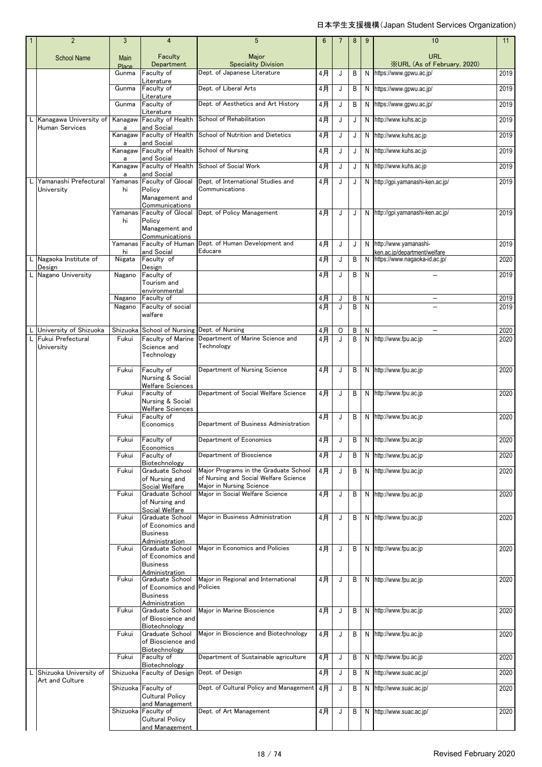日本学生支援機構(Japan Student Services Organization)

| 1 | 2 | 3 | 4 | 5 | 6 | 7 | 8 | 9 | 10 | 11 |
|---|---|---|---|---|---|---|---|---|---|---|
| | School Name | Main Place | Faculty Department | Major Speciality Division | | | | | URL ※URL (As of February, 2020) | |
| | | Gunma | Faculty of Literature | Dept. of Japanese Literature | 4月 | J | B | N | https://www.gpwu.ac.jp/ | 2019 |
| | | Gunma | Faculty of Literature | Dept. of Liberal Arts | 4月 | J | B | N | https://www.gpwu.ac.jp/ | 2019 |
| | | Gunma | Faculty of Literature | Dept. of Aesthetics and Art History | 4月 | J | B | N | https://www.gpwu.ac.jp/ | 2019 |
| L | Kanagawa University of Human Services | Kanagawa | Faculty of Health and Social | School of Rehabilitation | 4月 | J | J | N | http://www.kuhs.ac.jp | 2019 |
| | | Kanagawa | Faculty of Health and Social | School of Nutrition and Dietetics | 4月 | J | J | N | http://www.kuhs.ac.jp | 2019 |
| | | Kanagawa | Faculty of Health and Social | School of Nursing | 4月 | J | J | N | http://www.kuhs.ac.jp | 2019 |
| | | Kanagawa | Faculty of Health and Social | School of Social Work | 4月 | J | J | N | http://www.kuhs.ac.jp | 2019 |
| L | Yamanashi Prefectural University | Yamanashi | Faculty of Glocal Policy Management and Communications | Dept. of International Studies and Communications | 4月 | J | J | N | http://gpi.yamanashi-ken.ac.jp/ | 2019 |
| | | Yamanashi | Faculty of Glocal Policy Management and Communications | Dept. of Policy Management | 4月 | J | J | N | http://gpi.yamanashi-ken.ac.jp/ | 2019 |
| | | Yamanashi | Faculty of Human and Social | Dept. of Human Development and Educare | 4月 | J | J | N | http://www.yamanashi-ken.ac.jp/department/welfare | 2019 |
| L | Nagaoka Institute of Design | Niigata | Faculty of Design | | 4月 | J | B | N | https://www.nagaoka-id.ac.jp/ | 2020 |
| L | Nagano University | Nagano | Faculty of Tourism and environmental | | 4月 | J | B | N | – | 2019 |
| | | Nagano | Faculty of | | 4月 | J | B | N | – | 2019 |
| | | Nagano | Faculty of social walfare | | 4月 | J | B | N | – | 2019 |
| L | University of Shizuoka | Shizuoka | School of Nursing | Dept. of Nursing | 4月 | O | B | N | – | 2020 |
| L | Fukui Prefectural University | Fukui | Faculty of Marine Science and Technology | Department of Marine Science and Technology | 4月 | J | B | N | http://www.fpu.ac.jp | 2020 |
| | | Fukui | Faculty of Nursing & Social Welfare Sciences | Department of Nursing Science | 4月 | J | B | N | http://www.fpu.ac.jp | 2020 |
| | | Fukui | Faculty of Nursing & Social Welfare Sciences | Department of Social Welfare Science | 4月 | J | B | N | http://www.fpu.ac.jp | 2020 |
| | | Fukui | Faculty of Economics | Department of Business Administration | 4月 | J | B | N | http://www.fpu.ac.jp | 2020 |
| | | Fukui | Faculty of Economics | Department of Economics | 4月 | J | B | N | http://www.fpu.ac.jp | 2020 |
| | | Fukui | Faculty of Biotechnology | Department of Bioscience | 4月 | J | B | N | http://www.fpu.ac.jp | 2020 |
| | | Fukui | Graduate School of Nursing and Social Welfare | Major Programs in the Graduate School of Nursing and Social Welfare Science Major in Nursing Science | 4月 | J | B | N | http://www.fpu.ac.jp | 2020 |
| | | Fukui | Graduate School of Nursing and Social Welfare | Major in Social Welfare Science | 4月 | J | B | N | http://www.fpu.ac.jp | 2020 |
| | | Fukui | Graduate School of Economics and Business Administration | Major in Business Administration | 4月 | J | B | N | http://www.fpu.ac.jp | 2020 |
| | | Fukui | Graduate School of Economics and Business Administration | Major in Economics and Policies | 4月 | J | B | N | http://www.fpu.ac.jp | 2020 |
| | | Fukui | Graduate School of Economics and Business Administration | Major in Regional and International Policies | 4月 | J | B | N | http://www.fpu.ac.jp | 2020 |
| | | Fukui | Graduate School of Bioscience and Biotechnology | Major in Marine Bioscience | 4月 | J | B | N | http://www.fpu.ac.jp | 2020 |
| | | Fukui | Graduate School of Bioscience and Biotechnology | Major in Bioscience and Biotechnology | 4月 | J | B | N | http://www.fpu.ac.jp | 2020 |
| | | Fukui | Faculty of Biotechnology | Department of Sustainable agriculture | 4月 | J | B | N | http://www.fpu.ac.jp | 2020 |
| L | Shizuoka University of Art and Culture | Shizuoka | Faculty of Design | Dept. of Design | 4月 | J | B | N | http://www.suac.ac.jp/ | 2020 |
| | | Shizuoka | Faculty of Cultural Policy and Management | Dept. of Cultural Policy and Management | 4月 | J | B | N | http://www.suac.ac.jp/ | 2020 |
| | | Shizuoka | Faculty of Cultural Policy and Management | Dept. of Art Management | 4月 | J | B | N | http://www.suac.ac.jp/ | 2020 |

Revised February 2020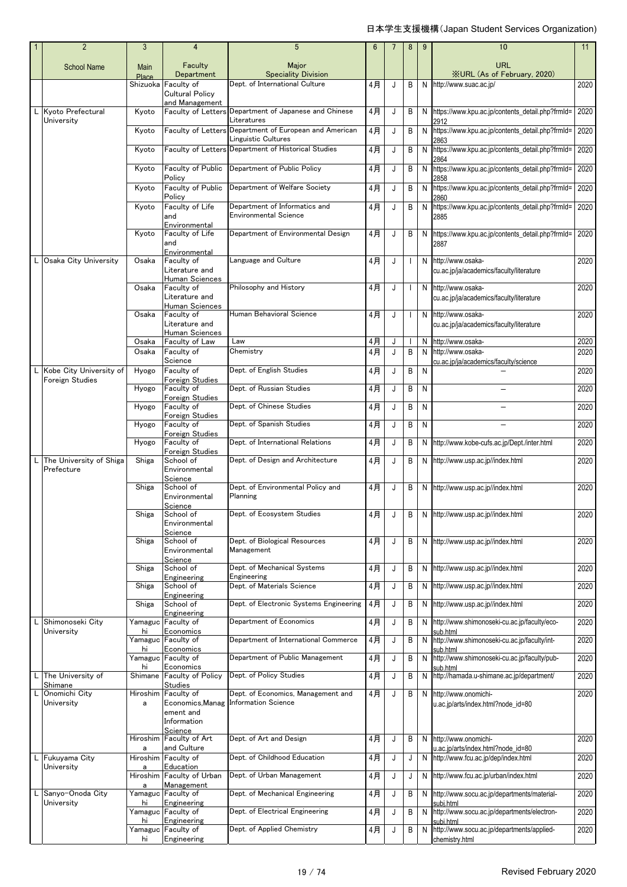| 1 | 2 | 3 | 4 | 5 | 6 | 7 | 8 | 9 | 10 | 11 |
|---|---|---|---|---|---|---|---|---|---|---|
| | School Name | Main Place | Faculty Department | Major Speciality Division | | | | | URL ※URL (As of February, 2020) | |
| | | Shizuoka | Faculty of Cultural Policy and Management | Dept. of International Culture | 4月 | J | B | N | http://www.suac.ac.jp/ | 2020 |
| L | Kyoto Prefectural University | Kyoto | Faculty of Letters | Department of Japanese and Chinese Literatures | 4月 | J | B | N | https://www.kpu.ac.jp/contents_detail.php?frmId=2912 | 2020 |
| | | Kyoto | Faculty of Letters | Department of European and American Linguistic Cultures | 4月 | J | B | N | https://www.kpu.ac.jp/contents_detail.php?frmId=2863 | 2020 |
| | | Kyoto | Faculty of Letters | Department of Historical Studies | 4月 | J | B | N | https://www.kpu.ac.jp/contents_detail.php?frmId=2864 | 2020 |
| | | Kyoto | Faculty of Public Policy | Department of Public Policy | 4月 | J | B | N | https://www.kpu.ac.jp/contents_detail.php?frmId=2858 | 2020 |
| | | Kyoto | Faculty of Public Policy | Department of Welfare Society | 4月 | J | B | N | https://www.kpu.ac.jp/contents_detail.php?frmId=2860 | 2020 |
| | | Kyoto | Faculty of Life and Environmental | Department of Informatics and Environmental Science | 4月 | J | B | N | https://www.kpu.ac.jp/contents_detail.php?frmId=2885 | 2020 |
| | | Kyoto | Faculty of Life and Environmental | Department of Environmental Design | 4月 | J | B | N | https://www.kpu.ac.jp/contents_detail.php?frmId=2887 | 2020 |
| L | Osaka City University | Osaka | Faculty of Literature and Human Sciences | Language and Culture | 4月 | J | I | N | http://www.osaka-cu.ac.jp/ja/academics/faculty/literature | 2020 |
| | | Osaka | Faculty of Literature and Human Sciences | Philosophy and History | 4月 | J | I | N | http://www.osaka-cu.ac.jp/ja/academics/faculty/literature | 2020 |
| | | Osaka | Faculty of Literature and Human Sciences | Human Behavioral Science | 4月 | J | I | N | http://www.osaka-cu.ac.jp/ja/academics/faculty/literature | 2020 |
| | | Osaka | Faculty of Law | Law | 4月 | J | I | N | http://www.osaka- | 2020 |
| | | Osaka | Faculty of Science | Chemistry | 4月 | J | B | N | http://www.osaka-cu.ac.jp/ja/academics/faculty/science | 2020 |
| L | Kobe City University of Foreign Studies | Hyogo | Faculty of Foreign Studies | Dept. of English Studies | 4月 | J | B | N | – | 2020 |
| | | Hyogo | Faculty of Foreign Studies | Dept. of Russian Studies | 4月 | J | B | N | – | 2020 |
| | | Hyogo | Faculty of Foreign Studies | Dept. of Chinese Studies | 4月 | J | B | N | – | 2020 |
| | | Hyogo | Faculty of Foreign Studies | Dept. of Spanish Studies | 4月 | J | B | N | – | 2020 |
| | | Hyogo | Faculty of Foreign Studies | Dept. of International Relations | 4月 | J | B | N | http://www.kobe-cufs.ac.jp/Dept./inter.html | 2020 |
| L | The University of Shiga Prefecture | Shiga | School of Environmental Science | Dept. of Design and Architecture | 4月 | J | B | N | http://www.usp.ac.jp//index.html | 2020 |
| | | Shiga | School of Environmental Science | Dept. of Environmental Policy and Planning | 4月 | J | B | N | http://www.usp.ac.jp//index.html | 2020 |
| | | Shiga | School of Environmental Science | Dept. of Ecosystem Studies | 4月 | J | B | N | http://www.usp.ac.jp//index.html | 2020 |
| | | Shiga | School of Environmental Science | Dept. of Biological Resources Management | 4月 | J | B | N | http://www.usp.ac.jp//index.html | 2020 |
| | | Shiga | School of Engineering | Dept. of Mechanical Systems Engineering | 4月 | J | B | N | http://www.usp.ac.jp//index.html | 2020 |
| | | Shiga | School of Engineering | Dept. of Materials Science | 4月 | J | B | N | http://www.usp.ac.jp//index.html | 2020 |
| | | Shiga | School of Engineering | Dept. of Electronic Systems Engineering | 4月 | J | B | N | http://www.usp.ac.jp//index.html | 2020 |
| L | Shimonoseki City University | Yamaguchi | Faculty of Economics | Department of Economics | 4月 | J | B | N | http://www.shimonoseki-cu.ac.jp/faculty/eco-sub.html | 2020 |
| | | Yamaguchi | Faculty of Economics | Department of International Commerce | 4月 | J | B | N | http://www.shimonoseki-cu.ac.jp/faculty/int-sub.html | 2020 |
| | | Yamaguchi | Faculty of Economics | Department of Public Management | 4月 | J | B | N | http://www.shimonoseki-cu.ac.jp/faculty/pub-sub.html | 2020 |
| L | The University of Shimane | Shimane | Faculty of Policy Studies | Dept. of Policy Studies | 4月 | J | B | N | http://hamada.u-shimane.ac.jp/department/ | 2020 |
| L | Onomichi City University | Hiroshima | Faculty of Economics,Management and Information Science | Dept. of Economics, Management and Information Science | 4月 | J | B | N | http://www.onomichi-u.ac.jp/arts/index.html?node_id=80 | 2020 |
| | | Hiroshima | Faculty of Art and Culture | Dept. of Art and Design | 4月 | J | B | N | http://www.onomichi-u.ac.jp/arts/index.html?node_id=80 | 2020 |
| L | Fukuyama City University | Hiroshima | Faculty of Education | Dept. of Childhood Education | 4月 | J | J | N | http://www.fcu.ac.jp/dep/index.html | 2020 |
| | | Hiroshima | Faculty of Urban Management | Dept. of Urban Management | 4月 | J | J | N | http://www.fcu.ac.jp/urban/index.html | 2020 |
| L | Sanyo-Onoda City University | Yamaguchi | Faculty of Engineering | Dept. of Mechanical Engineering | 4月 | J | B | N | http://www.socu.ac.jp/departments/material-subj.html | 2020 |
| | | Yamaguchi | Faculty of Engineering | Dept. of Electrical Engineering | 4月 | J | B | N | http://www.socu.ac.jp/departments/electron-subj.html | 2020 |
| | | Yamaguchi | Faculty of Engineering | Dept. of Applied Chemistry | 4月 | J | B | N | http://www.socu.ac.jp/departments/applied-chemistry.html | 2020 |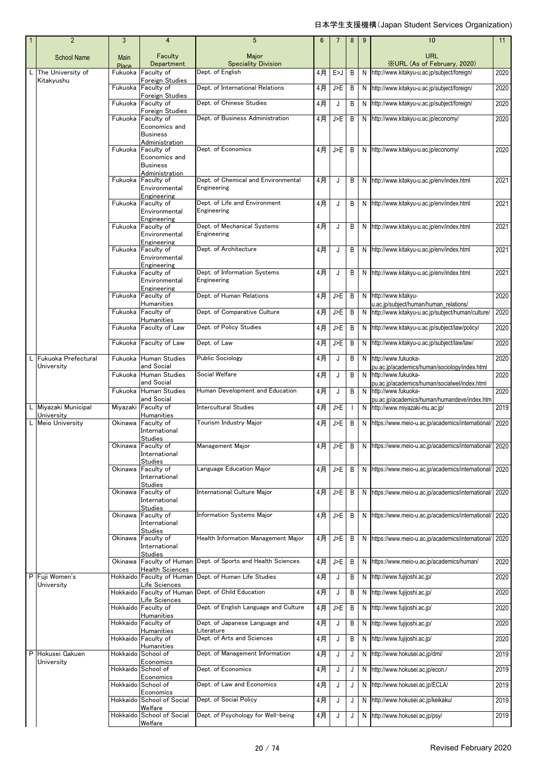| 1 | 2 | 3 | 4 | 5 | 6 | 7 | 8 | 9 | 10 | 11 |
|---|---|---|---|---|---|---|---|---|---|---|
| | School Name | Main Place | Faculty Department | Major Speciality Division | | | | | URL ※URL (As of February, 2020) | |
| L | The University of Kitakyushu | Fukuoka | Faculty of Foreign Studies | Dept. of English | 4月 | E>J | B | N | http://www.kitakyu-u.ac.jp/subject/foreign/ | 2020 |
| | | Fukuoka | Faculty of Foreign Studies | Dept. of International Relations | 4月 | J>E | B | N | http://www.kitakyu-u.ac.jp/subject/foreign/ | 2020 |
| | | Fukuoka | Faculty of Foreign Studies | Dept. of Chinese Studies | 4月 | J | B | N | http://www.kitakyu-u.ac.jp/subject/foreign/ | 2020 |
| | | Fukuoka | Faculty of Economics and Business Administration | Dept. of Business Administration | 4月 | J>E | B | N | http://www.kitakyu-u.ac.jp/economy/ | 2020 |
| | | Fukuoka | Faculty of Economics and Business Administration | Dept. of Economics | 4月 | J>E | B | N | http://www.kitakyu-u.ac.jp/economy/ | 2020 |
| | | Fukuoka | Faculty of Environmental Engineering | Dept. of Chemical and Environmental Engineering | 4月 | J | B | N | http://www.kitakyu-u.ac.jp/env/index.html | 2021 |
| | | Fukuoka | Faculty of Environmental Engineering | Dept. of Life and Environment Engineering | 4月 | J | B | N | http://www.kitakyu-u.ac.jp/env/index.html | 2021 |
| | | Fukuoka | Faculty of Environmental Engineering | Dept. of Mechanical Systems Engineering | 4月 | J | B | N | http://www.kitakyu-u.ac.jp/env/index.html | 2021 |
| | | Fukuoka | Faculty of Environmental Engineering | Dept. of Architecture | 4月 | J | B | N | http://www.kitakyu-u.ac.jp/env/index.html | 2021 |
| | | Fukuoka | Faculty of Environmental Engineering | Dept. of Information Systems Engineering | 4月 | J | B | N | http://www.kitakyu-u.ac.jp/env/index.html | 2021 |
| | | Fukuoka | Faculty of Humanities | Dept. of Human Relations | 4月 | J>E | B | N | http://www.kitakyu-u.ac.jp/subject/human/human_relations/ | 2020 |
| | | Fukuoka | Faculty of Humanities | Dept. of Comparative Culture | 4月 | J>E | B | N | http://www.kitakyu-u.ac.jp/subject/human/culture/ | 2020 |
| | | Fukuoka | Faculty of Law | Dept. of Policy Studies | 4月 | J>E | B | N | http://www.kitakyu-u.ac.jp/subject/law/policy/ | 2020 |
| | | Fukuoka | Faculty of Law | Dept. of Law | 4月 | J>E | B | N | http://www.kitakyu-u.ac.jp/subject/law/law/ | 2020 |
| L | Fukuoka Prefectural University | Fukuoka | Human Studies and Social | Public Sociology | 4月 | J | B | N | http://www.fukuoka-pu.ac.jp/academics/human/sociology/index.html | 2020 |
| | | Fukuoka | Human Studies and Social | Social Welfare | 4月 | J | B | N | http://www.fukuoka-pu.ac.jp/academics/human/socialwel/index.html | 2020 |
| | | Fukuoka | Human Studies and Social | Human Development and Education | 4月 | J | B | N | http://www.fukuoka-pu.ac.jp/academics/human/humandeve/index.htm | 2020 |
| L | Miyazaki Municipal University | Miyazaki | Faculty of Humanities | Intercultural Studies | 4月 | J>E | I | N | http://www.miyazaki-mu.ac.jp/ | 2019 |
| L | Meio University | Okinawa | Faculty of International Studies | Tourism Industry Major | 4月 | J>E | B | N | https://www.meio-u.ac.jp/academics/international/ | 2020 |
| | | Okinawa | Faculty of International Studies | Management Major | 4月 | J>E | B | N | https://www.meio-u.ac.jp/academics/international/ | 2020 |
| | | Okinawa | Faculty of International Studies | Language Education Major | 4月 | J>E | B | N | https://www.meio-u.ac.jp/academics/international/ | 2020 |
| | | Okinawa | Faculty of International Studies | International Culture Major | 4月 | J>E | B | N | https://www.meio-u.ac.jp/academics/international/ | 2020 |
| | | Okinawa | Faculty of International Studies | Information Systems Major | 4月 | J>E | B | N | https://www.meio-u.ac.jp/academics/international/ | 2020 |
| | | Okinawa | Faculty of International Studies | Health Information Management Major | 4月 | J>E | B | N | https://www.meio-u.ac.jp/academics/international/ | 2020 |
| | | Okinawa | Faculty of Human Health Sciences | Dept. of Sports and Health Sciences | 4月 | J>E | B | N | https://www.meio-u.ac.jp/academics/human/ | 2020 |
| P | Fuji Women's University | Hokkaido | Faculty of Human Life Sciences | Dept. of Human Life Studies | 4月 | J | B | N | http://www.fujijoshi.ac.jp/ | 2020 |
| | | Hokkaido | Faculty of Human Life Sciences | Dept. of Child Education | 4月 | J | B | N | http://www.fujijoshi.ac.jp/ | 2020 |
| | | Hokkaido | Faculty of Humanities | Dept. of English Language and Culture | 4月 | J>E | B | N | http://www.fujijoshi.ac.jp/ | 2020 |
| | | Hokkaido | Faculty of Humanities | Dept. of Japanese Language and Literature | 4月 | J | B | N | http://www.fujijoshi.ac.jp/ | 2020 |
| | | Hokkaido | Faculty of Humanities | Dept. of Arts and Sciences | 4月 | J | B | N | http://www.fujijoshi.ac.jp/ | 2020 |
| P | Hokusei Gakuen University | Hokkaido | School of Economics | Dept. of Management Information | 4月 | J | J | N | http://www.hokusei.ac.jp/dmi/ | 2019 |
| | | Hokkaido | School of Economics | Dept. of Economics | 4月 | J | J | N | http://www.hokusei.ac.jp/econ./ | 2019 |
| | | Hokkaido | School of Economics | Dept. of Law and Economics | 4月 | J | J | N | http://www.hokusei.ac.jp/ECLA/ | 2019 |
| | | Hokkaido | School of Social Welfare | Dept. of Social Policy | 4月 | J | J | N | http://www.hokusei.ac.jp/keikaku/ | 2019 |
| | | Hokkaido | School of Social Welfare | Dept. of Psychology for Well-being | 4月 | J | J | N | http://www.hokusei.ac.jp/psy/ | 2019 |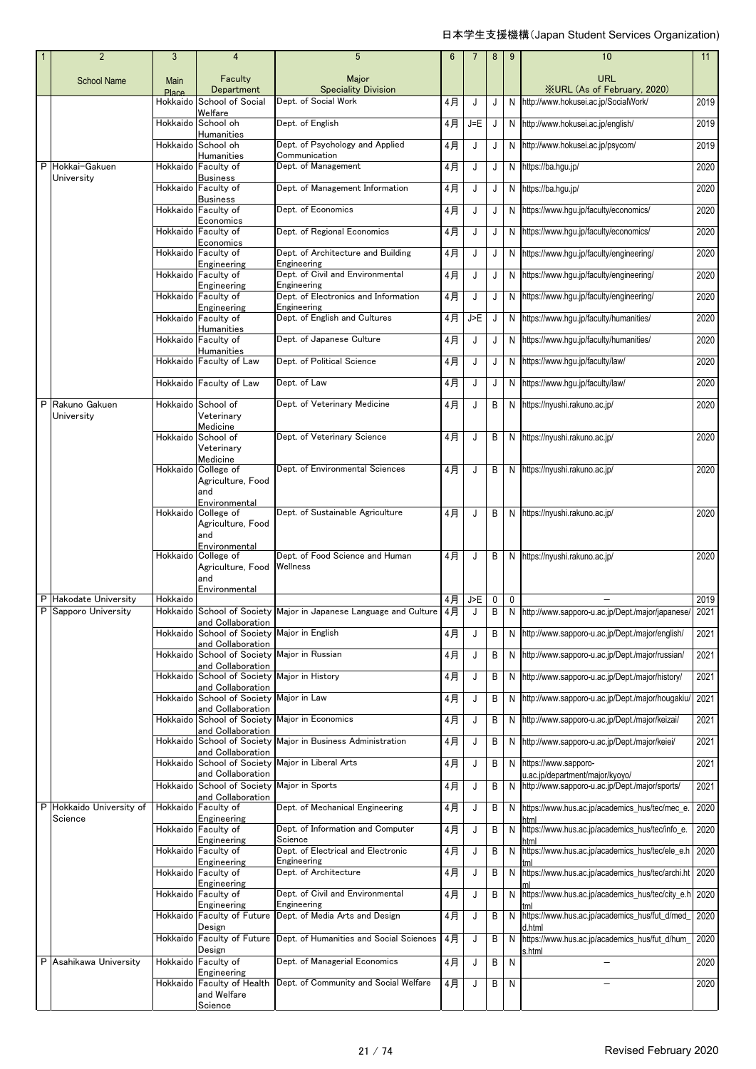日本学生支援機構(Japan Student Services Organization)

| 1 | 2 | 3 | 4 | 5 | 6 | 7 | 8 | 9 | 10 | 11 |
|---|---|---|---|---|---|---|---|---|---|---|
| | School Name | Main Place | Faculty Department | Major Speciality Division | | | | | URL ※URL (As of February, 2020) | |
| | | Hokkaido | School of Social Welfare | Dept. of Social Work | 4月 | J | J | N | http://www.hokusei.ac.jp/SocialWork/ | 2019 |
| | | Hokkaido | School oh Humanities | Dept. of English | 4月 | J=E | J | N | http://www.hokusei.ac.jp/english/ | 2019 |
| | | Hokkaido | School oh Humanities | Dept. of Psychology and Applied Communication | 4月 | J | J | N | http://www.hokusei.ac.jp/psycom/ | 2019 |
| P | Hokkai-Gakuen University | Hokkaido | Faculty of Business | Dept. of Management | 4月 | J | J | N | https://ba.hgu.jp/ | 2020 |
| | | Hokkaido | Faculty of Business | Dept. of Management Information | 4月 | J | J | N | https://ba.hgu.jp/ | 2020 |
| | | Hokkaido | Faculty of Economics | Dept. of Economics | 4月 | J | J | N | https://www.hgu.jp/faculty/economics/ | 2020 |
| | | Hokkaido | Faculty of Economics | Dept. of Regional Economics | 4月 | J | J | N | https://www.hgu.jp/faculty/economics/ | 2020 |
| | | Hokkaido | Faculty of Engineering | Dept. of Architecture and Building Engineering | 4月 | J | J | N | https://www.hgu.jp/faculty/engineering/ | 2020 |
| | | Hokkaido | Faculty of Engineering | Dept. of Civil and Environmental Engineering | 4月 | J | J | N | https://www.hgu.jp/faculty/engineering/ | 2020 |
| | | Hokkaido | Faculty of Engineering | Dept. of Electronics and Information Engineering | 4月 | J | J | N | https://www.hgu.jp/faculty/engineering/ | 2020 |
| | | Hokkaido | Faculty of Humanities | Dept. of English and Cultures | 4月 | J>E | J | N | https://www.hgu.jp/faculty/humanities/ | 2020 |
| | | Hokkaido | Faculty of Humanities | Dept. of Japanese Culture | 4月 | J | J | N | https://www.hgu.jp/faculty/humanities/ | 2020 |
| | | Hokkaido | Faculty of Law | Dept. of Political Science | 4月 | J | J | N | https://www.hgu.jp/faculty/law/ | 2020 |
| | | Hokkaido | Faculty of Law | Dept. of Law | 4月 | J | J | N | https://www.hgu.jp/faculty/law/ | 2020 |
| P | Rakuno Gakuen University | Hokkaido | School of Veterinary Medicine | Dept. of Veterinary Medicine | 4月 | J | B | N | https://nyushi.rakuno.ac.jp/ | 2020 |
| | | Hokkaido | School of Veterinary Medicine | Dept. of Veterinary Science | 4月 | J | B | N | https://nyushi.rakuno.ac.jp/ | 2020 |
| | | Hokkaido | College of Agriculture, Food and Environmental | Dept. of Environmental Sciences | 4月 | J | B | N | https://nyushi.rakuno.ac.jp/ | 2020 |
| | | Hokkaido | College of Agriculture, Food and Environmental | Dept. of Sustainable Agriculture | 4月 | J | B | N | https://nyushi.rakuno.ac.jp/ | 2020 |
| | | Hokkaido | College of Agriculture, Food and Environmental | Dept. of Food Science and Human Wellness | 4月 | J | B | N | https://nyushi.rakuno.ac.jp/ | 2020 |
| P | Hakodate University | Hokkaido | | | 4月 | J>E | 0 | 0 | – | 2019 |
| P | Sapporo University | Hokkaido | School of Society and Collaboration | Major in Japanese Language and Culture | 4月 | J | B | N | http://www.sapporo-u.ac.jp/Dept./major/japanese/ | 2021 |
| | | Hokkaido | School of Society and Collaboration | Major in English | 4月 | J | B | N | http://www.sapporo-u.ac.jp/Dept./major/english/ | 2021 |
| | | Hokkaido | School of Society and Collaboration | Major in Russian | 4月 | J | B | N | http://www.sapporo-u.ac.jp/Dept./major/russian/ | 2021 |
| | | Hokkaido | School of Society and Collaboration | Major in History | 4月 | J | B | N | http://www.sapporo-u.ac.jp/Dept./major/history/ | 2021 |
| | | Hokkaido | School of Society and Collaboration | Major in Law | 4月 | J | B | N | http://www.sapporo-u.ac.jp/Dept./major/hougakiu/ | 2021 |
| | | Hokkaido | School of Society and Collaboration | Major in Economics | 4月 | J | B | N | http://www.sapporo-u.ac.jp/Dept./major/keizai/ | 2021 |
| | | Hokkaido | School of Society and Collaboration | Major in Business Administration | 4月 | J | B | N | http://www.sapporo-u.ac.jp/Dept./major/keiei/ | 2021 |
| | | Hokkaido | School of Society and Collaboration | Major in Liberal Arts | 4月 | J | B | N | https://www.sapporo-u.ac.jp/department/major/kyoyo/ | 2021 |
| | | Hokkaido | School of Society and Collaboration | Major in Sports | 4月 | J | B | N | http://www.sapporo-u.ac.jp/Dept./major/sports/ | 2021 |
| P | Hokkaido University of Science | Hokkaido | Faculty of Engineering | Dept. of Mechanical Engineering | 4月 | J | B | N | https://www.hus.ac.jp/academics_hus/tec/mec_e.html | 2020 |
| | | Hokkaido | Faculty of Engineering | Dept. of Information and Computer Science | 4月 | J | B | N | https://www.hus.ac.jp/academics_hus/tec/info_e.html | 2020 |
| | | Hokkaido | Faculty of Engineering | Dept. of Electrical and Electronic Engineering | 4月 | J | B | N | https://www.hus.ac.jp/academics_hus/tec/ele_e.html | 2020 |
| | | Hokkaido | Faculty of Engineering | Dept. of Architecture | 4月 | J | B | N | https://www.hus.ac.jp/academics_hus/tec/archi.html | 2020 |
| | | Hokkaido | Faculty of Engineering | Dept. of Civil and Environmental Engineering | 4月 | J | B | N | https://www.hus.ac.jp/academics_hus/tec/city_e.html | 2020 |
| | | Hokkaido | Faculty of Future Design | Dept. of Media Arts and Design | 4月 | J | B | N | https://www.hus.ac.jp/academics_hus/fut_d/med_d.html | 2020 |
| | | Hokkaido | Faculty of Future Design | Dept. of Humanities and Social Sciences | 4月 | J | B | N | https://www.hus.ac.jp/academics_hus/fut_d/hum_s.html | 2020 |
| P | Asahikawa University | Hokkaido | Faculty of Engineering | Dept. of Managerial Economics | 4月 | J | B | N | – | 2020 |
| | | Hokkaido | Faculty of Health and Welfare Science | Dept. of Community and Social Welfare | 4月 | J | B | N | – | 2020 |

Revised February 2020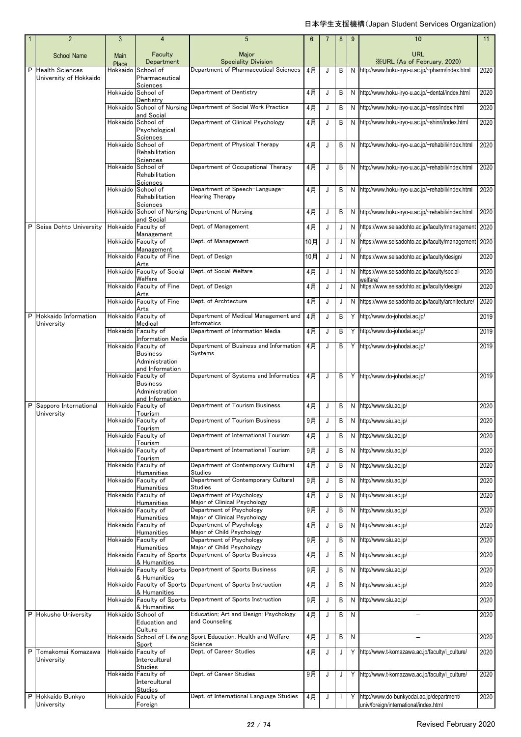日本学生支援機構(Japan Student Services Organization)

| 1 | 2 | 3 | 4 | 5 | 6 | 7 | 8 | 9 | 10 | 11 |
|---|---|---|---|---|---|---|---|---|---|---|
| | School Name | Main Place | Faculty Department | Major Speciality Division | | | | | URL ※URL (As of February, 2020) | |
| P | Health Sciences University of Hokkaido | Hokkaido | School of Pharmaceutical Sciences | Department of Pharmaceutical Sciences | 4月 | J | B | N | http://www.hoku-iryo-u.ac.jp/~pharm/index.html | 2020 |
| | | Hokkaido | School of Dentistry | Department of Dentistry | 4月 | J | B | N | http://www.hoku-iryo-u.ac.jp/~dental/index.html | 2020 |
| | | Hokkaido | School of Nursing and Social | Department of Social Work Practice | 4月 | J | B | N | http://www.hoku-iryo-u.ac.jp/~nss/index.html | 2020 |
| | | Hokkaido | School of Psychological Sciences | Department of Clinical Psychology | 4月 | J | B | N | http://www.hoku-iryo-u.ac.jp/~shinri/index.html | 2020 |
| | | Hokkaido | School of Rehabilitation Sciences | Department of Physical Therapy | 4月 | J | B | N | http://www.hoku-iryo-u.ac.jp/~rehabili/index.html | 2020 |
| | | Hokkaido | School of Rehabilitation Sciences | Department of Occupational Therapy | 4月 | J | B | N | http://www.hoku-iryo-u.ac.jp/~rehabili/index.html | 2020 |
| | | Hokkaido | School of Rehabilitation Sciences | Department of Speech-Language-Hearing Therapy | 4月 | J | B | N | http://www.hoku-iryo-u.ac.jp/~rehabili/index.html | 2020 |
| | | Hokkaido | School of Nursing and Social | Department of Nursing | 4月 | J | B | N | http://www.hoku-iryo-u.ac.jp/~rehabili/index.html | 2020 |
| P | Seisa Dohto University | Hokkaido | Faculty of Management | Dept. of Management | 4月 | J | J | N | https://www.seisadohto.ac.jp/faculty/management/ | 2020 |
| | | Hokkaido | Faculty of Management | Dept. of Management | 10月 | J | J | N | https://www.seisadohto.ac.jp/faculty/management/ | 2020 |
| | | Hokkaido | Faculty of Fine Arts | Dept. of Design | 10月 | J | J | N | https://www.seisadohto.ac.jp/faculty/design/ | 2020 |
| | | Hokkaido | Faculty of Social Welfare | Dept. of Social Welfare | 4月 | J | J | N | https://www.seisadohto.ac.jp/faculty/social-welfare/ | 2020 |
| | | Hokkaido | Faculty of Fine Arts | Dept. of Design | 4月 | J | J | N | https://www.seisadohto.ac.jp/faculty/design/ | 2020 |
| | | Hokkaido | Faculty of Fine Arts | Dept. of Archtecture | 4月 | J | J | N | https://www.seisadohto.ac.jp/faculty/architecture/ | 2020 |
| P | Hokkaido Information University | Hokkaido | Faculty of Medical | Department of Medical Management and Informatics | 4月 | J | B | Y | http://www.do-johodai.ac.jp/ | 2019 |
| | | Hokkaido | Faculty of Information Media | Department of Information Media | 4月 | J | B | Y | http://www.do-johodai.ac.jp/ | 2019 |
| | | Hokkaido | Faculty of Business Administration and Information | Department of Business and Information Systems | 4月 | J | B | Y | http://www.do-johodai.ac.jp/ | 2019 |
| | | Hokkaido | Faculty of Business Administration and Information | Department of Systems and Informatics | 4月 | J | B | Y | http://www.do-johodai.ac.jp/ | 2019 |
| P | Sapporo International University | Hokkaido | Faculty of Tourism | Department of Tourism Business | 4月 | J | B | N | http://www.siu.ac.jp/ | 2020 |
| | | Hokkaido | Faculty of Tourism | Department of Tourism Business | 9月 | J | B | N | http://www.siu.ac.jp/ | 2020 |
| | | Hokkaido | Faculty of Tourism | Department of International Tourism | 4月 | J | B | N | http://www.siu.ac.jp/ | 2020 |
| | | Hokkaido | Faculty of Tourism | Department of International Tourism | 9月 | J | B | N | http://www.siu.ac.jp/ | 2020 |
| | | Hokkaido | Faculty of Humanities | Department of Contemporary Cultural Studies | 4月 | J | B | N | http://www.siu.ac.jp/ | 2020 |
| | | Hokkaido | Faculty of Humanities | Department of Contemporary Cultural Studies | 9月 | J | B | N | http://www.siu.ac.jp/ | 2020 |
| | | Hokkaido | Faculty of Humanities | Department of Psychology Major of Clinical Psychology | 4月 | J | B | N | http://www.siu.ac.jp/ | 2020 |
| | | Hokkaido | Faculty of Humanities | Department of Psychology Major of Clinical Psychology | 9月 | J | B | N | http://www.siu.ac.jp/ | 2020 |
| | | Hokkaido | Faculty of Humanities | Department of Psychology Major of Child Psychology | 4月 | J | B | N | http://www.siu.ac.jp/ | 2020 |
| | | Hokkaido | Faculty of Humanities | Department of Psychology Major of Child Psychology | 9月 | J | B | N | http://www.siu.ac.jp/ | 2020 |
| | | Hokkaido | Faculty of Sports & Humanities | Department of Sports Business | 4月 | J | B | N | http://www.siu.ac.jp/ | 2020 |
| | | Hokkaido | Faculty of Sports & Humanities | Department of Sports Business | 9月 | J | B | N | http://www.siu.ac.jp/ | 2020 |
| | | Hokkaido | Faculty of Sports & Humanities | Department of Sports Instruction | 4月 | J | B | N | http://www.siu.ac.jp/ | 2020 |
| | | Hokkaido | Faculty of Sports & Humanities | Department of Sports Instruction | 9月 | J | B | N | http://www.siu.ac.jp/ | 2020 |
| P | Hokusho University | Hokkaido | School of Education and Culture | Education; Art and Design; Psychology and Counseling | 4月 | J | B | N | – | 2020 |
| | | Hokkaido | School of Lifelong Sport | Sport Education; Health and Welfare Science | 4月 | J | B | N | – | 2020 |
| P | Tomakomai Komazawa University | Hokkaido | Faculty of Intercultural Studies | Dept. of Career Studies | 4月 | J | J | Y | http://www.t-komazawa.ac.jp/faculty/i_culture/ | 2020 |
| | | Hokkaido | Faculty of Intercultural Studies | Dept. of Career Studies | 9月 | J | J | Y | http://www.t-komazawa.ac.jp/faculty/i_culture/ | 2020 |
| P | Hokkaido Bunkyo University | Hokkaido | Faculty of Foreign | Dept. of International Language Studies | 4月 | J | I | Y | http://www.do-bunkyodai.ac.jp/department/univ/foreign/international/index.html | 2020 |

Revised February 2020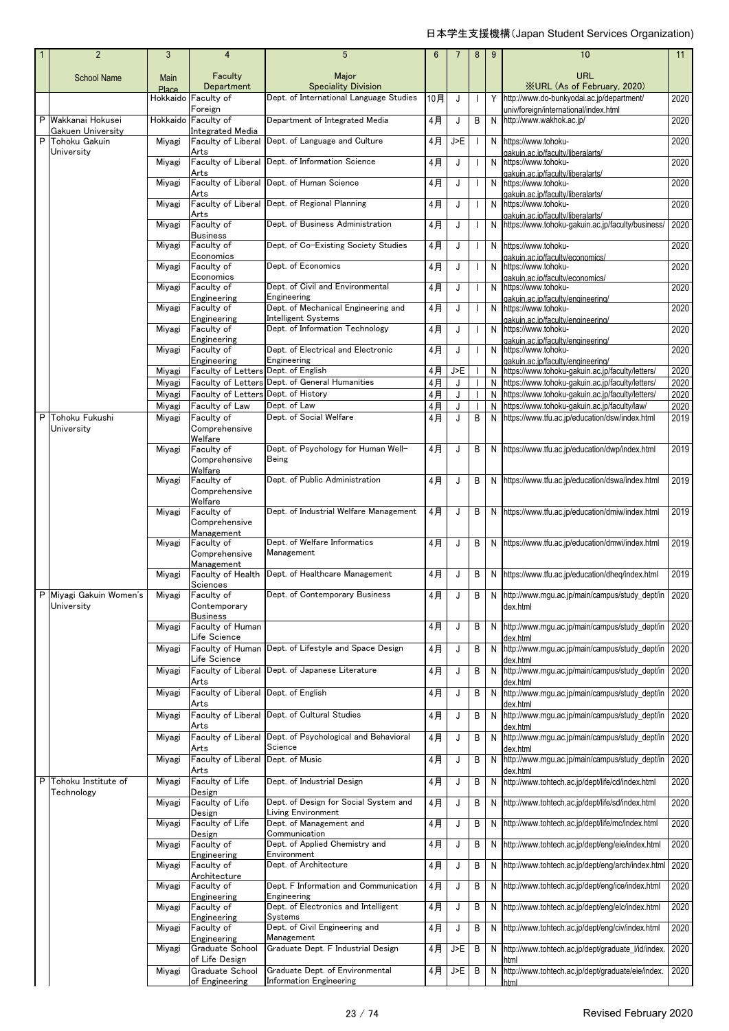| 1 | 2 | 3 | 4 | 5 | 6 | 7 | 8 | 9 | 10 | 11 |
|---|---|---|---|---|---|---|---|---|---|---|
| | School Name | Main Place | Faculty Department | Major Speciality Division | | | | | URL ※URL (As of February, 2020) | |
| | | Hokkaido | Faculty of Foreign | Dept. of International Language Studies | 10月 | J | I | Y | http://www.do-bunkyodai.ac.jp/department/univ/foreign/international/index.html | 2020 |
| P | Wakkanai Hokusei Gakuen University | Hokkaido | Faculty of Integrated Media | Department of Integrated Media | 4月 | J | B | N | http://www.wakhok.ac.jp/ | 2020 |
| P | Tohoku Gakuin University | Miyagi | Faculty of Liberal Arts | Dept. of Language and Culture | 4月 | J>E | I | N | https://www.tohoku-gakuin.ac.jp/faculty/liberalarts/ | 2020 |
| | | Miyagi | Faculty of Liberal Arts | Dept. of Information Science | 4月 | J | I | N | https://www.tohoku-gakuin.ac.jp/faculty/liberalarts/ | 2020 |
| | | Miyagi | Faculty of Liberal Arts | Dept. of Human Science | 4月 | J | I | N | https://www.tohoku-gakuin.ac.jp/faculty/liberalarts/ | 2020 |
| | | Miyagi | Faculty of Liberal Arts | Dept. of Regional Planning | 4月 | J | I | N | https://www.tohoku-gakuin.ac.jp/faculty/liberalarts/ | 2020 |
| | | Miyagi | Faculty of Business | Dept. of Business Administration | 4月 | J | I | N | https://www.tohoku-gakuin.ac.jp/faculty/business/ | 2020 |
| | | Miyagi | Faculty of Economics | Dept. of Co-Existing Society Studies | 4月 | J | I | N | https://www.tohoku-gakuin.ac.jp/faculty/economics/ | 2020 |
| | | Miyagi | Faculty of Economics | Dept. of Economics | 4月 | J | I | N | https://www.tohoku-gakuin.ac.jp/faculty/economics/ | 2020 |
| | | Miyagi | Faculty of Engineering | Dept. of Civil and Environmental Engineering | 4月 | J | I | N | https://www.tohoku-gakuin.ac.jp/faculty/engineering/ | 2020 |
| | | Miyagi | Faculty of Engineering | Dept. of Mechanical Engineering and Intelligent Systems | 4月 | J | I | N | https://www.tohoku-gakuin.ac.jp/faculty/engineering/ | 2020 |
| | | Miyagi | Faculty of Engineering | Dept. of Information Technology | 4月 | J | I | N | https://www.tohoku-gakuin.ac.jp/faculty/engineering/ | 2020 |
| | | Miyagi | Faculty of Engineering | Dept. of Electrical and Electronic Engineering | 4月 | J | I | N | https://www.tohoku-gakuin.ac.jp/faculty/engineering/ | 2020 |
| | | Miyagi | Faculty of Letters | Dept. of English | 4月 | J>E | I | N | https://www.tohoku-gakuin.ac.jp/faculty/letters/ | 2020 |
| | | Miyagi | Faculty of Letters | Dept. of General Humanities | 4月 | J | I | N | https://www.tohoku-gakuin.ac.jp/faculty/letters/ | 2020 |
| | | Miyagi | Faculty of Letters | Dept. of History | 4月 | J | I | N | https://www.tohoku-gakuin.ac.jp/faculty/letters/ | 2020 |
| | | Miyagi | Faculty of Law | Dept. of Law | 4月 | J | I | N | https://www.tohoku-gakuin.ac.jp/faculty/law/ | 2020 |
| P | Tohoku Fukushi University | Miyagi | Faculty of Comprehensive Welfare | Dept. of Social Welfare | 4月 | J | B | N | https://www.tfu.ac.jp/education/dsw/index.html | 2019 |
| | | Miyagi | Faculty of Comprehensive Welfare | Dept. of Psychology for Human Well-Being | 4月 | J | B | N | https://www.tfu.ac.jp/education/dwp/index.html | 2019 |
| | | Miyagi | Faculty of Comprehensive Welfare | Dept. of Public Administration | 4月 | J | B | N | https://www.tfu.ac.jp/education/dswa/index.html | 2019 |
| | | Miyagi | Faculty of Comprehensive Management | Dept. of Industrial Welfare Management | 4月 | J | B | N | https://www.tfu.ac.jp/education/dmiw/index.html | 2019 |
| | | Miyagi | Faculty of Comprehensive Management | Dept. of Welfare Informatics Management | 4月 | J | B | N | https://www.tfu.ac.jp/education/dmwi/index.html | 2019 |
| | | Miyagi | Faculty of Health Sciences | Dept. of Healthcare Management | 4月 | J | B | N | https://www.tfu.ac.jp/education/dheq/index.html | 2019 |
| P | Miyagi Gakuin Women's University | Miyagi | Faculty of Contemporary Business | Dept. of Contemporary Business | 4月 | J | B | N | http://www.mgu.ac.jp/main/campus/study_dept/index.html | 2020 |
| | | Miyagi | Faculty of Human Life Science | | 4月 | J | B | N | http://www.mgu.ac.jp/main/campus/study_dept/index.html | 2020 |
| | | Miyagi | Faculty of Human Life Science | Dept. of Lifestyle and Space Design | 4月 | J | B | N | http://www.mgu.ac.jp/main/campus/study_dept/index.html | 2020 |
| | | Miyagi | Faculty of Liberal Arts | Dept. of Japanese Literature | 4月 | J | B | N | http://www.mgu.ac.jp/main/campus/study_dept/index.html | 2020 |
| | | Miyagi | Faculty of Liberal Arts | Dept. of English | 4月 | J | B | N | http://www.mgu.ac.jp/main/campus/study_dept/index.html | 2020 |
| | | Miyagi | Faculty of Liberal Arts | Dept. of Cultural Studies | 4月 | J | B | N | http://www.mgu.ac.jp/main/campus/study_dept/index.html | 2020 |
| | | Miyagi | Faculty of Liberal Arts | Dept. of Psychological and Behavioral Science | 4月 | J | B | N | http://www.mgu.ac.jp/main/campus/study_dept/index.html | 2020 |
| | | Miyagi | Faculty of Liberal Arts | Dept. of Music | 4月 | J | B | N | http://www.mgu.ac.jp/main/campus/study_dept/index.html | 2020 |
| P | Tohoku Institute of Technology | Miyagi | Faculty of Life Design | Dept. of Industrial Design | 4月 | J | B | N | http://www.tohtech.ac.jp/dept/life/cd/index.html | 2020 |
| | | Miyagi | Faculty of Life Design | Dept. of Design for Social System and Living Environment | 4月 | J | B | N | http://www.tohtech.ac.jp/dept/life/sd/index.html | 2020 |
| | | Miyagi | Faculty of Life Design | Dept. of Management and Communication | 4月 | J | B | N | http://www.tohtech.ac.jp/dept/life/mc/index.html | 2020 |
| | | Miyagi | Faculty of Engineering | Dept. of Applied Chemistry and Environment | 4月 | J | B | N | http://www.tohtech.ac.jp/dept/eng/eie/index.html | 2020 |
| | | Miyagi | Faculty of Architecture | Dept. of Architecture | 4月 | J | B | N | http://www.tohtech.ac.jp/dept/eng/arch/index.html | 2020 |
| | | Miyagi | Faculty of Engineering | Dept. F Information and Communication Engineering | 4月 | J | B | N | http://www.tohtech.ac.jp/dept/eng/ice/index.html | 2020 |
| | | Miyagi | Faculty of Engineering | Dept. of Electronics and Intelligent Systems | 4月 | J | B | N | http://www.tohtech.ac.jp/dept/eng/elc/index.html | 2020 |
| | | Miyagi | Faculty of Engineering | Dept. of Civil Engineering and Management | 4月 | J | B | N | http://www.tohtech.ac.jp/dept/eng/civ/index.html | 2020 |
| | | Miyagi | Graduate School of Life Design | Graduate Dept. F Industrial Design | 4月 | J>E | B | N | http://www.tohtech.ac.jp/dept/graduate_l/id/index.html | 2020 |
| | | Miyagi | Graduate School of Engineering | Graduate Dept. of Environmental Information Engineering | 4月 | J>E | B | N | http://www.tohtech.ac.jp/dept/graduate/eie/index.html | 2020 |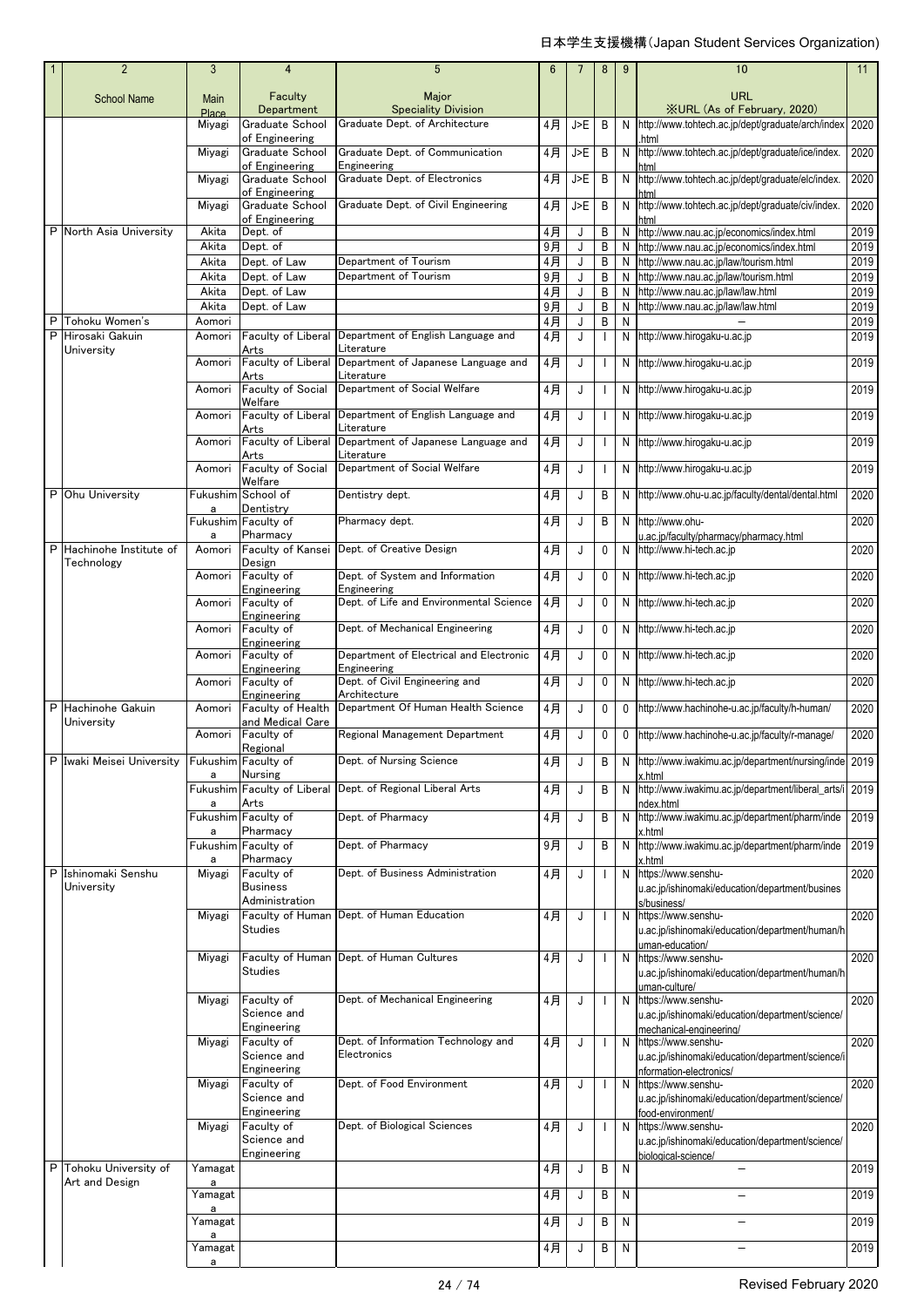日本学生支援機構(Japan Student Services Organization)

| 1 | 2 | 3 | 4 | 5 | 6 | 7 | 8 | 9 | 10 | 11 |
|---|---|---|---|---|---|---|---|---|---|---|
| | School Name | Main Place | Faculty Department | Major Speciality Division | | | | | URL ※URL (As of February, 2020) | |
| | | Miyagi | Graduate School of Engineering | Graduate Dept. of Architecture | 4月 | J>E | B | N | http://www.tohtech.ac.jp/dept/graduate/arch/index.html | 2020 |
| | | Miyagi | Graduate School of Engineering | Graduate Dept. of Communication Engineering | 4月 | J>E | B | N | http://www.tohtech.ac.jp/dept/graduate/ice/index.html | 2020 |
| | | Miyagi | Graduate School of Engineering | Graduate Dept. of Electronics | 4月 | J>E | B | N | http://www.tohtech.ac.jp/dept/graduate/elc/index.html | 2020 |
| | | Miyagi | Graduate School of Engineering | Graduate Dept. of Civil Engineering | 4月 | J>E | B | N | http://www.tohtech.ac.jp/dept/graduate/civ/index.html | 2020 |
| P | North Asia University | Akita | Dept. of | | 4月 | J | B | N | http://www.nau.ac.jp/economics/index.html | 2019 |
| | | Akita | Dept. of | | 9月 | J | B | N | http://www.nau.ac.jp/economics/index.html | 2019 |
| | | Akita | Dept. of Law | Department of Tourism | 4月 | J | B | N | http://www.nau.ac.jp/law/tourism.html | 2019 |
| | | Akita | Dept. of Law | Department of Tourism | 9月 | J | B | N | http://www.nau.ac.jp/law/tourism.html | 2019 |
| | | Akita | Dept. of Law | | 4月 | J | B | N | http://www.nau.ac.jp/law/law.html | 2019 |
| | | Akita | Dept. of Law | | 9月 | J | B | N | http://www.nau.ac.jp/law/law.html | 2019 |
| P | Tohoku Women's | Aomori | | | 4月 | J | B | N | – | 2019 |
| P | Hirosaki Gakuin University | Aomori | Faculty of Liberal Arts | Department of English Language and Literature | 4月 | J | I | N | http://www.hirogaku-u.ac.jp | 2019 |
| | | Aomori | Faculty of Liberal Arts | Department of Japanese Language and Literature | 4月 | J | I | N | http://www.hirogaku-u.ac.jp | 2019 |
| | | Aomori | Faculty of Social Welfare | Department of Social Welfare | 4月 | J | I | N | http://www.hirogaku-u.ac.jp | 2019 |
| | | Aomori | Faculty of Liberal Arts | Department of English Language and Literature | 4月 | J | I | N | http://www.hirogaku-u.ac.jp | 2019 |
| | | Aomori | Faculty of Liberal Arts | Department of Japanese Language and Literature | 4月 | J | I | N | http://www.hirogaku-u.ac.jp | 2019 |
| | | Aomori | Faculty of Social Welfare | Department of Social Welfare | 4月 | J | I | N | http://www.hirogaku-u.ac.jp | 2019 |
| P | Ohu University | Fukushima | School of Dentistry | Dentistry dept. | 4月 | J | B | N | http://www.ohu-u.ac.jp/faculty/dental/dental.html | 2020 |
| | | Fukushima | Faculty of Pharmacy | Pharmacy dept. | 4月 | J | B | N | http://www.ohu-u.ac.jp/faculty/pharmacy/pharmacy.html | 2020 |
| P | Hachinohe Institute of Technology | Aomori | Faculty of Kansei Design | Dept. of Creative Design | 4月 | J | 0 | N | http://www.hi-tech.ac.jp | 2020 |
| | | Aomori | Faculty of Engineering | Dept. of System and Information Engineering | 4月 | J | 0 | N | http://www.hi-tech.ac.jp | 2020 |
| | | Aomori | Faculty of Engineering | Dept. of Life and Environmental Science | 4月 | J | 0 | N | http://www.hi-tech.ac.jp | 2020 |
| | | Aomori | Faculty of Engineering | Dept. of Mechanical Engineering | 4月 | J | 0 | N | http://www.hi-tech.ac.jp | 2020 |
| | | Aomori | Faculty of Engineering | Department of Electrical and Electronic Engineering | 4月 | J | 0 | N | http://www.hi-tech.ac.jp | 2020 |
| | | Aomori | Faculty of Engineering | Dept. of Civil Engineering and Architecture | 4月 | J | 0 | N | http://www.hi-tech.ac.jp | 2020 |
| P | Hachinohe Gakuin University | Aomori | Faculty of Health and Medical Care | Department Of Human Health Science | 4月 | J | 0 | 0 | http://www.hachinohe-u.ac.jp/faculty/h-human/ | 2020 |
| | | Aomori | Faculty of Regional | Regional Management Department | 4月 | J | 0 | 0 | http://www.hachinohe-u.ac.jp/faculty/r-manage/ | 2020 |
| P | Iwaki Meisei University | Fukushima | Faculty of Nursing | Dept. of Nursing Science | 4月 | J | B | N | http://www.iwakimu.ac.jp/department/nursing/index.html | 2019 |
| | | Fukushima | Faculty of Liberal Arts | Dept. of Regional Liberal Arts | 4月 | J | B | N | http://www.iwakimu.ac.jp/department/liberal_arts/index.html | 2019 |
| | | Fukushima | Faculty of Pharmacy | Dept. of Pharmacy | 4月 | J | B | N | http://www.iwakimu.ac.jp/department/pharm/index.html | 2019 |
| | | Fukushima | Faculty of Pharmacy | Dept. of Pharmacy | 9月 | J | B | N | http://www.iwakimu.ac.jp/department/pharm/index.html | 2019 |
| P | Ishinomaki Senshu University | Miyagi | Faculty of Business Administration | Dept. of Business Administration | 4月 | J | I | N | https://www.senshu-u.ac.jp/ishinomaki/education/department/business/ | 2020 |
| | | Miyagi | Faculty of Human Studies | Dept. of Human Education | 4月 | J | I | N | https://www.senshu-u.ac.jp/ishinomaki/education/department/human/human-education/ | 2020 |
| | | Miyagi | Faculty of Human Studies | Dept. of Human Cultures | 4月 | J | I | N | https://www.senshu-u.ac.jp/ishinomaki/education/department/human/human-culture/ | 2020 |
| | | Miyagi | Faculty of Science and Engineering | Dept. of Mechanical Engineering | 4月 | J | I | N | https://www.senshu-u.ac.jp/ishinomaki/education/department/science/mechanical-engineering/ | 2020 |
| | | Miyagi | Faculty of Science and Engineering | Dept. of Information Technology and Electronics | 4月 | J | I | N | https://www.senshu-u.ac.jp/ishinomaki/education/department/science/information-electronics/ | 2020 |
| | | Miyagi | Faculty of Science and Engineering | Dept. of Food Environment | 4月 | J | I | N | https://www.senshu-u.ac.jp/ishinomaki/education/department/science/food-environment/ | 2020 |
| | | Miyagi | Faculty of Science and Engineering | Dept. of Biological Sciences | 4月 | J | I | N | https://www.senshu-u.ac.jp/ishinomaki/education/department/science/biological-science/ | 2020 |
| P | Tohoku University of Art and Design | Yamagata | | | 4月 | J | B | N | – | 2019 |
| | | Yamagata | | | 4月 | J | B | N | – | 2019 |
| | | Yamagata | | | 4月 | J | B | N | – | 2019 |
| | | Yamagata | | | 4月 | J | B | N | – | 2019 |

Revised February 2020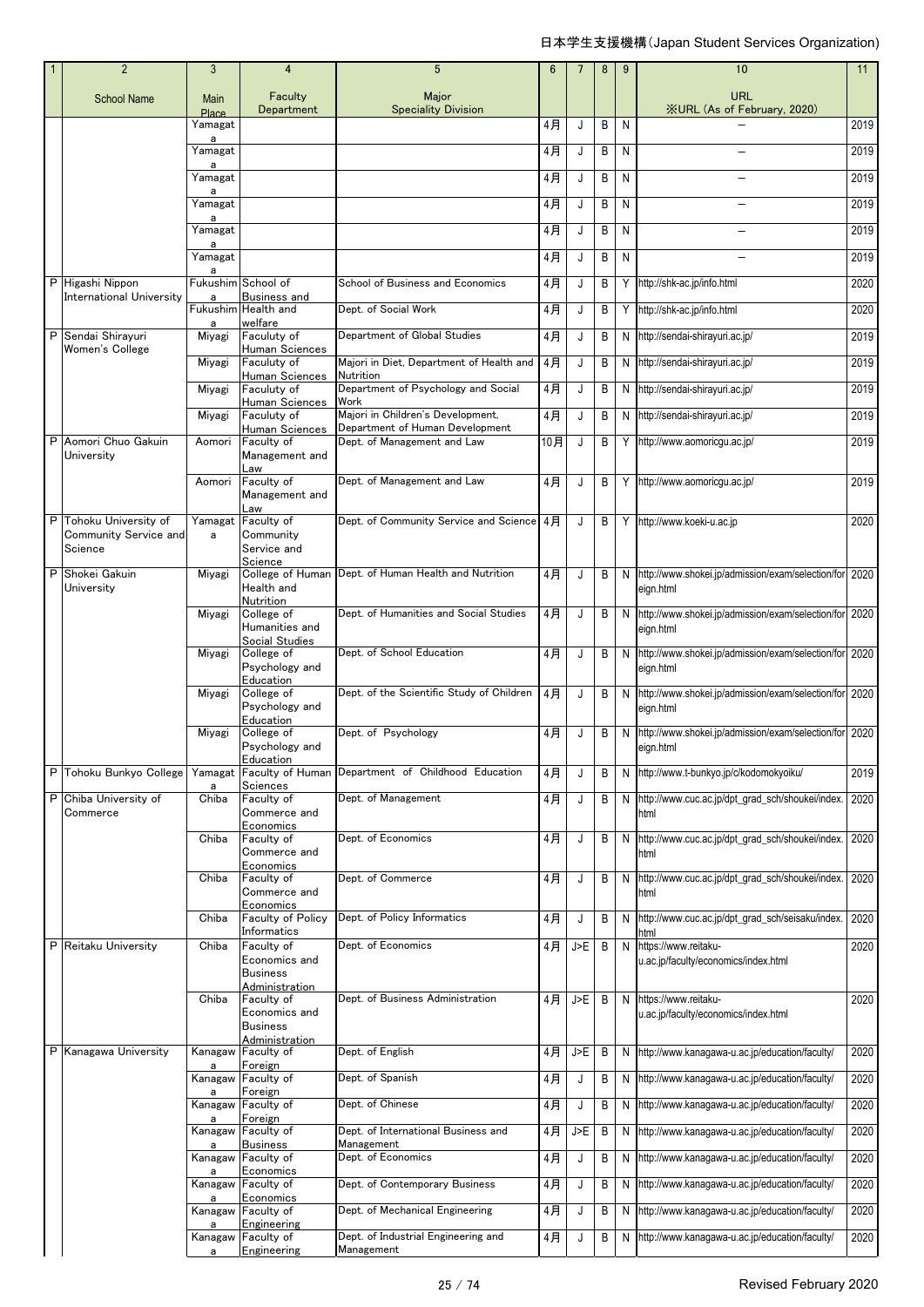| 1 | 2 | 3 | 4 | 5 | 6 | 7 | 8 | 9 | 10 | 11 |
|---|---|---|---|---|---|---|---|---|---|---|
| | School Name | Main Place | Faculty Department | Major Speciality Division | | | | | URL ※URL (As of February, 2020) | |
| | | Yamagata | | | 4月 | J | B | N | － | 2019 |
| | | Yamagata | | | 4月 | J | B | N | － | 2019 |
| | | Yamagata | | | 4月 | J | B | N | － | 2019 |
| | | Yamagata | | | 4月 | J | B | N | － | 2019 |
| | | Yamagata | | | 4月 | J | B | N | － | 2019 |
| | | Yamagata | | | 4月 | J | B | N | － | 2019 |
| P | Higashi Nippon International University | Fukushima | School of Business and | School of Business and Economics | 4月 | J | B | Y | http://shk-ac.jp/info.html | 2020 |
| | | Fukushima | Health and welfare | Dept. of Social Work | 4月 | J | B | Y | http://shk-ac.jp/info.html | 2020 |
| P | Sendai Shirayuri Women's College | Miyagi | Facuruty of Human Sciences | Department of Global Studies | 4月 | J | B | N | http://sendai-shirayuri.ac.jp/ | 2019 |
| | | Miyagi | Facuruty of Human Sciences | Majori in Diet, Department of Health and Nutrition | 4月 | J | B | N | http://sendai-shirayuri.ac.jp/ | 2019 |
| | | Miyagi | Facuruty of Human Sciences | Department of Psychology and Social Work | 4月 | J | B | N | http://sendai-shirayuri.ac.jp/ | 2019 |
| | | Miyagi | Facuruty of Human Sciences | Majori in Children's Development, Department of Human Development | 4月 | J | B | N | http://sendai-shirayuri.ac.jp/ | 2019 |
| P | Aomori Chuo Gakuin University | Aomori | Faculty of Management and Law | Dept. of Management and Law | 10月 | J | B | Y | http://www.aomoricgu.ac.jp/ | 2019 |
| | | Aomori | Faculty of Management and Law | Dept. of Management and Law | 4月 | J | B | Y | http://www.aomoricgu.ac.jp/ | 2019 |
| P | Tohoku University of Community Service and Science | Yamagata | Faculty of Community Service and Science | Dept. of Community Service and Science | 4月 | J | B | Y | http://www.koeki-u.ac.jp | 2020 |
| P | Shokei Gakuin University | Miyagi | College of Human Health and Nutrition | Dept. of Human Health and Nutrition | 4月 | J | B | N | http://www.shokei.jp/admission/exam/selection/foreign.html | 2020 |
| | | Miyagi | College of Humanities and Social Studies | Dept. of Humanities and Social Studies | 4月 | J | B | N | http://www.shokei.jp/admission/exam/selection/foreign.html | 2020 |
| | | Miyagi | College of Psychology and Education | Dept. of School Education | 4月 | J | B | N | http://www.shokei.jp/admission/exam/selection/foreign.html | 2020 |
| | | Miyagi | College of Psychology and Education | Dept. of the Scientific Study of Children | 4月 | J | B | N | http://www.shokei.jp/admission/exam/selection/foreign.html | 2020 |
| | | Miyagi | College of Psychology and Education | Dept. of Psychology | 4月 | J | B | N | http://www.shokei.jp/admission/exam/selection/foreign.html | 2020 |
| P | Tohoku Bunkyo College | Yamagata | Faculty of Human Sciences | Department of Childhood Education | 4月 | J | B | N | http://www.t-bunkyo.jp/c/kodomokyoiku/ | 2019 |
| P | Chiba University of Commerce | Chiba | Faculty of Commerce and Economics | Dept. of Management | 4月 | J | B | N | http://www.cuc.ac.jp/dpt_grad_sch/shoukei/index.html | 2020 |
| | | Chiba | Faculty of Commerce and Economics | Dept. of Economics | 4月 | J | B | N | http://www.cuc.ac.jp/dpt_grad_sch/shoukei/index.html | 2020 |
| | | Chiba | Faculty of Commerce and Economics | Dept. of Commerce | 4月 | J | B | N | http://www.cuc.ac.jp/dpt_grad_sch/shoukei/index.html | 2020 |
| | | Chiba | Faculty of Policy Informatics | Dept. of Policy Informatics | 4月 | J | B | N | http://www.cuc.ac.jp/dpt_grad_sch/seisaku/index.html | 2020 |
| P | Reitaku University | Chiba | Faculty of Economics and Business Administration | Dept. of Economics | 4月 | J>E | B | N | https://www.reitaku-u.ac.jp/faculty/economics/index.html | 2020 |
| | | Chiba | Faculty of Economics and Business Administration | Dept. of Business Administration | 4月 | J>E | B | N | https://www.reitaku-u.ac.jp/faculty/economics/index.html | 2020 |
| P | Kanagawa University | Kanagawa | Faculty of Foreign | Dept. of English | 4月 | J>E | B | N | http://www.kanagawa-u.ac.jp/education/faculty/ | 2020 |
| | | Kanagawa | Faculty of Foreign | Dept. of Spanish | 4月 | J | B | N | http://www.kanagawa-u.ac.jp/education/faculty/ | 2020 |
| | | Kanagawa | Faculty of Foreign | Dept. of Chinese | 4月 | J | B | N | http://www.kanagawa-u.ac.jp/education/faculty/ | 2020 |
| | | Kanagawa | Faculty of Business | Dept. of International Business and Management | 4月 | J>E | B | N | http://www.kanagawa-u.ac.jp/education/faculty/ | 2020 |
| | | Kanagawa | Faculty of Economics | Dept. of Economics | 4月 | J | B | N | http://www.kanagawa-u.ac.jp/education/faculty/ | 2020 |
| | | Kanagawa | Faculty of Economics | Dept. of Contemporary Business | 4月 | J | B | N | http://www.kanagawa-u.ac.jp/education/faculty/ | 2020 |
| | | Kanagawa | Faculty of Engineering | Dept. of Mechanical Engineering | 4月 | J | B | N | http://www.kanagawa-u.ac.jp/education/faculty/ | 2020 |
| | | Kanagawa | Faculty of Engineering | Dept. of Industrial Engineering and Management | 4月 | J | B | N | http://www.kanagawa-u.ac.jp/education/faculty/ | 2020 |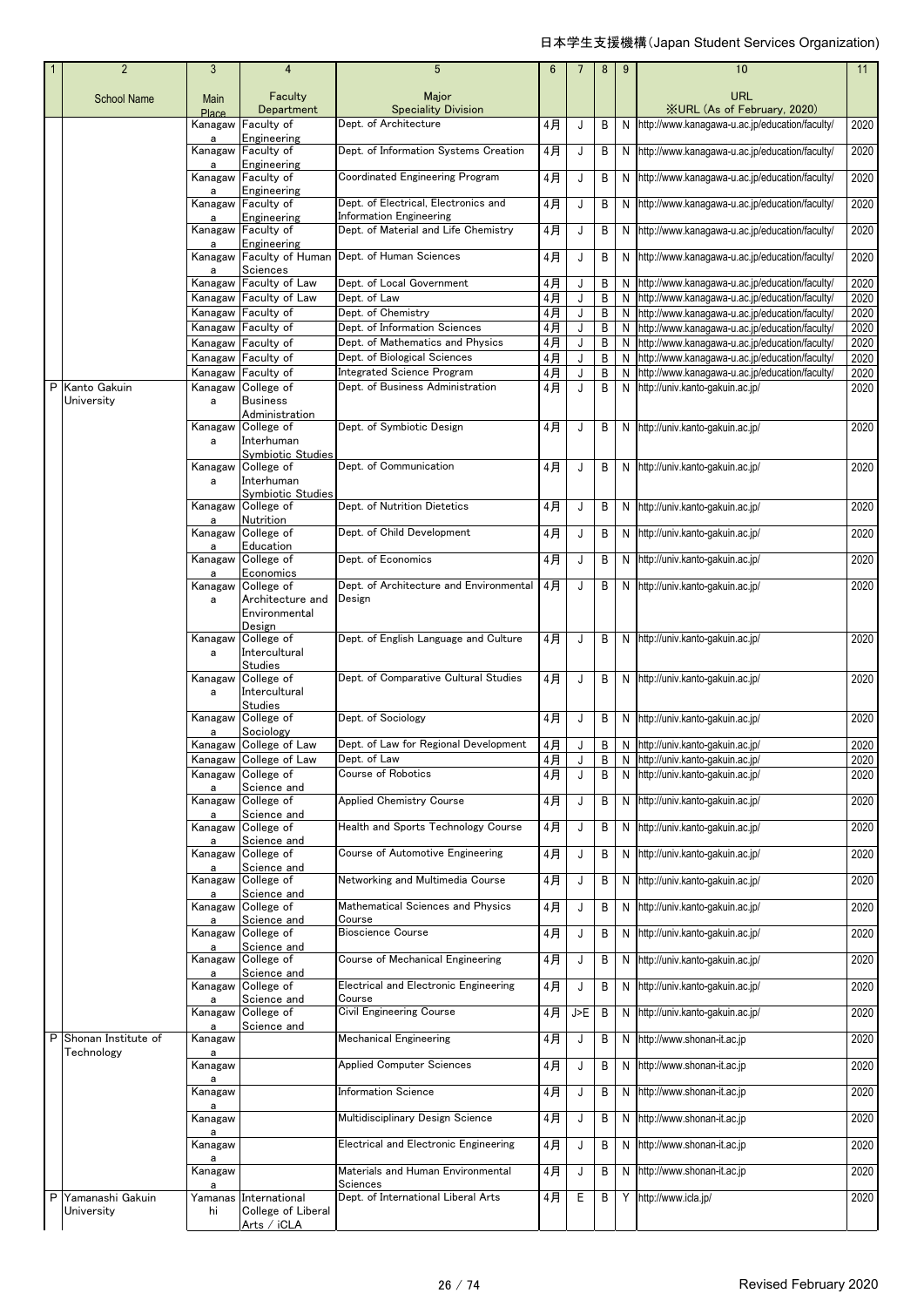日本学生支援機構(Japan Student Services Organization)

| 1 | 2 | 3 | 4 | 5 | 6 | 7 | 8 | 9 | 10 | 11 |
|---|---|---|---|---|---|---|---|---|---|---|
| | School Name | Main Place | Faculty Department | Major Speciality Division | | | | | URL ※URL (As of February, 2020) | |
| | | Kanagawa | Faculty of Engineering | Dept. of Architecture | 4月 | J | B | N | http://www.kanagawa-u.ac.jp/education/faculty/ | 2020 |
| | | Kanagawa | Faculty of Engineering | Dept. of Information Systems Creation | 4月 | J | B | N | http://www.kanagawa-u.ac.jp/education/faculty/ | 2020 |
| | | Kanagawa | Faculty of Engineering | Coordinated Engineering Program | 4月 | J | B | N | http://www.kanagawa-u.ac.jp/education/faculty/ | 2020 |
| | | Kanagawa | Faculty of Engineering | Dept. of Electrical, Electronics and Information Engineering | 4月 | J | B | N | http://www.kanagawa-u.ac.jp/education/faculty/ | 2020 |
| | | Kanagawa | Faculty of Engineering | Dept. of Material and Life Chemistry | 4月 | J | B | N | http://www.kanagawa-u.ac.jp/education/faculty/ | 2020 |
| | | Kanagawa | Faculty of Human Sciences | Dept. of Human Sciences | 4月 | J | B | N | http://www.kanagawa-u.ac.jp/education/faculty/ | 2020 |
| | | Kanagawa | Faculty of Law | Dept. of Local Government | 4月 | J | B | N | http://www.kanagawa-u.ac.jp/education/faculty/ | 2020 |
| | | Kanagawa | Faculty of Law | Dept. of Law | 4月 | J | B | N | http://www.kanagawa-u.ac.jp/education/faculty/ | 2020 |
| | | Kanagawa | Faculty of | Dept. of Chemistry | 4月 | J | B | N | http://www.kanagawa-u.ac.jp/education/faculty/ | 2020 |
| | | Kanagawa | Faculty of | Dept. of Information Sciences | 4月 | J | B | N | http://www.kanagawa-u.ac.jp/education/faculty/ | 2020 |
| | | Kanagawa | Faculty of | Dept. of Mathematics and Physics | 4月 | J | B | N | http://www.kanagawa-u.ac.jp/education/faculty/ | 2020 |
| | | Kanagawa | Faculty of | Dept. of Biological Sciences | 4月 | J | B | N | http://www.kanagawa-u.ac.jp/education/faculty/ | 2020 |
| | | Kanagawa | Faculty of | Integrated Science Program | 4月 | J | B | N | http://www.kanagawa-u.ac.jp/education/faculty/ | 2020 |
| P | Kanto Gakuin University | Kanagawa | College of Business Administration | Dept. of Business Administration | 4月 | J | B | N | http://univ.kanto-gakuin.ac.jp/ | 2020 |
| | | Kanagawa | College of Interhuman Symbiotic Studies | Dept. of Symbiotic Design | 4月 | J | B | N | http://univ.kanto-gakuin.ac.jp/ | 2020 |
| | | Kanagawa | College of Interhuman Symbiotic Studies | Dept. of Communication | 4月 | J | B | N | http://univ.kanto-gakuin.ac.jp/ | 2020 |
| | | Kanagawa | College of Nutrition | Dept. of Nutrition Dietetics | 4月 | J | B | N | http://univ.kanto-gakuin.ac.jp/ | 2020 |
| | | Kanagawa | College of Education | Dept. of Child Development | 4月 | J | B | N | http://univ.kanto-gakuin.ac.jp/ | 2020 |
| | | Kanagawa | College of Economics | Dept. of Economics | 4月 | J | B | N | http://univ.kanto-gakuin.ac.jp/ | 2020 |
| | | Kanagawa | College of Architecture and Environmental Design | Dept. of Architecture and Environmental Design | 4月 | J | B | N | http://univ.kanto-gakuin.ac.jp/ | 2020 |
| | | Kanagawa | College of Intercultural Studies | Dept. of English Language and Culture | 4月 | J | B | N | http://univ.kanto-gakuin.ac.jp/ | 2020 |
| | | Kanagawa | College of Intercultural Studies | Dept. of Comparative Cultural Studies | 4月 | J | B | N | http://univ.kanto-gakuin.ac.jp/ | 2020 |
| | | Kanagawa | College of Sociology | Dept. of Sociology | 4月 | J | B | N | http://univ.kanto-gakuin.ac.jp/ | 2020 |
| | | Kanagawa | College of Law | Dept. of Law for Regional Development | 4月 | J | B | N | http://univ.kanto-gakuin.ac.jp/ | 2020 |
| | | Kanagawa | College of Law | Dept. of Law | 4月 | J | B | N | http://univ.kanto-gakuin.ac.jp/ | 2020 |
| | | Kanagawa | College of Science and | Course of Robotics | 4月 | J | B | N | http://univ.kanto-gakuin.ac.jp/ | 2020 |
| | | Kanagawa | College of Science and | Applied Chemistry Course | 4月 | J | B | N | http://univ.kanto-gakuin.ac.jp/ | 2020 |
| | | Kanagawa | College of Science and | Health and Sports Technology Course | 4月 | J | B | N | http://univ.kanto-gakuin.ac.jp/ | 2020 |
| | | Kanagawa | College of Science and | Course of Automotive Engineering | 4月 | J | B | N | http://univ.kanto-gakuin.ac.jp/ | 2020 |
| | | Kanagawa | College of Science and | Networking and Multimedia Course | 4月 | J | B | N | http://univ.kanto-gakuin.ac.jp/ | 2020 |
| | | Kanagawa | College of Science and | Mathematical Sciences and Physics Course | 4月 | J | B | N | http://univ.kanto-gakuin.ac.jp/ | 2020 |
| | | Kanagawa | College of Science and | Bioscience Course | 4月 | J | B | N | http://univ.kanto-gakuin.ac.jp/ | 2020 |
| | | Kanagawa | College of Science and | Course of Mechanical Engineering | 4月 | J | B | N | http://univ.kanto-gakuin.ac.jp/ | 2020 |
| | | Kanagawa | College of Science and | Electrical and Electronic Engineering Course | 4月 | J | B | N | http://univ.kanto-gakuin.ac.jp/ | 2020 |
| | | Kanagawa | College of Science and | Civil Engineering Course | 4月 | J>E | B | N | http://univ.kanto-gakuin.ac.jp/ | 2020 |
| P | Shonan Institute of Technology | Kanagawa | | Mechanical Engineering | 4月 | J | B | N | http://www.shonan-it.ac.jp | 2020 |
| | | Kanagawa | | Applied Computer Sciences | 4月 | J | B | N | http://www.shonan-it.ac.jp | 2020 |
| | | Kanagawa | | Information Science | 4月 | J | B | N | http://www.shonan-it.ac.jp | 2020 |
| | | Kanagawa | | Multidisciplinary Design Science | 4月 | J | B | N | http://www.shonan-it.ac.jp | 2020 |
| | | Kanagawa | | Electrical and Electronic Engineering | 4月 | J | B | N | http://www.shonan-it.ac.jp | 2020 |
| | | Kanagawa | | Materials and Human Environmental Sciences | 4月 | J | B | N | http://www.shonan-it.ac.jp | 2020 |
| P | Yamanashi Gakuin University | Yamanashi | International College of Liberal Arts / iCLA | Dept. of International Liberal Arts | 4月 | E | B | Y | http://www.icla.jp/ | 2020 |

Revised February 2020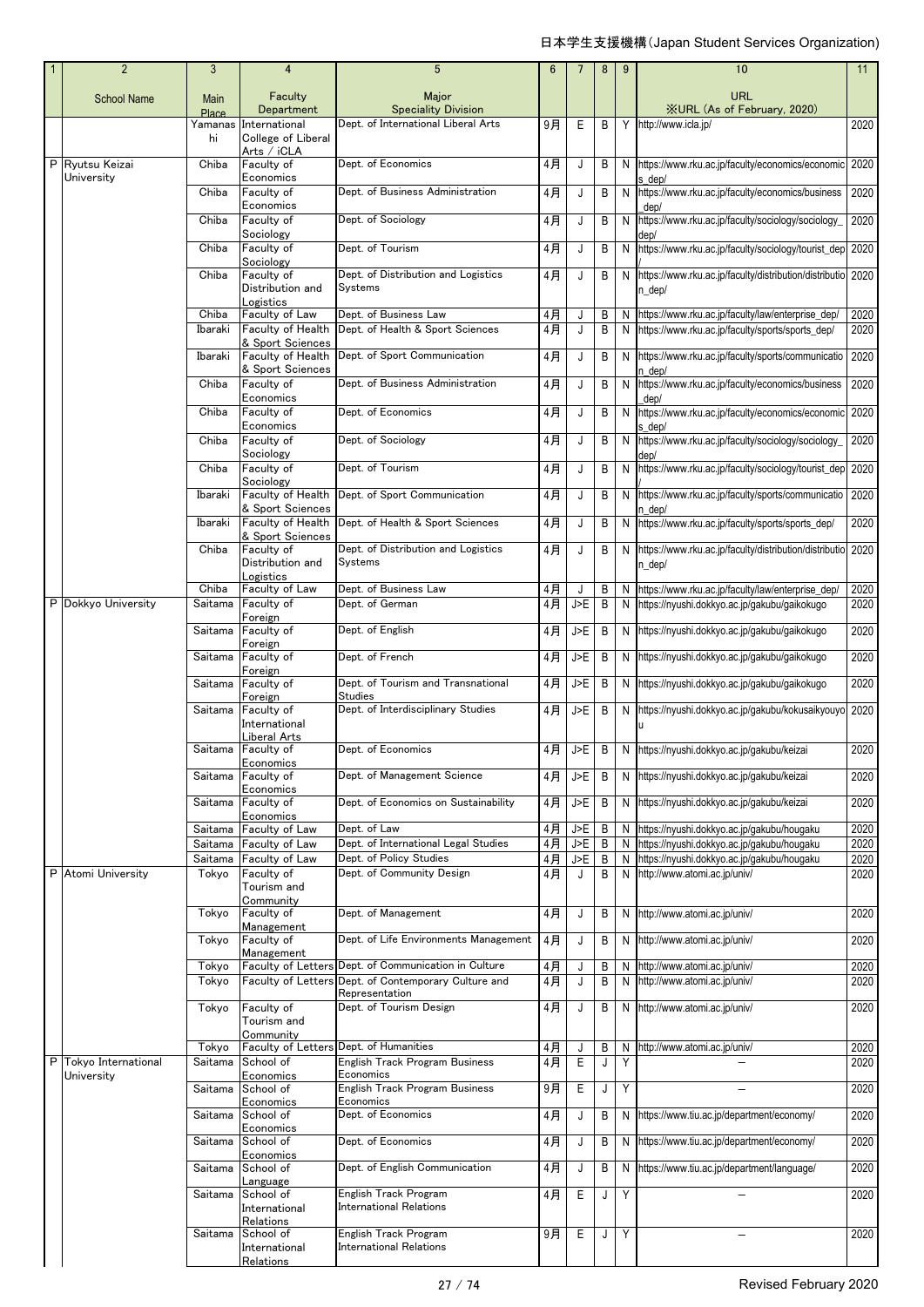| 1 | 2 | 3 | 4 | 5 | 6 | 7 | 8 | 9 | 10 | 11 |
|---|---|---|---|---|---|---|---|---|---|---|
| | School Name | Main Place | Faculty Department | Major Speciality Division | | | | | URL ※URL (As of February, 2020) | |
| | | Yamanashi | International College of Liberal Arts / iCLA | Dept. of International Liberal Arts | 9月 | E | B | Y | http://www.icla.jp/ | 2020 |
| P | Ryutsu Keizai University | Chiba | Faculty of Economics | Dept. of Economics | 4月 | J | B | N | https://www.rku.ac.jp/faculty/economics/economics_dep/ | 2020 |
| | | Chiba | Faculty of Economics | Dept. of Business Administration | 4月 | J | B | N | https://www.rku.ac.jp/faculty/economics/business_dep/ | 2020 |
| | | Chiba | Faculty of Sociology | Dept. of Sociology | 4月 | J | B | N | https://www.rku.ac.jp/faculty/sociology/sociology_dep/ | 2020 |
| | | Chiba | Faculty of Sociology | Dept. of Tourism | 4月 | J | B | N | https://www.rku.ac.jp/faculty/sociology/tourist_dep/ | 2020 |
| | | Chiba | Faculty of Distribution and Logistics | Dept. of Distribution and Logistics Systems | 4月 | J | B | N | https://www.rku.ac.jp/faculty/distribution/distribution_dep/ | 2020 |
| | | Chiba | Faculty of Law | Dept. of Business Law | 4月 | J | B | N | https://www.rku.ac.jp/faculty/law/enterprise_dep/ | 2020 |
| | | Ibaraki | Faculty of Health & Sport Sciences | Dept. of Health & Sport Sciences | 4月 | J | B | N | https://www.rku.ac.jp/faculty/sports/sports_dep/ | 2020 |
| | | Ibaraki | Faculty of Health & Sport Sciences | Dept. of Sport Communication | 4月 | J | B | N | https://www.rku.ac.jp/faculty/sports/communication_dep/ | 2020 |
| | | Chiba | Faculty of Economics | Dept. of Business Administration | 4月 | J | B | N | https://www.rku.ac.jp/faculty/economics/business_dep/ | 2020 |
| | | Chiba | Faculty of Economics | Dept. of Economics | 4月 | J | B | N | https://www.rku.ac.jp/faculty/economics/economics_dep/ | 2020 |
| | | Chiba | Faculty of Sociology | Dept. of Sociology | 4月 | J | B | N | https://www.rku.ac.jp/faculty/sociology/sociology_dep/ | 2020 |
| | | Chiba | Faculty of Sociology | Dept. of Tourism | 4月 | J | B | N | https://www.rku.ac.jp/faculty/sociology/tourist_dep/ | 2020 |
| | | Ibaraki | Faculty of Health & Sport Sciences | Dept. of Sport Communication | 4月 | J | B | N | https://www.rku.ac.jp/faculty/sports/communication_dep/ | 2020 |
| | | Ibaraki | Faculty of Health & Sport Sciences | Dept. of Health & Sport Sciences | 4月 | J | B | N | https://www.rku.ac.jp/faculty/sports/sports_dep/ | 2020 |
| | | Chiba | Faculty of Distribution and Logistics | Dept. of Distribution and Logistics Systems | 4月 | J | B | N | https://www.rku.ac.jp/faculty/distribution/distribution_dep/ | 2020 |
| | | Chiba | Faculty of Law | Dept. of Business Law | 4月 | J | B | N | https://www.rku.ac.jp/faculty/law/enterprise_dep/ | 2020 |
| P | Dokkyo University | Saitama | Faculty of Foreign | Dept. of German | 4月 | J>E | B | N | https://nyushi.dokkyo.ac.jp/gakubu/gaikokugo | 2020 |
| | | Saitama | Faculty of Foreign | Dept. of English | 4月 | J>E | B | N | https://nyushi.dokkyo.ac.jp/gakubu/gaikokugo | 2020 |
| | | Saitama | Faculty of Foreign | Dept. of French | 4月 | J>E | B | N | https://nyushi.dokkyo.ac.jp/gakubu/gaikokugo | 2020 |
| | | Saitama | Faculty of Foreign | Dept. of Tourism and Transnational Studies | 4月 | J>E | B | N | https://nyushi.dokkyo.ac.jp/gakubu/gaikokugo | 2020 |
| | | Saitama | Faculty of International Liberal Arts | Dept. of Interdisciplinary Studies | 4月 | J>E | B | N | https://nyushi.dokkyo.ac.jp/gakubu/kokusaikyouyou | 2020 |
| | | Saitama | Faculty of Economics | Dept. of Economics | 4月 | J>E | B | N | https://nyushi.dokkyo.ac.jp/gakubu/keizai | 2020 |
| | | Saitama | Faculty of Economics | Dept. of Management Science | 4月 | J>E | B | N | https://nyushi.dokkyo.ac.jp/gakubu/keizai | 2020 |
| | | Saitama | Faculty of Economics | Dept. of Economics on Sustainability | 4月 | J>E | B | N | https://nyushi.dokkyo.ac.jp/gakubu/keizai | 2020 |
| | | Saitama | Faculty of Law | Dept. of Law | 4月 | J>E | B | N | https://nyushi.dokkyo.ac.jp/gakubu/hougaku | 2020 |
| | | Saitama | Faculty of Law | Dept. of International Legal Studies | 4月 | J>E | B | N | https://nyushi.dokkyo.ac.jp/gakubu/hougaku | 2020 |
| | | Saitama | Faculty of Law | Dept. of Policy Studies | 4月 | J>E | B | N | https://nyushi.dokkyo.ac.jp/gakubu/hougaku | 2020 |
| P | Atomi University | Tokyo | Faculty of Tourism and Community | Dept. of Community Design | 4月 | J | B | N | http://www.atomi.ac.jp/univ/ | 2020 |
| | | Tokyo | Faculty of Management | Dept. of Management | 4月 | J | B | N | http://www.atomi.ac.jp/univ/ | 2020 |
| | | Tokyo | Faculty of Management | Dept. of Life Environments Management | 4月 | J | B | N | http://www.atomi.ac.jp/univ/ | 2020 |
| | | Tokyo | Faculty of Letters | Dept. of Communication in Culture | 4月 | J | B | N | http://www.atomi.ac.jp/univ/ | 2020 |
| | | Tokyo | Faculty of Letters | Dept. of Contemporary Culture and Representation | 4月 | J | B | N | http://www.atomi.ac.jp/univ/ | 2020 |
| | | Tokyo | Faculty of Tourism and Community | Dept. of Tourism Design | 4月 | J | B | N | http://www.atomi.ac.jp/univ/ | 2020 |
| | | Tokyo | Faculty of Letters | Dept. of Humanities | 4月 | J | B | N | http://www.atomi.ac.jp/univ/ | 2020 |
| P | Tokyo International University | Saitama | School of Economics | English Track Program Business Economics | 4月 | E | J | Y | − | 2020 |
| | | Saitama | School of Economics | English Track Program Business Economics | 9月 | E | J | Y | − | 2020 |
| | | Saitama | School of Economics | Dept. of Economics | 4月 | J | B | N | https://www.tiu.ac.jp/department/economy/ | 2020 |
| | | Saitama | School of Economics | Dept. of Economics | 4月 | J | B | N | https://www.tiu.ac.jp/department/economy/ | 2020 |
| | | Saitama | School of Language | Dept. of English Communication | 4月 | J | B | N | https://www.tiu.ac.jp/department/language/ | 2020 |
| | | Saitama | School of International Relations | English Track Program International Relations | 4月 | E | J | Y | − | 2020 |
| | | Saitama | School of International Relations | English Track Program International Relations | 9月 | E | J | Y | − | 2020 |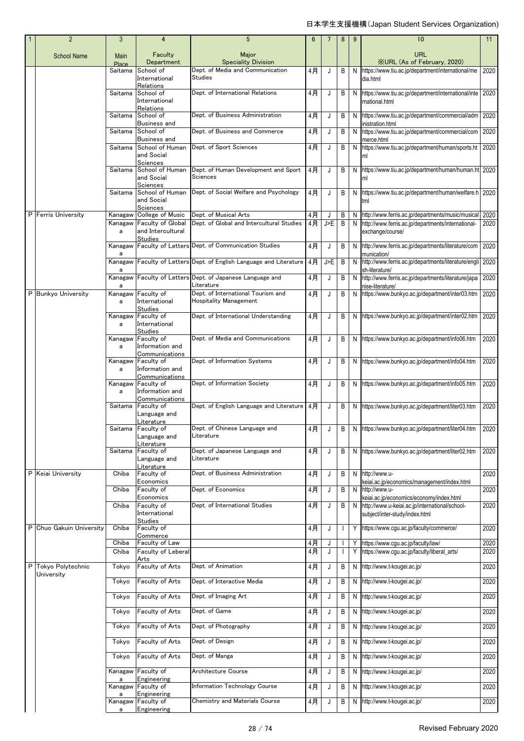日本学生支援機構(Japan Student Services Organization)

| 1 | 2 | 3 | 4 | 5 | 6 | 7 | 8 | 9 | 10 | 11 |
|---|---|---|---|---|---|---|---|---|---|---|
| | School Name | Main Place | Faculty Department | Major Speciality Division | | | | | URL ※URL (As of February, 2020) | |
| | | Saitama | School of International Relations | Dept. of Media and Communication Studies | 4月 | J | B | N | https://www.tiu.ac.jp/department/international/media.html | 2020 |
| | | Saitama | School of International Relations | Dept. of International Relations | 4月 | J | B | N | https://www.tiu.ac.jp/department/international/international.html | 2020 |
| | | Saitama | School of Business and | Dept. of Business Administration | 4月 | J | B | N | https://www.tiu.ac.jp/department/commercial/administration.html | 2020 |
| | | Saitama | School of Business and | Dept. of Business and Commerce | 4月 | J | B | N | https://www.tiu.ac.jp/department/commercial/commerce.html | 2020 |
| | | Saitama | School of Human and Social Sciences | Dept. of Sport Sciences | 4月 | J | B | N | https://www.tiu.ac.jp/department/human/sports.html | 2020 |
| | | Saitama | School of Human and Social Sciences | Dept. of Human Development and Sport Sciences | 4月 | J | B | N | https://www.tiu.ac.jp/department/human/human.html | 2020 |
| | | Saitama | School of Human and Social Sciences | Dept. of Social Welfare and Psychology | 4月 | J | B | N | https://www.tiu.ac.jp/department/human/welfare.html | 2020 |
| P | Ferris University | Kanagawa | College of Music | Dept. of Musical Arts | 4月 | J | B | N | http://www.ferris.ac.jp/departments/music/musical | 2020 |
| | | Kanagawa | Faculty of Global and Intercultural Studies | Dept. of Global and Intercultural Studies | 4月 | J>E | B | N | http://www.ferris.ac.jp/departments/international-exchange/course/ | 2020 |
| | | Kanagawa | Faculty of Letters | Dept. of Communication Studies | 4月 | J | B | N | http://www.ferris.ac.jp/departments/literature/communication/ | 2020 |
| | | Kanagawa | Faculty of Letters | Dept. of English Language and Literature | 4月 | J>E | B | N | http://www.ferris.ac.jp/departments/literature/english-literature/ | 2020 |
| | | Kanagawa | Faculty of Letters | Dept. of Japanese Language and Literature | 4月 | J | B | N | http://www.ferris.ac.jp/departments/literature/japanise-literature/ | 2020 |
| P | Bunkyo University | Kanagawa | Faculty of International Studies | Dept. of International Tourism and Hospitality Management | 4月 | J | B | N | https://www.bunkyo.ac.jp/department/inter03.htm | 2020 |
| | | Kanagawa | Faculty of International Studies | Dept. of International Understanding | 4月 | J | B | N | https://www.bunkyo.ac.jp/department/inter02.htm | 2020 |
| | | Kanagawa | Faculty of Information and Communications | Dept. of Media and Communications | 4月 | J | B | N | https://www.bunkyo.ac.jp/department/info06.htm | 2020 |
| | | Kanagawa | Faculty of Information and Communications | Dept. of Information Systems | 4月 | J | B | N | https://www.bunkyo.ac.jp/department/info04.htm | 2020 |
| | | Kanagawa | Faculty of Information and Communications | Dept. of Information Society | 4月 | J | B | N | https://www.bunkyo.ac.jp/department/info05.htm | 2020 |
| | | Saitama | Faculty of Language and Literature | Dept. of English Language and Literature | 4月 | J | B | N | https://www.bunkyo.ac.jp/department/liter03.htm | 2020 |
| | | Saitama | Faculty of Language and Literature | Dept. of Chinese Language and Literature | 4月 | J | B | N | https://www.bunkyo.ac.jp/department/liter04.htm | 2020 |
| | | Saitama | Faculty of Language and Literature | Dept. of Japanese Language and Literature | 4月 | J | B | N | https://www.bunkyo.ac.jp/department/liter02.htm | 2020 |
| P | Keiai University | Chiba | Faculty of Economics | Dept. of Business Administration | 4月 | J | B | N | http://www.u-keiai.ac.jp/economics/management/index.html | 2020 |
| | | Chiba | Faculty of Economics | Dept. of Economics | 4月 | J | B | N | http://www.u-keiai.ac.jp/economics/economy/index.html | 2020 |
| | | Chiba | Faculty of International Studies | Dept. of International Studies | 4月 | J | B | N | http://www.u-keiai.ac.jp/international/school-subject/inter-study/index.html | 2020 |
| P | Chuo Gakuin University | Chiba | Faculty of Commerce | | 4月 | J | I | Y | https://www.cgu.ac.jp/faculty/commerce/ | 2020 |
| | | Chiba | Faculty of Law | | 4月 | J | I | Y | https://www.cgu.ac.jp/faculty/law/ | 2020 |
| | | Chiba | Faculty of Leberal Arts | | 4月 | J | I | Y | https://www.cgu.ac.jp/faculty/liberal_arts/ | 2020 |
| P | Tokyo Polytechnic University | Tokyo | Faculty of Arts | Dept. of Animation | 4月 | J | B | N | http://www.t-kougei.ac.jp/ | 2020 |
| | | Tokyo | Faculty of Arts | Dept. of Interactive Media | 4月 | J | B | N | http://www.t-kougei.ac.jp/ | 2020 |
| | | Tokyo | Faculty of Arts | Dept. of Imaging Art | 4月 | J | B | N | http://www.t-kougei.ac.jp/ | 2020 |
| | | Tokyo | Faculty of Arts | Dept. of Game | 4月 | J | B | N | http://www.t-kougei.ac.jp/ | 2020 |
| | | Tokyo | Faculty of Arts | Dept. of Photography | 4月 | J | B | N | http://www.t-kougei.ac.jp/ | 2020 |
| | | Tokyo | Faculty of Arts | Dept. of Design | 4月 | J | B | N | http://www.t-kougei.ac.jp/ | 2020 |
| | | Tokyo | Faculty of Arts | Dept. of Manga | 4月 | J | B | N | http://www.t-kougei.ac.jp/ | 2020 |
| | | Kanagawa | Faculty of Engineering | Architecture Course | 4月 | J | B | N | http://www.t-kougei.ac.jp/ | 2020 |
| | | Kanagawa | Faculty of Engineering | Information Technology Course | 4月 | J | B | N | http://www.t-kougei.ac.jp/ | 2020 |
| | | Kanagawa | Faculty of Engineering | Chemistry and Materials Course | 4月 | J | B | N | http://www.t-kougei.ac.jp/ | 2020 |

Revised February 2020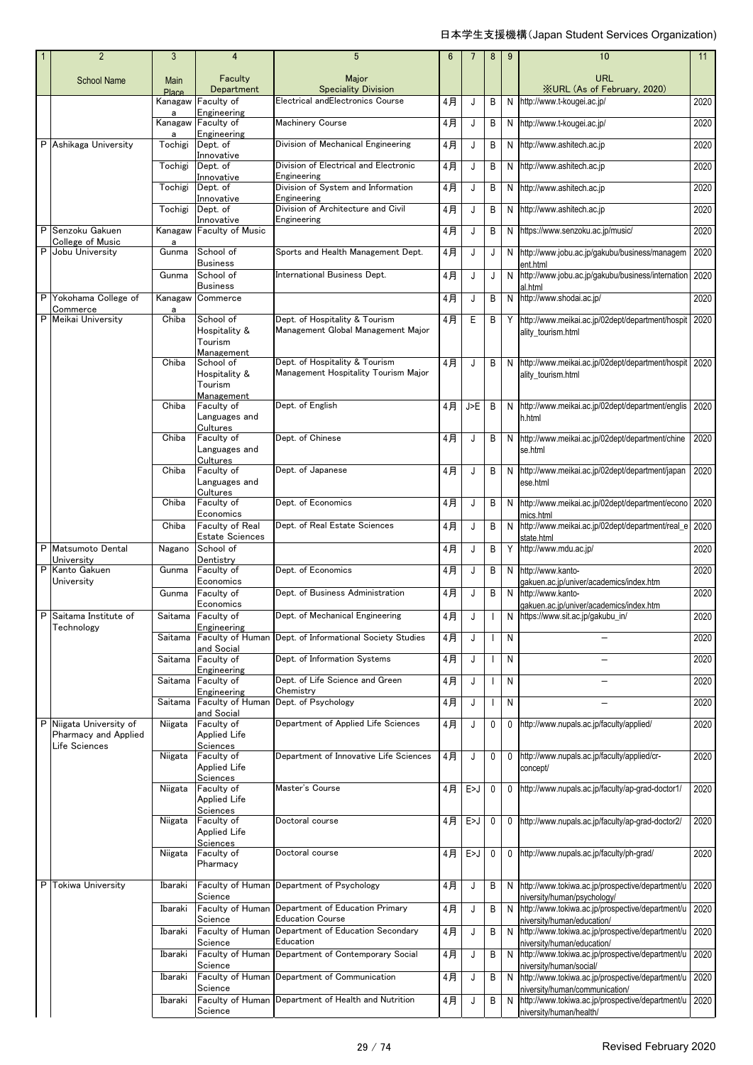日本学生支援機構(Japan Student Services Organization)

| 1 | 2 | 3 | 4 | 5 | 6 | 7 | 8 | 9 | 10 | 11 |
|---|---|---|---|---|---|---|---|---|---|---|
| | School Name | Main Place | Faculty Department | Major Speciality Division | | | | | URL ※URL (As of February, 2020) | |
| | | Kanagawa | Faculty of Engineering | Electrical andElectronics Course | 4月 | J | B | N | http://www.t-kougei.ac.jp/ | 2020 |
| | | Kanagawa | Faculty of Engineering | Machinery Course | 4月 | J | B | N | http://www.t-kougei.ac.jp/ | 2020 |
| P | Ashikaga University | Tochigi | Dept. of Innovative | Division of Mechanical Engineering | 4月 | J | B | N | http://www.ashitech.ac.jp | 2020 |
| | | Tochigi | Dept. of Innovative | Division of Electrical and Electronic Engineering | 4月 | J | B | N | http://www.ashitech.ac.jp | 2020 |
| | | Tochigi | Dept. of Innovative | Division of System and Information Engineering | 4月 | J | B | N | http://www.ashitech.ac.jp | 2020 |
| | | Tochigi | Dept. of Innovative | Division of Architecture and Civil Engineering | 4月 | J | B | N | http://www.ashitech.ac.jp | 2020 |
| P | Senzoku Gakuen College of Music | Kanagawa | Faculty of Music | | 4月 | J | B | N | https://www.senzoku.ac.jp/music/ | 2020 |
| P | Jobu University | Gunma | School of Business | Sports and Health Management Dept. | 4月 | J | J | N | http://www.jobu.ac.jp/gakubu/business/management.html | 2020 |
| | | Gunma | School of Business | International Business Dept. | 4月 | J | J | N | http://www.jobu.ac.jp/gakubu/business/international.html | 2020 |
| P | Yokohama College of Commerce | Kanagawa | Commerce | | 4月 | J | B | N | http://www.shodai.ac.jp/ | 2020 |
| P | Meikai University | Chiba | School of Hospitality & Tourism Management | Dept. of Hospitality & Tourism Management Global Management Major | 4月 | E | B | Y | http://www.meikai.ac.jp/02dept/department/hospitality_tourism.html | 2020 |
| | | Chiba | School of Hospitality & Tourism Management | Dept. of Hospitality & Tourism Management Hospitality Tourism Major | 4月 | J | B | N | http://www.meikai.ac.jp/02dept/department/hospitality_tourism.html | 2020 |
| | | Chiba | Faculty of Languages and Cultures | Dept. of English | 4月 | J>E | B | N | http://www.meikai.ac.jp/02dept/department/english.html | 2020 |
| | | Chiba | Faculty of Languages and Cultures | Dept. of Chinese | 4月 | J | B | N | http://www.meikai.ac.jp/02dept/department/chinese.html | 2020 |
| | | Chiba | Faculty of Languages and Cultures | Dept. of Japanese | 4月 | J | B | N | http://www.meikai.ac.jp/02dept/department/japanese.html | 2020 |
| | | Chiba | Faculty of Economics | Dept. of Economics | 4月 | J | B | N | http://www.meikai.ac.jp/02dept/department/economics.html | 2020 |
| | | Chiba | Faculty of Real Estate Sciences | Dept. of Real Estate Sciences | 4月 | J | B | N | http://www.meikai.ac.jp/02dept/department/real_estate.html | 2020 |
| P | Matsumoto Dental University | Nagano | School of Dentistry | | 4月 | J | B | Y | http://www.mdu.ac.jp/ | 2020 |
| P | Kanto Gakuen University | Gunma | Faculty of Economics | Dept. of Economics | 4月 | J | B | N | http://www.kanto-gakuen.ac.jp/univer/academics/index.htm | 2020 |
| | | Gunma | Faculty of Economics | Dept. of Business Administration | 4月 | J | B | N | http://www.kanto-gakuen.ac.jp/univer/academics/index.htm | 2020 |
| P | Saitama Institute of Technology | Saitama | Faculty of Engineering | Dept. of Mechanical Engineering | 4月 | J | I | N | https://www.sit.ac.jp/gakubu_in/ | 2020 |
| | | Saitama | Faculty of Human and Social | Dept. of Informational Society Studies | 4月 | J | I | N | – | 2020 |
| | | Saitama | Faculty of Engineering | Dept. of Information Systems | 4月 | J | I | N | – | 2020 |
| | | Saitama | Faculty of Engineering | Dept. of Life Science and Green Chemistry | 4月 | J | I | N | – | 2020 |
| | | Saitama | Faculty of Human and Social | Dept. of Psychology | 4月 | J | I | N | – | 2020 |
| P | Niigata University of Pharmacy and Applied Life Sciences | Niigata | Faculty of Applied Life Sciences | Department of Applied Life Sciences | 4月 | J | 0 | 0 | http://www.nupals.ac.jp/faculty/applied/ | 2020 |
| | | Niigata | Faculty of Applied Life Sciences | Department of Innovative Life Sciences | 4月 | J | 0 | 0 | http://www.nupals.ac.jp/faculty/applied/cr-concept/ | 2020 |
| | | Niigata | Faculty of Applied Life Sciences | Master's Course | 4月 | E>J | 0 | 0 | http://www.nupals.ac.jp/faculty/ap-grad-doctor1/ | 2020 |
| | | Niigata | Faculty of Applied Life Sciences | Doctoral course | 4月 | E>J | 0 | 0 | http://www.nupals.ac.jp/faculty/ap-grad-doctor2/ | 2020 |
| | | Niigata | Faculty of Pharmacy | Doctoral course | 4月 | E>J | 0 | 0 | http://www.nupals.ac.jp/faculty/ph-grad/ | 2020 |
| P | Tokiwa University | Ibaraki | Faculty of Human Science | Department of Psychology | 4月 | J | B | N | http://www.tokiwa.ac.jp/prospective/department/university/human/psychology/ | 2020 |
| | | Ibaraki | Faculty of Human Science | Department of Education Primary Education Course | 4月 | J | B | N | http://www.tokiwa.ac.jp/prospective/department/university/human/education/ | 2020 |
| | | Ibaraki | Faculty of Human Science | Department of Education Secondary Education | 4月 | J | B | N | http://www.tokiwa.ac.jp/prospective/department/university/human/education/ | 2020 |
| | | Ibaraki | Faculty of Human Science | Department of Contemporary Social | 4月 | J | B | N | http://www.tokiwa.ac.jp/prospective/department/university/human/social/ | 2020 |
| | | Ibaraki | Faculty of Human Science | Department of Communication | 4月 | J | B | N | http://www.tokiwa.ac.jp/prospective/department/university/human/communication/ | 2020 |
| | | Ibaraki | Faculty of Human Science | Department of Health and Nutrition | 4月 | J | B | N | http://www.tokiwa.ac.jp/prospective/department/university/human/health/ | 2020 |

Revised February 2020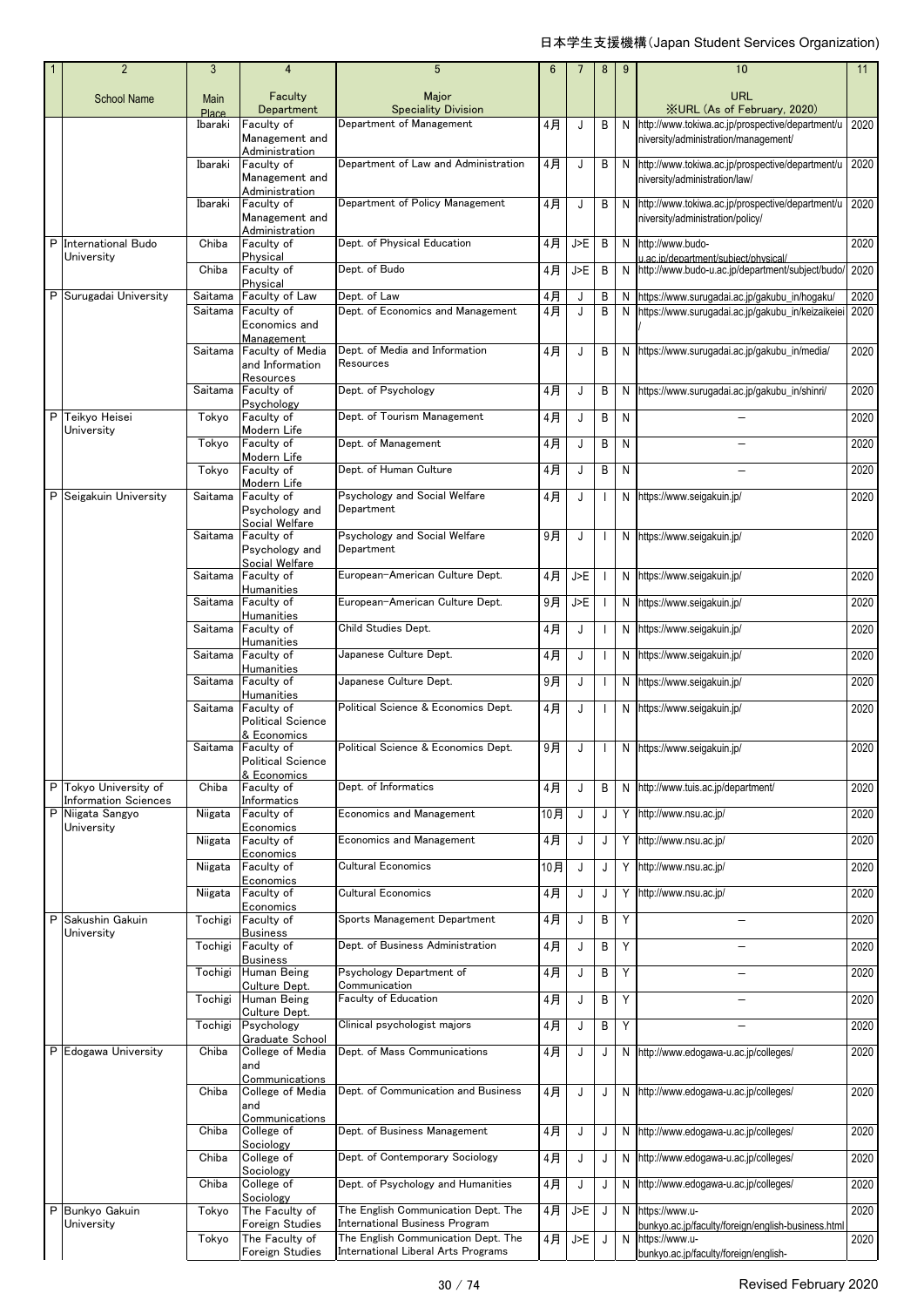日本学生支援機構(Japan Student Services Organization)

| 1 | 2 | 3 | 4 | 5 | 6 | 7 | 8 | 9 | 10 | 11 |
|---|---|---|---|---|---|---|---|---|---|---|
| | School Name | Main Place | Faculty Department | Major Speciality Division | | | | | URL ※URL (As of February, 2020) | |
| | | Ibaraki | Faculty of Management and Administration | Department of Management | 4月 | J | B | N | http://www.tokiwa.ac.jp/prospective/department/university/administration/management/ | 2020 |
| | | Ibaraki | Faculty of Management and Administration | Department of Law and Administration | 4月 | J | B | N | http://www.tokiwa.ac.jp/prospective/department/university/administration/law/ | 2020 |
| | | Ibaraki | Faculty of Management and Administration | Department of Policy Management | 4月 | J | B | N | http://www.tokiwa.ac.jp/prospective/department/university/administration/policy/ | 2020 |
| P | International Budo University | Chiba | Faculty of Physical | Dept. of Physical Education | 4月 | J>E | B | N | http://www.budo-u.ac.jp/department/subject/physical/ | 2020 |
| | | Chiba | Faculty of Physical | Dept. of Budo | 4月 | J>E | B | N | http://www.budo-u.ac.jp/department/subject/budo/ | 2020 |
| P | Surugadai University | Saitama | Faculty of Law | Dept. of Law | 4月 | J | B | N | https://www.surugadai.ac.jp/gakubu_in/hogaku/ | 2020 |
| | | Saitama | Faculty of Economics and Management | Dept. of Economics and Management | 4月 | J | B | N | https://www.surugadai.ac.jp/gakubu_in/keizaikeiei/ | 2020 |
| | | Saitama | Faculty of Media and Information Resources | Dept. of Media and Information Resources | 4月 | J | B | N | https://www.surugadai.ac.jp/gakubu_in/media/ | 2020 |
| | | Saitama | Faculty of Psychology | Dept. of Psychology | 4月 | J | B | N | https://www.surugadai.ac.jp/gakubu_in/shinri/ | 2020 |
| P | Teikyo Heisei University | Tokyo | Faculty of Modern Life | Dept. of Tourism Management | 4月 | J | B | N | – | 2020 |
| | | Tokyo | Faculty of Modern Life | Dept. of Management | 4月 | J | B | N | – | 2020 |
| | | Tokyo | Faculty of Modern Life | Dept. of Human Culture | 4月 | J | B | N | – | 2020 |
| P | Seigakuin University | Saitama | Faculty of Psychology and Social Welfare | Psychology and Social Welfare Department | 4月 | J | I | N | https://www.seigakuin.jp/ | 2020 |
| | | Saitama | Faculty of Psychology and Social Welfare | Psychology and Social Welfare Department | 9月 | J | I | N | https://www.seigakuin.jp/ | 2020 |
| | | Saitama | Faculty of Humanities | European-American Culture Dept. | 4月 | J>E | I | N | https://www.seigakuin.jp/ | 2020 |
| | | Saitama | Faculty of Humanities | European-American Culture Dept. | 9月 | J>E | I | N | https://www.seigakuin.jp/ | 2020 |
| | | Saitama | Faculty of Humanities | Child Studies Dept. | 4月 | J | I | N | https://www.seigakuin.jp/ | 2020 |
| | | Saitama | Faculty of Humanities | Japanese Culture Dept. | 4月 | J | I | N | https://www.seigakuin.jp/ | 2020 |
| | | Saitama | Faculty of Humanities | Japanese Culture Dept. | 9月 | J | I | N | https://www.seigakuin.jp/ | 2020 |
| | | Saitama | Faculty of Political Science & Economics | Political Science & Economics Dept. | 4月 | J | I | N | https://www.seigakuin.jp/ | 2020 |
| | | Saitama | Faculty of Political Science & Economics | Political Science & Economics Dept. | 9月 | J | I | N | https://www.seigakuin.jp/ | 2020 |
| P | Tokyo University of Information Sciences | Chiba | Faculty of Informatics | Dept. of Informatics | 4月 | J | B | N | http://www.tuis.ac.jp/department/ | 2020 |
| P | Niigata Sangyo University | Niigata | Faculty of Economics | Economics and Management | 10月 | J | J | Y | http://www.nsu.ac.jp/ | 2020 |
| | | Niigata | Faculty of Economics | Economics and Management | 4月 | J | J | Y | http://www.nsu.ac.jp/ | 2020 |
| | | Niigata | Faculty of Economics | Cultural Economics | 10月 | J | J | Y | http://www.nsu.ac.jp/ | 2020 |
| | | Niigata | Faculty of Economics | Cultural Economics | 4月 | J | J | Y | http://www.nsu.ac.jp/ | 2020 |
| P | Sakushin Gakuin University | Tochigi | Faculty of Business | Sports Management Department | 4月 | J | B | Y | – | 2020 |
| | | Tochigi | Faculty of Business | Dept. of Business Administration | 4月 | J | B | Y | – | 2020 |
| | | Tochigi | Human Being Culture Dept. | Psychology Department of Communication | 4月 | J | B | Y | – | 2020 |
| | | Tochigi | Human Being Culture Dept. | Faculty of Education | 4月 | J | B | Y | – | 2020 |
| | | Tochigi | Psychology Graduate School | Clinical psychologist majors | 4月 | J | B | Y | – | 2020 |
| P | Edogawa University | Chiba | College of Media and Communications | Dept. of Mass Communications | 4月 | J | J | N | http://www.edogawa-u.ac.jp/colleges/ | 2020 |
| | | Chiba | College of Media and Communications | Dept. of Communication and Business | 4月 | J | J | N | http://www.edogawa-u.ac.jp/colleges/ | 2020 |
| | | Chiba | College of Sociology | Dept. of Business Management | 4月 | J | J | N | http://www.edogawa-u.ac.jp/colleges/ | 2020 |
| | | Chiba | College of Sociology | Dept. of Contemporary Sociology | 4月 | J | J | N | http://www.edogawa-u.ac.jp/colleges/ | 2020 |
| | | Chiba | College of Sociology | Dept. of Psychology and Humanities | 4月 | J | J | N | http://www.edogawa-u.ac.jp/colleges/ | 2020 |
| P | Bunkyo Gakuin University | Tokyo | The Faculty of Foreign Studies | The English Communication Dept. The International Business Program | 4月 | J>E | J | N | https://www.u-bunkyo.ac.jp/faculty/foreign/english-business.html | 2020 |
| | | Tokyo | The Faculty of Foreign Studies | The English Communication Dept. The International Liberal Arts Programs | 4月 | J>E | J | N | https://www.u-bunkyo.ac.jp/faculty/foreign/english- | 2020 |

Revised February 2020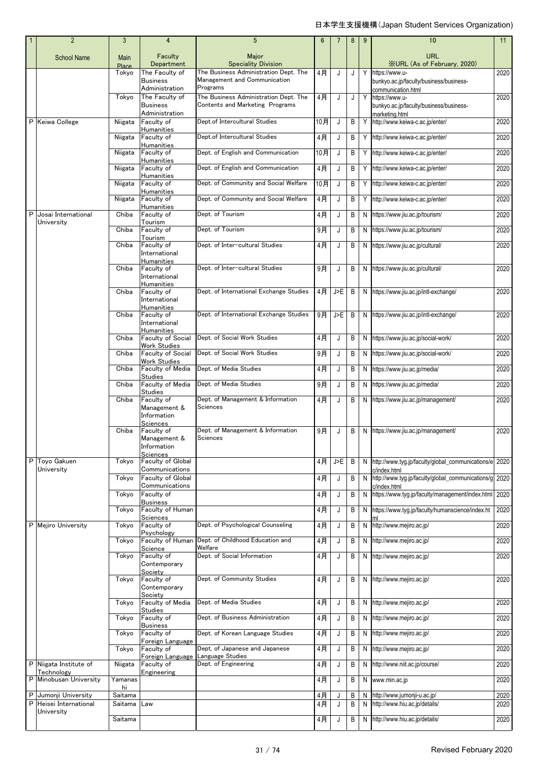日本学生支援機構(Japan Student Services Organization)

| 1 | 2 | 3 | 4 | 5 | 6 | 7 | 8 | 9 | 10 | 11 |
|---|---|---|---|---|---|---|---|---|---|---|
| | School Name | Main Place | Faculty Department | Major Speciality Division | | | | | URL ※URL (As of February, 2020) | |
| | | Tokyo | The Faculty of Business Administration | The Business Administration Dept. The Management and Communication Programs | 4月 | J | J | Y | https://www.u-bunkyo.ac.jp/faculty/business/business-communication.html | 2020 |
| | | Tokyo | The Faculty of Business Administration | The Business Administration Dept. The Contents and Marketing Programs | 4月 | J | J | Y | https://www.u-bunkyo.ac.jp/faculty/business/business-marketing.html | 2020 |
| P | Keiwa College | Niigata | Faculty of Humanities | Dept.of Intercultural Studies | 10月 | J | B | Y | http://www.keiwa-c.ac.jp/enter/ | 2020 |
| | | Niigata | Faculty of Humanities | Dept.of Intercultural Studies | 4月 | J | B | Y | http://www.keiwa-c.ac.jp/enter/ | 2020 |
| | | Niigata | Faculty of Humanities | Dept. of English and Communication | 10月 | J | B | Y | http://www.keiwa-c.ac.jp/enter/ | 2020 |
| | | Niigata | Faculty of Humanities | Dept. of English and Communication | 4月 | J | B | Y | http://www.keiwa-c.ac.jp/enter/ | 2020 |
| | | Niigata | Faculty of Humanities | Dept. of Community and Social Welfare | 10月 | J | B | Y | http://www.keiwa-c.ac.jp/enter/ | 2020 |
| | | Niigata | Faculty of Humanities | Dept. of Community and Social Welfare | 4月 | J | B | Y | http://www.keiwa-c.ac.jp/enter/ | 2020 |
| P | Josai International University | Chiba | Faculty of Tourism | Dept. of Tourism | 4月 | J | B | N | https://www.jiu.ac.jp/tourism/ | 2020 |
| | | Chiba | Faculty of Tourism | Dept. of Tourism | 9月 | J | B | N | https://www.jiu.ac.jp/tourism/ | 2020 |
| | | Chiba | Faculty of International Humanities | Dept. of Inter-cultural Studies | 4月 | J | B | N | https://www.jiu.ac.jp/cultural/ | 2020 |
| | | Chiba | Faculty of International Humanities | Dept. of Inter-cultural Studies | 9月 | J | B | N | https://www.jiu.ac.jp/cultural/ | 2020 |
| | | Chiba | Faculty of International Humanities | Dept. of International Exchange Studies | 4月 | J>E | B | N | https://www.jiu.ac.jp/intl-exchange/ | 2020 |
| | | Chiba | Faculty of International Humanities | Dept. of International Exchange Studies | 9月 | J>E | B | N | https://www.jiu.ac.jp/intl-exchange/ | 2020 |
| | | Chiba | Faculty of Social Work Studies | Dept. of Social Work Studies | 4月 | J | B | N | https://www.jiu.ac.jp/social-work/ | 2020 |
| | | Chiba | Faculty of Social Work Studies | Dept. of Social Work Studies | 9月 | J | B | N | https://www.jiu.ac.jp/social-work/ | 2020 |
| | | Chiba | Faculty of Media Studies | Dept. of Media Studies | 4月 | J | B | N | https://www.jiu.ac.jp/media/ | 2020 |
| | | Chiba | Faculty of Media Studies | Dept. of Media Studies | 9月 | J | B | N | https://www.jiu.ac.jp/media/ | 2020 |
| | | Chiba | Faculty of Management & Information Sciences | Dept. of Management & Information Sciences | 4月 | J | B | N | https://www.jiu.ac.jp/management/ | 2020 |
| | | Chiba | Faculty of Management & Information Sciences | Dept. of Management & Information Sciences | 9月 | J | B | N | https://www.jiu.ac.jp/management/ | 2020 |
| P | Toyo Gakuen University | Tokyo | Faculty of Global Communications | | 4月 | J>E | B | N | http://www.tyg.jp/faculty/global_communications/ec/index.html | 2020 |
| | | Tokyo | Faculty of Global Communications | | 4月 | J | B | N | http://www.tyg.jp/faculty/global_communications/gc/index.html | 2020 |
| | | Tokyo | Faculty of Business | | 4月 | J | B | N | https://www.tyg.jp/faculty/management/index.html | 2020 |
| | | Tokyo | Faculty of Human Sciences | | 4月 | J | B | N | https://www.tyg.jp/faculty/humanscience/index.html | 2020 |
| P | Mejiro University | Tokyo | Faculty of Psychology | Dept. of Psychological Counseling | 4月 | J | B | N | http://www.mejiro.ac.jp/ | 2020 |
| | | Tokyo | Faculty of Human Science | Dept. of Childhood Education and Welfare | 4月 | J | B | N | http://www.mejiro.ac.jp/ | 2020 |
| | | Tokyo | Faculty of Contemporary Society | Dept. of Social Information | 4月 | J | B | N | http://www.mejiro.ac.jp/ | 2020 |
| | | Tokyo | Faculty of Contemporary Society | Dept. of Community Studies | 4月 | J | B | N | http://www.mejiro.ac.jp/ | 2020 |
| | | Tokyo | Faculty of Media Studies | Dept. of Media Studies | 4月 | J | B | N | http://www.mejiro.ac.jp/ | 2020 |
| | | Tokyo | Faculty of Business | Dept. of Business Administration | 4月 | J | B | N | http://www.mejiro.ac.jp/ | 2020 |
| | | Tokyo | Faculty of Foreign Language | Dept. of Korean Language Studies | 4月 | J | B | N | http://www.mejiro.ac.jp/ | 2020 |
| | | Tokyo | Faculty of Foreign Language | Dept. of Japanese and Japanese Language Studies | 4月 | J | B | N | http://www.mejiro.ac.jp/ | 2020 |
| P | Niigata Institute of Technology | Niigata | Faculty of Engineering | Dept. of Engineering | 4月 | J | B | N | http://www.niit.ac.jp/course/ | 2020 |
| P | Minobusan University | Yamanashi | | | 4月 | J | B | N | www.min.ac.jp | 2020 |
| P | Jumonji University | Saitama | | | 4月 | J | B | N | http://www.jumonji-u.ac.jp/ | 2020 |
| P | Heisei International University | Saitama | Law | | 4月 | J | B | N | http://www.hiu.ac.jp/details/ | 2020 |
| | | Saitama | | | 4月 | J | B | N | http://www.hiu.ac.jp/details/ | 2020 |

Revised February 2020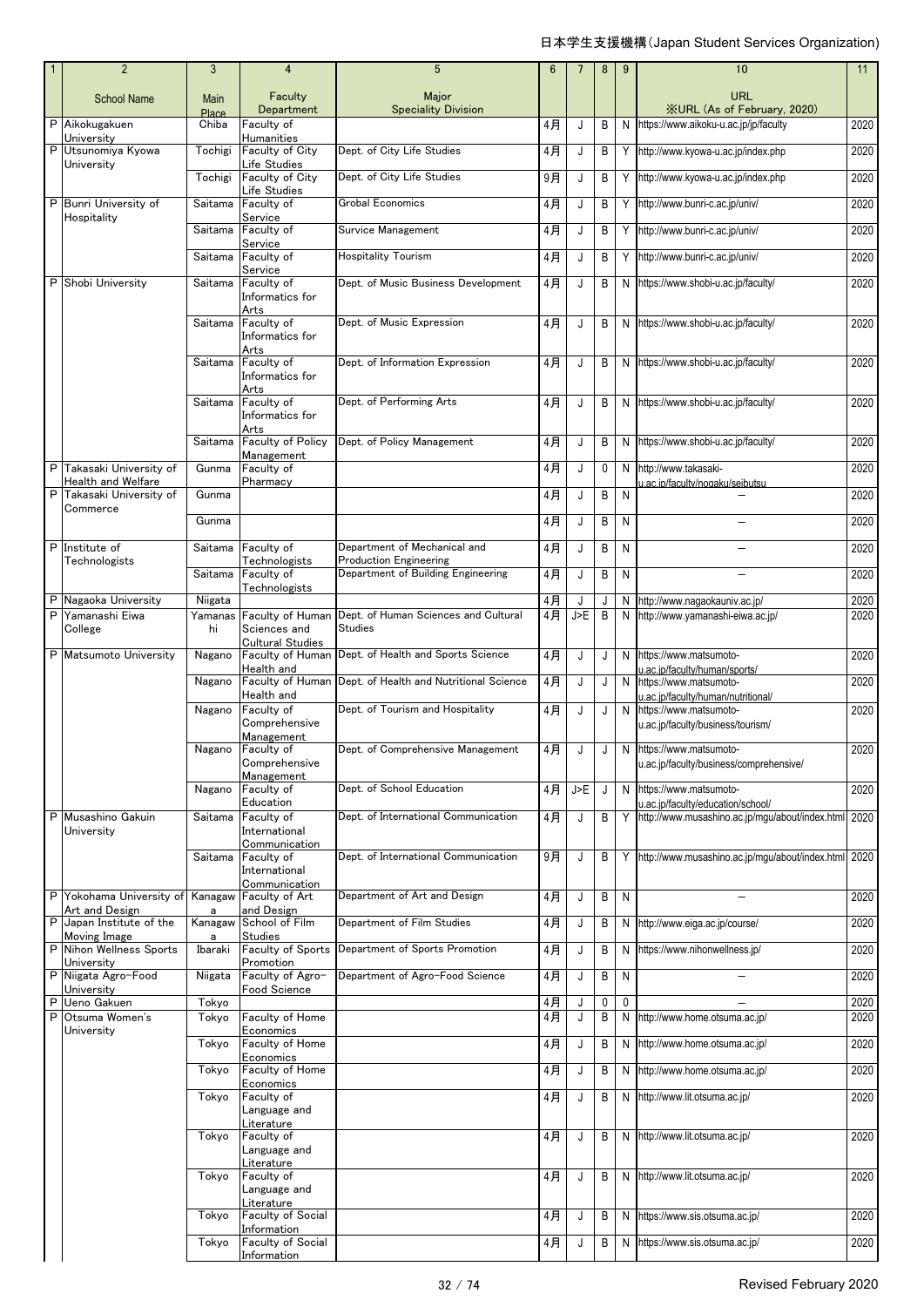| 1 | 2 | 3 | 4 | 5 | 6 | 7 | 8 | 9 | 10 | 11 |
|---|---|---|---|---|---|---|---|---|---|---|
| | School Name | Main Place | Faculty Department | Major Speciality Division | | | | | URL ※URL (As of February, 2020) | |
| P | Aikokugakuen University | Chiba | Faculty of Humanities | | 4月 | J | B | N | https://www.aikoku-u.ac.jp/jp/faculty | 2020 |
| P | Utsunomiya Kyowa University | Tochigi | Faculty of City Life Studies | Dept. of City Life Studies | 4月 | J | B | Y | http://www.kyowa-u.ac.jp/index.php | 2020 |
| | | Tochigi | Faculty of City Life Studies | Dept. of City Life Studies | 9月 | J | B | Y | http://www.kyowa-u.ac.jp/index.php | 2020 |
| P | Bunri University of Hospitality | Saitama | Faculty of Service | Grobal Economics | 4月 | J | B | Y | http://www.bunri-c.ac.jp/univ/ | 2020 |
| | | Saitama | Faculty of Service | Survice Management | 4月 | J | B | Y | http://www.bunri-c.ac.jp/univ/ | 2020 |
| | | Saitama | Faculty of Service | Hospitality Tourism | 4月 | J | B | Y | http://www.bunri-c.ac.jp/univ/ | 2020 |
| P | Shobi University | Saitama | Faculty of Informatics for Arts | Dept. of Music Business Development | 4月 | J | B | N | https://www.shobi-u.ac.jp/faculty/ | 2020 |
| | | Saitama | Faculty of Informatics for Arts | Dept. of Music Expression | 4月 | J | B | N | https://www.shobi-u.ac.jp/faculty/ | 2020 |
| | | Saitama | Faculty of Informatics for Arts | Dept. of Information Expression | 4月 | J | B | N | https://www.shobi-u.ac.jp/faculty/ | 2020 |
| | | Saitama | Faculty of Informatics for Arts | Dept. of Performing Arts | 4月 | J | B | N | https://www.shobi-u.ac.jp/faculty/ | 2020 |
| | | Saitama | Faculty of Policy Management | Dept. of Policy Management | 4月 | J | B | N | https://www.shobi-u.ac.jp/faculty/ | 2020 |
| P | Takasaki University of Health and Welfare | Gunma | Faculty of Pharmacy | | 4月 | J | 0 | N | http://www.takasaki-u.ac.jp/faculty/nogaku/seibutsu | 2020 |
| P | Takasaki University of Commerce | Gunma | | | 4月 | J | B | N | — | 2020 |
| | | Gunma | | | 4月 | J | B | N | — | 2020 |
| P | Institute of Technologists | Saitama | Faculty of Technologists | Department of Mechanical and Production Engineering | 4月 | J | B | N | — | 2020 |
| | | Saitama | Faculty of Technologists | Department of Building Engineering | 4月 | J | B | N | — | 2020 |
| P | Nagaoka University | Niigata | | | 4月 | J | J | N | http://www.nagaokauniv.ac.jp/ | 2020 |
| P | Yamanashi Eiwa College | Yamanashi | Faculty of Human Sciences and Cultural Studies | Dept. of Human Sciences and Cultural Studies | 4月 | J>E | B | N | http://www.yamanashi-eiwa.ac.jp/ | 2020 |
| P | Matsumoto University | Nagano | Faculty of Human Health and | Dept. of Health and Sports Science | 4月 | J | J | N | https://www.matsumoto-u.ac.jp/faculty/human/sports/ | 2020 |
| | | Nagano | Faculty of Human Health and | Dept. of Health and Nutritional Science | 4月 | J | J | N | https://www.matsumoto-u.ac.jp/faculty/human/nutritional/ | 2020 |
| | | Nagano | Faculty of Comprehensive Management | Dept. of Tourism and Hospitality | 4月 | J | J | N | https://www.matsumoto-u.ac.jp/faculty/business/tourism/ | 2020 |
| | | Nagano | Faculty of Comprehensive Management | Dept. of Comprehensive Management | 4月 | J | J | N | https://www.matsumoto-u.ac.jp/faculty/business/comprehensive/ | 2020 |
| | | Nagano | Faculty of Education | Dept. of School Education | 4月 | J>E | J | N | https://www.matsumoto-u.ac.jp/faculty/education/school/ | 2020 |
| P | Musashino Gakuin University | Saitama | Faculty of International Communication | Dept. of International Communication | 4月 | J | B | Y | http://www.musashino.ac.jp/mgu/about/index.html | 2020 |
| | | Saitama | Faculty of International Communication | Dept. of International Communication | 9月 | J | B | Y | http://www.musashino.ac.jp/mgu/about/index.html | 2020 |
| P | Yokohama University of Art and Design | Kanagawa | Faculty of Art and Design | Department of Art and Design | 4月 | J | B | N | — | 2020 |
| P | Japan Institute of the Moving Image | Kanagawa | School of Film Studies | Department of Film Studies | 4月 | J | B | N | http://www.eiga.ac.jp/course/ | 2020 |
| P | Nihon Wellness Sports University | Ibaraki | Faculty of Sports Promotion | Department of Sports Promotion | 4月 | J | B | N | https://www.nihonwellness.jp/ | 2020 |
| P | Niigata Agro-Food University | Niigata | Faculty of Agro-Food Science | Department of Agro-Food Science | 4月 | J | B | N | — | 2020 |
| P | Ueno Gakuen | Tokyo | | | 4月 | J | 0 | 0 | — | 2020 |
| P | Otsuma Women's University | Tokyo | Faculty of Home Economics | | 4月 | J | B | N | http://www.home.otsuma.ac.jp/ | 2020 |
| | | Tokyo | Faculty of Home Economics | | 4月 | J | B | N | http://www.home.otsuma.ac.jp/ | 2020 |
| | | Tokyo | Faculty of Home Economics | | 4月 | J | B | N | http://www.home.otsuma.ac.jp/ | 2020 |
| | | Tokyo | Faculty of Language and Literature | | 4月 | J | B | N | http://www.lit.otsuma.ac.jp/ | 2020 |
| | | Tokyo | Faculty of Language and Literature | | 4月 | J | B | N | http://www.lit.otsuma.ac.jp/ | 2020 |
| | | Tokyo | Faculty of Language and Literature | | 4月 | J | B | N | http://www.lit.otsuma.ac.jp/ | 2020 |
| | | Tokyo | Faculty of Social Information | | 4月 | J | B | N | https://www.sis.otsuma.ac.jp/ | 2020 |
| | | Tokyo | Faculty of Social Information | | 4月 | J | B | N | https://www.sis.otsuma.ac.jp/ | 2020 |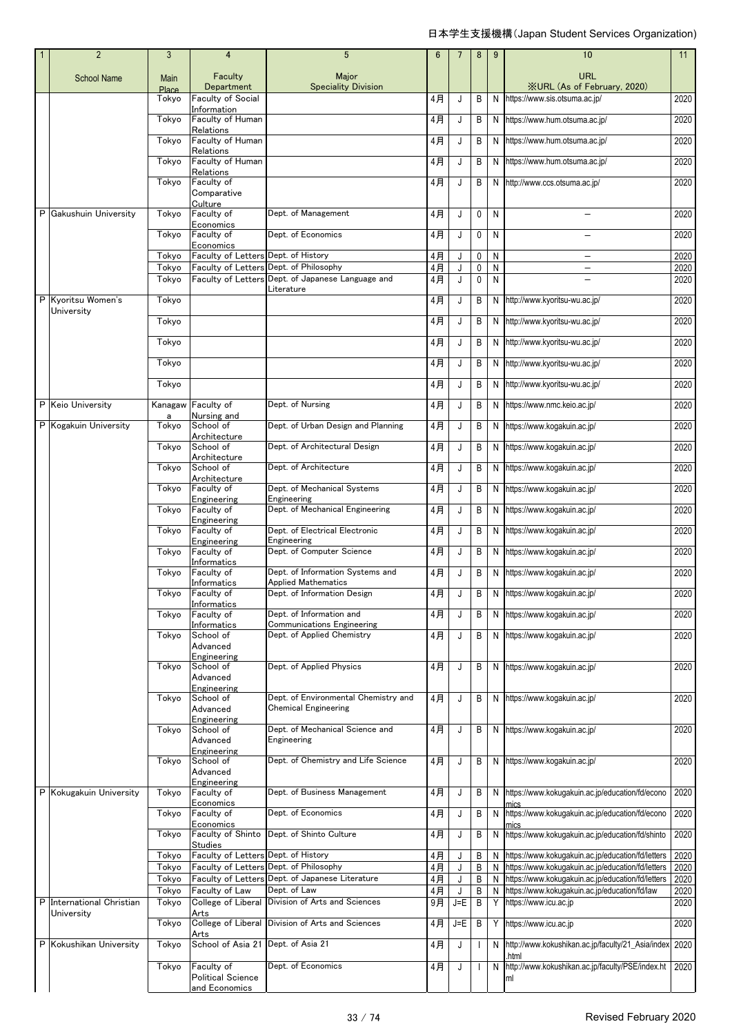| 1 | 2 | 3 | 4 | 5 | 6 | 7 | 8 | 9 | 10 | 11 |
|---|---|---|---|---|---|---|---|---|---|---|
| | School Name | Main Place | Faculty Department | Major Speciality Division | | | | | URL ※URL (As of February, 2020) | |
| | | Tokyo | Faculty of Social Information | | 4月 | J | B | N | https://www.sis.otsuma.ac.jp/ | 2020 |
| | | Tokyo | Faculty of Human Relations | | 4月 | J | B | N | https://www.hum.otsuma.ac.jp/ | 2020 |
| | | Tokyo | Faculty of Human Relations | | 4月 | J | B | N | https://www.hum.otsuma.ac.jp/ | 2020 |
| | | Tokyo | Faculty of Human Relations | | 4月 | J | B | N | https://www.hum.otsuma.ac.jp/ | 2020 |
| | | Tokyo | Faculty of Comparative Culture | | 4月 | J | B | N | http://www.ccs.otsuma.ac.jp/ | 2020 |
| P | Gakushuin University | Tokyo | Faculty of Economics | Dept. of Management | 4月 | J | 0 | N | － | 2020 |
| | | Tokyo | Faculty of Economics | Dept. of Economics | 4月 | J | 0 | N | － | 2020 |
| | | Tokyo | Faculty of Letters | Dept. of History | 4月 | J | 0 | N | － | 2020 |
| | | Tokyo | Faculty of Letters | Dept. of Philosophy | 4月 | J | 0 | N | － | 2020 |
| | | Tokyo | Faculty of Letters | Dept. of Japanese Language and Literature | 4月 | J | 0 | N | － | 2020 |
| P | Kyoritsu Women's University | Tokyo | | | 4月 | J | B | N | http://www.kyoritsu-wu.ac.jp/ | 2020 |
| | | Tokyo | | | 4月 | J | B | N | http://www.kyoritsu-wu.ac.jp/ | 2020 |
| | | Tokyo | | | 4月 | J | B | N | http://www.kyoritsu-wu.ac.jp/ | 2020 |
| | | Tokyo | | | 4月 | J | B | N | http://www.kyoritsu-wu.ac.jp/ | 2020 |
| | | Tokyo | | | 4月 | J | B | N | http://www.kyoritsu-wu.ac.jp/ | 2020 |
| P | Keio University | Kanagawa | Faculty of Nursing and | Dept. of Nursing | 4月 | J | B | N | https://www.nmc.keio.ac.jp/ | 2020 |
| P | Kogakuin University | Tokyo | School of Architecture | Dept. of Urban Design and Planning | 4月 | J | B | N | https://www.kogakuin.ac.jp/ | 2020 |
| | | Tokyo | School of Architecture | Dept. of Architectural Design | 4月 | J | B | N | https://www.kogakuin.ac.jp/ | 2020 |
| | | Tokyo | School of Architecture | Dept. of Architecture | 4月 | J | B | N | https://www.kogakuin.ac.jp/ | 2020 |
| | | Tokyo | Faculty of Engineering | Dept. of Mechanical Systems Engineering | 4月 | J | B | N | https://www.kogakuin.ac.jp/ | 2020 |
| | | Tokyo | Faculty of Engineering | Dept. of Mechanical Engineering | 4月 | J | B | N | https://www.kogakuin.ac.jp/ | 2020 |
| | | Tokyo | Faculty of Engineering | Dept. of Electrical Electronic Engineering | 4月 | J | B | N | https://www.kogakuin.ac.jp/ | 2020 |
| | | Tokyo | Faculty of Informatics | Dept. of Computer Science | 4月 | J | B | N | https://www.kogakuin.ac.jp/ | 2020 |
| | | Tokyo | Faculty of Informatics | Dept. of Information Systems and Applied Mathematics | 4月 | J | B | N | https://www.kogakuin.ac.jp/ | 2020 |
| | | Tokyo | Faculty of Informatics | Dept. of Information Design | 4月 | J | B | N | https://www.kogakuin.ac.jp/ | 2020 |
| | | Tokyo | Faculty of Informatics | Dept. of Information and Communications Engineering | 4月 | J | B | N | https://www.kogakuin.ac.jp/ | 2020 |
| | | Tokyo | School of Advanced Engineering | Dept. of Applied Chemistry | 4月 | J | B | N | https://www.kogakuin.ac.jp/ | 2020 |
| | | Tokyo | School of Advanced Engineering | Dept. of Applied Physics | 4月 | J | B | N | https://www.kogakuin.ac.jp/ | 2020 |
| | | Tokyo | School of Advanced Engineering | Dept. of Environmental Chemistry and Chemical Engineering | 4月 | J | B | N | https://www.kogakuin.ac.jp/ | 2020 |
| | | Tokyo | School of Advanced Engineering | Dept. of Mechanical Science and Engineering | 4月 | J | B | N | https://www.kogakuin.ac.jp/ | 2020 |
| | | Tokyo | School of Advanced Engineering | Dept. of Chemistry and Life Science | 4月 | J | B | N | https://www.kogakuin.ac.jp/ | 2020 |
| P | Kokugakuin University | Tokyo | Faculty of Economics | Dept. of Business Management | 4月 | J | B | N | https://www.kokugakuin.ac.jp/education/fd/economics | 2020 |
| | | Tokyo | Faculty of Economics | Dept. of Economics | 4月 | J | B | N | https://www.kokugakuin.ac.jp/education/fd/economics | 2020 |
| | | Tokyo | Faculty of Shinto Studies | Dept. of Shinto Culture | 4月 | J | B | N | https://www.kokugakuin.ac.jp/education/fd/shinto | 2020 |
| | | Tokyo | Faculty of Letters | Dept. of History | 4月 | J | B | N | https://www.kokugakuin.ac.jp/education/fd/letters | 2020 |
| | | Tokyo | Faculty of Letters | Dept. of Philosophy | 4月 | J | B | N | https://www.kokugakuin.ac.jp/education/fd/letters | 2020 |
| | | Tokyo | Faculty of Letters | Dept. of Japanese Literature | 4月 | J | B | N | https://www.kokugakuin.ac.jp/education/fd/letters | 2020 |
| | | Tokyo | Faculty of Law | Dept. of Law | 4月 | J | B | N | https://www.kokugakuin.ac.jp/education/fd/law | 2020 |
| P | International Christian University | Tokyo | College of Liberal Arts | Division of Arts and Sciences | 9月 | J=E | B | Y | https://www.icu.ac.jp | 2020 |
| | | Tokyo | College of Liberal Arts | Division of Arts and Sciences | 4月 | J=E | B | Y | https://www.icu.ac.jp | 2020 |
| P | Kokushikan University | Tokyo | School of Asia 21 | Dept. of Asia 21 | 4月 | J | I | N | http://www.kokushikan.ac.jp/faculty/21_Asia/index.html | 2020 |
| | | Tokyo | Faculty of Political Science and Economics | Dept. of Economics | 4月 | J | I | N | http://www.kokushikan.ac.jp/faculty/PSE/index.html | 2020 |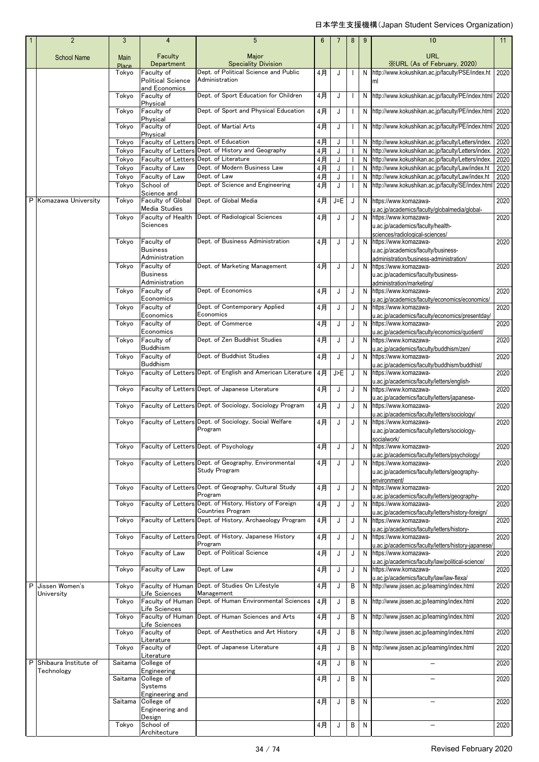| 1 | 2 | 3 | 4 | 5 | 6 | 7 | 8 | 9 | 10 | 11 |
|---|---|---|---|---|---|---|---|---|---|---|
| | School Name | Main Place | Faculty Department | Major Speciality Division | | | | | URL ※URL (As of February, 2020) | |
| | | Tokyo | Faculty of Political Science and Economics | Dept. of Political Science and Public Administration | 4月 | J | I | N | http://www.kokushikan.ac.jp/faculty/PSE/index.html | 2020 |
| | | Tokyo | Faculty of Physical | Dept. of Sport Education for Children | 4月 | J | I | N | http://www.kokushikan.ac.jp/faculty/PE/index.html | 2020 |
| | | Tokyo | Faculty of Physical | Dept. of Sport and Physical Education | 4月 | J | I | N | http://www.kokushikan.ac.jp/faculty/PE/index.html | 2020 |
| | | Tokyo | Faculty of Physical | Dept. of Martial Arts | 4月 | J | I | N | http://www.kokushikan.ac.jp/faculty/PE/index.html | 2020 |
| | | Tokyo | Faculty of Letters | Dept. of Education | 4月 | J | I | N | http://www.kokushikan.ac.jp/faculty/Letters/index. | 2020 |
| | | Tokyo | Faculty of Letters | Dept. of History and Geography | 4月 | J | I | N | http://www.kokushikan.ac.jp/faculty/Letters/index. | 2020 |
| | | Tokyo | Faculty of Letters | Dept. of Literature | 4月 | J | I | N | http://www.kokushikan.ac.jp/faculty/Letters/index. | 2020 |
| | | Tokyo | Faculty of Law | Dept. of Modern Business Law | 4月 | J | I | N | http://www.kokushikan.ac.jp/faculty/Law/index.ht | 2020 |
| | | Tokyo | Faculty of Law | Dept. of Law | 4月 | J | I | N | http://www.kokushikan.ac.jp/faculty/Law/index.ht | 2020 |
| | | Tokyo | School of Science and | Dept. of Science and Engineering | 4月 | J | I | N | http://www.kokushikan.ac.jp/faculty/SE/index.html | 2020 |
| P | Komazawa University | Tokyo | Faculty of Global Media Studies | Dept. of Global Media | 4月 | J=E | J | N | https://www.komazawa-u.ac.jp/academics/faculty/globalmedia/global- | 2020 |
| | | Tokyo | Faculty of Health Sciences | Dept. of Radiological Sciences | 4月 | J | J | N | https://www.komazawa-u.ac.jp/academics/faculty/health-sciences/radiological-sciences/ | 2020 |
| | | Tokyo | Faculty of Business Administration | Dept. of Business Administration | 4月 | J | J | N | https://www.komazawa-u.ac.jp/academics/faculty/business-administration/business-administration/ | 2020 |
| | | Tokyo | Faculty of Business Administration | Dept. of Marketing Management | 4月 | J | J | N | https://www.komazawa-u.ac.jp/academics/faculty/business-administration/marketing/ | 2020 |
| | | Tokyo | Faculty of Economics | Dept. of Economics | 4月 | J | J | N | https://www.komazawa-u.ac.jp/academics/faculty/economics/economics/ | 2020 |
| | | Tokyo | Faculty of Economics | Dept. of Contemporary Applied Economics | 4月 | J | J | N | https://www.komazawa-u.ac.jp/academics/faculty/economics/presentday/ | 2020 |
| | | Tokyo | Faculty of Economics | Dept. of Commerce | 4月 | J | J | N | https://www.komazawa-u.ac.jp/academics/faculty/economics/quotient/ | 2020 |
| | | Tokyo | Faculty of Buddhism | Dept. of Zen Buddhist Studies | 4月 | J | J | N | https://www.komazawa-u.ac.jp/academics/faculty/buddhism/zen/ | 2020 |
| | | Tokyo | Faculty of Buddhism | Dept. of Buddhist Studies | 4月 | J | J | N | https://www.komazawa-u.ac.jp/academics/faculty/buddhism/buddhist/ | 2020 |
| | | Tokyo | Faculty of Letters | Dept. of English and American Literature | 4月 | J>E | J | N | https://www.komazawa-u.ac.jp/academics/faculty/letters/english- | 2020 |
| | | Tokyo | Faculty of Letters | Dept. of Japanese Literature | 4月 | J | J | N | https://www.komazawa-u.ac.jp/academics/faculty/letters/japanese- | 2020 |
| | | Tokyo | Faculty of Letters | Dept. of Sociology, Sociology Program | 4月 | J | J | N | https://www.komazawa-u.ac.jp/academics/faculty/letters/sociology/ | 2020 |
| | | Tokyo | Faculty of Letters | Dept. of Sociology, Social Welfare Program | 4月 | J | J | N | https://www.komazawa-u.ac.jp/academics/faculty/letters/sociology-socialwork/ | 2020 |
| | | Tokyo | Faculty of Letters | Dept. of Psychology | 4月 | J | J | N | https://www.komazawa-u.ac.jp/academics/faculty/letters/psychology/ | 2020 |
| | | Tokyo | Faculty of Letters | Dept. of Geography, Environmental Study Program | 4月 | J | J | N | https://www.komazawa-u.ac.jp/academics/faculty/letters/geography-environment/ | 2020 |
| | | Tokyo | Faculty of Letters | Dept. of Geography, Cultural Study Program | 4月 | J | J | N | https://www.komazawa-u.ac.jp/academics/faculty/letters/geography- | 2020 |
| | | Tokyo | Faculty of Letters | Dept. of History, History of Foreign Countries Program | 4月 | J | J | N | https://www.komazawa-u.ac.jp/academics/faculty/letters/history-foreign/ | 2020 |
| | | Tokyo | Faculty of Letters | Dept. of History, Archaeology Program | 4月 | J | J | N | https://www.komazawa-u.ac.jp/academics/faculty/letters/history- | 2020 |
| | | Tokyo | Faculty of Letters | Dept. of History, Japanese History Program | 4月 | J | J | N | https://www.komazawa-u.ac.jp/academics/faculty/letters/history-japanese/ | 2020 |
| | | Tokyo | Faculty of Law | Dept. of Political Science | 4月 | J | J | N | https://www.komazawa-u.ac.jp/academics/faculty/law/political-science/ | 2020 |
| | | Tokyo | Faculty of Law | Dept. of Law | 4月 | J | J | N | https://www.komazawa-u.ac.jp/academics/faculty/law/law-flexa/ | 2020 |
| P | Jissen Women's University | Tokyo | Faculty of Human Life Sciences | Dept. of Studies On Lifestyle Management | 4月 | J | B | N | http://www.jissen.ac.jp/learning/index.html | 2020 |
| | | Tokyo | Faculty of Human Life Sciences | Dept. of Human Environmental Sciences | 4月 | J | B | N | http://www.jissen.ac.jp/learning/index.html | 2020 |
| | | Tokyo | Faculty of Human Life Sciences | Dept. of Human Sciences and Arts | 4月 | J | B | N | http://www.jissen.ac.jp/learning/index.html | 2020 |
| | | Tokyo | Faculty of Literature | Dept. of Aesthetics and Art History | 4月 | J | B | N | http://www.jissen.ac.jp/learning/index.html | 2020 |
| | | Tokyo | Faculty of Literature | Dept. of Japanese Literature | 4月 | J | B | N | http://www.jissen.ac.jp/learning/index.html | 2020 |
| P | Shibaura Institute of Technology | Saitama | College of Engineering | | 4月 | J | B | N | – | 2020 |
| | | Saitama | College of Systems Engineering and | | 4月 | J | B | N | – | 2020 |
| | | Saitama | College of Engineering and Design | | 4月 | J | B | N | – | 2020 |
| | | Tokyo | School of Architecture | | 4月 | J | B | N | – | 2020 |

Revised February 2020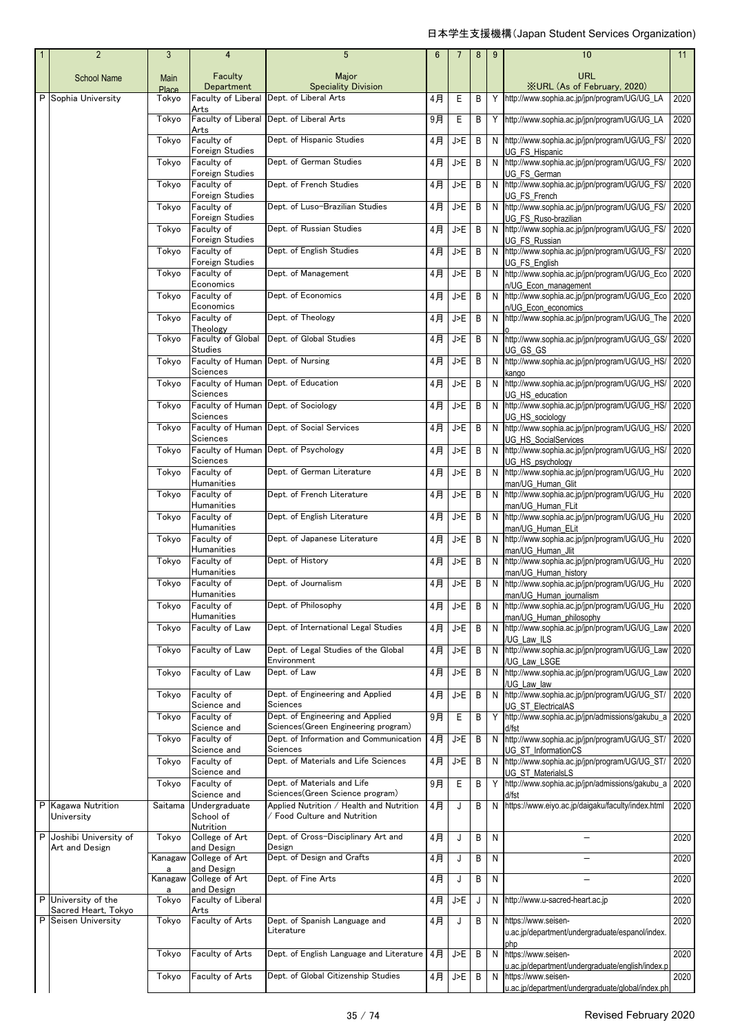| 1 | 2 | 3 | 4 | 5 | 6 | 7 | 8 | 9 | 10 | 11 |
|---|---|---|---|---|---|---|---|---|---|---|
| | School Name | Main Place | Faculty Department | Major Speciality Division | | | | | URL ※URL (As of February, 2020) | |
| P | Sophia University | Tokyo | Faculty of Liberal Arts | Dept. of Liberal Arts | 4月 | E | B | Y | http://www.sophia.ac.jp/jpn/program/UG/UG_LA | 2020 |
| | | Tokyo | Faculty of Liberal Arts | Dept. of Liberal Arts | 9月 | E | B | Y | http://www.sophia.ac.jp/jpn/program/UG/UG_LA | 2020 |
| | | Tokyo | Faculty of Foreign Studies | Dept. of Hispanic Studies | 4月 | J>E | B | N | http://www.sophia.ac.jp/jpn/program/UG/UG_FS/UG_FS_Hispanic | 2020 |
| | | Tokyo | Faculty of Foreign Studies | Dept. of German Studies | 4月 | J>E | B | N | http://www.sophia.ac.jp/jpn/program/UG/UG_FS/UG_FS_German | 2020 |
| | | Tokyo | Faculty of Foreign Studies | Dept. of French Studies | 4月 | J>E | B | N | http://www.sophia.ac.jp/jpn/program/UG/UG_FS/UG_FS_French | 2020 |
| | | Tokyo | Faculty of Foreign Studies | Dept. of Luso-Brazilian Studies | 4月 | J>E | B | N | http://www.sophia.ac.jp/jpn/program/UG/UG_FS/UG_FS_Ruso-brazilian | 2020 |
| | | Tokyo | Faculty of Foreign Studies | Dept. of Russian Studies | 4月 | J>E | B | N | http://www.sophia.ac.jp/jpn/program/UG/UG_FS/UG_FS_Russian | 2020 |
| | | Tokyo | Faculty of Foreign Studies | Dept. of English Studies | 4月 | J>E | B | N | http://www.sophia.ac.jp/jpn/program/UG/UG_FS/UG_FS_English | 2020 |
| | | Tokyo | Faculty of Economics | Dept. of Management | 4月 | J>E | B | N | http://www.sophia.ac.jp/jpn/program/UG/UG_Econ/UG_Econ_management | 2020 |
| | | Tokyo | Faculty of Economics | Dept. of Economics | 4月 | J>E | B | N | http://www.sophia.ac.jp/jpn/program/UG/UG_Econ/UG_Econ_economics | 2020 |
| | | Tokyo | Faculty of Theology | Dept. of Theology | 4月 | J>E | B | N | http://www.sophia.ac.jp/jpn/program/UG/UG_Theo | 2020 |
| | | Tokyo | Faculty of Global Studies | Dept. of Global Studies | 4月 | J>E | B | N | http://www.sophia.ac.jp/jpn/program/UG/UG_GS/UG_GS_GS | 2020 |
| | | Tokyo | Faculty of Human Sciences | Dept. of Nursing | 4月 | J>E | B | N | http://www.sophia.ac.jp/jpn/program/UG/UG_HS/kango | 2020 |
| | | Tokyo | Faculty of Human Sciences | Dept. of Education | 4月 | J>E | B | N | http://www.sophia.ac.jp/jpn/program/UG/UG_HS/UG_HS_education | 2020 |
| | | Tokyo | Faculty of Human Sciences | Dept. of Sociology | 4月 | J>E | B | N | http://www.sophia.ac.jp/jpn/program/UG/UG_HS/UG_HS_sociology | 2020 |
| | | Tokyo | Faculty of Human Sciences | Dept. of Social Services | 4月 | J>E | B | N | http://www.sophia.ac.jp/jpn/program/UG/UG_HS/UG_HS_SocialServices | 2020 |
| | | Tokyo | Faculty of Human Sciences | Dept. of Psychology | 4月 | J>E | B | N | http://www.sophia.ac.jp/jpn/program/UG/UG_HS/UG_HS_psychology | 2020 |
| | | Tokyo | Faculty of Humanities | Dept. of German Literature | 4月 | J>E | B | N | http://www.sophia.ac.jp/jpn/program/UG/UG_Human/UG_Human_Glit | 2020 |
| | | Tokyo | Faculty of Humanities | Dept. of French Literature | 4月 | J>E | B | N | http://www.sophia.ac.jp/jpn/program/UG/UG_Human/UG_Human_FLit | 2020 |
| | | Tokyo | Faculty of Humanities | Dept. of English Literature | 4月 | J>E | B | N | http://www.sophia.ac.jp/jpn/program/UG/UG_Human/UG_Human_ELit | 2020 |
| | | Tokyo | Faculty of Humanities | Dept. of Japanese Literature | 4月 | J>E | B | N | http://www.sophia.ac.jp/jpn/program/UG/UG_Human/UG_Human_Jlit | 2020 |
| | | Tokyo | Faculty of Humanities | Dept. of History | 4月 | J>E | B | N | http://www.sophia.ac.jp/jpn/program/UG/UG_Human/UG_Human_history | 2020 |
| | | Tokyo | Faculty of Humanities | Dept. of Journalism | 4月 | J>E | B | N | http://www.sophia.ac.jp/jpn/program/UG/UG_Human/UG_Human_journalism | 2020 |
| | | Tokyo | Faculty of Humanities | Dept. of Philosophy | 4月 | J>E | B | N | http://www.sophia.ac.jp/jpn/program/UG/UG_Human/UG_Human_philosophy | 2020 |
| | | Tokyo | Faculty of Law | Dept. of International Legal Studies | 4月 | J>E | B | N | http://www.sophia.ac.jp/jpn/program/UG/UG_Law/UG_Law_ILS | 2020 |
| | | Tokyo | Faculty of Law | Dept. of Legal Studies of the Global Environment | 4月 | J>E | B | N | http://www.sophia.ac.jp/jpn/program/UG/UG_Law/UG_Law_LSGE | 2020 |
| | | Tokyo | Faculty of Law | Dept. of Law | 4月 | J>E | B | N | http://www.sophia.ac.jp/jpn/program/UG/UG_Law/UG_Law_law | 2020 |
| | | Tokyo | Faculty of Science and | Dept. of Engineering and Applied Sciences | 4月 | J>E | B | N | http://www.sophia.ac.jp/jpn/program/UG/UG_ST/UG_ST_ElectricalAS | 2020 |
| | | Tokyo | Faculty of Science and | Dept. of Engineering and Applied Sciences(Green Engineering program) | 9月 | E | B | Y | http://www.sophia.ac.jp/jpn/admissions/gakubu_ad/fst | 2020 |
| | | Tokyo | Faculty of Science and | Dept. of Information and Communication Sciences | 4月 | J>E | B | N | http://www.sophia.ac.jp/jpn/program/UG/UG_ST/UG_ST_InformationCS | 2020 |
| | | Tokyo | Faculty of Science and | Dept. of Materials and Life Sciences | 4月 | J>E | B | N | http://www.sophia.ac.jp/jpn/program/UG/UG_ST/UG_ST_MaterialsLS | 2020 |
| | | Tokyo | Faculty of Science and | Dept. of Materials and Life Sciences(Green Science program) | 9月 | E | B | Y | http://www.sophia.ac.jp/jpn/admissions/gakubu_ad/fst | 2020 |
| P | Kagawa Nutrition University | Saitama | Undergraduate School of Nutrition | Applied Nutrition / Health and Nutrition / Food Culture and Nutrition | 4月 | J | B | N | https://www.eiyo.ac.jp/daigaku/faculty/index.html | 2020 |
| P | Joshibi University of Art and Design | Tokyo | College of Art and Design | Dept. of Cross-Disciplinary Art and Design | 4月 | J | B | N | − | 2020 |
| | | Kanagawa | College of Art and Design | Dept. of Design and Crafts | 4月 | J | B | N | − | 2020 |
| | | Kanagawa | College of Art and Design | Dept. of Fine Arts | 4月 | J | B | N | − | 2020 |
| P | University of the Sacred Heart, Tokyo | Tokyo | Faculty of Liberal Arts | | 4月 | J>E | J | N | http://www.u-sacred-heart.ac.jp | 2020 |
| P | Seisen University | Tokyo | Faculty of Arts | Dept. of Spanish Language and Literature | 4月 | J | B | N | https://www.seisen-u.ac.jp/department/undergraduate/espanol/index.php | 2020 |
| | | Tokyo | Faculty of Arts | Dept. of English Language and Literature | 4月 | J>E | B | N | https://www.seisen-u.ac.jp/department/undergraduate/english/index.p | 2020 |
| | | Tokyo | Faculty of Arts | Dept. of Global Citizenship Studies | 4月 | J>E | B | N | https://www.seisen-u.ac.jp/department/undergraduate/global/index.ph | 2020 |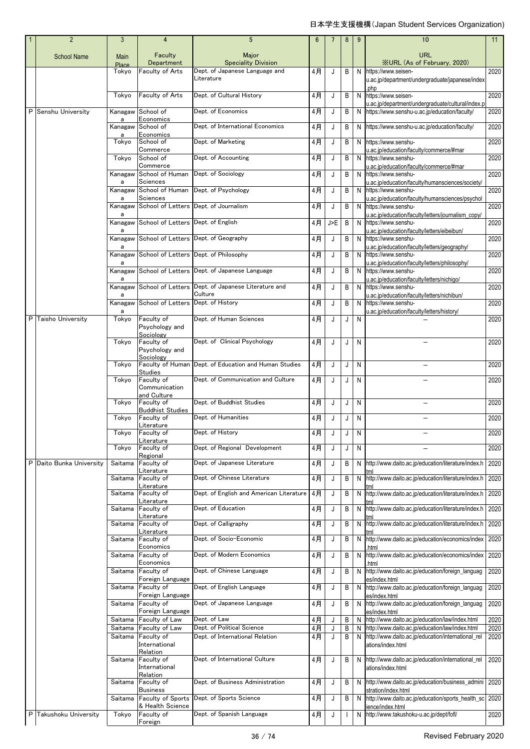| 1 | 2 | 3 | 4 | 5 | 6 | 7 | 8 | 9 | 10 | 11 |
|---|---|---|---|---|---|---|---|---|---|---|
| | School Name | Main Place | Faculty Department | Major Speciality Division | | | | | URL ※URL (As of February, 2020) | |
| | | Tokyo | Faculty of Arts | Dept. of Japanese Language and Literature | 4月 | J | B | N | https://www.seisen-u.ac.jp/department/undergraduate/japanese/index.php | 2020 |
| | | Tokyo | Faculty of Arts | Dept. of Cultural History | 4月 | J | B | N | https://www.seisen-u.ac.jp/department/undergraduate/cultural/index.p | 2020 |
| P | Senshu University | Kanagawa | School of Economics | Dept. of Economics | 4月 | J | B | N | https://www.senshu-u.ac.jp/education/faculty/ | 2020 |
| | | Kanagawa | School of Economics | Dept. of International Economics | 4月 | J | B | N | https://www.senshu-u.ac.jp/education/faculty/ | 2020 |
| | | Tokyo | School of Commerce | Dept. of Marketing | 4月 | J | B | N | https://www.senshu-u.ac.jp/education/faculty/commerce/#mar | 2020 |
| | | Tokyo | School of Commerce | Dept. of Accounting | 4月 | J | B | N | https://www.senshu-u.ac.jp/education/faculty/commerce/#mar | 2020 |
| | | Kanagawa | School of Human Sciences | Dept. of Sociology | 4月 | J | B | N | https://www.senshu-u.ac.jp/education/faculty/humansciences/society/ | 2020 |
| | | Kanagawa | School of Human Sciences | Dept. of Psychology | 4月 | J | B | N | https://www.senshu-u.ac.jp/education/faculty/humansciences/psychol | 2020 |
| | | Kanagawa | School of Letters | Dept. of Journalism | 4月 | J | B | N | https://www.senshu-u.ac.jp/education/faculty/letters/journalism_copy/ | 2020 |
| | | Kanagawa | School of Letters | Dept. of English | 4月 | J>E | B | N | https://www.senshu-u.ac.jp/education/faculty/letters/eibeibun/ | 2020 |
| | | Kanagawa | School of Letters | Dept. of Geography | 4月 | J | B | N | https://www.senshu-u.ac.jp/education/faculty/letters/geography/ | 2020 |
| | | Kanagawa | School of Letters | Dept. of Philosophy | 4月 | J | B | N | https://www.senshu-u.ac.jp/education/faculty/letters/philosophy/ | 2020 |
| | | Kanagawa | School of Letters | Dept. of Japanese Language | 4月 | J | B | N | https://www.senshu-u.ac.jp/education/faculty/letters/nichigo/ | 2020 |
| | | Kanagawa | School of Letters | Dept. of Japanese Literature and Culture | 4月 | J | B | N | https://www.senshu-u.ac.jp/education/faculty/letters/nichibun/ | 2020 |
| | | Kanagawa | School of Letters | Dept. of History | 4月 | J | B | N | https://www.senshu-u.ac.jp/education/faculty/letters/history/ | 2020 |
| P | Taisho University | Tokyo | Faculty of Psychology and Sociology | Dept. of Human Sciences | 4月 | J | J | N | － | 2020 |
| | | Tokyo | Faculty of Psychology and Sociology | Dept. of Clinical Psychology | 4月 | J | J | N | － | 2020 |
| | | Tokyo | Faculty of Human Studies | Dept. of Education and Human Studies | 4月 | J | J | N | － | 2020 |
| | | Tokyo | Faculty of Communication and Culture | Dept. of Communication and Culture | 4月 | J | J | N | － | 2020 |
| | | Tokyo | Faculty of Buddhist Studies | Dept. of Buddhist Studies | 4月 | J | J | N | － | 2020 |
| | | Tokyo | Faculty of Literature | Dept. of Humanities | 4月 | J | J | N | － | 2020 |
| | | Tokyo | Faculty of Literature | Dept. of History | 4月 | J | J | N | － | 2020 |
| | | Tokyo | Faculty of Regional | Dept. of Regional Development | 4月 | J | J | N | － | 2020 |
| P | Daito Bunka University | Saitama | Faculty of Literature | Dept. of Japanese Literature | 4月 | J | B | N | http://www.daito.ac.jp/education/literature/index.html | 2020 |
| | | Saitama | Faculty of Literature | Dept. of Chinese Literature | 4月 | J | B | N | http://www.daito.ac.jp/education/literature/index.html | 2020 |
| | | Saitama | Faculty of Literature | Dept. of English and American Literature | 4月 | J | B | N | http://www.daito.ac.jp/education/literature/index.html | 2020 |
| | | Saitama | Faculty of Literature | Dept. of Education | 4月 | J | B | N | http://www.daito.ac.jp/education/literature/index.html | 2020 |
| | | Saitama | Faculty of Literature | Dept. of Calligraphy | 4月 | J | B | N | http://www.daito.ac.jp/education/literature/index.html | 2020 |
| | | Saitama | Faculty of Economics | Dept. of Socio-Economic | 4月 | J | B | N | http://www.daito.ac.jp/education/economics/index.html | 2020 |
| | | Saitama | Faculty of Economics | Dept. of Modern Economics | 4月 | J | B | N | http://www.daito.ac.jp/education/economics/index.html | 2020 |
| | | Saitama | Faculty of Foreign Language | Dept. of Chinese Language | 4月 | J | B | N | http://www.daito.ac.jp/education/foreign_languages/index.html | 2020 |
| | | Saitama | Faculty of Foreign Language | Dept. of English Language | 4月 | J | B | N | http://www.daito.ac.jp/education/foreign_languages/index.html | 2020 |
| | | Saitama | Faculty of Foreign Language | Dept. of Japanese Language | 4月 | J | B | N | http://www.daito.ac.jp/education/foreign_languages/index.html | 2020 |
| | | Saitama | Faculty of Law | Dept. of Law | 4月 | J | B | N | http://www.daito.ac.jp/education/law/index.html | 2020 |
| | | Saitama | Faculty of Law | Dept. of Political Science | 4月 | J | B | N | http://www.daito.ac.jp/education/law/index.html | 2020 |
| | | Saitama | Faculty of International Relation | Dept. of International Relation | 4月 | J | B | N | http://www.daito.ac.jp/education/international_relations/index.html | 2020 |
| | | Saitama | Faculty of International Relation | Dept. of International Culture | 4月 | J | B | N | http://www.daito.ac.jp/education/international_relations/index.html | 2020 |
| | | Saitama | Faculty of Business | Dept. of Business Administration | 4月 | J | B | N | http://www.daito.ac.jp/education/business_administration/index.html | 2020 |
| | | Saitama | Faculty of Sports & Health Science | Dept. of Sports Science | 4月 | J | B | N | http://www.daito.ac.jp/education/sports_health_science/index.html | 2020 |
| P | Takushoku University | Tokyo | Faculty of Foreign | Dept. of Spanish Language | 4月 | J | I | N | http://www.takushoku-u.ac.jp/dept/fofl/ | 2020 |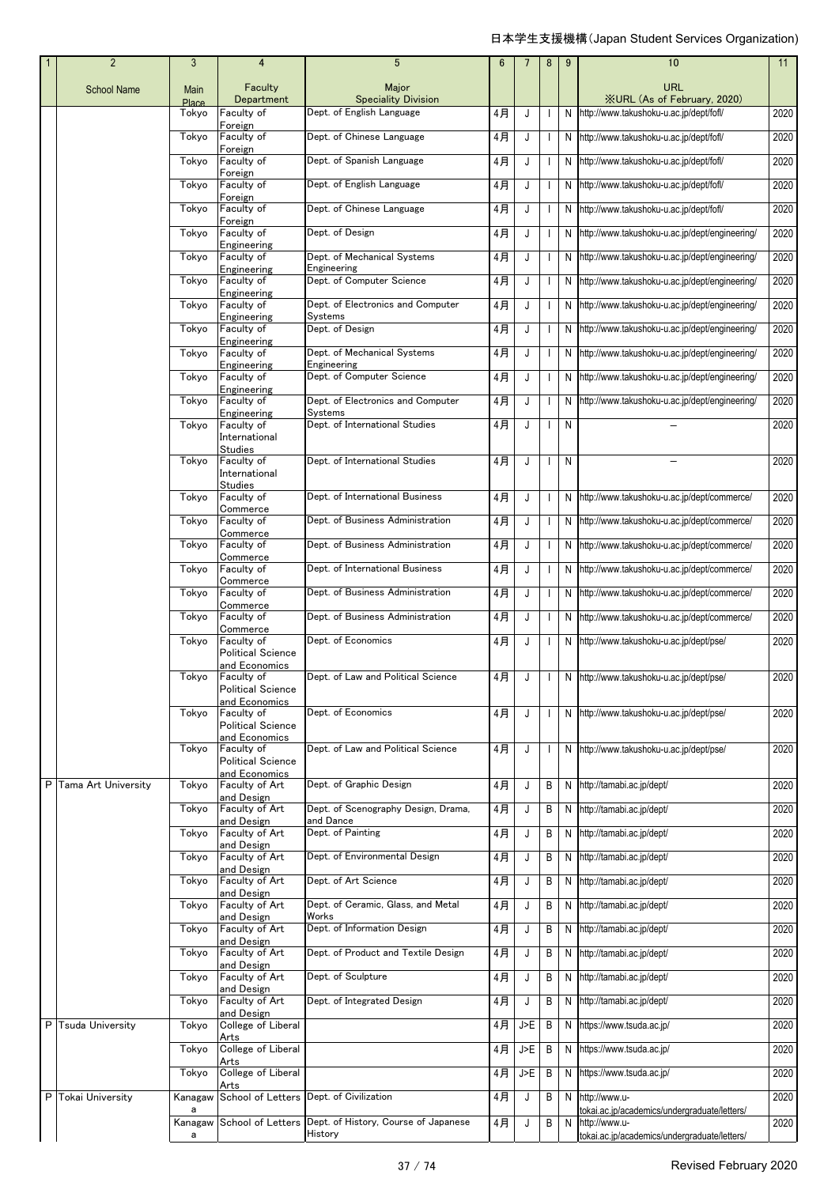| 1 | 2 | 3 | 4 | 5 | 6 | 7 | 8 | 9 | 10 | 11 |
|---|---|---|---|---|---|---|---|---|---|---|
| | School Name | Main Place | Faculty Department | Major Speciality Division | | | | | URL ※URL (As of February, 2020) | |
| | | Tokyo | Faculty of Foreign | Dept. of English Language | 4月 | J | I | N | http://www.takushoku-u.ac.jp/dept/fofl/ | 2020 |
| | | Tokyo | Faculty of Foreign | Dept. of Chinese Language | 4月 | J | I | N | http://www.takushoku-u.ac.jp/dept/fofl/ | 2020 |
| | | Tokyo | Faculty of Foreign | Dept. of Spanish Language | 4月 | J | I | N | http://www.takushoku-u.ac.jp/dept/fofl/ | 2020 |
| | | Tokyo | Faculty of Foreign | Dept. of English Language | 4月 | J | I | N | http://www.takushoku-u.ac.jp/dept/fofl/ | 2020 |
| | | Tokyo | Faculty of Foreign | Dept. of Chinese Language | 4月 | J | I | N | http://www.takushoku-u.ac.jp/dept/fofl/ | 2020 |
| | | Tokyo | Faculty of Engineering | Dept. of Design | 4月 | J | I | N | http://www.takushoku-u.ac.jp/dept/engineering/ | 2020 |
| | | Tokyo | Faculty of Engineering | Dept. of Mechanical Systems Engineering | 4月 | J | I | N | http://www.takushoku-u.ac.jp/dept/engineering/ | 2020 |
| | | Tokyo | Faculty of Engineering | Dept. of Computer Science | 4月 | J | I | N | http://www.takushoku-u.ac.jp/dept/engineering/ | 2020 |
| | | Tokyo | Faculty of Engineering | Dept. of Electronics and Computer Systems | 4月 | J | I | N | http://www.takushoku-u.ac.jp/dept/engineering/ | 2020 |
| | | Tokyo | Faculty of Engineering | Dept. of Design | 4月 | J | I | N | http://www.takushoku-u.ac.jp/dept/engineering/ | 2020 |
| | | Tokyo | Faculty of Engineering | Dept. of Mechanical Systems Engineering | 4月 | J | I | N | http://www.takushoku-u.ac.jp/dept/engineering/ | 2020 |
| | | Tokyo | Faculty of Engineering | Dept. of Computer Science | 4月 | J | I | N | http://www.takushoku-u.ac.jp/dept/engineering/ | 2020 |
| | | Tokyo | Faculty of Engineering | Dept. of Electronics and Computer Systems | 4月 | J | I | N | http://www.takushoku-u.ac.jp/dept/engineering/ | 2020 |
| | | Tokyo | Faculty of International Studies | Dept. of International Studies | 4月 | J | I | N | — | 2020 |
| | | Tokyo | Faculty of International Studies | Dept. of International Studies | 4月 | J | I | N | — | 2020 |
| | | Tokyo | Faculty of Commerce | Dept. of International Business | 4月 | J | I | N | http://www.takushoku-u.ac.jp/dept/commerce/ | 2020 |
| | | Tokyo | Faculty of Commerce | Dept. of Business Administration | 4月 | J | I | N | http://www.takushoku-u.ac.jp/dept/commerce/ | 2020 |
| | | Tokyo | Faculty of Commerce | Dept. of Business Administration | 4月 | J | I | N | http://www.takushoku-u.ac.jp/dept/commerce/ | 2020 |
| | | Tokyo | Faculty of Commerce | Dept. of International Business | 4月 | J | I | N | http://www.takushoku-u.ac.jp/dept/commerce/ | 2020 |
| | | Tokyo | Faculty of Commerce | Dept. of Business Administration | 4月 | J | I | N | http://www.takushoku-u.ac.jp/dept/commerce/ | 2020 |
| | | Tokyo | Faculty of Commerce | Dept. of Business Administration | 4月 | J | I | N | http://www.takushoku-u.ac.jp/dept/commerce/ | 2020 |
| | | Tokyo | Faculty of Political Science and Economics | Dept. of Economics | 4月 | J | I | N | http://www.takushoku-u.ac.jp/dept/pse/ | 2020 |
| | | Tokyo | Faculty of Political Science and Economics | Dept. of Law and Political Science | 4月 | J | I | N | http://www.takushoku-u.ac.jp/dept/pse/ | 2020 |
| | | Tokyo | Faculty of Political Science and Economics | Dept. of Economics | 4月 | J | I | N | http://www.takushoku-u.ac.jp/dept/pse/ | 2020 |
| | | Tokyo | Faculty of Political Science and Economics | Dept. of Law and Political Science | 4月 | J | I | N | http://www.takushoku-u.ac.jp/dept/pse/ | 2020 |
| P | Tama Art University | Tokyo | Faculty of Art and Design | Dept. of Graphic Design | 4月 | J | B | N | http://tamabi.ac.jp/dept/ | 2020 |
| | | Tokyo | Faculty of Art and Design | Dept. of Scenography Design, Drama, and Dance | 4月 | J | B | N | http://tamabi.ac.jp/dept/ | 2020 |
| | | Tokyo | Faculty of Art and Design | Dept. of Painting | 4月 | J | B | N | http://tamabi.ac.jp/dept/ | 2020 |
| | | Tokyo | Faculty of Art and Design | Dept. of Environmental Design | 4月 | J | B | N | http://tamabi.ac.jp/dept/ | 2020 |
| | | Tokyo | Faculty of Art and Design | Dept. of Art Science | 4月 | J | B | N | http://tamabi.ac.jp/dept/ | 2020 |
| | | Tokyo | Faculty of Art and Design | Dept. of Ceramic, Glass, and Metal Works | 4月 | J | B | N | http://tamabi.ac.jp/dept/ | 2020 |
| | | Tokyo | Faculty of Art and Design | Dept. of Information Design | 4月 | J | B | N | http://tamabi.ac.jp/dept/ | 2020 |
| | | Tokyo | Faculty of Art and Design | Dept. of Product and Textile Design | 4月 | J | B | N | http://tamabi.ac.jp/dept/ | 2020 |
| | | Tokyo | Faculty of Art and Design | Dept. of Sculpture | 4月 | J | B | N | http://tamabi.ac.jp/dept/ | 2020 |
| | | Tokyo | Faculty of Art and Design | Dept. of Integrated Design | 4月 | J | B | N | http://tamabi.ac.jp/dept/ | 2020 |
| P | Tsuda University | Tokyo | College of Liberal Arts | | 4月 | J>E | B | N | https://www.tsuda.ac.jp/ | 2020 |
| | | Tokyo | College of Liberal Arts | | 4月 | J>E | B | N | https://www.tsuda.ac.jp/ | 2020 |
| | | Tokyo | College of Liberal Arts | | 4月 | J>E | B | N | https://www.tsuda.ac.jp/ | 2020 |
| P | Tokai University | Kanagawa | School of Letters | Dept. of Civilization | 4月 | J | B | N | http://www.u-tokai.ac.jp/academics/undergraduate/letters/ | 2020 |
| | | Kanagawa | School of Letters | Dept. of History, Course of Japanese History | 4月 | J | B | N | http://www.u-tokai.ac.jp/academics/undergraduate/letters/ | 2020 |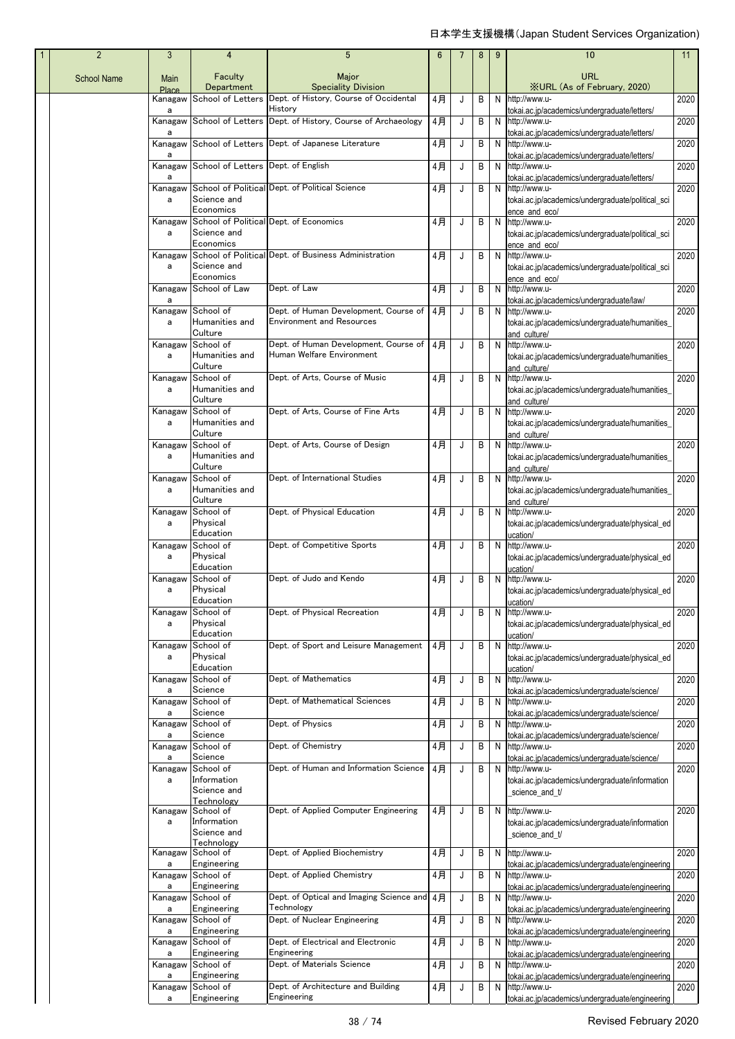| 1 | 2 | 3 | 4 | 5 | 6 | 7 | 8 | 9 | 10 | 11 |
|---|---|---|---|---|---|---|---|---|---|---|
| | School Name | Main Place | Faculty Department | Major Speciality Division | | | | | URL ※URL (As of February, 2020) | |
| | | Kanagawa | School of Letters | Dept. of History, Course of Occidental History | 4月 | J | B | N | http://www.u-tokai.ac.jp/academics/undergraduate/letters/ | 2020 |
| | | Kanagawa | School of Letters | Dept. of History, Course of Archaeology | 4月 | J | B | N | http://www.u-tokai.ac.jp/academics/undergraduate/letters/ | 2020 |
| | | Kanagawa | School of Letters | Dept. of Japanese Literature | 4月 | J | B | N | http://www.u-tokai.ac.jp/academics/undergraduate/letters/ | 2020 |
| | | Kanagawa | School of Letters | Dept. of English | 4月 | J | B | N | http://www.u-tokai.ac.jp/academics/undergraduate/letters/ | 2020 |
| | | Kanagawa | School of Political Science and Economics | Dept. of Political Science | 4月 | J | B | N | http://www.u-tokai.ac.jp/academics/undergraduate/political_science_and_eco/ | 2020 |
| | | Kanagawa | School of Political Science and Economics | Dept. of Economics | 4月 | J | B | N | http://www.u-tokai.ac.jp/academics/undergraduate/political_science_and_eco/ | 2020 |
| | | Kanagawa | School of Political Science and Economics | Dept. of Business Administration | 4月 | J | B | N | http://www.u-tokai.ac.jp/academics/undergraduate/political_science_and_eco/ | 2020 |
| | | Kanagawa | School of Law | Dept. of Law | 4月 | J | B | N | http://www.u-tokai.ac.jp/academics/undergraduate/law/ | 2020 |
| | | Kanagawa | School of Humanities and Culture | Dept. of Human Development, Course of Environment and Resources | 4月 | J | B | N | http://www.u-tokai.ac.jp/academics/undergraduate/humanities_and_culture/ | 2020 |
| | | Kanagawa | School of Humanities and Culture | Dept. of Human Development, Course of Human Welfare Environment | 4月 | J | B | N | http://www.u-tokai.ac.jp/academics/undergraduate/humanities_and_culture/ | 2020 |
| | | Kanagawa | School of Humanities and Culture | Dept. of Arts, Course of Music | 4月 | J | B | N | http://www.u-tokai.ac.jp/academics/undergraduate/humanities_and_culture/ | 2020 |
| | | Kanagawa | School of Humanities and Culture | Dept. of Arts, Course of Fine Arts | 4月 | J | B | N | http://www.u-tokai.ac.jp/academics/undergraduate/humanities_and_culture/ | 2020 |
| | | Kanagawa | School of Humanities and Culture | Dept. of Arts, Course of Design | 4月 | J | B | N | http://www.u-tokai.ac.jp/academics/undergraduate/humanities_and_culture/ | 2020 |
| | | Kanagawa | School of Humanities and Culture | Dept. of International Studies | 4月 | J | B | N | http://www.u-tokai.ac.jp/academics/undergraduate/humanities_and_culture/ | 2020 |
| | | Kanagawa | School of Physical Education | Dept. of Physical Education | 4月 | J | B | N | http://www.u-tokai.ac.jp/academics/undergraduate/physical_education/ | 2020 |
| | | Kanagawa | School of Physical Education | Dept. of Competitive Sports | 4月 | J | B | N | http://www.u-tokai.ac.jp/academics/undergraduate/physical_education/ | 2020 |
| | | Kanagawa | School of Physical Education | Dept. of Judo and Kendo | 4月 | J | B | N | http://www.u-tokai.ac.jp/academics/undergraduate/physical_education/ | 2020 |
| | | Kanagawa | School of Physical Education | Dept. of Physical Recreation | 4月 | J | B | N | http://www.u-tokai.ac.jp/academics/undergraduate/physical_education/ | 2020 |
| | | Kanagawa | School of Physical Education | Dept. of Sport and Leisure Management | 4月 | J | B | N | http://www.u-tokai.ac.jp/academics/undergraduate/physical_education/ | 2020 |
| | | Kanagawa | School of Science | Dept. of Mathematics | 4月 | J | B | N | http://www.u-tokai.ac.jp/academics/undergraduate/science/ | 2020 |
| | | Kanagawa | School of Science | Dept. of Mathematical Sciences | 4月 | J | B | N | http://www.u-tokai.ac.jp/academics/undergraduate/science/ | 2020 |
| | | Kanagawa | School of Science | Dept. of Physics | 4月 | J | B | N | http://www.u-tokai.ac.jp/academics/undergraduate/science/ | 2020 |
| | | Kanagawa | School of Science | Dept. of Chemistry | 4月 | J | B | N | http://www.u-tokai.ac.jp/academics/undergraduate/science/ | 2020 |
| | | Kanagawa | School of Information Science and Technology | Dept. of Human and Information Science | 4月 | J | B | N | http://www.u-tokai.ac.jp/academics/undergraduate/information_science_and_t/ | 2020 |
| | | Kanagawa | School of Information Science and Technology | Dept. of Applied Computer Engineering | 4月 | J | B | N | http://www.u-tokai.ac.jp/academics/undergraduate/information_science_and_t/ | 2020 |
| | | Kanagawa | School of Engineering | Dept. of Applied Biochemistry | 4月 | J | B | N | http://www.u-tokai.ac.jp/academics/undergraduate/engineering | 2020 |
| | | Kanagawa | School of Engineering | Dept. of Applied Chemistry | 4月 | J | B | N | http://www.u-tokai.ac.jp/academics/undergraduate/engineering | 2020 |
| | | Kanagawa | School of Engineering | Dept. of Optical and Imaging Science and Technology | 4月 | J | B | N | http://www.u-tokai.ac.jp/academics/undergraduate/engineering | 2020 |
| | | Kanagawa | School of Engineering | Dept. of Nuclear Engineering | 4月 | J | B | N | http://www.u-tokai.ac.jp/academics/undergraduate/engineering | 2020 |
| | | Kanagawa | School of Engineering | Dept. of Electrical and Electronic Engineering | 4月 | J | B | N | http://www.u-tokai.ac.jp/academics/undergraduate/engineering | 2020 |
| | | Kanagawa | School of Engineering | Dept. of Materials Science | 4月 | J | B | N | http://www.u-tokai.ac.jp/academics/undergraduate/engineering | 2020 |
| | | Kanagawa | School of Engineering | Dept. of Architecture and Building Engineering | 4月 | J | B | N | http://www.u-tokai.ac.jp/academics/undergraduate/engineering | 2020 |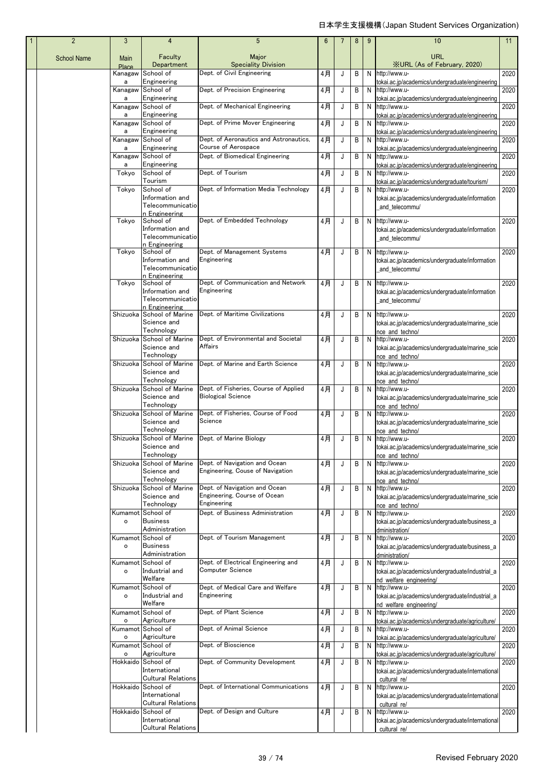| 1 | 2 | 3 | 4 | 5 | 6 | 7 | 8 | 9 | 10 | 11 |
|---|---|---|---|---|---|---|---|---|---|---|
| | School Name | Main Place | Faculty Department | Major Speciality Division | | | | | URL ※URL (As of February, 2020) | |
| | | Kanagawa | School of Engineering | Dept. of Civil Engineering | 4月 | J | B | N | http://www.u-tokai.ac.jp/academics/undergraduate/engineering | 2020 |
| | | Kanagawa | School of Engineering | Dept. of Precision Engineering | 4月 | J | B | N | http://www.u-tokai.ac.jp/academics/undergraduate/engineering | 2020 |
| | | Kanagawa | School of Engineering | Dept. of Mechanical Engineering | 4月 | J | B | N | http://www.u-tokai.ac.jp/academics/undergraduate/engineering | 2020 |
| | | Kanagawa | School of Engineering | Dept. of Prime Mover Engineering | 4月 | J | B | N | http://www.u-tokai.ac.jp/academics/undergraduate/engineering | 2020 |
| | | Kanagawa | School of Engineering | Dept. of Aeronautics and Astronautics, Course of Aerospace | 4月 | J | B | N | http://www.u-tokai.ac.jp/academics/undergraduate/engineering | 2020 |
| | | Kanagawa | School of Engineering | Dept. of Biomedical Engineering | 4月 | J | B | N | http://www.u-tokai.ac.jp/academics/undergraduate/engineering | 2020 |
| | | Tokyo | School of Tourism | Dept. of Tourism | 4月 | J | B | N | http://www.u-tokai.ac.jp/academics/undergraduate/tourism/ | 2020 |
| | | Tokyo | School of Information and Telecommunication Engineering | Dept. of Information Media Technology | 4月 | J | B | N | http://www.u-tokai.ac.jp/academics/undergraduate/information_and_telecommu/ | 2020 |
| | | Tokyo | School of Information and Telecommunication Engineering | Dept. of Embedded Technology | 4月 | J | B | N | http://www.u-tokai.ac.jp/academics/undergraduate/information_and_telecommu/ | 2020 |
| | | Tokyo | School of Information and Telecommunication Engineering | Dept. of Management Systems Engineering | 4月 | J | B | N | http://www.u-tokai.ac.jp/academics/undergraduate/information_and_telecommu/ | 2020 |
| | | Tokyo | School of Information and Telecommunication Engineering | Dept. of Communication and Network Engineering | 4月 | J | B | N | http://www.u-tokai.ac.jp/academics/undergraduate/information_and_telecommu/ | 2020 |
| | | Shizuoka | School of Marine Science and Technology | Dept. of Maritime Civilizations | 4月 | J | B | N | http://www.u-tokai.ac.jp/academics/undergraduate/marine_science_and_techno/ | 2020 |
| | | Shizuoka | School of Marine Science and Technology | Dept. of Environmental and Societal Affairs | 4月 | J | B | N | http://www.u-tokai.ac.jp/academics/undergraduate/marine_science_and_techno/ | 2020 |
| | | Shizuoka | School of Marine Science and Technology | Dept. of Marine and Earth Science | 4月 | J | B | N | http://www.u-tokai.ac.jp/academics/undergraduate/marine_science_and_techno/ | 2020 |
| | | Shizuoka | School of Marine Science and Technology | Dept. of Fisheries, Course of Applied Biological Science | 4月 | J | B | N | http://www.u-tokai.ac.jp/academics/undergraduate/marine_science_and_techno/ | 2020 |
| | | Shizuoka | School of Marine Science and Technology | Dept. of Fisheries, Course of Food Science | 4月 | J | B | N | http://www.u-tokai.ac.jp/academics/undergraduate/marine_science_and_techno/ | 2020 |
| | | Shizuoka | School of Marine Science and Technology | Dept. of Marine Biology | 4月 | J | B | N | http://www.u-tokai.ac.jp/academics/undergraduate/marine_science_and_techno/ | 2020 |
| | | Shizuoka | School of Marine Science and Technology | Dept. of Navigation and Ocean Engineering, Couse of Navigation | 4月 | J | B | N | http://www.u-tokai.ac.jp/academics/undergraduate/marine_science_and_techno/ | 2020 |
| | | Shizuoka | School of Marine Science and Technology | Dept. of Navigation and Ocean Engineering, Course of Ocean Engineering | 4月 | J | B | N | http://www.u-tokai.ac.jp/academics/undergraduate/marine_science_and_techno/ | 2020 |
| | | Kumamoto | School of Business Administration | Dept. of Business Administration | 4月 | J | B | N | http://www.u-tokai.ac.jp/academics/undergraduate/business_administration/ | 2020 |
| | | Kumamoto | School of Business Administration | Dept. of Tourism Management | 4月 | J | B | N | http://www.u-tokai.ac.jp/academics/undergraduate/business_administration/ | 2020 |
| | | Kumamoto | School of Industrial and Welfare | Dept. of Electrical Engineering and Computer Science | 4月 | J | B | N | http://www.u-tokai.ac.jp/academics/undergraduate/industrial_and_welfare_engineering/ | 2020 |
| | | Kumamoto | School of Industrial and Welfare | Dept. of Medical Care and Welfare Engineering | 4月 | J | B | N | http://www.u-tokai.ac.jp/academics/undergraduate/industrial_and_welfare_engineering/ | 2020 |
| | | Kumamoto | School of Agriculture | Dept. of Plant Science | 4月 | J | B | N | http://www.u-tokai.ac.jp/academics/undergraduate/agriculture/ | 2020 |
| | | Kumamoto | School of Agriculture | Dept. of Animal Science | 4月 | J | B | N | http://www.u-tokai.ac.jp/academics/undergraduate/agriculture/ | 2020 |
| | | Kumamoto | School of Agriculture | Dept. of Bioscience | 4月 | J | B | N | http://www.u-tokai.ac.jp/academics/undergraduate/agriculture/ | 2020 |
| | | Hokkaido | School of International Cultural Relations | Dept. of Community Development | 4月 | J | B | N | http://www.u-tokai.ac.jp/academics/undergraduate/international_cultural_re/ | 2020 |
| | | Hokkaido | School of International Cultural Relations | Dept. of International Communications | 4月 | J | B | N | http://www.u-tokai.ac.jp/academics/undergraduate/international_cultural_re/ | 2020 |
| | | Hokkaido | School of International Cultural Relations | Dept. of Design and Culture | 4月 | J | B | N | http://www.u-tokai.ac.jp/academics/undergraduate/international_cultural_re/ | 2020 |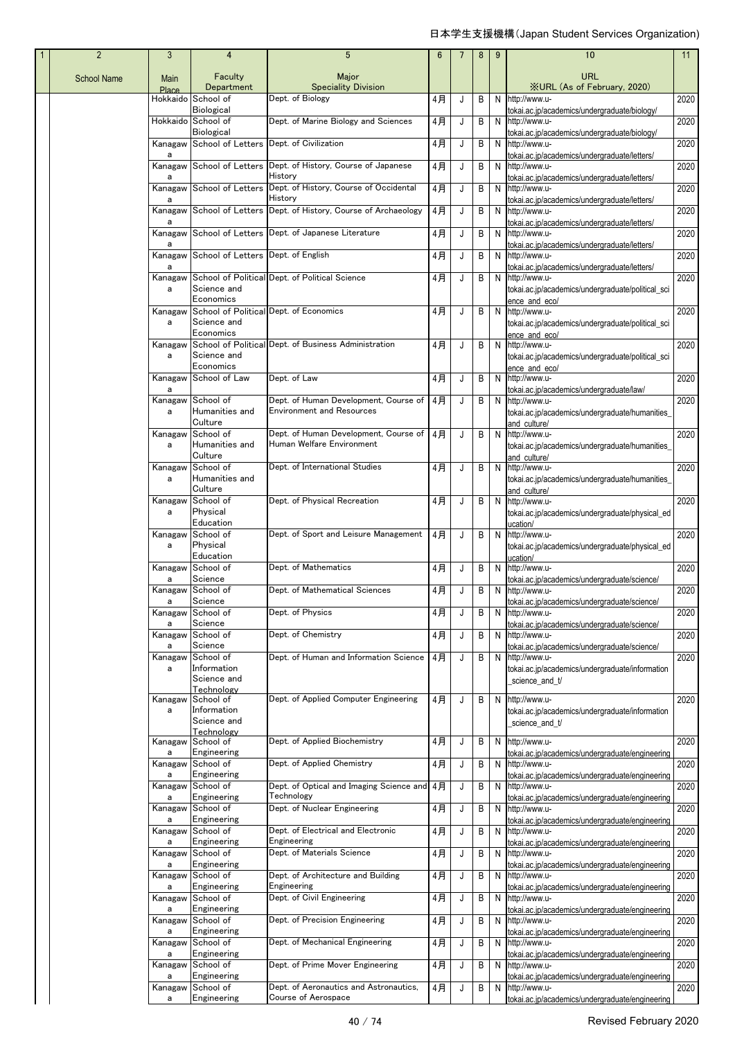日本学生支援機構(Japan Student Services Organization)

| 1 | 2 | 3 | 4 | 5 | 6 | 7 | 8 | 9 | 10 | 11 |
|---|---|---|---|---|---|---|---|---|---|---|
| | School Name | Main Place | Faculty Department | Major Speciality Division | | | | | URL ※URL (As of February, 2020) | |
| | | Hokkaido | School of Biological | Dept. of Biology | 4月 | J | B | N | http://www.u-tokai.ac.jp/academics/undergraduate/biology/ | 2020 |
| | | Hokkaido | School of Biological | Dept. of Marine Biology and Sciences | 4月 | J | B | N | http://www.u-tokai.ac.jp/academics/undergraduate/biology/ | 2020 |
| | | Kanagawa | School of Letters | Dept. of Civilization | 4月 | J | B | N | http://www.u-tokai.ac.jp/academics/undergraduate/letters/ | 2020 |
| | | Kanagawa | School of Letters | Dept. of History, Course of Japanese History | 4月 | J | B | N | http://www.u-tokai.ac.jp/academics/undergraduate/letters/ | 2020 |
| | | Kanagawa | School of Letters | Dept. of History, Course of Occidental History | 4月 | J | B | N | http://www.u-tokai.ac.jp/academics/undergraduate/letters/ | 2020 |
| | | Kanagawa | School of Letters | Dept. of History, Course of Archaeology | 4月 | J | B | N | http://www.u-tokai.ac.jp/academics/undergraduate/letters/ | 2020 |
| | | Kanagawa | School of Letters | Dept. of Japanese Literature | 4月 | J | B | N | http://www.u-tokai.ac.jp/academics/undergraduate/letters/ | 2020 |
| | | Kanagawa | School of Letters | Dept. of English | 4月 | J | B | N | http://www.u-tokai.ac.jp/academics/undergraduate/letters/ | 2020 |
| | | Kanagawa | School of Political Science and Economics | Dept. of Political Science | 4月 | J | B | N | http://www.u-tokai.ac.jp/academics/undergraduate/political_science_and_eco/ | 2020 |
| | | Kanagawa | School of Political Science and Economics | Dept. of Economics | 4月 | J | B | N | http://www.u-tokai.ac.jp/academics/undergraduate/political_science_and_eco/ | 2020 |
| | | Kanagawa | School of Political Science and Economics | Dept. of Business Administration | 4月 | J | B | N | http://www.u-tokai.ac.jp/academics/undergraduate/political_science_and_eco/ | 2020 |
| | | Kanagawa | School of Law | Dept. of Law | 4月 | J | B | N | http://www.u-tokai.ac.jp/academics/undergraduate/law/ | 2020 |
| | | Kanagawa | School of Humanities and Culture | Dept. of Human Development, Course of Environment and Resources | 4月 | J | B | N | http://www.u-tokai.ac.jp/academics/undergraduate/humanities_and_culture/ | 2020 |
| | | Kanagawa | School of Humanities and Culture | Dept. of Human Development, Course of Human Welfare Environment | 4月 | J | B | N | http://www.u-tokai.ac.jp/academics/undergraduate/humanities_and_culture/ | 2020 |
| | | Kanagawa | School of Humanities and Culture | Dept. of International Studies | 4月 | J | B | N | http://www.u-tokai.ac.jp/academics/undergraduate/humanities_and_culture/ | 2020 |
| | | Kanagawa | School of Physical Education | Dept. of Physical Recreation | 4月 | J | B | N | http://www.u-tokai.ac.jp/academics/undergraduate/physical_education/ | 2020 |
| | | Kanagawa | School of Physical Education | Dept. of Sport and Leisure Management | 4月 | J | B | N | http://www.u-tokai.ac.jp/academics/undergraduate/physical_education/ | 2020 |
| | | Kanagawa | School of Science | Dept. of Mathematics | 4月 | J | B | N | http://www.u-tokai.ac.jp/academics/undergraduate/science/ | 2020 |
| | | Kanagawa | School of Science | Dept. of Mathematical Sciences | 4月 | J | B | N | http://www.u-tokai.ac.jp/academics/undergraduate/science/ | 2020 |
| | | Kanagawa | School of Science | Dept. of Physics | 4月 | J | B | N | http://www.u-tokai.ac.jp/academics/undergraduate/science/ | 2020 |
| | | Kanagawa | School of Science | Dept. of Chemistry | 4月 | J | B | N | http://www.u-tokai.ac.jp/academics/undergraduate/science/ | 2020 |
| | | Kanagawa | School of Information Science and Technology | Dept. of Human and Information Science | 4月 | J | B | N | http://www.u-tokai.ac.jp/academics/undergraduate/information_science_and_t/ | 2020 |
| | | Kanagawa | School of Information Science and Technology | Dept. of Applied Computer Engineering | 4月 | J | B | N | http://www.u-tokai.ac.jp/academics/undergraduate/information_science_and_t/ | 2020 |
| | | Kanagawa | School of Engineering | Dept. of Applied Biochemistry | 4月 | J | B | N | http://www.u-tokai.ac.jp/academics/undergraduate/engineering | 2020 |
| | | Kanagawa | School of Engineering | Dept. of Applied Chemistry | 4月 | J | B | N | http://www.u-tokai.ac.jp/academics/undergraduate/engineering | 2020 |
| | | Kanagawa | School of Engineering | Dept. of Optical and Imaging Science and Technology | 4月 | J | B | N | http://www.u-tokai.ac.jp/academics/undergraduate/engineering | 2020 |
| | | Kanagawa | School of Engineering | Dept. of Nuclear Engineering | 4月 | J | B | N | http://www.u-tokai.ac.jp/academics/undergraduate/engineering | 2020 |
| | | Kanagawa | School of Engineering | Dept. of Electrical and Electronic Engineering | 4月 | J | B | N | http://www.u-tokai.ac.jp/academics/undergraduate/engineering | 2020 |
| | | Kanagawa | School of Engineering | Dept. of Materials Science | 4月 | J | B | N | http://www.u-tokai.ac.jp/academics/undergraduate/engineering | 2020 |
| | | Kanagawa | School of Engineering | Dept. of Architecture and Building Engineering | 4月 | J | B | N | http://www.u-tokai.ac.jp/academics/undergraduate/engineering | 2020 |
| | | Kanagawa | School of Engineering | Dept. of Civil Engineering | 4月 | J | B | N | http://www.u-tokai.ac.jp/academics/undergraduate/engineering | 2020 |
| | | Kanagawa | School of Engineering | Dept. of Precision Engineering | 4月 | J | B | N | http://www.u-tokai.ac.jp/academics/undergraduate/engineering | 2020 |
| | | Kanagawa | School of Engineering | Dept. of Mechanical Engineering | 4月 | J | B | N | http://www.u-tokai.ac.jp/academics/undergraduate/engineering | 2020 |
| | | Kanagawa | School of Engineering | Dept. of Prime Mover Engineering | 4月 | J | B | N | http://www.u-tokai.ac.jp/academics/undergraduate/engineering | 2020 |
| | | Kanagawa | School of Engineering | Dept. of Aeronautics and Astronautics, Course of Aerospace | 4月 | J | B | N | http://www.u-tokai.ac.jp/academics/undergraduate/engineering | 2020 |

Revised February 2020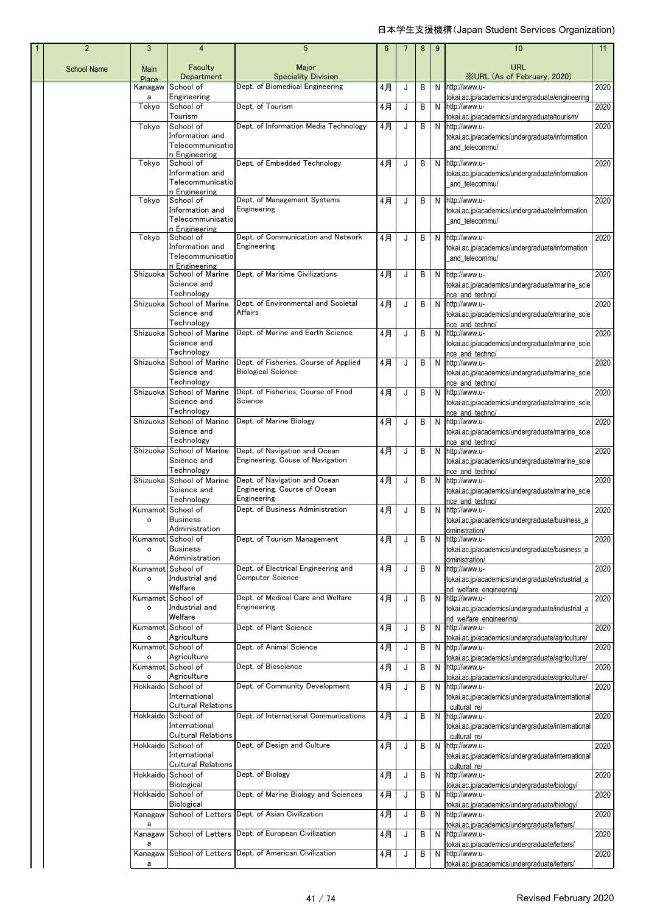| 1 | 2 | 3 | 4 | 5 | 6 | 7 | 8 | 9 | 10 | 11 |
|---|---|---|---|---|---|---|---|---|---|---|
| | School Name | Main Place | Faculty Department | Major Speciality Division | | | | | URL ※URL (As of February, 2020) | |
| | | Kanagawa | School of Engineering | Dept. of Biomedical Engineering | 4月 | J | B | N | http://www.u-tokai.ac.jp/academics/undergraduate/engineering | 2020 |
| | | Tokyo | School of Tourism | Dept. of Tourism | 4月 | J | B | N | http://www.u-tokai.ac.jp/academics/undergraduate/tourism/ | 2020 |
| | | Tokyo | School of Information and Telecommunication Engineering | Dept. of Information Media Technology | 4月 | J | B | N | http://www.u-tokai.ac.jp/academics/undergraduate/information_and_telecommu/ | 2020 |
| | | Tokyo | School of Information and Telecommunication Engineering | Dept. of Embedded Technology | 4月 | J | B | N | http://www.u-tokai.ac.jp/academics/undergraduate/information_and_telecommu/ | 2020 |
| | | Tokyo | School of Information and Telecommunication Engineering | Dept. of Management Systems Engineering | 4月 | J | B | N | http://www.u-tokai.ac.jp/academics/undergraduate/information_and_telecommu/ | 2020 |
| | | Tokyo | School of Information and Telecommunication Engineering | Dept. of Communication and Network Engineering | 4月 | J | B | N | http://www.u-tokai.ac.jp/academics/undergraduate/information_and_telecommu/ | 2020 |
| | | Shizuoka | School of Marine Science and Technology | Dept. of Maritime Civilizations | 4月 | J | B | N | http://www.u-tokai.ac.jp/academics/undergraduate/marine_science_and_techno/ | 2020 |
| | | Shizuoka | School of Marine Science and Technology | Dept. of Environmental and Societal Affairs | 4月 | J | B | N | http://www.u-tokai.ac.jp/academics/undergraduate/marine_science_and_techno/ | 2020 |
| | | Shizuoka | School of Marine Science and Technology | Dept. of Marine and Earth Science | 4月 | J | B | N | http://www.u-tokai.ac.jp/academics/undergraduate/marine_science_and_techno/ | 2020 |
| | | Shizuoka | School of Marine Science and Technology | Dept. of Fisheries, Course of Applied Biological Science | 4月 | J | B | N | http://www.u-tokai.ac.jp/academics/undergraduate/marine_science_and_techno/ | 2020 |
| | | Shizuoka | School of Marine Science and Technology | Dept. of Fisheries, Course of Food Science | 4月 | J | B | N | http://www.u-tokai.ac.jp/academics/undergraduate/marine_science_and_techno/ | 2020 |
| | | Shizuoka | School of Marine Science and Technology | Dept. of Marine Biology | 4月 | J | B | N | http://www.u-tokai.ac.jp/academics/undergraduate/marine_science_and_techno/ | 2020 |
| | | Shizuoka | School of Marine Science and Technology | Dept. of Navigation and Ocean Engineering, Couse of Navigation | 4月 | J | B | N | http://www.u-tokai.ac.jp/academics/undergraduate/marine_science_and_techno/ | 2020 |
| | | Shizuoka | School of Marine Science and Technology | Dept. of Navigation and Ocean Engineering, Course of Ocean Engineering | 4月 | J | B | N | http://www.u-tokai.ac.jp/academics/undergraduate/marine_science_and_techno/ | 2020 |
| | | Kumamoto | School of Business Administration | Dept. of Business Administration | 4月 | J | B | N | http://www.u-tokai.ac.jp/academics/undergraduate/business_administration/ | 2020 |
| | | Kumamoto | School of Business Administration | Dept. of Tourism Management | 4月 | J | B | N | http://www.u-tokai.ac.jp/academics/undergraduate/business_administration/ | 2020 |
| | | Kumamoto | School of Industrial and Welfare | Dept. of Electrical Engineering and Computer Science | 4月 | J | B | N | http://www.u-tokai.ac.jp/academics/undergraduate/industrial_and_welfare_engineering/ | 2020 |
| | | Kumamoto | School of Industrial and Welfare | Dept. of Medical Care and Welfare Engineering | 4月 | J | B | N | http://www.u-tokai.ac.jp/academics/undergraduate/industrial_and_welfare_engineering/ | 2020 |
| | | Kumamoto | School of Agriculture | Dept. of Plant Science | 4月 | J | B | N | http://www.u-tokai.ac.jp/academics/undergraduate/agriculture/ | 2020 |
| | | Kumamoto | School of Agriculture | Dept. of Animal Science | 4月 | J | B | N | http://www.u-tokai.ac.jp/academics/undergraduate/agriculture/ | 2020 |
| | | Kumamoto | School of Agriculture | Dept. of Bioscience | 4月 | J | B | N | http://www.u-tokai.ac.jp/academics/undergraduate/agriculture/ | 2020 |
| | | Hokkaido | School of International Cultural Relations | Dept. of Community Development | 4月 | J | B | N | http://www.u-tokai.ac.jp/academics/undergraduate/international_cultural_re/ | 2020 |
| | | Hokkaido | School of International Cultural Relations | Dept. of International Communications | 4月 | J | B | N | http://www.u-tokai.ac.jp/academics/undergraduate/international_cultural_re/ | 2020 |
| | | Hokkaido | School of International Cultural Relations | Dept. of Design and Culture | 4月 | J | B | N | http://www.u-tokai.ac.jp/academics/undergraduate/international_cultural_re/ | 2020 |
| | | Hokkaido | School of Biological | Dept. of Biology | 4月 | J | B | N | http://www.u-tokai.ac.jp/academics/undergraduate/biology/ | 2020 |
| | | Hokkaido | School of Biological | Dept. of Marine Biology and Sciences | 4月 | J | B | N | http://www.u-tokai.ac.jp/academics/undergraduate/biology/ | 2020 |
| | | Kanagawa | School of Letters | Dept. of Asian Civilization | 4月 | J | B | N | http://www.u-tokai.ac.jp/academics/undergraduate/letters/ | 2020 |
| | | Kanagawa | School of Letters | Dept. of European Civilization | 4月 | J | B | N | http://www.u-tokai.ac.jp/academics/undergraduate/letters/ | 2020 |
| | | Kanagawa | School of Letters | Dept. of American Civilization | 4月 | J | B | N | http://www.u-tokai.ac.jp/academics/undergraduate/letters/ | 2020 |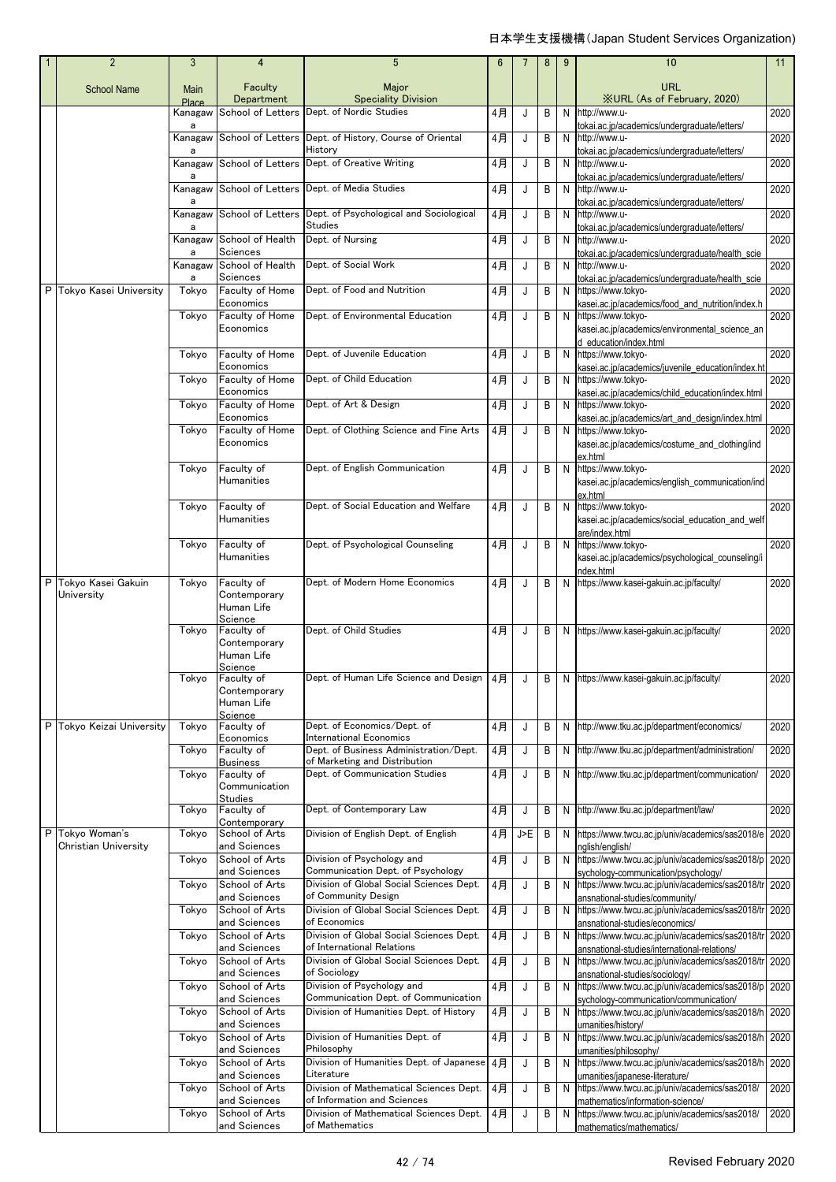日本学生支援機構（Japan Student Services Organization)

| 1 | 2 | 3 | 4 | 5 | 6 | 7 | 8 | 9 | 10 | 11 |
|---|---|---|---|---|---|---|---|---|---|---|
| | School Name | Main Place | Faculty Department | Major Speciality Division | | | | | URL ※URL (As of February, 2020) | |
| | | Kanagawa | School of Letters | Dept. of Nordic Studies | 4月 | J | B | N | http://www.u-tokai.ac.jp/academics/undergraduate/letters/ | 2020 |
| | | Kanagawa | School of Letters | Dept. of History, Course of Oriental History | 4月 | J | B | N | http://www.u-tokai.ac.jp/academics/undergraduate/letters/ | 2020 |
| | | Kanagawa | School of Letters | Dept. of Creative Writing | 4月 | J | B | N | http://www.u-tokai.ac.jp/academics/undergraduate/letters/ | 2020 |
| | | Kanagawa | School of Letters | Dept. of Media Studies | 4月 | J | B | N | http://www.u-tokai.ac.jp/academics/undergraduate/letters/ | 2020 |
| | | Kanagawa | School of Letters | Dept. of Psychological and Sociological Studies | 4月 | J | B | N | http://www.u-tokai.ac.jp/academics/undergraduate/letters/ | 2020 |
| | | Kanagawa | School of Health Sciences | Dept. of Nursing | 4月 | J | B | N | http://www.u-tokai.ac.jp/academics/undergraduate/health_scie | 2020 |
| | | Kanagawa | School of Health Sciences | Dept. of Social Work | 4月 | J | B | N | http://www.u-tokai.ac.jp/academics/undergraduate/health_scie | 2020 |
| P | Tokyo Kasei University | Tokyo | Faculty of Home Economics | Dept. of Food and Nutrition | 4月 | J | B | N | https://www.tokyo-kasei.ac.jp/academics/food_and_nutrition/index.h | 2020 |
| | | Tokyo | Faculty of Home Economics | Dept. of Environmental Education | 4月 | J | B | N | https://www.tokyo-kasei.ac.jp/academics/environmental_science_and_education/index.html | 2020 |
| | | Tokyo | Faculty of Home Economics | Dept. of Juvenile Education | 4月 | J | B | N | https://www.tokyo-kasei.ac.jp/academics/juvenile_education/index.ht | 2020 |
| | | Tokyo | Faculty of Home Economics | Dept. of Child Education | 4月 | J | B | N | https://www.tokyo-kasei.ac.jp/academics/child_education/index.html | 2020 |
| | | Tokyo | Faculty of Home Economics | Dept. of Art & Design | 4月 | J | B | N | https://www.tokyo-kasei.ac.jp/academics/art_and_design/index.html | 2020 |
| | | Tokyo | Faculty of Home Economics | Dept. of Clothing Science and Fine Arts | 4月 | J | B | N | https://www.tokyo-kasei.ac.jp/academics/costume_and_clothing/index.html | 2020 |
| | | Tokyo | Faculty of Humanities | Dept. of English Communication | 4月 | J | B | N | https://www.tokyo-kasei.ac.jp/academics/english_communication/index.html | 2020 |
| | | Tokyo | Faculty of Humanities | Dept. of Social Education and Welfare | 4月 | J | B | N | https://www.tokyo-kasei.ac.jp/academics/social_education_and_welfare/index.html | 2020 |
| | | Tokyo | Faculty of Humanities | Dept. of Psychological Counseling | 4月 | J | B | N | https://www.tokyo-kasei.ac.jp/academics/psychological_counseling/index.html | 2020 |
| P | Tokyo Kasei Gakuin University | Tokyo | Faculty of Contemporary Human Life Science | Dept. of Modern Home Economics | 4月 | J | B | N | https://www.kasei-gakuin.ac.jp/faculty/ | 2020 |
| | | Tokyo | Faculty of Contemporary Human Life Science | Dept. of Child Studies | 4月 | J | B | N | https://www.kasei-gakuin.ac.jp/faculty/ | 2020 |
| | | Tokyo | Faculty of Contemporary Human Life Science | Dept. of Human Life Science and Design | 4月 | J | B | N | https://www.kasei-gakuin.ac.jp/faculty/ | 2020 |
| P | Tokyo Keizai University | Tokyo | Faculty of Economics | Dept. of Economics/Dept. of International Economics | 4月 | J | B | N | http://www.tku.ac.jp/department/economics/ | 2020 |
| | | Tokyo | Faculty of Business | Dept. of Business Administration/Dept. of Marketing and Distribution | 4月 | J | B | N | http://www.tku.ac.jp/department/administration/ | 2020 |
| | | Tokyo | Faculty of Communication Studies | Dept. of Communication Studies | 4月 | J | B | N | http://www.tku.ac.jp/department/communication/ | 2020 |
| | | Tokyo | Faculty of Contemporary | Dept. of Contemporary Law | 4月 | J | B | N | http://www.tku.ac.jp/department/law/ | 2020 |
| P | Tokyo Woman's Christian University | Tokyo | School of Arts and Sciences | Division of English Dept. of English | 4月 | J>E | B | N | https://www.twcu.ac.jp/univ/academics/sas2018/english/english/ | 2020 |
| | | Tokyo | School of Arts and Sciences | Division of Psychology and Communication Dept. of Psychology | 4月 | J | B | N | https://www.twcu.ac.jp/univ/academics/sas2018/psychology-communication/psychology/ | 2020 |
| | | Tokyo | School of Arts and Sciences | Division of Global Social Sciences Dept. of Community Design | 4月 | J | B | N | https://www.twcu.ac.jp/univ/academics/sas2018/transnational-studies/community/ | 2020 |
| | | Tokyo | School of Arts and Sciences | Division of Global Social Sciences Dept. of Economics | 4月 | J | B | N | https://www.twcu.ac.jp/univ/academics/sas2018/transnational-studies/economics/ | 2020 |
| | | Tokyo | School of Arts and Sciences | Division of Global Social Sciences Dept. of International Relations | 4月 | J | B | N | https://www.twcu.ac.jp/univ/academics/sas2018/transnational-studies/international-relations/ | 2020 |
| | | Tokyo | School of Arts and Sciences | Division of Global Social Sciences Dept. of Sociology | 4月 | J | B | N | https://www.twcu.ac.jp/univ/academics/sas2018/transnational-studies/sociology/ | 2020 |
| | | Tokyo | School of Arts and Sciences | Division of Psychology and Communication Dept. of Communication | 4月 | J | B | N | https://www.twcu.ac.jp/univ/academics/sas2018/psychology-communication/communication/ | 2020 |
| | | Tokyo | School of Arts and Sciences | Division of Humanities Dept. of History | 4月 | J | B | N | https://www.twcu.ac.jp/univ/academics/sas2018/humanities/history/ | 2020 |
| | | Tokyo | School of Arts and Sciences | Division of Humanities Dept. of Philosophy | 4月 | J | B | N | https://www.twcu.ac.jp/univ/academics/sas2018/humanities/philosophy/ | 2020 |
| | | Tokyo | School of Arts and Sciences | Division of Humanities Dept. of Japanese Literature | 4月 | J | B | N | https://www.twcu.ac.jp/univ/academics/sas2018/humanities/japanese-literature/ | 2020 |
| | | Tokyo | School of Arts and Sciences | Division of Mathematical Sciences Dept. of Information and Sciences | 4月 | J | B | N | https://www.twcu.ac.jp/univ/academics/sas2018/mathematics/information-science/ | 2020 |
| | | Tokyo | School of Arts and Sciences | Division of Mathematical Sciences Dept. of Mathematics | 4月 | J | B | N | https://www.twcu.ac.jp/univ/academics/sas2018/mathematics/mathematics/ | 2020 |

Revised February 2020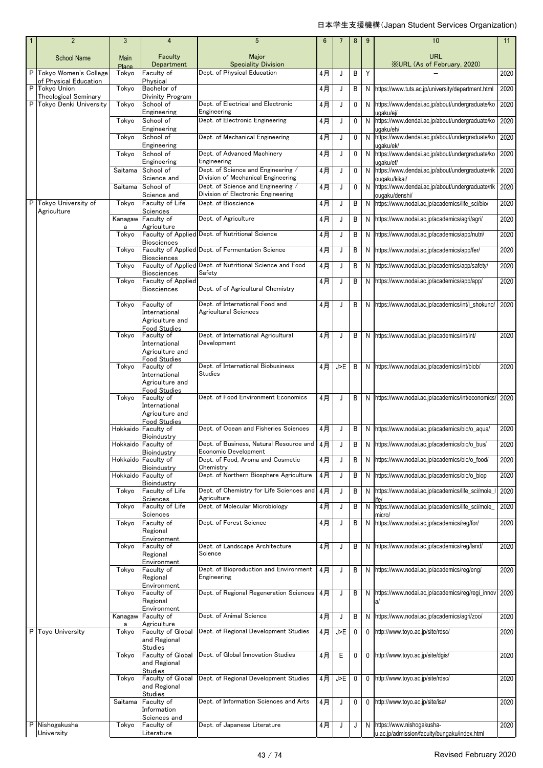| 1 | 2 | 3 | 4 | 5 | 6 | 7 | 8 | 9 | 10 | 11 |
|---|---|---|---|---|---|---|---|---|---|---|
| | School Name | Main Place | Faculty Department | Major Speciality Division | | | | | URL ※URL (As of February, 2020) | |
| P | Tokyo Women's College of Physical Education | Tokyo | Faculty of Physical | Dept. of Physical Education | 4月 | J | B | Y | ― | 2020 |
| P | Tokyo Union Theological Seminary | Tokyo | Bachelor of Divinity Program | | 4月 | J | B | N | https://www.tuts.ac.jp/university/department.html | 2020 |
| P | Tokyo Denki University | Tokyo | School of Engineering | Dept. of Electrical and Electronic Engineering | 4月 | J | 0 | N | https://www.dendai.ac.jp/about/undergraduate/kougaku/ej/ | 2020 |
| | | Tokyo | School of Engineering | Dept. of Electronic Engineering | 4月 | J | 0 | N | https://www.dendai.ac.jp/about/undergraduate/kougaku/eh/ | 2020 |
| | | Tokyo | School of Engineering | Dept. of Mechanical Engineering | 4月 | J | 0 | N | https://www.dendai.ac.jp/about/undergraduate/kougaku/ek/ | 2020 |
| | | Tokyo | School of Engineering | Dept. of Advanced Machinery Engineering | 4月 | J | 0 | N | https://www.dendai.ac.jp/about/undergraduate/kougaku/ef/ | 2020 |
| | | Saitama | School of Science and | Dept. of Science and Engineering / Division of Mechanical Engineering | 4月 | J | 0 | N | https://www.dendai.ac.jp/about/undergraduate/rikougaku/kikai/ | 2020 |
| | | Saitama | School of Science and | Dept. of Science and Engineering / Division of Electronic Engineering | 4月 | J | 0 | N | https://www.dendai.ac.jp/about/undergraduate/rikougaku/denshi/ | 2020 |
| P | Tokyo University of Agriculture | Tokyo | Faculty of Life Sciences | Dept. of Bioscience | 4月 | J | B | N | https://www.nodai.ac.jp/academics/life_sci/bio/ | 2020 |
| | | Kanagawa | Faculty of Agriculture | Dept. of Agriculture | 4月 | J | B | N | https://www.nodai.ac.jp/academics/agri/agri/ | 2020 |
| | | Tokyo | Faculty of Applied Biosciences | Dept. of Nutritional Science | 4月 | J | B | N | https://www.nodai.ac.jp/academics/app/nutri/ | 2020 |
| | | Tokyo | Faculty of Applied Biosciences | Dept. of Fermentation Science | 4月 | J | B | N | https://www.nodai.ac.jp/academics/app/fer/ | 2020 |
| | | Tokyo | Faculty of Applied Biosciences | Dept. of Nutritional Science and Food Safety | 4月 | J | B | N | https://www.nodai.ac.jp/academics/app/safety/ | 2020 |
| | | Tokyo | Faculty of Applied Biosciences | Dept. of Agricultural Chemistry | 4月 | J | B | N | https://www.nodai.ac.jp/academics/app/app/ | 2020 |
| | | Tokyo | Faculty of International Agriculture and Food Studies | Dept. of International Food and Agricultural Sciences | 4月 | J | B | N | https://www.nodai.ac.jp/academics/int/i_shokuno/ | 2020 |
| | | Tokyo | Faculty of International Agriculture and Food Studies | Dept. of International Agricultural Development | 4月 | J | B | N | https://www.nodai.ac.jp/academics/int/int/ | 2020 |
| | | Tokyo | Faculty of International Agriculture and Food Studies | Dept. of International Biobusiness Studies | 4月 | J>E | B | N | https://www.nodai.ac.jp/academics/int/biob/ | 2020 |
| | | Tokyo | Faculty of International Agriculture and Food Studies | Dept. of Food Environment Economics | 4月 | J | B | N | https://www.nodai.ac.jp/academics/int/economics/ | 2020 |
| | | Hokkaido | Faculty of Bioindustry | Dept. of Ocean and Fisheries Sciences | 4月 | J | B | N | https://www.nodai.ac.jp/academics/bio/o_aqua/ | 2020 |
| | | Hokkaido | Faculty of Bioindustry | Dept. of Business, Natural Resource and Economic Development | 4月 | J | B | N | https://www.nodai.ac.jp/academics/bio/o_bus/ | 2020 |
| | | Hokkaido | Faculty of Bioindustry | Dept. of Food, Aroma and Cosmetic Chemistry | 4月 | J | B | N | https://www.nodai.ac.jp/academics/bio/o_food/ | 2020 |
| | | Hokkaido | Faculty of Bioindustry | Dept. of Northern Biosphere Agriculture | 4月 | J | B | N | https://www.nodai.ac.jp/academics/bio/o_biop | 2020 |
| | | Tokyo | Faculty of Life Sciences | Dept. of Chemistry for Life Sciences and Agriculture | 4月 | J | B | N | https://www.nodai.ac.jp/academics/life_sci/mole_life/ | 2020 |
| | | Tokyo | Faculty of Life Sciences | Dept. of Molecular Microbiology | 4月 | J | B | N | https://www.nodai.ac.jp/academics/life_sci/mole_micro/ | 2020 |
| | | Tokyo | Faculty of Regional Environment | Dept. of Forest Science | 4月 | J | B | N | https://www.nodai.ac.jp/academics/reg/for/ | 2020 |
| | | Tokyo | Faculty of Regional Environment | Dept. of Landscape Architecture Science | 4月 | J | B | N | https://www.nodai.ac.jp/academics/reg/land/ | 2020 |
| | | Tokyo | Faculty of Regional Environment | Dept. of Bioproduction and Environment Engineering | 4月 | J | B | N | https://www.nodai.ac.jp/academics/reg/eng/ | 2020 |
| | | Tokyo | Faculty of Regional Environment | Dept. of Regional Regeneration Sciences | 4月 | J | B | N | https://www.nodai.ac.jp/academics/reg/regi_innova/ | 2020 |
| | | Kanagawa | Faculty of Agriculture | Dept. of Animal Science | 4月 | J | B | N | https://www.nodai.ac.jp/academics/agri/zoo/ | 2020 |
| P | Toyo University | Tokyo | Faculty of Global and Regional Studies | Dept. of Regional Development Studies | 4月 | J>E | 0 | 0 | http://www.toyo.ac.jp/site/rdsc/ | 2020 |
| | | Tokyo | Faculty of Global and Regional Studies | Dept. of Global Innovation Studies | 4月 | E | 0 | 0 | http://www.toyo.ac.jp/site/dgis/ | 2020 |
| | | Tokyo | Faculty of Global and Regional Studies | Dept. of Regional Development Studies | 4月 | J>E | 0 | 0 | http://www.toyo.ac.jp/site/rdsc/ | 2020 |
| | | Saitama | Faculty of Information Sciences and | Dept. of Information Sciences and Arts | 4月 | J | 0 | 0 | http://www.toyo.ac.jp/site/isa/ | 2020 |
| P | Nishogakusha University | Tokyo | Faculty of Literature | Dept. of Japanese Literature | 4月 | J | J | N | https://www.nishogakusha-u.ac.jp/admission/faculty/bungaku/index.html | 2020 |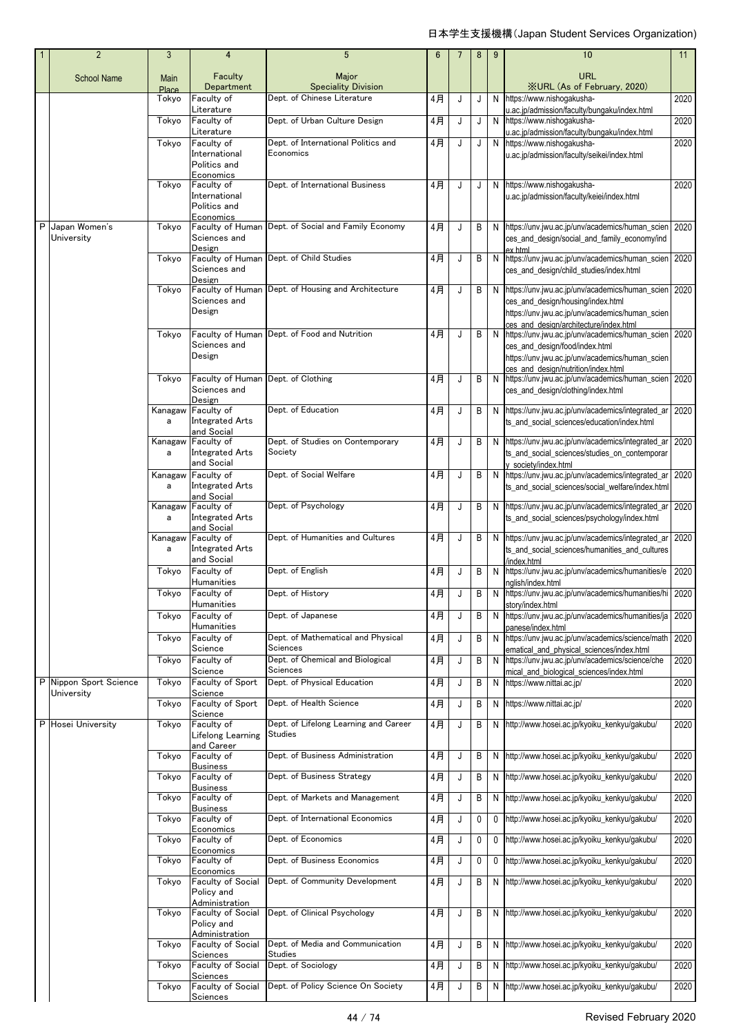| 1 | 2 | 3 | 4 | 5 | 6 | 7 | 8 | 9 | 10 | 11 |
|---|---|---|---|---|---|---|---|---|---|---|
| | School Name | Main Place | Faculty Department | Major Speciality Division | | | | | URL ※URL (As of February, 2020) | |
| | | Tokyo | Faculty of Literature | Dept. of Chinese Literature | 4月 | J | J | N | https://www.nishogakusha-u.ac.jp/admission/faculty/bungaku/index.html | 2020 |
| | | Tokyo | Faculty of Literature | Dept. of Urban Culture Design | 4月 | J | J | N | https://www.nishogakusha-u.ac.jp/admission/faculty/bungaku/index.html | 2020 |
| | | Tokyo | Faculty of International Politics and Economics | Dept. of International Politics and Economics | 4月 | J | J | N | https://www.nishogakusha-u.ac.jp/admission/faculty/seikei/index.html | 2020 |
| | | Tokyo | Faculty of International Politics and Economics | Dept. of International Business | 4月 | J | J | N | https://www.nishogakusha-u.ac.jp/admission/faculty/keiei/index.html | 2020 |
| P | Japan Women's University | Tokyo | Faculty of Human Sciences and Design | Dept. of Social and Family Economy | 4月 | J | B | N | https://unv.jwu.ac.jp/unv/academics/human_sciences_and_design/social_and_family_economy/index.html | 2020 |
| | | Tokyo | Faculty of Human Sciences and Design | Dept. of Child Studies | 4月 | J | B | N | https://unv.jwu.ac.jp/unv/academics/human_sciences_and_design/child_studies/index.html | 2020 |
| | | Tokyo | Faculty of Human Sciences and Design | Dept. of Housing and Architecture | 4月 | J | B | N | https://unv.jwu.ac.jp/unv/academics/human_sciences_and_design/housing/index.html https://unv.jwu.ac.jp/unv/academics/human_sciences_and_design/architecture/index.html | 2020 |
| | | Tokyo | Faculty of Human Sciences and Design | Dept. of Food and Nutrition | 4月 | J | B | N | https://unv.jwu.ac.jp/unv/academics/human_sciences_and_design/food/index.html https://unv.jwu.ac.jp/unv/academics/human_sciences_and_design/nutrition/index.html | 2020 |
| | | Tokyo | Faculty of Human Sciences and Design | Dept. of Clothing | 4月 | J | B | N | https://unv.jwu.ac.jp/unv/academics/human_sciences_and_design/clothing/index.html | 2020 |
| | | Kanagawa | Faculty of Integrated Arts and Social | Dept. of Education | 4月 | J | B | N | https://unv.jwu.ac.jp/unv/academics/integrated_arts_and_social_sciences/education/index.html | 2020 |
| | | Kanagawa | Faculty of Integrated Arts and Social | Dept. of Studies on Contemporary Society | 4月 | J | B | N | https://unv.jwu.ac.jp/unv/academics/integrated_arts_and_social_sciences/studies_on_contemporary_society/index.html | 2020 |
| | | Kanagawa | Faculty of Integrated Arts and Social | Dept. of Social Welfare | 4月 | J | B | N | https://unv.jwu.ac.jp/unv/academics/integrated_arts_and_social_sciences/social_welfare/index.html | 2020 |
| | | Kanagawa | Faculty of Integrated Arts and Social | Dept. of Psychology | 4月 | J | B | N | https://unv.jwu.ac.jp/unv/academics/integrated_arts_and_social_sciences/psychology/index.html | 2020 |
| | | Kanagawa | Faculty of Integrated Arts and Social | Dept. of Humanities and Cultures | 4月 | J | B | N | https://unv.jwu.ac.jp/unv/academics/integrated_arts_and_social_sciences/humanities_and_cultures/index.html | 2020 |
| | | Tokyo | Faculty of Humanities | Dept. of English | 4月 | J | B | N | https://unv.jwu.ac.jp/unv/academics/humanities/english/index.html | 2020 |
| | | Tokyo | Faculty of Humanities | Dept. of History | 4月 | J | B | N | https://unv.jwu.ac.jp/unv/academics/humanities/history/index.html | 2020 |
| | | Tokyo | Faculty of Humanities | Dept. of Japanese | 4月 | J | B | N | https://unv.jwu.ac.jp/unv/academics/humanities/japanese/index.html | 2020 |
| | | Tokyo | Faculty of Science | Dept. of Mathematical and Physical Sciences | 4月 | J | B | N | https://unv.jwu.ac.jp/unv/academics/science/mathematical_and_physical_sciences/index.html | 2020 |
| | | Tokyo | Faculty of Science | Dept. of Chemical and Biological Sciences | 4月 | J | B | N | https://unv.jwu.ac.jp/unv/academics/science/chemical_and_biological_sciences/index.html | 2020 |
| P | Nippon Sport Science University | Tokyo | Faculty of Sport Science | Dept. of Physical Education | 4月 | J | B | N | https://www.nittai.ac.jp/ | 2020 |
| | | Tokyo | Faculty of Sport Science | Dept. of Health Science | 4月 | J | B | N | https://www.nittai.ac.jp/ | 2020 |
| P | Hosei University | Tokyo | Faculty of Lifelong Learning and Career | Dept. of Lifelong Learning and Career Studies | 4月 | J | B | N | http://www.hosei.ac.jp/kyoiku_kenkyu/gakubu/ | 2020 |
| | | Tokyo | Faculty of Business | Dept. of Business Administration | 4月 | J | B | N | http://www.hosei.ac.jp/kyoiku_kenkyu/gakubu/ | 2020 |
| | | Tokyo | Faculty of Business | Dept. of Business Strategy | 4月 | J | B | N | http://www.hosei.ac.jp/kyoiku_kenkyu/gakubu/ | 2020 |
| | | Tokyo | Faculty of Business | Dept. of Markets and Management | 4月 | J | B | N | http://www.hosei.ac.jp/kyoiku_kenkyu/gakubu/ | 2020 |
| | | Tokyo | Faculty of Economics | Dept. of International Economics | 4月 | J | 0 | 0 | http://www.hosei.ac.jp/kyoiku_kenkyu/gakubu/ | 2020 |
| | | Tokyo | Faculty of Economics | Dept. of Economics | 4月 | J | 0 | 0 | http://www.hosei.ac.jp/kyoiku_kenkyu/gakubu/ | 2020 |
| | | Tokyo | Faculty of Economics | Dept. of Business Economics | 4月 | J | 0 | 0 | http://www.hosei.ac.jp/kyoiku_kenkyu/gakubu/ | 2020 |
| | | Tokyo | Faculty of Social Policy and Administration | Dept. of Community Development | 4月 | J | B | N | http://www.hosei.ac.jp/kyoiku_kenkyu/gakubu/ | 2020 |
| | | Tokyo | Faculty of Social Policy and Administration | Dept. of Clinical Psychology | 4月 | J | B | N | http://www.hosei.ac.jp/kyoiku_kenkyu/gakubu/ | 2020 |
| | | Tokyo | Faculty of Social Sciences | Dept. of Media and Communication Studies | 4月 | J | B | N | http://www.hosei.ac.jp/kyoiku_kenkyu/gakubu/ | 2020 |
| | | Tokyo | Faculty of Social Sciences | Dept. of Sociology | 4月 | J | B | N | http://www.hosei.ac.jp/kyoiku_kenkyu/gakubu/ | 2020 |
| | | Tokyo | Faculty of Social Sciences | Dept. of Policy Science On Society | 4月 | J | B | N | http://www.hosei.ac.jp/kyoiku_kenkyu/gakubu/ | 2020 |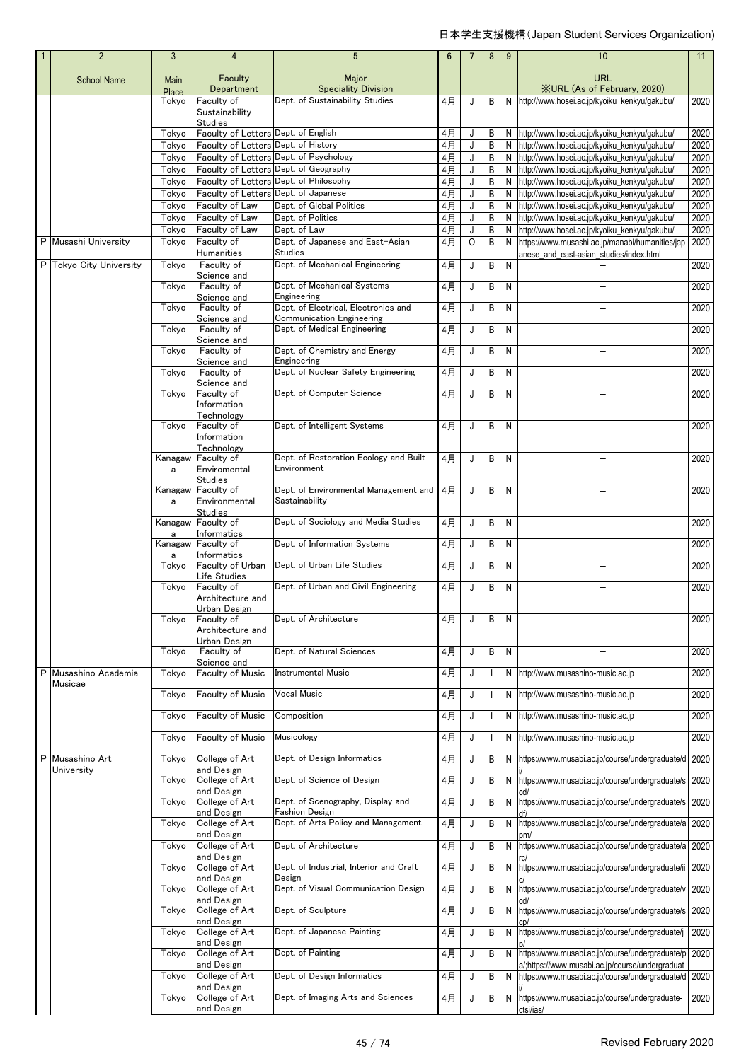| 1 | 2 | 3 | 4 | 5 | 6 | 7 | 8 | 9 | 10 | 11 |
|---|---|---|---|---|---|---|---|---|---|---|
| | School Name | Main Place | Faculty Department | Major Speciality Division | | | | | URL ※URL (As of February, 2020) | |
| | | Tokyo | Faculty of Sustainability Studies | Dept. of Sustainability Studies | 4月 | J | B | N | http://www.hosei.ac.jp/kyoiku_kenkyu/gakubu/ | 2020 |
| | | Tokyo | Faculty of Letters | Dept. of English | 4月 | J | B | N | http://www.hosei.ac.jp/kyoiku_kenkyu/gakubu/ | 2020 |
| | | Tokyo | Faculty of Letters | Dept. of History | 4月 | J | B | N | http://www.hosei.ac.jp/kyoiku_kenkyu/gakubu/ | 2020 |
| | | Tokyo | Faculty of Letters | Dept. of Psychology | 4月 | J | B | N | http://www.hosei.ac.jp/kyoiku_kenkyu/gakubu/ | 2020 |
| | | Tokyo | Faculty of Letters | Dept. of Geography | 4月 | J | B | N | http://www.hosei.ac.jp/kyoiku_kenkyu/gakubu/ | 2020 |
| | | Tokyo | Faculty of Letters | Dept. of Philosophy | 4月 | J | B | N | http://www.hosei.ac.jp/kyoiku_kenkyu/gakubu/ | 2020 |
| | | Tokyo | Faculty of Letters | Dept. of Japanese | 4月 | J | B | N | http://www.hosei.ac.jp/kyoiku_kenkyu/gakubu/ | 2020 |
| | | Tokyo | Faculty of Law | Dept. of Global Politics | 4月 | J | B | N | http://www.hosei.ac.jp/kyoiku_kenkyu/gakubu/ | 2020 |
| | | Tokyo | Faculty of Law | Dept. of Politics | 4月 | J | B | N | http://www.hosei.ac.jp/kyoiku_kenkyu/gakubu/ | 2020 |
| | | Tokyo | Faculty of Law | Dept. of Law | 4月 | J | B | N | http://www.hosei.ac.jp/kyoiku_kenkyu/gakubu/ | 2020 |
| P | Musashi University | Tokyo | Faculty of Humanities | Dept. of Japanese and East-Asian Studies | 4月 | O | B | N | https://www.musashi.ac.jp/manabi/humanities/japanese_and_east-asian_studies/index.html | 2020 |
| P | Tokyo City University | Tokyo | Faculty of Science and | Dept. of Mechanical Engineering | 4月 | J | B | N | — | 2020 |
| | | Tokyo | Faculty of Science and | Dept. of Mechanical Systems Engineering | 4月 | J | B | N | — | 2020 |
| | | Tokyo | Faculty of Science and | Dept. of Electrical, Electronics and Communication Engineering | 4月 | J | B | N | — | 2020 |
| | | Tokyo | Faculty of Science and | Dept. of Medical Engineering | 4月 | J | B | N | — | 2020 |
| | | Tokyo | Faculty of Science and | Dept. of Chemistry and Energy Engineering | 4月 | J | B | N | — | 2020 |
| | | Tokyo | Faculty of Science and | Dept. of Nuclear Safety Engineering | 4月 | J | B | N | — | 2020 |
| | | Tokyo | Faculty of Information Technology | Dept. of Computer Science | 4月 | J | B | N | — | 2020 |
| | | Tokyo | Faculty of Information Technology | Dept. of Intelligent Systems | 4月 | J | B | N | — | 2020 |
| | | Kanagawa | Faculty of Enviromental Studies | Dept. of Restoration Ecology and Built Environment | 4月 | J | B | N | — | 2020 |
| | | Kanagawa | Faculty of Environmental Studies | Dept. of Environmental Management and Sastainability | 4月 | J | B | N | — | 2020 |
| | | Kanagawa | Faculty of Informatics | Dept. of Sociology and Media Studies | 4月 | J | B | N | — | 2020 |
| | | Kanagawa | Faculty of Informatics | Dept. of Information Systems | 4月 | J | B | N | — | 2020 |
| | | Tokyo | Faculty of Urban Life Studies | Dept. of Urban Life Studies | 4月 | J | B | N | — | 2020 |
| | | Tokyo | Faculty of Architecture and Urban Design | Dept. of Urban and Civil Engineering | 4月 | J | B | N | — | 2020 |
| | | Tokyo | Faculty of Architecture and Urban Design | Dept. of Architecture | 4月 | J | B | N | — | 2020 |
| | | Tokyo | Faculty of Science and | Dept. of Natural Sciences | 4月 | J | B | N | — | 2020 |
| P | Musashino Academia Musicae | Tokyo | Faculty of Music | Instrumental Music | 4月 | J | I | N | http://www.musashino-music.ac.jp | 2020 |
| | | Tokyo | Faculty of Music | Vocal Music | 4月 | J | I | N | http://www.musashino-music.ac.jp | 2020 |
| | | Tokyo | Faculty of Music | Composition | 4月 | J | I | N | http://www.musashino-music.ac.jp | 2020 |
| | | Tokyo | Faculty of Music | Musicology | 4月 | J | I | N | http://www.musashino-music.ac.jp | 2020 |
| P | Musashino Art University | Tokyo | College of Art and Design | Dept. of Design Informatics | 4月 | J | B | N | https://www.musabi.ac.jp/course/undergraduate/di/ | 2020 |
| | | Tokyo | College of Art and Design | Dept. of Science of Design | 4月 | J | B | N | https://www.musabi.ac.jp/course/undergraduate/scd/ | 2020 |
| | | Tokyo | College of Art and Design | Dept. of Scenography, Display and Fashion Design | 4月 | J | B | N | https://www.musabi.ac.jp/course/undergraduate/sdf/ | 2020 |
| | | Tokyo | College of Art and Design | Dept. of Arts Policy and Management | 4月 | J | B | N | https://www.musabi.ac.jp/course/undergraduate/apm/ | 2020 |
| | | Tokyo | College of Art and Design | Dept. of Architecture | 4月 | J | B | N | https://www.musabi.ac.jp/course/undergraduate/arc/ | 2020 |
| | | Tokyo | College of Art and Design | Dept. of Industrial, Interior and Craft Design | 4月 | J | B | N | https://www.musabi.ac.jp/course/undergraduate/iic/ | 2020 |
| | | Tokyo | College of Art and Design | Dept. of Visual Communication Design | 4月 | J | B | N | https://www.musabi.ac.jp/course/undergraduate/vcd/ | 2020 |
| | | Tokyo | College of Art and Design | Dept. of Sculpture | 4月 | J | B | N | https://www.musabi.ac.jp/course/undergraduate/scp/ | 2020 |
| | | Tokyo | College of Art and Design | Dept. of Japanese Painting | 4月 | J | B | N | https://www.musabi.ac.jp/course/undergraduate/jp/ | 2020 |
| | | Tokyo | College of Art and Design | Dept. of Painting | 4月 | J | B | N | https://www.musabi.ac.jp/course/undergraduate/pa/;https://www.musabi.ac.jp/course/undergraduat | 2020 |
| | | Tokyo | College of Art and Design | Dept. of Design Informatics | 4月 | J | B | N | https://www.musabi.ac.jp/course/undergraduate/di/ | 2020 |
| | | Tokyo | College of Art and Design | Dept. of Imaging Arts and Sciences | 4月 | J | B | N | https://www.musabi.ac.jp/course/undergraduate-ctsi/ias/ | 2020 |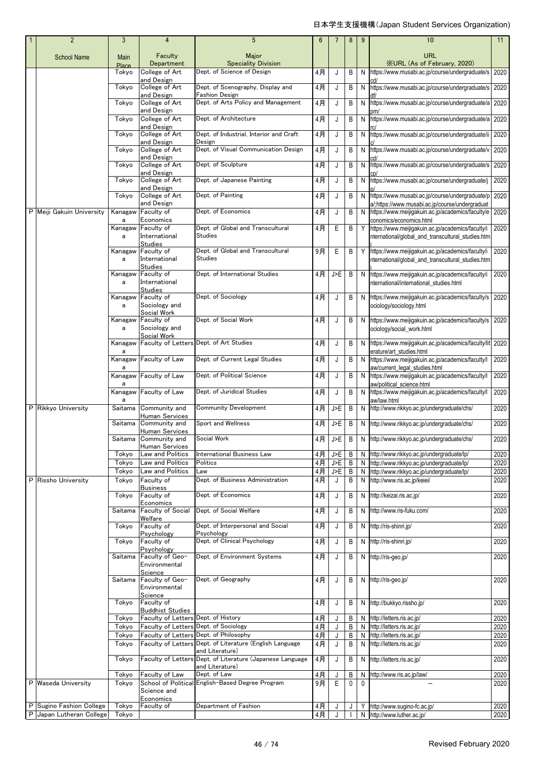日本学生支援機構（Japan Student Services Organization)

| 1 | 2 | 3 | 4 | 5 | 6 | 7 | 8 | 9 | 10 | 11 |
|---|---|---|---|---|---|---|---|---|---|---|
| | School Name | Main Place | Faculty Department | Major Speciality Division | | | | | URL ※URL (As of February, 2020) | |
| | | Tokyo | College of Art and Design | Dept. of Science of Design | 4月 | J | B | N | https://www.musabi.ac.jp/course/undergraduate/scd/ | 2020 |
| | | Tokyo | College of Art and Design | Dept. of Scenography, Display and Fashion Design | 4月 | J | B | N | https://www.musabi.ac.jp/course/undergraduate/sdf/ | 2020 |
| | | Tokyo | College of Art and Design | Dept. of Arts Policy and Management | 4月 | J | B | N | https://www.musabi.ac.jp/course/undergraduate/apm/ | 2020 |
| | | Tokyo | College of Art and Design | Dept. of Architecture | 4月 | J | B | N | https://www.musabi.ac.jp/course/undergraduate/arc/ | 2020 |
| | | Tokyo | College of Art and Design | Dept. of Industrial, Interior and Craft Design | 4月 | J | B | N | https://www.musabi.ac.jp/course/undergraduate/iic/ | 2020 |
| | | Tokyo | College of Art and Design | Dept. of Visual Communication Design | 4月 | J | B | N | https://www.musabi.ac.jp/course/undergraduate/vcd/ | 2020 |
| | | Tokyo | College of Art and Design | Dept. of Sculpture | 4月 | J | B | N | https://www.musabi.ac.jp/course/undergraduate/scp/ | 2020 |
| | | Tokyo | College of Art and Design | Dept. of Japanese Painting | 4月 | J | B | N | https://www.musabi.ac.jp/course/undergraduate/jp/ | 2020 |
| | | Tokyo | College of Art and Design | Dept. of Painting | 4月 | J | B | N | https://www.musabi.ac.jp/course/undergraduate/pa/;https://www.musabi.ac.jp/course/undergraduat | 2020 |
| P | Meiji Gakuin University | Kanagawa | Faculty of Economics | Dept. of Economics | 4月 | J | B | N | https://www.meijigakuin.ac.jp/academics/faculty/economics/economics.html | 2020 |
| | | Kanagawa | Faculty of International Studies | Dept. of Global and Transcultural Studies | 4月 | E | B | Y | https://www.meijigakuin.ac.jp/academics/faculty/international/global_and_transcultural_studies.html | 2020 |
| | | Kanagawa | Faculty of International Studies | Dept. of Global and Transcultural Studies | 9月 | E | B | Y | https://www.meijigakuin.ac.jp/academics/faculty/international/global_and_transcultural_studies.html | 2020 |
| | | Kanagawa | Faculty of International Studies | Dept. of International Studies | 4月 | J>E | B | N | https://www.meijigakuin.ac.jp/academics/faculty/international/international_studies.html | 2020 |
| | | Kanagawa | Faculty of Sociology and Social Work | Dept. of Sociology | 4月 | J | B | N | https://www.meijigakuin.ac.jp/academics/faculty/sociology/sociology.html | 2020 |
| | | Kanagawa | Faculty of Sociology and Social Work | Dept. of Social Work | 4月 | J | B | N | https://www.meijigakuin.ac.jp/academics/faculty/sociology/social_work.html | 2020 |
| | | Kanagawa | Faculty of Letters | Dept. of Art Studies | 4月 | J | B | N | https://www.meijigakuin.ac.jp/academics/faculty/literature/art_studies.html | 2020 |
| | | Kanagawa | Faculty of Law | Dept. of Current Legal Studies | 4月 | J | B | N | https://www.meijigakuin.ac.jp/academics/faculty/law/current_legal_studies.html | 2020 |
| | | Kanagawa | Faculty of Law | Dept. of Political Science | 4月 | J | B | N | https://www.meijigakuin.ac.jp/academics/faculty/law/political_science.html | 2020 |
| | | Kanagawa | Faculty of Law | Dept. of Juridical Studies | 4月 | J | B | N | https://www.meijigakuin.ac.jp/academics/faculty/law/law.html | 2020 |
| P | Rikkyo University | Saitama | Community and Human Services | Community Development | 4月 | J>E | B | N | http://www.rikkyo.ac.jp/undergraduate/chs/ | 2020 |
| | | Saitama | Community and Human Services | Sport and Wellness | 4月 | J>E | B | N | http://www.rikkyo.ac.jp/undergraduate/chs/ | 2020 |
| | | Saitama | Community and Human Services | Social Work | 4月 | J>E | B | N | http://www.rikkyo.ac.jp/undergraduate/chs/ | 2020 |
| | | Tokyo | Law and Politics | International Business Law | 4月 | J>E | B | N | http://www.rikkyo.ac.jp/undergraduate/lp/ | 2020 |
| | | Tokyo | Law and Politics | Politics | 4月 | J>E | B | N | http://www.rikkyo.ac.jp/undergraduate/lp/ | 2020 |
| | | Tokyo | Law and Politics | Law | 4月 | J>E | B | N | http://www.rikkyo.ac.jp/undergraduate/lp/ | 2020 |
| P | Rissho University | Tokyo | Faculty of Business | Dept. of Business Administration | 4月 | J | B | N | http://www.ris.ac.jp/keiei/ | 2020 |
| | | Tokyo | Faculty of Economics | Dept. of Economics | 4月 | J | B | N | http://keizai.ris.ac.jp/ | 2020 |
| | | Saitama | Faculty of Social Welfare | Dept. of Social Welfare | 4月 | J | B | N | http://www.ris-fuku.com/ | 2020 |
| | | Tokyo | Faculty of Psychology | Dept. of Interpersonal and Social Psychology | 4月 | J | B | N | http://ris-shinri.jp/ | 2020 |
| | | Tokyo | Faculty of Psychology | Dept. of Clinical Psychology | 4月 | J | B | N | http://ris-shinri.jp/ | 2020 |
| | | Saitama | Faculty of Geo-Environmental Science | Dept. of Environment Systems | 4月 | J | B | N | http://ris-geo.jp/ | 2020 |
| | | Saitama | Faculty of Geo-Environmental Science | Dept. of Geography | 4月 | J | B | N | http://ris-geo.jp/ | 2020 |
| | | Tokyo | Faculty of Buddhist Studies | | 4月 | J | B | N | http://bukkyo.rissho.jp/ | 2020 |
| | | Tokyo | Faculty of Letters | Dept. of History | 4月 | J | B | N | http://letters.ris.ac.jp/ | 2020 |
| | | Tokyo | Faculty of Letters | Dept. of Sociology | 4月 | J | B | N | http://letters.ris.ac.jp/ | 2020 |
| | | Tokyo | Faculty of Letters | Dept. of Philosophy | 4月 | J | B | N | http://letters.ris.ac.jp/ | 2020 |
| | | Tokyo | Faculty of Letters | Dept. of Literature (English Language and Literature) | 4月 | J | B | N | http://letters.ris.ac.jp/ | 2020 |
| | | Tokyo | Faculty of Letters | Dept. of Literature (Japanese Language and Literature) | 4月 | J | B | N | http://letters.ris.ac.jp/ | 2020 |
| | | Tokyo | Faculty of Law | Dept. of Law | 4月 | J | B | N | http://www.ris.ac.jp/law/ | 2020 |
| P | Waseda University | Tokyo | School of Political Science and Economics | English-Based Degree Program | 9月 | E | 0 | 0 | － | 2020 |
| P | Sugino Fashion College | Tokyo | Faculty of | Department of Fashion | 4月 | J | J | Y | http://www.sugino-fc.ac.jp/ | 2020 |
| P | Japan Lutheran College | Tokyo | | | 4月 | J | I | N | http://www.luther.ac.jp/ | 2020 |

Revised February 2020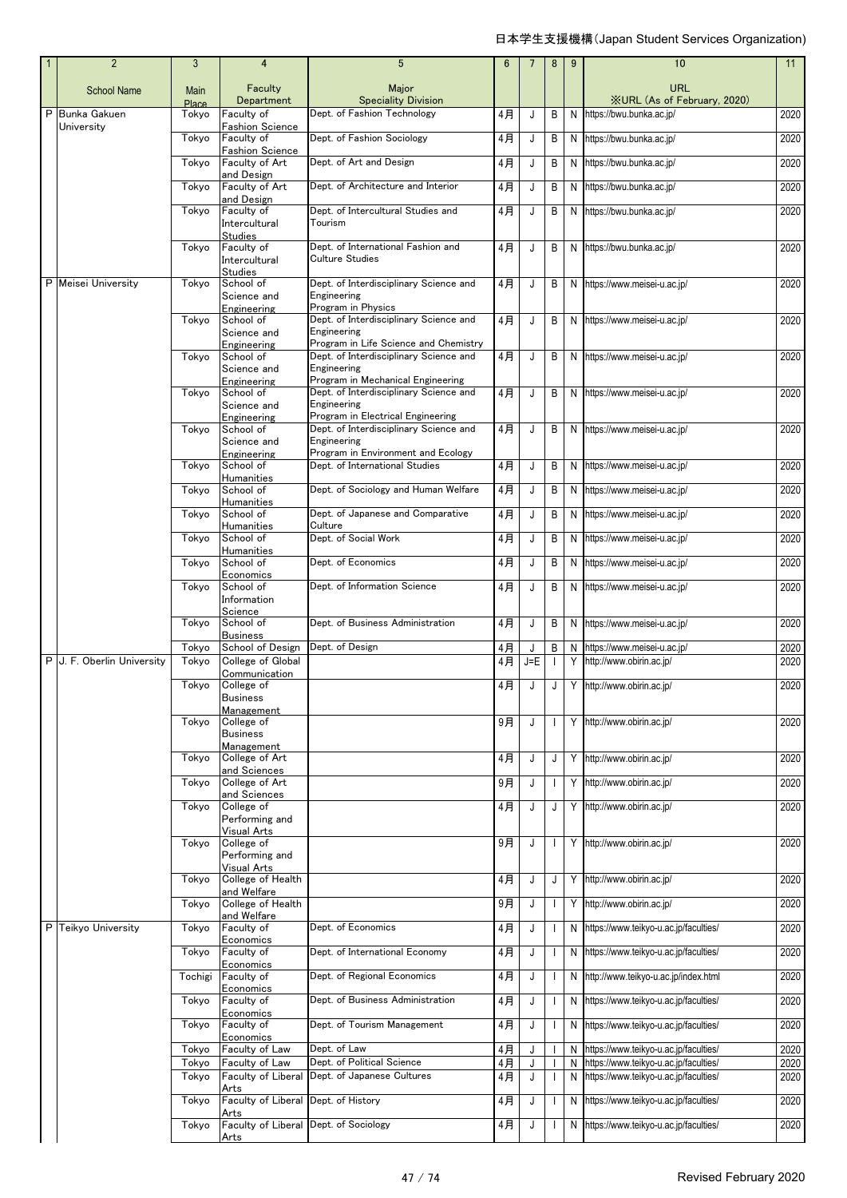日本学生支援機構(Japan Student Services Organization)

| 1 | 2 | 3 | 4 | 5 | 6 | 7 | 8 | 9 | 10 | 11 |
|---|---|---|---|---|---|---|---|---|---|---|
| | School Name | Main Place | Faculty Department | Major Speciality Division | | | | | URL ※URL (As of February, 2020) | |
| P | Bunka Gakuen University | Tokyo | Faculty of Fashion Science | Dept. of Fashion Technology | 4月 | J | B | N | https://bwu.bunka.ac.jp/ | 2020 |
| | | Tokyo | Faculty of Fashion Science | Dept. of Fashion Sociology | 4月 | J | B | N | https://bwu.bunka.ac.jp/ | 2020 |
| | | Tokyo | Faculty of Art and Design | Dept. of Art and Design | 4月 | J | B | N | https://bwu.bunka.ac.jp/ | 2020 |
| | | Tokyo | Faculty of Art and Design | Dept. of Architecture and Interior | 4月 | J | B | N | https://bwu.bunka.ac.jp/ | 2020 |
| | | Tokyo | Faculty of Intercultural Studies | Dept. of Intercultural Studies and Tourism | 4月 | J | B | N | https://bwu.bunka.ac.jp/ | 2020 |
| | | Tokyo | Faculty of Intercultural Studies | Dept. of International Fashion and Culture Studies | 4月 | J | B | N | https://bwu.bunka.ac.jp/ | 2020 |
| P | Meisei University | Tokyo | School of Science and Engineering | Dept. of Interdisciplinary Science and Engineering Program in Physics | 4月 | J | B | N | https://www.meisei-u.ac.jp/ | 2020 |
| | | Tokyo | School of Science and Engineering | Dept. of Interdisciplinary Science and Engineering Program in Life Science and Chemistry | 4月 | J | B | N | https://www.meisei-u.ac.jp/ | 2020 |
| | | Tokyo | School of Science and Engineering | Dept. of Interdisciplinary Science and Engineering Program in Mechanical Engineering | 4月 | J | B | N | https://www.meisei-u.ac.jp/ | 2020 |
| | | Tokyo | School of Science and Engineering | Dept. of Interdisciplinary Science and Engineering Program in Electrical Engineering | 4月 | J | B | N | https://www.meisei-u.ac.jp/ | 2020 |
| | | Tokyo | School of Science and Engineering | Dept. of Interdisciplinary Science and Engineering Program in Environment and Ecology | 4月 | J | B | N | https://www.meisei-u.ac.jp/ | 2020 |
| | | Tokyo | School of Humanities | Dept. of International Studies | 4月 | J | B | N | https://www.meisei-u.ac.jp/ | 2020 |
| | | Tokyo | School of Humanities | Dept. of Sociology and Human Welfare | 4月 | J | B | N | https://www.meisei-u.ac.jp/ | 2020 |
| | | Tokyo | School of Humanities | Dept. of Japanese and Comparative Culture | 4月 | J | B | N | https://www.meisei-u.ac.jp/ | 2020 |
| | | Tokyo | School of Humanities | Dept. of Social Work | 4月 | J | B | N | https://www.meisei-u.ac.jp/ | 2020 |
| | | Tokyo | School of Economics | Dept. of Economics | 4月 | J | B | N | https://www.meisei-u.ac.jp/ | 2020 |
| | | Tokyo | School of Information Science | Dept. of Information Science | 4月 | J | B | N | https://www.meisei-u.ac.jp/ | 2020 |
| | | Tokyo | School of Business | Dept. of Business Administration | 4月 | J | B | N | https://www.meisei-u.ac.jp/ | 2020 |
| | | Tokyo | School of Design | Dept. of Design | 4月 | J | B | N | https://www.meisei-u.ac.jp/ | 2020 |
| P | J. F. Oberlin University | Tokyo | College of Global Communication | | 4月 | J=E | I | Y | http://www.obirin.ac.jp/ | 2020 |
| | | Tokyo | College of Business Management | | 4月 | J | J | Y | http://www.obirin.ac.jp/ | 2020 |
| | | Tokyo | College of Business Management | | 9月 | J | I | Y | http://www.obirin.ac.jp/ | 2020 |
| | | Tokyo | College of Art and Sciences | | 4月 | J | J | Y | http://www.obirin.ac.jp/ | 2020 |
| | | Tokyo | College of Art and Sciences | | 9月 | J | I | Y | http://www.obirin.ac.jp/ | 2020 |
| | | Tokyo | College of Performing and Visual Arts | | 4月 | J | J | Y | http://www.obirin.ac.jp/ | 2020 |
| | | Tokyo | College of Performing and Visual Arts | | 9月 | J | I | Y | http://www.obirin.ac.jp/ | 2020 |
| | | Tokyo | College of Health and Welfare | | 4月 | J | J | Y | http://www.obirin.ac.jp/ | 2020 |
| | | Tokyo | College of Health and Welfare | | 9月 | J | I | Y | http://www.obirin.ac.jp/ | 2020 |
| P | Teikyo University | Tokyo | Faculty of Economics | Dept. of Economics | 4月 | J | I | N | https://www.teikyo-u.ac.jp/faculties/ | 2020 |
| | | Tokyo | Faculty of Economics | Dept. of International Economy | 4月 | J | I | N | https://www.teikyo-u.ac.jp/faculties/ | 2020 |
| | | Tochigi | Faculty of Economics | Dept. of Regional Economics | 4月 | J | I | N | http://www.teikyo-u.ac.jp/index.html | 2020 |
| | | Tokyo | Faculty of Economics | Dept. of Business Administration | 4月 | J | I | N | https://www.teikyo-u.ac.jp/faculties/ | 2020 |
| | | Tokyo | Faculty of Economics | Dept. of Tourism Management | 4月 | J | I | N | https://www.teikyo-u.ac.jp/faculties/ | 2020 |
| | | Tokyo | Faculty of Law | Dept. of Law | 4月 | J | I | N | https://www.teikyo-u.ac.jp/faculties/ | 2020 |
| | | Tokyo | Faculty of Law | Dept. of Political Science | 4月 | J | I | N | https://www.teikyo-u.ac.jp/faculties/ | 2020 |
| | | Tokyo | Faculty of Liberal Arts | Dept. of Japanese Cultures | 4月 | J | I | N | https://www.teikyo-u.ac.jp/faculties/ | 2020 |
| | | Tokyo | Faculty of Liberal Arts | Dept. of History | 4月 | J | I | N | https://www.teikyo-u.ac.jp/faculties/ | 2020 |
| | | Tokyo | Faculty of Liberal Arts | Dept. of Sociology | 4月 | J | I | N | https://www.teikyo-u.ac.jp/faculties/ | 2020 |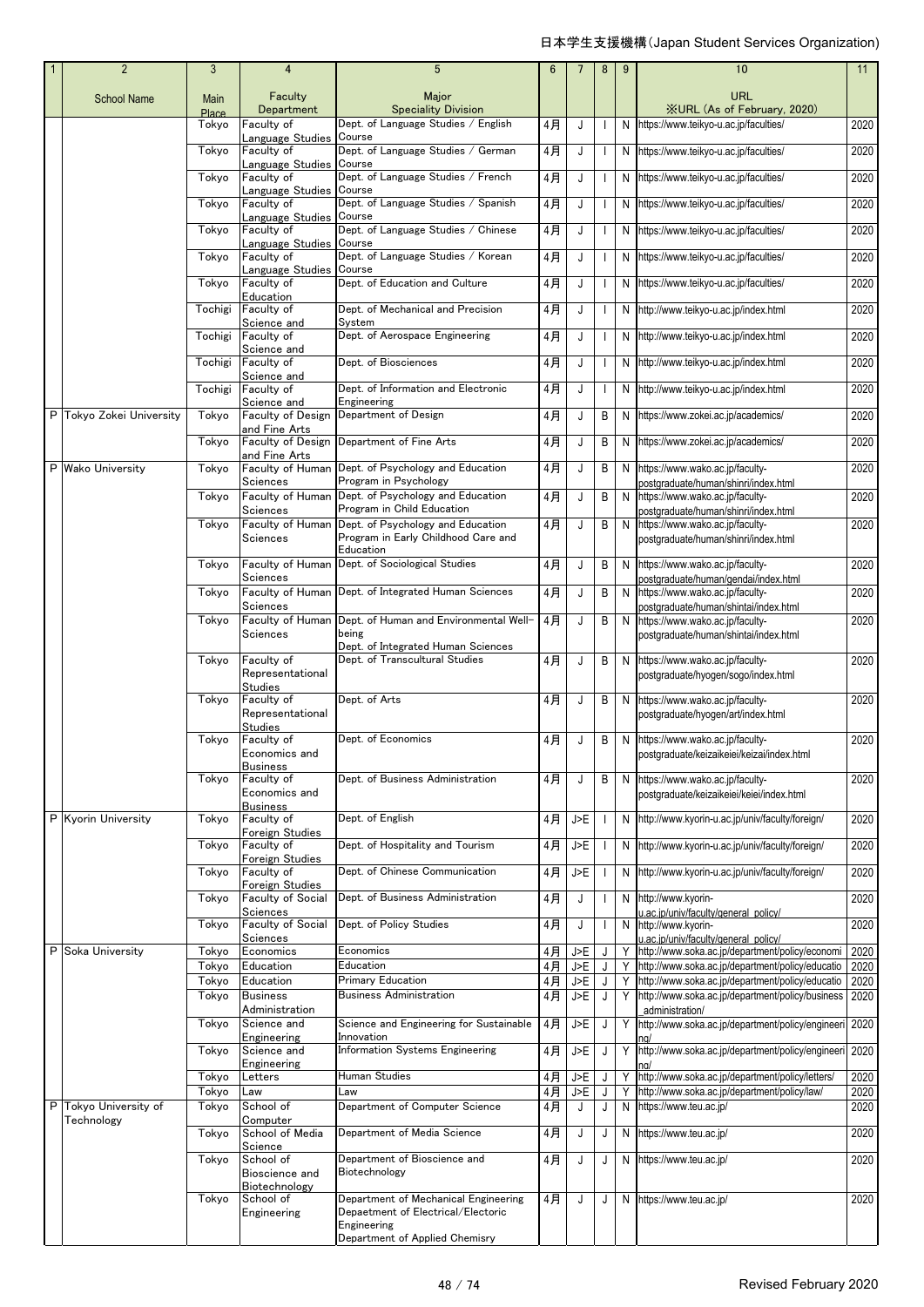日本学生支援機構(Japan Student Services Organization)

| 1 | 2 | 3 | 4 | 5 | 6 | 7 | 8 | 9 | 10 | 11 |
|---|---|---|---|---|---|---|---|---|---|---|
| | School Name | Main Place | Faculty Department | Major Speciality Division | | | | | URL ※URL (As of February, 2020) | |
| | | Tokyo | Faculty of Language Studies | Dept. of Language Studies / English Course | 4月 | J | I | N | https://www.teikyo-u.ac.jp/faculties/ | 2020 |
| | | Tokyo | Faculty of Language Studies | Dept. of Language Studies / German Course | 4月 | J | I | N | https://www.teikyo-u.ac.jp/faculties/ | 2020 |
| | | Tokyo | Faculty of Language Studies | Dept. of Language Studies / French Course | 4月 | J | I | N | https://www.teikyo-u.ac.jp/faculties/ | 2020 |
| | | Tokyo | Faculty of Language Studies | Dept. of Language Studies / Spanish Course | 4月 | J | I | N | https://www.teikyo-u.ac.jp/faculties/ | 2020 |
| | | Tokyo | Faculty of Language Studies | Dept. of Language Studies / Chinese Course | 4月 | J | I | N | https://www.teikyo-u.ac.jp/faculties/ | 2020 |
| | | Tokyo | Faculty of Language Studies | Dept. of Language Studies / Korean Course | 4月 | J | I | N | https://www.teikyo-u.ac.jp/faculties/ | 2020 |
| | | Tokyo | Faculty of Education | Dept. of Education and Culture | 4月 | J | I | N | https://www.teikyo-u.ac.jp/faculties/ | 2020 |
| | | Tochigi | Faculty of Science and | Dept. of Mechanical and Precision System | 4月 | J | I | N | http://www.teikyo-u.ac.jp/index.html | 2020 |
| | | Tochigi | Faculty of Science and | Dept. of Aerospace Engineering | 4月 | J | I | N | http://www.teikyo-u.ac.jp/index.html | 2020 |
| | | Tochigi | Faculty of Science and | Dept. of Biosciences | 4月 | J | I | N | http://www.teikyo-u.ac.jp/index.html | 2020 |
| | | Tochigi | Faculty of Science and | Dept. of Information and Electronic Engineering | 4月 | J | I | N | http://www.teikyo-u.ac.jp/index.html | 2020 |
| P | Tokyo Zokei University | Tokyo | Faculty of Design and Fine Arts | Department of Design | 4月 | J | B | N | https://www.zokei.ac.jp/academics/ | 2020 |
| | | Tokyo | Faculty of Design and Fine Arts | Department of Fine Arts | 4月 | J | B | N | https://www.zokei.ac.jp/academics/ | 2020 |
| P | Wako University | Tokyo | Faculty of Human Sciences | Dept. of Psychology and Education Program in Psychology | 4月 | J | B | N | https://www.wako.ac.jp/faculty-postgraduate/human/shinri/index.html | 2020 |
| | | Tokyo | Faculty of Human Sciences | Dept. of Psychology and Education Program in Child Education | 4月 | J | B | N | https://www.wako.ac.jp/faculty-postgraduate/human/shinri/index.html | 2020 |
| | | Tokyo | Faculty of Human Sciences | Dept. of Psychology and Education Program in Early Childhood Care and Education | 4月 | J | B | N | https://www.wako.ac.jp/faculty-postgraduate/human/shinri/index.html | 2020 |
| | | Tokyo | Faculty of Human Sciences | Dept. of Sociological Studies | 4月 | J | B | N | https://www.wako.ac.jp/faculty-postgraduate/human/gendai/index.html | 2020 |
| | | Tokyo | Faculty of Human Sciences | Dept. of Integrated Human Sciences | 4月 | J | B | N | https://www.wako.ac.jp/faculty-postgraduate/human/shintai/index.html | 2020 |
| | | Tokyo | Faculty of Human Sciences | Dept. of Human and Environmental Well-being Dept. of Integrated Human Sciences | 4月 | J | B | N | https://www.wako.ac.jp/faculty-postgraduate/human/shintai/index.html | 2020 |
| | | Tokyo | Faculty of Representational Studies | Dept. of Transcultural Studies | 4月 | J | B | N | https://www.wako.ac.jp/faculty-postgraduate/hyogen/sogo/index.html | 2020 |
| | | Tokyo | Faculty of Representational Studies | Dept. of Arts | 4月 | J | B | N | https://www.wako.ac.jp/faculty-postgraduate/hyogen/art/index.html | 2020 |
| | | Tokyo | Faculty of Economics and Business | Dept. of Economics | 4月 | J | B | N | https://www.wako.ac.jp/faculty-postgraduate/keizaikeiei/keizai/index.html | 2020 |
| | | Tokyo | Faculty of Economics and Business | Dept. of Business Administration | 4月 | J | B | N | https://www.wako.ac.jp/faculty-postgraduate/keizaikeiei/keiei/index.html | 2020 |
| P | Kyorin University | Tokyo | Faculty of Foreign Studies | Dept. of English | 4月 | J>E | I | N | http://www.kyorin-u.ac.jp/univ/faculty/foreign/ | 2020 |
| | | Tokyo | Faculty of Foreign Studies | Dept. of Hospitality and Tourism | 4月 | J>E | I | N | http://www.kyorin-u.ac.jp/univ/faculty/foreign/ | 2020 |
| | | Tokyo | Faculty of Foreign Studies | Dept. of Chinese Communication | 4月 | J>E | I | N | http://www.kyorin-u.ac.jp/univ/faculty/foreign/ | 2020 |
| | | Tokyo | Faculty of Social Sciences | Dept. of Business Administration | 4月 | J | I | N | http://www.kyorin-u.ac.jp/univ/faculty/general_policy/ | 2020 |
| | | Tokyo | Faculty of Social Sciences | Dept. of Policy Studies | 4月 | J | I | N | http://www.kyorin-u.ac.jp/univ/faculty/general_policy/ | 2020 |
| P | Soka University | Tokyo | Economics | Economics | 4月 | J>E | J | Y | http://www.soka.ac.jp/department/policy/economi | 2020 |
| | | Tokyo | Education | Education | 4月 | J>E | J | Y | http://www.soka.ac.jp/department/policy/educatio | 2020 |
| | | Tokyo | Education | Primary Education | 4月 | J>E | J | Y | http://www.soka.ac.jp/department/policy/educatio | 2020 |
| | | Tokyo | Business Administration | Business Administration | 4月 | J>E | J | Y | http://www.soka.ac.jp/department/policy/business_administration/ | 2020 |
| | | Tokyo | Science and Engineering | Science and Engineering for Sustainable Innovation | 4月 | J>E | J | Y | http://www.soka.ac.jp/department/policy/engineering/ | 2020 |
| | | Tokyo | Science and Engineering | Information Systems Engineering | 4月 | J>E | J | Y | http://www.soka.ac.jp/department/policy/engineering/ | 2020 |
| | | Tokyo | Letters | Human Studies | 4月 | J>E | J | Y | http://www.soka.ac.jp/department/policy/letters/ | 2020 |
| | | Tokyo | Law | Law | 4月 | J>E | J | Y | http://www.soka.ac.jp/department/policy/law/ | 2020 |
| P | Tokyo University of Technology | Tokyo | School of Computer | Department of Computer Science | 4月 | J | J | N | https://www.teu.ac.jp/ | 2020 |
| | | Tokyo | School of Media Science | Department of Media Science | 4月 | J | J | N | https://www.teu.ac.jp/ | 2020 |
| | | Tokyo | School of Bioscience and Biotechnology | Department of Bioscience and Biotechnology | 4月 | J | J | N | https://www.teu.ac.jp/ | 2020 |
| | | Tokyo | School of Engineering | Department of Mechanical Engineering Depaetment of Electrical/Electoric Engineering Department of Applied Chemisry | 4月 | J | J | N | https://www.teu.ac.jp/ | 2020 |

Revised February 2020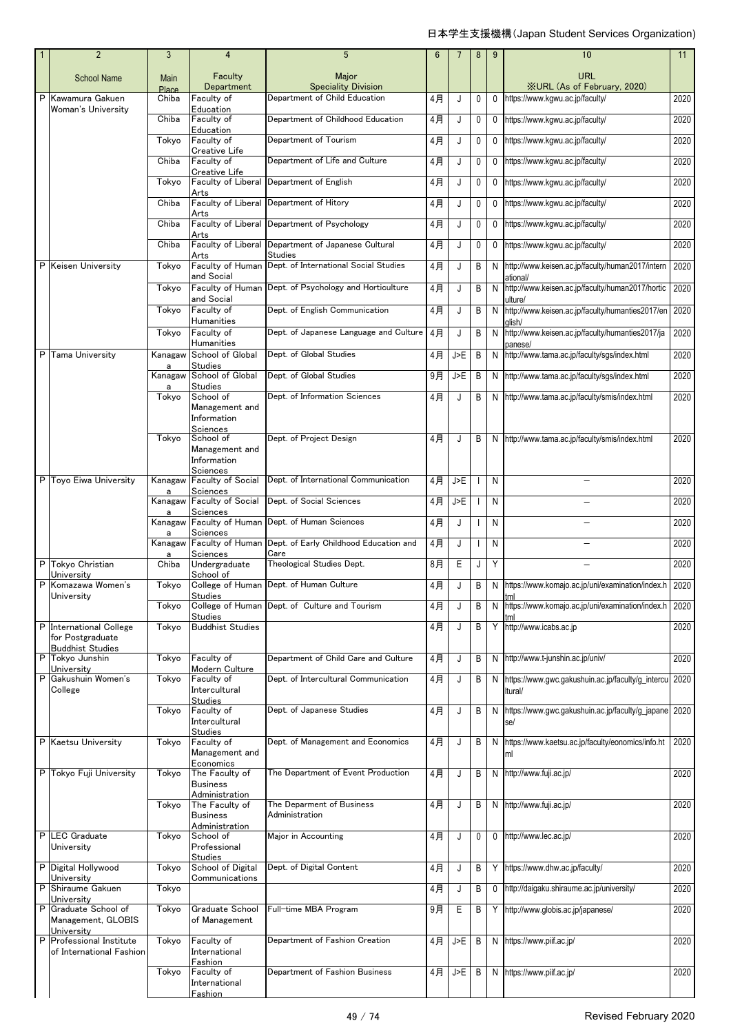日本学生支援機構(Japan Student Services Organization)

| 1 | 2 | 3 | 4 | 5 | 6 | 7 | 8 | 9 | 10 | 11 |
|---|---|---|---|---|---|---|---|---|---|---|
| | School Name | Main Place | Faculty Department | Major Speciality Division | | | | | URL ※URL (As of February, 2020) | |
| P | Kawamura Gakuen Woman's University | Chiba | Faculty of Education | Department of Child Education | 4月 | J | 0 | 0 | https://www.kgwu.ac.jp/faculty/ | 2020 |
| | | Chiba | Faculty of Education | Department of Childhood Education | 4月 | J | 0 | 0 | https://www.kgwu.ac.jp/faculty/ | 2020 |
| | | Tokyo | Faculty of Creative Life | Department of Tourism | 4月 | J | 0 | 0 | https://www.kgwu.ac.jp/faculty/ | 2020 |
| | | Chiba | Faculty of Creative Life | Department of Life and Culture | 4月 | J | 0 | 0 | https://www.kgwu.ac.jp/faculty/ | 2020 |
| | | Tokyo | Faculty of Liberal Arts | Department of English | 4月 | J | 0 | 0 | https://www.kgwu.ac.jp/faculty/ | 2020 |
| | | Chiba | Faculty of Liberal Arts | Department of Hitory | 4月 | J | 0 | 0 | https://www.kgwu.ac.jp/faculty/ | 2020 |
| | | Chiba | Faculty of Liberal Arts | Department of Psychology | 4月 | J | 0 | 0 | https://www.kgwu.ac.jp/faculty/ | 2020 |
| | | Chiba | Faculty of Liberal Arts | Department of Japanese Cultural Studies | 4月 | J | 0 | 0 | https://www.kgwu.ac.jp/faculty/ | 2020 |
| P | Keisen University | Tokyo | Faculty of Human and Social | Dept. of International Social Studies | 4月 | J | B | N | http://www.keisen.ac.jp/faculty/human2017/international/ | 2020 |
| | | Tokyo | Faculty of Human and Social | Dept. of Psychology and Horticulture | 4月 | J | B | N | http://www.keisen.ac.jp/faculty/human2017/horticulture/ | 2020 |
| | | Tokyo | Faculty of Humanities | Dept. of English Communication | 4月 | J | B | N | http://www.keisen.ac.jp/faculty/humanties2017/english/ | 2020 |
| | | Tokyo | Faculty of Humanities | Dept. of Japanese Language and Culture | 4月 | J | B | N | http://www.keisen.ac.jp/faculty/humanties2017/japanese/ | 2020 |
| P | Tama University | Kanagawa | School of Global Studies | Dept. of Global Studies | 4月 | J>E | B | N | http://www.tama.ac.jp/faculty/sgs/index.html | 2020 |
| | | Kanagawa | School of Global Studies | Dept. of Global Studies | 9月 | J>E | B | N | http://www.tama.ac.jp/faculty/sgs/index.html | 2020 |
| | | Tokyo | School of Management and Information Sciences | Dept. of Information Sciences | 4月 | J | B | N | http://www.tama.ac.jp/faculty/smis/index.html | 2020 |
| | | Tokyo | School of Management and Information Sciences | Dept. of Project Design | 4月 | J | B | N | http://www.tama.ac.jp/faculty/smis/index.html | 2020 |
| P | Toyo Eiwa University | Kanagawa | Faculty of Social Sciences | Dept. of International Communication | 4月 | J>E | I | N | – | 2020 |
| | | Kanagawa | Faculty of Social Sciences | Dept. of Social Sciences | 4月 | J>E | I | N | – | 2020 |
| | | Kanagawa | Faculty of Human Sciences | Dept. of Human Sciences | 4月 | J | I | N | – | 2020 |
| | | Kanagawa | Faculty of Human Sciences | Dept. of Early Childhood Education and Care | 4月 | J | I | N | – | 2020 |
| P | Tokyo Christian University | Chiba | Undergraduate School of | Theological Studies Dept. | 8月 | E | J | Y | – | 2020 |
| P | Komazawa Women's University | Tokyo | College of Human Studies | Dept. of Human Culture | 4月 | J | B | N | https://www.komajo.ac.jp/uni/examination/index.html | 2020 |
| | | Tokyo | College of Human Studies | Dept. of Culture and Tourism | 4月 | J | B | N | https://www.komajo.ac.jp/uni/examination/index.html | 2020 |
| P | International College for Postgraduate Buddhist Studies | Tokyo | Buddhist Studies | | 4月 | J | B | Y | http://www.icabs.ac.jp | 2020 |
| P | Tokyo Junshin University | Tokyo | Faculty of Modern Culture | Department of Child Care and Culture | 4月 | J | B | N | http://www.t-junshin.ac.jp/univ/ | 2020 |
| P | Gakushuin Women's College | Tokyo | Faculty of Intercultural Studies | Dept. of Intercultural Communication | 4月 | J | B | N | https://www.gwc.gakushuin.ac.jp/faculty/g_intercultural/ | 2020 |
| | | Tokyo | Faculty of Intercultural Studies | Dept. of Japanese Studies | 4月 | J | B | N | https://www.gwc.gakushuin.ac.jp/faculty/g_japanese/ | 2020 |
| P | Kaetsu University | Tokyo | Faculty of Management and Economics | Dept. of Management and Economics | 4月 | J | B | N | https://www.kaetsu.ac.jp/faculty/eonomics/info.html | 2020 |
| P | Tokyo Fuji University | Tokyo | The Faculty of Business Administration | The Department of Event Production | 4月 | J | B | N | http://www.fuji.ac.jp/ | 2020 |
| | | Tokyo | The Faculty of Business Administration | The Deparment of Business Administration | 4月 | J | B | N | http://www.fuji.ac.jp/ | 2020 |
| P | LEC Graduate University | Tokyo | School of Professional Studies | Major in Accounting | 4月 | J | 0 | 0 | http://www.lec.ac.jp/ | 2020 |
| P | Digital Hollywood University | Tokyo | School of Digital Communications | Dept. of Digital Content | 4月 | J | B | Y | https://www.dhw.ac.jp/faculty/ | 2020 |
| P | Shiraume Gakuen University | Tokyo | | | 4月 | J | B | 0 | http://daigaku.shiraume.ac.jp/university/ | 2020 |
| P | Graduate School of Management, GLOBIS University | Tokyo | Graduate School of Management | Full-time MBA Program | 9月 | E | B | Y | http://www.globis.ac.jp/japanese/ | 2020 |
| P | Professional Institute of International Fashion | Tokyo | Faculty of International Fashion | Department of Fashion Creation | 4月 | J>E | B | N | https://www.piif.ac.jp/ | 2020 |
| | | Tokyo | Faculty of International Fashion | Department of Fashion Business | 4月 | J>E | B | N | https://www.piif.ac.jp/ | 2020 |

Revised February 2020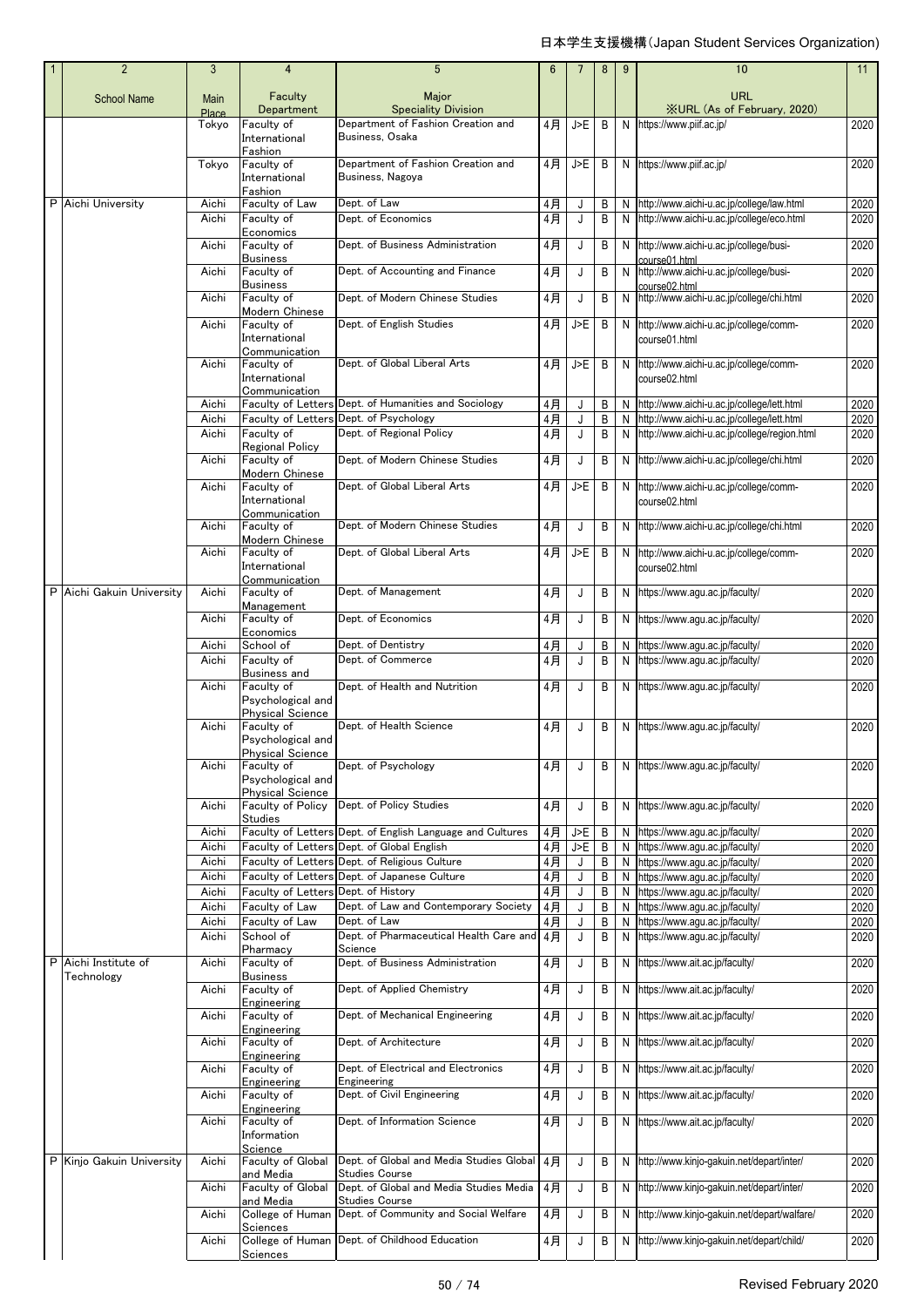| 1 | 2 | 3 | 4 | 5 | 6 | 7 | 8 | 9 | 10 | 11 |
|---|---|---|---|---|---|---|---|---|---|---|
| | School Name | Main Place | Faculty Department | Major Speciality Division | | | | | URL ※URL (As of February, 2020) | |
| | | Tokyo | Faculty of International Fashion | Department of Fashion Creation and Business, Osaka | 4月 | J>E | B | N | https://www.piif.ac.jp/ | 2020 |
| | | Tokyo | Faculty of International Fashion | Department of Fashion Creation and Business, Nagoya | 4月 | J>E | B | N | https://www.piif.ac.jp/ | 2020 |
| P | Aichi University | Aichi | Faculty of Law | Dept. of Law | 4月 | J | B | N | http://www.aichi-u.ac.jp/college/law.html | 2020 |
| | | Aichi | Faculty of Economics | Dept. of Economics | 4月 | J | B | N | http://www.aichi-u.ac.jp/college/eco.html | 2020 |
| | | Aichi | Faculty of Business | Dept. of Business Administration | 4月 | J | B | N | http://www.aichi-u.ac.jp/college/busi-course01.html | 2020 |
| | | Aichi | Faculty of Business | Dept. of Accounting and Finance | 4月 | J | B | N | http://www.aichi-u.ac.jp/college/busi-course02.html | 2020 |
| | | Aichi | Faculty of Modern Chinese | Dept. of Modern Chinese Studies | 4月 | J | B | N | http://www.aichi-u.ac.jp/college/chi.html | 2020 |
| | | Aichi | Faculty of International Communication | Dept. of English Studies | 4月 | J>E | B | N | http://www.aichi-u.ac.jp/college/comm-course01.html | 2020 |
| | | Aichi | Faculty of International Communication | Dept. of Global Liberal Arts | 4月 | J>E | B | N | http://www.aichi-u.ac.jp/college/comm-course02.html | 2020 |
| | | Aichi | Faculty of Letters | Dept. of Humanities and Sociology | 4月 | J | B | N | http://www.aichi-u.ac.jp/college/lett.html | 2020 |
| | | Aichi | Faculty of Letters | Dept. of Psychology | 4月 | J | B | N | http://www.aichi-u.ac.jp/college/lett.html | 2020 |
| | | Aichi | Faculty of Regional Policy | Dept. of Regional Policy | 4月 | J | B | N | http://www.aichi-u.ac.jp/college/region.html | 2020 |
| | | Aichi | Faculty of Modern Chinese | Dept. of Modern Chinese Studies | 4月 | J | B | N | http://www.aichi-u.ac.jp/college/chi.html | 2020 |
| | | Aichi | Faculty of International Communication | Dept. of Global Liberal Arts | 4月 | J>E | B | N | http://www.aichi-u.ac.jp/college/comm-course02.html | 2020 |
| | | Aichi | Faculty of Modern Chinese | Dept. of Modern Chinese Studies | 4月 | J | B | N | http://www.aichi-u.ac.jp/college/chi.html | 2020 |
| | | Aichi | Faculty of International Communication | Dept. of Global Liberal Arts | 4月 | J>E | B | N | http://www.aichi-u.ac.jp/college/comm-course02.html | 2020 |
| P | Aichi Gakuin University | Aichi | Faculty of Management | Dept. of Management | 4月 | J | B | N | https://www.agu.ac.jp/faculty/ | 2020 |
| | | Aichi | Faculty of Economics | Dept. of Economics | 4月 | J | B | N | https://www.agu.ac.jp/faculty/ | 2020 |
| | | Aichi | School of | Dept. of Dentistry | 4月 | J | B | N | https://www.agu.ac.jp/faculty/ | 2020 |
| | | Aichi | Faculty of Business and | Dept. of Commerce | 4月 | J | B | N | https://www.agu.ac.jp/faculty/ | 2020 |
| | | Aichi | Faculty of Psychological and Physical Science | Dept. of Health and Nutrition | 4月 | J | B | N | https://www.agu.ac.jp/faculty/ | 2020 |
| | | Aichi | Faculty of Psychological and Physical Science | Dept. of Health Science | 4月 | J | B | N | https://www.agu.ac.jp/faculty/ | 2020 |
| | | Aichi | Faculty of Psychological and Physical Science | Dept. of Psychology | 4月 | J | B | N | https://www.agu.ac.jp/faculty/ | 2020 |
| | | Aichi | Faculty of Policy Studies | Dept. of Policy Studies | 4月 | J | B | N | https://www.agu.ac.jp/faculty/ | 2020 |
| | | Aichi | Faculty of Letters | Dept. of English Language and Cultures | 4月 | J>E | B | N | https://www.agu.ac.jp/faculty/ | 2020 |
| | | Aichi | Faculty of Letters | Dept. of Global English | 4月 | J>E | B | N | https://www.agu.ac.jp/faculty/ | 2020 |
| | | Aichi | Faculty of Letters | Dept. of Religious Culture | 4月 | J | B | N | https://www.agu.ac.jp/faculty/ | 2020 |
| | | Aichi | Faculty of Letters | Dept. of Japanese Culture | 4月 | J | B | N | https://www.agu.ac.jp/faculty/ | 2020 |
| | | Aichi | Faculty of Letters | Dept. of History | 4月 | J | B | N | https://www.agu.ac.jp/faculty/ | 2020 |
| | | Aichi | Faculty of Law | Dept. of Law and Contemporary Society | 4月 | J | B | N | https://www.agu.ac.jp/faculty/ | 2020 |
| | | Aichi | Faculty of Law | Dept. of Law | 4月 | J | B | N | https://www.agu.ac.jp/faculty/ | 2020 |
| | | Aichi | School of Pharmacy | Dept. of Pharmaceutical Health Care and Science | 4月 | J | B | N | https://www.agu.ac.jp/faculty/ | 2020 |
| P | Aichi Institute of Technology | Aichi | Faculty of Business | Dept. of Business Administration | 4月 | J | B | N | https://www.ait.ac.jp/faculty/ | 2020 |
| | | Aichi | Faculty of Engineering | Dept. of Applied Chemistry | 4月 | J | B | N | https://www.ait.ac.jp/faculty/ | 2020 |
| | | Aichi | Faculty of Engineering | Dept. of Mechanical Engineering | 4月 | J | B | N | https://www.ait.ac.jp/faculty/ | 2020 |
| | | Aichi | Faculty of Engineering | Dept. of Architecture | 4月 | J | B | N | https://www.ait.ac.jp/faculty/ | 2020 |
| | | Aichi | Faculty of Engineering | Dept. of Electrical and Electronics Engineering | 4月 | J | B | N | https://www.ait.ac.jp/faculty/ | 2020 |
| | | Aichi | Faculty of Engineering | Dept. of Civil Engineering | 4月 | J | B | N | https://www.ait.ac.jp/faculty/ | 2020 |
| | | Aichi | Faculty of Information Science | Dept. of Information Science | 4月 | J | B | N | https://www.ait.ac.jp/faculty/ | 2020 |
| P | Kinjo Gakuin University | Aichi | Faculty of Global and Media | Dept. of Global and Media Studies Global Studies Course | 4月 | J | B | N | http://www.kinjo-gakuin.net/depart/inter/ | 2020 |
| | | Aichi | Faculty of Global and Media | Dept. of Global and Media Studies Media Studies Course | 4月 | J | B | N | http://www.kinjo-gakuin.net/depart/inter/ | 2020 |
| | | Aichi | College of Human Sciences | Dept. of Community and Social Welfare | 4月 | J | B | N | http://www.kinjo-gakuin.net/depart/walfare/ | 2020 |
| | | Aichi | College of Human Sciences | Dept. of Childhood Education | 4月 | J | B | N | http://www.kinjo-gakuin.net/depart/child/ | 2020 |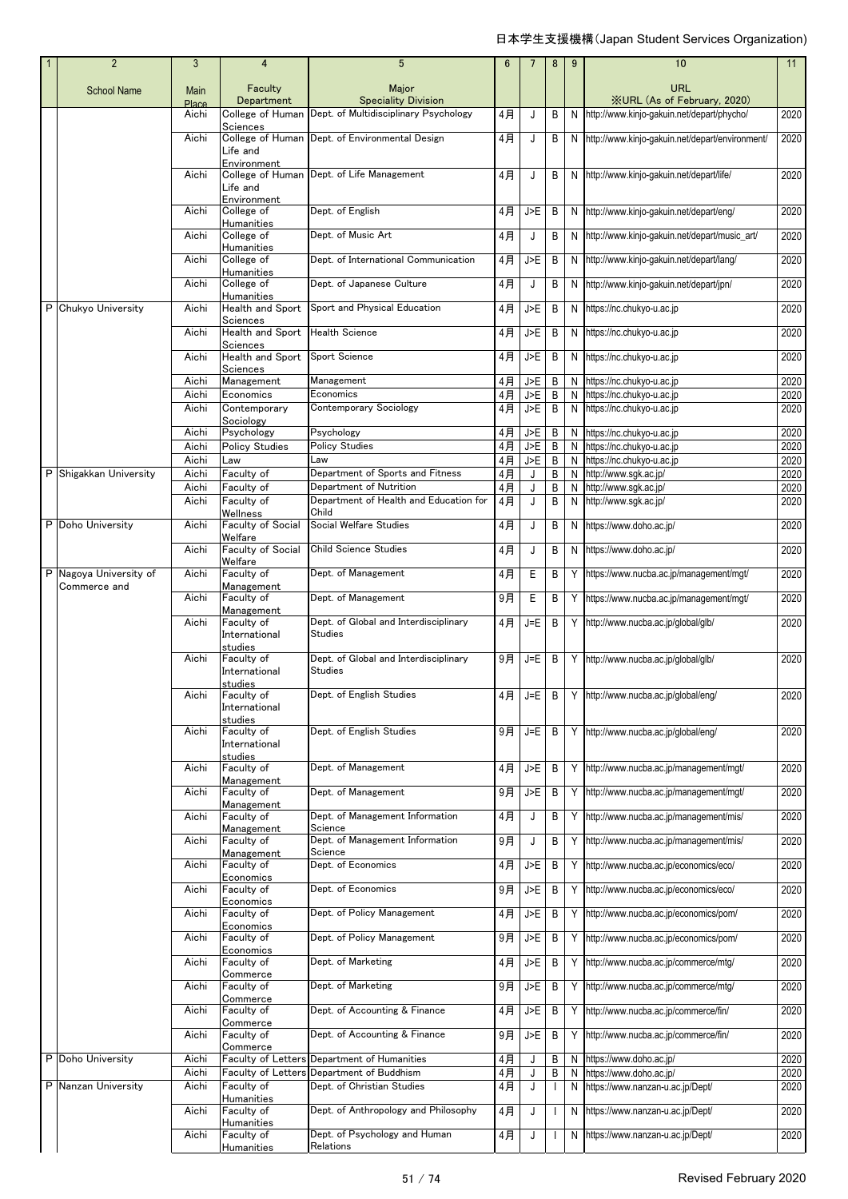日本学生支援機構(Japan Student Services Organization)

| 1 | 2<br>School Name | 3<br>Main Place | 4<br>Faculty Department | 5<br>Major Speciality Division | 6 | 7 | 8 | 9 | 10<br>URL ※URL (As of February, 2020) | 11 |
|---|---|---|---|---|---|---|---|---|---|---|
| | | Aichi | College of Human Sciences | Dept. of Multidisciplinary Psychology | 4月 | J | B | N | http://www.kinjo-gakuin.net/depart/phycho/ | 2020 |
| | | Aichi | College of Human Life and Environment | Dept. of Environmental Design | 4月 | J | B | N | http://www.kinjo-gakuin.net/depart/environment/ | 2020 |
| | | Aichi | College of Human Life and Environment | Dept. of Life Management | 4月 | J | B | N | http://www.kinjo-gakuin.net/depart/life/ | 2020 |
| | | Aichi | College of Humanities | Dept. of English | 4月 | J>E | B | N | http://www.kinjo-gakuin.net/depart/eng/ | 2020 |
| | | Aichi | College of Humanities | Dept. of Music Art | 4月 | J | B | N | http://www.kinjo-gakuin.net/depart/music_art/ | 2020 |
| | | Aichi | College of Humanities | Dept. of International Communication | 4月 | J>E | B | N | http://www.kinjo-gakuin.net/depart/lang/ | 2020 |
| | | Aichi | College of Humanities | Dept. of Japanese Culture | 4月 | J | B | N | http://www.kinjo-gakuin.net/depart/jpn/ | 2020 |
| P | Chukyo University | Aichi | Health and Sport Sciences | Sport and Physical Education | 4月 | J>E | B | N | https://nc.chukyo-u.ac.jp | 2020 |
| | | Aichi | Health and Sport Sciences | Health Science | 4月 | J>E | B | N | https://nc.chukyo-u.ac.jp | 2020 |
| | | Aichi | Health and Sport Sciences | Sport Science | 4月 | J>E | B | N | https://nc.chukyo-u.ac.jp | 2020 |
| | | Aichi | Management | Management | 4月 | J>E | B | N | https://nc.chukyo-u.ac.jp | 2020 |
| | | Aichi | Economics | Economics | 4月 | J>E | B | N | https://nc.chukyo-u.ac.jp | 2020 |
| | | Aichi | Contemporary Sociology | Contemporary Sociology | 4月 | J>E | B | N | https://nc.chukyo-u.ac.jp | 2020 |
| | | Aichi | Psychology | Psychology | 4月 | J>E | B | N | https://nc.chukyo-u.ac.jp | 2020 |
| | | Aichi | Policy Studies | Policy Studies | 4月 | J>E | B | N | https://nc.chukyo-u.ac.jp | 2020 |
| | | Aichi | Law | Law | 4月 | J>E | B | N | https://nc.chukyo-u.ac.jp | 2020 |
| P | Shigakkan University | Aichi | Faculty of | Department of Sports and Fitness | 4月 | J | B | N | http://www.sgk.ac.jp/ | 2020 |
| | | Aichi | Faculty of | Department of Nutrition | 4月 | J | B | N | http://www.sgk.ac.jp/ | 2020 |
| | | Aichi | Faculty of Wellness | Department of Health and Education for Child | 4月 | J | B | N | http://www.sgk.ac.jp/ | 2020 |
| P | Doho University | Aichi | Faculty of Social Welfare | Social Welfare Studies | 4月 | J | B | N | https://www.doho.ac.jp/ | 2020 |
| | | Aichi | Faculty of Social Welfare | Child Science Studies | 4月 | J | B | N | https://www.doho.ac.jp/ | 2020 |
| P | Nagoya University of Commerce and | Aichi | Faculty of Management | Dept. of Management | 4月 | E | B | Y | https://www.nucba.ac.jp/management/mgt/ | 2020 |
| | | Aichi | Faculty of Management | Dept. of Management | 9月 | E | B | Y | https://www.nucba.ac.jp/management/mgt/ | 2020 |
| | | Aichi | Faculty of International studies | Dept. of Global and Interdisciplinary Studies | 4月 | J=E | B | Y | http://www.nucba.ac.jp/global/glb/ | 2020 |
| | | Aichi | Faculty of International studies | Dept. of Global and Interdisciplinary Studies | 9月 | J=E | B | Y | http://www.nucba.ac.jp/global/glb/ | 2020 |
| | | Aichi | Faculty of International studies | Dept. of English Studies | 4月 | J=E | B | Y | http://www.nucba.ac.jp/global/eng/ | 2020 |
| | | Aichi | Faculty of International studies | Dept. of English Studies | 9月 | J=E | B | Y | http://www.nucba.ac.jp/global/eng/ | 2020 |
| | | Aichi | Faculty of Management | Dept. of Management | 4月 | J>E | B | Y | http://www.nucba.ac.jp/management/mgt/ | 2020 |
| | | Aichi | Faculty of Management | Dept. of Management | 9月 | J>E | B | Y | http://www.nucba.ac.jp/management/mgt/ | 2020 |
| | | Aichi | Faculty of Management | Dept. of Management Information Science | 4月 | J | B | Y | http://www.nucba.ac.jp/management/mis/ | 2020 |
| | | Aichi | Faculty of Management | Dept. of Management Information Science | 9月 | J | B | Y | http://www.nucba.ac.jp/management/mis/ | 2020 |
| | | Aichi | Faculty of Economics | Dept. of Economics | 4月 | J>E | B | Y | http://www.nucba.ac.jp/economics/eco/ | 2020 |
| | | Aichi | Faculty of Economics | Dept. of Economics | 9月 | J>E | B | Y | http://www.nucba.ac.jp/economics/eco/ | 2020 |
| | | Aichi | Faculty of Economics | Dept. of Policy Management | 4月 | J>E | B | Y | http://www.nucba.ac.jp/economics/pom/ | 2020 |
| | | Aichi | Faculty of Economics | Dept. of Policy Management | 9月 | J>E | B | Y | http://www.nucba.ac.jp/economics/pom/ | 2020 |
| | | Aichi | Faculty of Commerce | Dept. of Marketing | 4月 | J>E | B | Y | http://www.nucba.ac.jp/commerce/mtg/ | 2020 |
| | | Aichi | Faculty of Commerce | Dept. of Marketing | 9月 | J>E | B | Y | http://www.nucba.ac.jp/commerce/mtg/ | 2020 |
| | | Aichi | Faculty of Commerce | Dept. of Accounting & Finance | 4月 | J>E | B | Y | http://www.nucba.ac.jp/commerce/fin/ | 2020 |
| | | Aichi | Faculty of Commerce | Dept. of Accounting & Finance | 9月 | J>E | B | Y | http://www.nucba.ac.jp/commerce/fin/ | 2020 |
| P | Doho University | Aichi | Faculty of Letters | Department of Humanities | 4月 | J | B | N | https://www.doho.ac.jp/ | 2020 |
| | | Aichi | Faculty of Letters | Department of Buddhism | 4月 | J | B | N | https://www.doho.ac.jp/ | 2020 |
| P | Nanzan University | Aichi | Faculty of Humanities | Dept. of Christian Studies | 4月 | J | I | N | https://www.nanzan-u.ac.jp/Dept/ | 2020 |
| | | Aichi | Faculty of Humanities | Dept. of Anthropology and Philosophy | 4月 | J | I | N | https://www.nanzan-u.ac.jp/Dept/ | 2020 |
| | | Aichi | Faculty of Humanities | Dept. of Psychology and Human Relations | 4月 | J | I | N | https://www.nanzan-u.ac.jp/Dept/ | 2020 |

Revised February 2020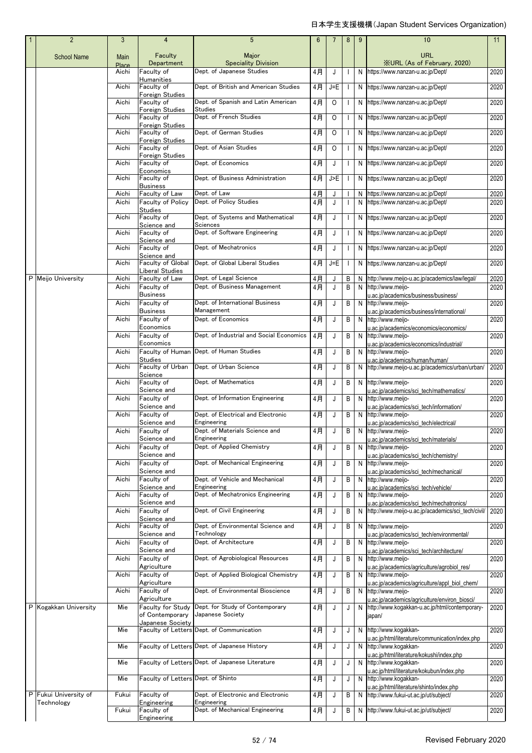| 1 | 2 | 3 | 4 | 5 | 6 | 7 | 8 | 9 | 10 | 11 |
|---|---|---|---|---|---|---|---|---|---|---|
| | School Name | Main Place | Faculty Department | Major Speciality Division | | | | | URL ※URL (As of February, 2020) | |
| | | Aichi | Faculty of Humanities | Dept. of Japanese Studies | 4月 | J | I | N | https://www.nanzan-u.ac.jp/Dept/ | 2020 |
| | | Aichi | Faculty of Foreign Studies | Dept. of British and American Studies | 4月 | J=E | I | N | https://www.nanzan-u.ac.jp/Dept/ | 2020 |
| | | Aichi | Faculty of Foreign Studies | Dept. of Spanish and Latin American Studies | 4月 | O | I | N | https://www.nanzan-u.ac.jp/Dept/ | 2020 |
| | | Aichi | Faculty of Foreign Studies | Dept. of French Studies | 4月 | O | I | N | https://www.nanzan-u.ac.jp/Dept/ | 2020 |
| | | Aichi | Faculty of Foreign Studies | Dept. of German Studies | 4月 | O | I | N | https://www.nanzan-u.ac.jp/Dept/ | 2020 |
| | | Aichi | Faculty of Foreign Studies | Dept. of Asian Studies | 4月 | O | I | N | https://www.nanzan-u.ac.jp/Dept/ | 2020 |
| | | Aichi | Faculty of Economics | Dept. of Economics | 4月 | J | I | N | https://www.nanzan-u.ac.jp/Dept/ | 2020 |
| | | Aichi | Faculty of Business | Dept. of Business Administration | 4月 | J>E | I | N | https://www.nanzan-u.ac.jp/Dept/ | 2020 |
| | | Aichi | Faculty of Law | Dept. of Law | 4月 | J | I | N | https://www.nanzan-u.ac.jp/Dept/ | 2020 |
| | | Aichi | Faculty of Policy Studies | Dept. of Policy Studies | 4月 | J | I | N | https://www.nanzan-u.ac.jp/Dept/ | 2020 |
| | | Aichi | Faculty of Science and | Dept. of Systems and Mathematical Sciences | 4月 | J | I | N | https://www.nanzan-u.ac.jp/Dept/ | 2020 |
| | | Aichi | Faculty of Science and | Dept. of Software Engineering | 4月 | J | I | N | https://www.nanzan-u.ac.jp/Dept/ | 2020 |
| | | Aichi | Faculty of Science and | Dept. of Mechatronics | 4月 | J | I | N | https://www.nanzan-u.ac.jp/Dept/ | 2020 |
| | | Aichi | Faculty of Global Liberal Studies | Dept. of Global Liberal Studies | 4月 | J=E | I | N | https://www.nanzan-u.ac.jp/Dept/ | 2020 |
| P | Meijo University | Aichi | Faculty of Law | Dept. of Legal Science | 4月 | J | B | N | http://www.meijo-u.ac.jp/academics/law/legal/ | 2020 |
| | | Aichi | Faculty of Business | Dept. of Business Management | 4月 | J | B | N | http://www.meijo-u.ac.jp/academics/business/business/ | 2020 |
| | | Aichi | Faculty of Business | Dept. of International Business Management | 4月 | J | B | N | http://www.meijo-u.ac.jp/academics/business/international/ | 2020 |
| | | Aichi | Faculty of Economics | Dept. of Economics | 4月 | J | B | N | http://www.meijo-u.ac.jp/academics/economics/economics/ | 2020 |
| | | Aichi | Faculty of Economics | Dept. of Industrial and Social Economics | 4月 | J | B | N | http://www.meijo-u.ac.jp/academics/economics/industrial/ | 2020 |
| | | Aichi | Faculty of Human Studies | Dept. of Human Studies | 4月 | J | B | N | http://www.meijo-u.ac.jp/academics/human/human/ | 2020 |
| | | Aichi | Faculty of Urban Science | Dept. of Urban Science | 4月 | J | B | N | http://www.meijo-u.ac.jp/academics/urban/urban/ | 2020 |
| | | Aichi | Faculty of Science and | Dept. of Mathematics | 4月 | J | B | N | http://www.meijo-u.ac.jp/academics/sci_tech/mathematics/ | 2020 |
| | | Aichi | Faculty of Science and | Dept. of Information Engineering | 4月 | J | B | N | http://www.meijo-u.ac.jp/academics/sci_tech/information/ | 2020 |
| | | Aichi | Faculty of Science and | Dept. of Electrical and Electronic Engineering | 4月 | J | B | N | http://www.meijo-u.ac.jp/academics/sci_tech/electrical/ | 2020 |
| | | Aichi | Faculty of Science and | Dept. of Materials Science and Engineering | 4月 | J | B | N | http://www.meijo-u.ac.jp/academics/sci_tech/materials/ | 2020 |
| | | Aichi | Faculty of Science and | Dept. of Applied Chemistry | 4月 | J | B | N | http://www.meijo-u.ac.jp/academics/sci_tech/chemistry/ | 2020 |
| | | Aichi | Faculty of Science and | Dept. of Mechanical Engineering | 4月 | J | B | N | http://www.meijo-u.ac.jp/academics/sci_tech/mechanical/ | 2020 |
| | | Aichi | Faculty of Science and | Dept. of Vehicle and Mechanical Engineering | 4月 | J | B | N | http://www.meijo-u.ac.jp/academics/sci_tech/vehicle/ | 2020 |
| | | Aichi | Faculty of Science and | Dept. of Mechatronics Engineering | 4月 | J | B | N | http://www.meijo-u.ac.jp/academics/sci_tech/mechatronics/ | 2020 |
| | | Aichi | Faculty of Science and | Dept. of Civil Engineering | 4月 | J | B | N | http://www.meijo-u.ac.jp/academics/sci_tech/civil/ | 2020 |
| | | Aichi | Faculty of Science and | Dept. of Environmental Science and Technology | 4月 | J | B | N | http://www.meijo-u.ac.jp/academics/sci_tech/environmental/ | 2020 |
| | | Aichi | Faculty of Science and | Dept. of Architecture | 4月 | J | B | N | http://www.meijo-u.ac.jp/academics/sci_tech/architecture/ | 2020 |
| | | Aichi | Faculty of Agriculture | Dept. of Agrobiological Resources | 4月 | J | B | N | http://www.meijo-u.ac.jp/academics/agriculture/agrobiol_res/ | 2020 |
| | | Aichi | Faculty of Agriculture | Dept. of Applied Biological Chemistry | 4月 | J | B | N | http://www.meijo-u.ac.jp/academics/agriculture/appl_biol_chem/ | 2020 |
| | | Aichi | Faculty of Agriculture | Dept. of Environmental Bioscience | 4月 | J | B | N | http://www.meijo-u.ac.jp/academics/agriculture/environ_biosci/ | 2020 |
| P | Kogakkan University | Mie | Faculty for Study of Contemporary Japanese Society | Dept. for Study of Contemporary Japanese Society | 4月 | J | J | N | http://www.kogakkan-u.ac.jp/html/contemporary-japan/ | 2020 |
| | | Mie | Faculty of Letters | Dept. of Communication | 4月 | J | J | N | http://www.kogakkan-u.ac.jp/html/literature/communication/index.php | 2020 |
| | | Mie | Faculty of Letters | Dept. of Japanese History | 4月 | J | J | N | http://www.kogakkan-u.ac.jp/html/literature/kokushi/index.php | 2020 |
| | | Mie | Faculty of Letters | Dept. of Japanese Literature | 4月 | J | J | N | http://www.kogakkan-u.ac.jp/html/literature/kokubun/index.php | 2020 |
| | | Mie | Faculty of Letters | Dept. of Shinto | 4月 | J | J | N | http://www.kogakkan-u.ac.jp/html/literature/shinto/index.php | 2020 |
| P | Fukui University of Technology | Fukui | Faculty of Engineering | Dept. of Electronic and Electronic Engineering | 4月 | J | B | N | http://www.fukui-ut.ac.jp/ut/subject/ | 2020 |
| | | Fukui | Faculty of Engineering | Dept. of Mechanical Engineering | 4月 | J | B | N | http://www.fukui-ut.ac.jp/ut/subject/ | 2020 |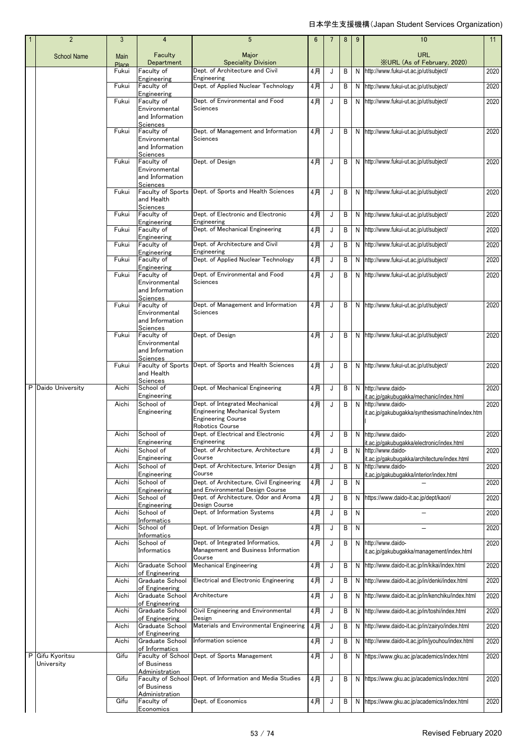| 1 | 2 | 3 | 4 | 5 | 6 | 7 | 8 | 9 | 10 | 11 |
|---|---|---|---|---|---|---|---|---|---|---|
| | School Name | Main Place | Faculty Department | Major Speciality Division | | | | | URL ※URL (As of February, 2020) | |
| | | Fukui | Faculty of Engineering | Dept. of Architecture and Civil Engineering | 4月 | J | B | N | http://www.fukui-ut.ac.jp/ut/subject/ | 2020 |
| | | Fukui | Faculty of Engineering | Dept. of Applied Nuclear Technology | 4月 | J | B | N | http://www.fukui-ut.ac.jp/ut/subject/ | 2020 |
| | | Fukui | Faculty of Environmental and Information Sciences | Dept. of Environmental and Food Sciences | 4月 | J | B | N | http://www.fukui-ut.ac.jp/ut/subject/ | 2020 |
| | | Fukui | Faculty of Environmental and Information Sciences | Dept. of Management and Information Sciences | 4月 | J | B | N | http://www.fukui-ut.ac.jp/ut/subject/ | 2020 |
| | | Fukui | Faculty of Environmental and Information Sciences | Dept. of Design | 4月 | J | B | N | http://www.fukui-ut.ac.jp/ut/subject/ | 2020 |
| | | Fukui | Faculty of Sports and Health Sciences | Dept. of Sports and Health Sciences | 4月 | J | B | N | http://www.fukui-ut.ac.jp/ut/subject/ | 2020 |
| | | Fukui | Faculty of Engineering | Dept. of Electronic and Electronic Engineering | 4月 | J | B | N | http://www.fukui-ut.ac.jp/ut/subject/ | 2020 |
| | | Fukui | Faculty of Engineering | Dept. of Mechanical Engineering | 4月 | J | B | N | http://www.fukui-ut.ac.jp/ut/subject/ | 2020 |
| | | Fukui | Faculty of Engineering | Dept. of Architecture and Civil Engineering | 4月 | J | B | N | http://www.fukui-ut.ac.jp/ut/subject/ | 2020 |
| | | Fukui | Faculty of Engineering | Dept. of Applied Nuclear Technology | 4月 | J | B | N | http://www.fukui-ut.ac.jp/ut/subject/ | 2020 |
| | | Fukui | Faculty of Environmental and Information Sciences | Dept. of Environmental and Food Sciences | 4月 | J | B | N | http://www.fukui-ut.ac.jp/ut/subject/ | 2020 |
| | | Fukui | Faculty of Environmental and Information Sciences | Dept. of Management and Information Sciences | 4月 | J | B | N | http://www.fukui-ut.ac.jp/ut/subject/ | 2020 |
| | | Fukui | Faculty of Environmental and Information Sciences | Dept. of Design | 4月 | J | B | N | http://www.fukui-ut.ac.jp/ut/subject/ | 2020 |
| | | Fukui | Faculty of Sports and Health Sciences | Dept. of Sports and Health Sciences | 4月 | J | B | N | http://www.fukui-ut.ac.jp/ut/subject/ | 2020 |
| P | Daido University | Aichi | School of Engineering | Dept. of Mechanical Engineering | 4月 | J | B | N | http://www.daido-it.ac.jp/gakubugakka/mechanic/index.html | 2020 |
| | | Aichi | School of Engineering | Dept. of Integrated Mechanical Engineering Mechanical System Engineering Course Robotics Course | 4月 | J | B | N | http://www.daido-it.ac.jp/gakubugakka/synthesismachine/index.htm l | 2020 |
| | | Aichi | School of Engineering | Dept. of Electrical and Electronic Engineering | 4月 | J | B | N | http://www.daido-it.ac.jp/gakubugakka/electronic/index.html | 2020 |
| | | Aichi | School of Engineering | Dept. of Architecture, Architecture Course | 4月 | J | B | N | http://www.daido-it.ac.jp/gakubugakka/architecture/index.html | 2020 |
| | | Aichi | School of Engineering | Dept. of Architecture, Interior Design Course | 4月 | J | B | N | http://www.daido-it.ac.jp/gakubugakka/interior/index.html | 2020 |
| | | Aichi | School of Engineering | Dept. of Architecture, Civil Engineering and Environmental Design Course | 4月 | J | B | N | — | 2020 |
| | | Aichi | School of Engineering | Dept. of Architecture, Odor and Aroma Design Course | 4月 | J | B | N | https://www.daido-it.ac.jp/dept/kaori/ | 2020 |
| | | Aichi | School of Informatics | Dept. of Information Systems | 4月 | J | B | N | — | 2020 |
| | | Aichi | School of Informatics | Dept. of Information Design | 4月 | J | B | N | — | 2020 |
| | | Aichi | School of Informatics | Dept. of Integrated Informatics, Management and Business Information Course | 4月 | J | B | N | http://www.daido-it.ac.jp/gakubugakka/management/index.html | 2020 |
| | | Aichi | Graduate School of Engineering | Mechanical Engineering | 4月 | J | B | N | http://www.daido-it.ac.jp/in/kikai/index.html | 2020 |
| | | Aichi | Graduate School of Engineering | Electrical and Electronic Engineering | 4月 | J | B | N | http://www.daido-it.ac.jp/in/denki/index.html | 2020 |
| | | Aichi | Graduate School of Engineering | Architecture | 4月 | J | B | N | http://www.daido-it.ac.jp/in/kenchiku/index.html | 2020 |
| | | Aichi | Graduate School of Engineering | Civil Engineering and Environmental Design | 4月 | J | B | N | http://www.daido-it.ac.jp/in/toshi/index.html | 2020 |
| | | Aichi | Graduate School of Engineering | Materials and Environmental Engineering | 4月 | J | B | N | http://www.daido-it.ac.jp/in/zairyo/index.html | 2020 |
| | | Aichi | Graduate School of Informatics | Information science | 4月 | J | B | N | http://www.daido-it.ac.jp/in/jyouhou/index.html | 2020 |
| P | Gifu Kyoritsu University | Gifu | Faculty of School of Business Administration | Dept. of Sports Management | 4月 | J | B | N | https://www.gku.ac.jp/academics/index.html | 2020 |
| | | Gifu | Faculty of School of Business Administration | Dept. of Information and Media Studies | 4月 | J | B | N | https://www.gku.ac.jp/academics/index.html | 2020 |
| | | Gifu | Faculty of Economics | Dept. of Economics | 4月 | J | B | N | https://www.gku.ac.jp/academics/index.html | 2020 |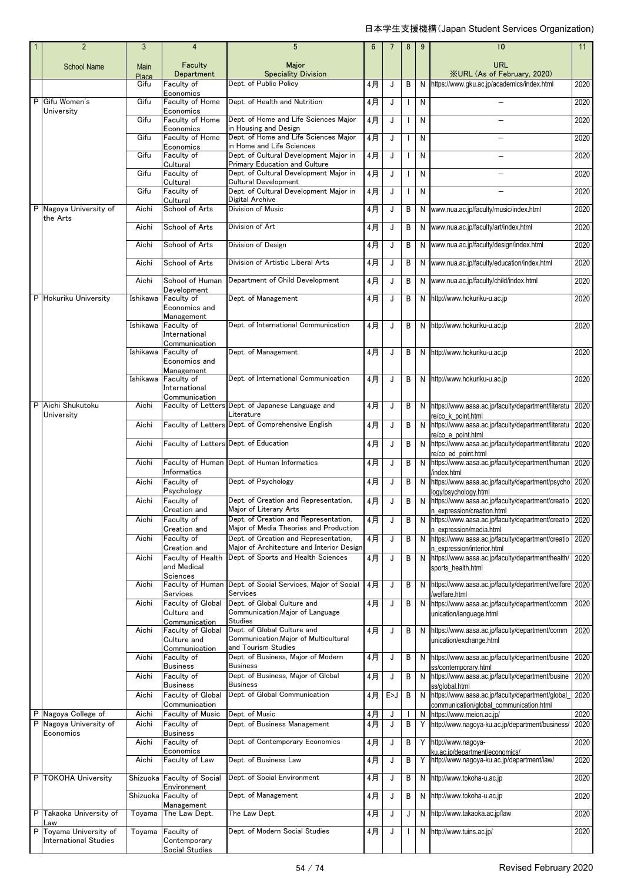| 1 | 2 | 3 | 4 | 5 | 6 | 7 | 8 | 9 | 10 | 11 |
|---|---|---|---|---|---|---|---|---|---|---|
| | School Name | Main Place | Faculty Department | Major Speciality Division | | | | | URL ※URL (As of February, 2020) | |
| | | Gifu | Faculty of Economics | Dept. of Public Policy | 4月 | J | B | N | https://www.gku.ac.jp/academics/index.html | 2020 |
| P | Gifu Women's University | Gifu | Faculty of Home Economics | Dept. of Health and Nutrition | 4月 | J | I | N | – | 2020 |
| | | Gifu | Faculty of Home Economics | Dept. of Home and Life Sciences Major in Housing and Design | 4月 | J | I | N | – | 2020 |
| | | Gifu | Faculty of Home Economics | Dept. of Home and Life Sciences Major in Home and Life Sciences | 4月 | J | I | N | – | 2020 |
| | | Gifu | Faculty of Cultural | Dept. of Cultural Development Major in Primary Education and Culture | 4月 | J | I | N | – | 2020 |
| | | Gifu | Faculty of Cultural | Dept. of Cultural Development Major in Cultural Development | 4月 | J | I | N | – | 2020 |
| | | Gifu | Faculty of Cultural | Dept. of Cultural Development Major in Digital Archive | 4月 | J | I | N | – | 2020 |
| P | Nagoya University of the Arts | Aichi | School of Arts | Division of Music | 4月 | J | B | N | www.nua.ac.jp/faculty/music/index.html | 2020 |
| | | Aichi | School of Arts | Division of Art | 4月 | J | B | N | www.nua.ac.jp/faculty/art/index.html | 2020 |
| | | Aichi | School of Arts | Division of Design | 4月 | J | B | N | www.nua.ac.jp/faculty/design/index.html | 2020 |
| | | Aichi | School of Arts | Division of Artistic Liberal Arts | 4月 | J | B | N | www.nua.ac.jp/faculty/education/index.html | 2020 |
| | | Aichi | School of Human Development | Department of Child Development | 4月 | J | B | N | www.nua.ac.jp/faculty/child/index.html | 2020 |
| P | Hokuriku University | Ishikawa | Faculty of Economics and Management | Dept. of Management | 4月 | J | B | N | http://www.hokuriku-u.ac.jp | 2020 |
| | | Ishikawa | Faculty of International Communication | Dept. of International Communication | 4月 | J | B | N | http://www.hokuriku-u.ac.jp | 2020 |
| | | Ishikawa | Faculty of Economics and Management | Dept. of Management | 4月 | J | B | N | http://www.hokuriku-u.ac.jp | 2020 |
| | | Ishikawa | Faculty of International Communication | Dept. of International Communication | 4月 | J | B | N | http://www.hokuriku-u.ac.jp | 2020 |
| P | Aichi Shukutoku University | Aichi | Faculty of Letters | Dept. of Japanese Language and Literature | 4月 | J | B | N | https://www.aasa.ac.jp/faculty/department/literature/co_k_point.html | 2020 |
| | | Aichi | Faculty of Letters | Dept. of Comprehensive English | 4月 | J | B | N | https://www.aasa.ac.jp/faculty/department/literature/co_e_point.html | 2020 |
| | | Aichi | Faculty of Letters | Dept. of Education | 4月 | J | B | N | https://www.aasa.ac.jp/faculty/department/literature/co_ed_point.html | 2020 |
| | | Aichi | Faculty of Human Informatics | Dept. of Human Informatics | 4月 | J | B | N | https://www.aasa.ac.jp/faculty/department/human/index.html | 2020 |
| | | Aichi | Faculty of Psychology | Dept. of Psychology | 4月 | J | B | N | https://www.aasa.ac.jp/faculty/department/psychology/psychology.html | 2020 |
| | | Aichi | Faculty of Creation and | Dept. of Creation and Representation, Major of Literary Arts | 4月 | J | B | N | https://www.aasa.ac.jp/faculty/department/creation_expression/creation.html | 2020 |
| | | Aichi | Faculty of Creation and | Dept. of Creation and Representation, Major of Media Theories and Production | 4月 | J | B | N | https://www.aasa.ac.jp/faculty/department/creation_expression/media.html | 2020 |
| | | Aichi | Faculty of Creation and | Dept. of Creation and Representation, Major of Architecture and Interior Design | 4月 | J | B | N | https://www.aasa.ac.jp/faculty/department/creation_expression/interior.html | 2020 |
| | | Aichi | Faculty of Health and Medical Sciences | Dept. of Sports and Health Sciences | 4月 | J | B | N | https://www.aasa.ac.jp/faculty/department/health/sports_health.html | 2020 |
| | | Aichi | Faculty of Human Services | Dept. of Social Services, Major of Social Services | 4月 | J | B | N | https://www.aasa.ac.jp/faculty/department/welfare/welfare.html | 2020 |
| | | Aichi | Faculty of Global Culture and Communication | Dept. of Global Culture and Communication,Major of Language Studies | 4月 | J | B | N | https://www.aasa.ac.jp/faculty/department/communication/language.html | 2020 |
| | | Aichi | Faculty of Global Culture and Communication | Dept. of Global Culture and Communication,Major of Multicultural and Tourism Studies | 4月 | J | B | N | https://www.aasa.ac.jp/faculty/department/communication/exchange.html | 2020 |
| | | Aichi | Faculty of Business | Dept. of Business, Major of Modern Business | 4月 | J | B | N | https://www.aasa.ac.jp/faculty/department/business/contemporary.html | 2020 |
| | | Aichi | Faculty of Business | Dept. of Business, Major of Global Business | 4月 | J | B | N | https://www.aasa.ac.jp/faculty/department/business/global.html | 2020 |
| | | Aichi | Faculty of Global Communication | Dept. of Global Communication | 4月 | E>J | B | N | https://www.aasa.ac.jp/faculty/department/global_communication/global_communication.html | 2020 |
| P | Nagoya College of | Aichi | Faculty of Music | Dept. of Music | 4月 | J | I | N | https://www.meion.ac.jp/ | 2020 |
| P | Nagoya University of Economics | Aichi | Faculty of Business | Dept. of Business Management | 4月 | J | B | Y | http://www.nagoya-ku.ac.jp/department/business/ | 2020 |
| | | Aichi | Faculty of Economics | Dept. of Contemporary Economics | 4月 | J | B | Y | http://www.nagoya-ku.ac.jp/department/economics/ | 2020 |
| | | Aichi | Faculty of Law | Dept. of Business Law | 4月 | J | B | Y | http://www.nagoya-ku.ac.jp/department/law/ | 2020 |
| P | TOKOHA University | Shizuoka | Faculty of Social Environment | Dept. of Social Environment | 4月 | J | B | N | http://www.tokoha-u.ac.jp | 2020 |
| | | Shizuoka | Faculty of Management | Dept. of Management | 4月 | J | B | N | http://www.tokoha-u.ac.jp | 2020 |
| P | Takaoka University of Law | Toyama | The Law Dept. | The Law Dept. | 4月 | J | J | N | http://www.takaoka.ac.jp/law | 2020 |
| P | Toyama University of International Studies | Toyama | Faculty of Contemporary Social Studies | Dept. of Modern Social Studies | 4月 | J | I | N | http://www.tuins.ac.jp/ | 2020 |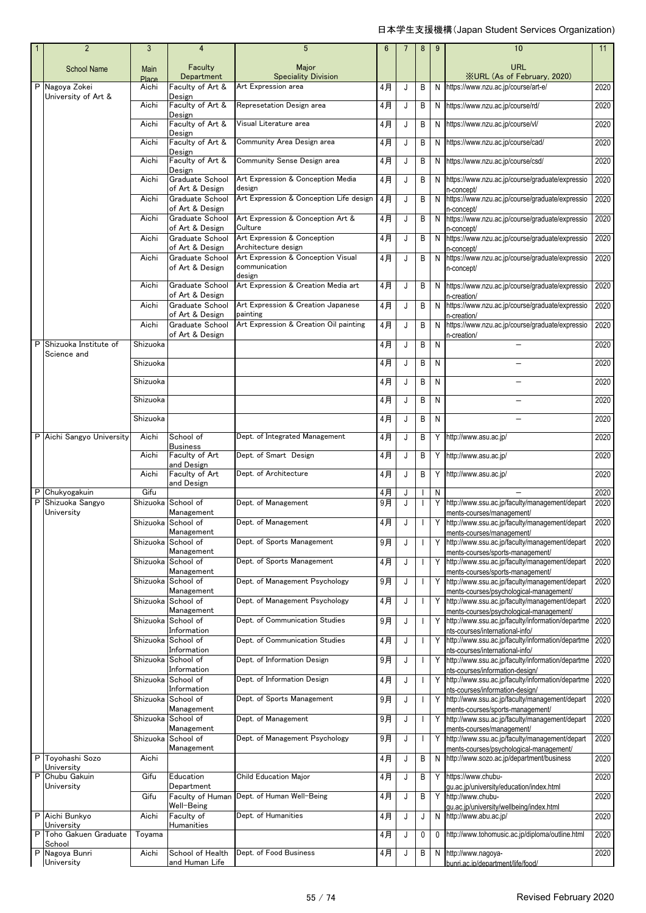日本学生支援機構(Japan Student Services Organization)

| 1 | 2 | 3 | 4 | 5 | 6 | 7 | 8 | 9 | 10 | 11 |
|---|---|---|---|---|---|---|---|---|---|---|
| | School Name | Main Place | Faculty Department | Major Speciality Division | | | | | URL ※URL (As of February, 2020) | |
| P | Nagoya Zokei University of Art & | Aichi | Faculty of Art & Design | Art Expression area | 4月 | J | B | N | https://www.nzu.ac.jp/course/art-e/ | 2020 |
| | | Aichi | Faculty of Art & Design | Represetation Design area | 4月 | J | B | N | https://www.nzu.ac.jp/course/rd/ | 2020 |
| | | Aichi | Faculty of Art & Design | Visual Literature area | 4月 | J | B | N | https://www.nzu.ac.jp/course/vl/ | 2020 |
| | | Aichi | Faculty of Art & Design | Community Area Design area | 4月 | J | B | N | https://www.nzu.ac.jp/course/cad/ | 2020 |
| | | Aichi | Faculty of Art & Design | Community Sense Design area | 4月 | J | B | N | https://www.nzu.ac.jp/course/csd/ | 2020 |
| | | Aichi | Graduate School of Art & Design | Art Expression & Conception Media design | 4月 | J | B | N | https://www.nzu.ac.jp/course/graduate/expression-concept/ | 2020 |
| | | Aichi | Graduate School of Art & Design | Art Expression & Conception Life design | 4月 | J | B | N | https://www.nzu.ac.jp/course/graduate/expression-concept/ | 2020 |
| | | Aichi | Graduate School of Art & Design | Art Expression & Conception Art & Culture | 4月 | J | B | N | https://www.nzu.ac.jp/course/graduate/expression-concept/ | 2020 |
| | | Aichi | Graduate School of Art & Design | Art Expression & Conception Architecture design | 4月 | J | B | N | https://www.nzu.ac.jp/course/graduate/expression-concept/ | 2020 |
| | | Aichi | Graduate School of Art & Design | Art Expression & Conception Visual communication design | 4月 | J | B | N | https://www.nzu.ac.jp/course/graduate/expression-concept/ | 2020 |
| | | Aichi | Graduate School of Art & Design | Art Expression & Creation Media art | 4月 | J | B | N | https://www.nzu.ac.jp/course/graduate/expression-creation/ | 2020 |
| | | Aichi | Graduate School of Art & Design | Art Expression & Creation Japanese painting | 4月 | J | B | N | https://www.nzu.ac.jp/course/graduate/expression-creation/ | 2020 |
| | | Aichi | Graduate School of Art & Design | Art Expression & Creation Oil painting | 4月 | J | B | N | https://www.nzu.ac.jp/course/graduate/expression-creation/ | 2020 |
| P | Shizuoka Institute of Science and | Shizuoka | | | 4月 | J | B | N | － | 2020 |
| | | Shizuoka | | | 4月 | J | B | N | － | 2020 |
| | | Shizuoka | | | 4月 | J | B | N | － | 2020 |
| | | Shizuoka | | | 4月 | J | B | N | － | 2020 |
| | | Shizuoka | | | 4月 | J | B | N | － | 2020 |
| P | Aichi Sangyo University | Aichi | School of Business | Dept. of Integrated Management | 4月 | J | B | Y | http://www.asu.ac.jp/ | 2020 |
| | | Aichi | Faculty of Art and Design | Dept. of Smart Design | 4月 | J | B | Y | http://www.asu.ac.jp/ | 2020 |
| | | Aichi | Faculty of Art and Design | Dept. of Architecture | 4月 | J | B | Y | http://www.asu.ac.jp/ | 2020 |
| P | Chukyogakuin | Gifu | | | 4月 | J | I | N | － | 2020 |
| P | Shizuoka Sangyo University | Shizuoka | School of Management | Dept. of Management | 9月 | J | I | Y | http://www.ssu.ac.jp/faculty/management/departments-courses/management/ | 2020 |
| | | Shizuoka | School of Management | Dept. of Management | 4月 | J | I | Y | http://www.ssu.ac.jp/faculty/management/departments-courses/management/ | 2020 |
| | | Shizuoka | School of Management | Dept. of Sports Management | 9月 | J | I | Y | http://www.ssu.ac.jp/faculty/management/departments-courses/sports-management/ | 2020 |
| | | Shizuoka | School of Management | Dept. of Sports Management | 4月 | J | I | Y | http://www.ssu.ac.jp/faculty/management/departments-courses/sports-management/ | 2020 |
| | | Shizuoka | School of Management | Dept. of Management Psychology | 9月 | J | I | Y | http://www.ssu.ac.jp/faculty/management/departments-courses/psychological-management/ | 2020 |
| | | Shizuoka | School of Management | Dept. of Management Psychology | 4月 | J | I | Y | http://www.ssu.ac.jp/faculty/management/departments-courses/psychological-management/ | 2020 |
| | | Shizuoka | School of Information | Dept. of Communication Studies | 9月 | J | I | Y | http://www.ssu.ac.jp/faculty/information/departments-courses/international-info/ | 2020 |
| | | Shizuoka | School of Information | Dept. of Communication Studies | 4月 | J | I | Y | http://www.ssu.ac.jp/faculty/information/departments-courses/international-info/ | 2020 |
| | | Shizuoka | School of Information | Dept. of Information Design | 9月 | J | I | Y | http://www.ssu.ac.jp/faculty/information/departments-courses/information-design/ | 2020 |
| | | Shizuoka | School of Information | Dept. of Information Design | 4月 | J | I | Y | http://www.ssu.ac.jp/faculty/information/departments-courses/information-design/ | 2020 |
| | | Shizuoka | School of Management | Dept. of Sports Management | 9月 | J | I | Y | http://www.ssu.ac.jp/faculty/management/departments-courses/sports-management/ | 2020 |
| | | Shizuoka | School of Management | Dept. of Management | 9月 | J | I | Y | http://www.ssu.ac.jp/faculty/management/departments-courses/management/ | 2020 |
| | | Shizuoka | School of Management | Dept. of Management Psychology | 9月 | J | I | Y | http://www.ssu.ac.jp/faculty/management/departments-courses/psychological-management/ | 2020 |
| P | Toyohashi Sozo University | Aichi | | | 4月 | J | B | N | http://www.sozo.ac.jp/department/business | 2020 |
| P | Chubu Gakuin University | Gifu | Education Department | Child Education Major | 4月 | J | B | Y | https://www.chubu-gu.ac.jp/university/education/index.html | 2020 |
| | | Gifu | Faculty of Human Well-Being | Dept. of Human Well-Being | 4月 | J | B | Y | http://www.chubu-gu.ac.jp/university/wellbeing/index.html | 2020 |
| P | Aichi Bunkyo University | Aichi | Faculty of Humanities | Dept. of Humanities | 4月 | J | J | N | http://www.abu.ac.jp/ | 2020 |
| P | Toho Gakuen Graduate School | Toyama | | | 4月 | J | 0 | 0 | http://www.tohomusic.ac.jp/diploma/outline.html | 2020 |
| P | Nagoya Bunri University | Aichi | School of Health and Human Life | Dept. of Food Business | 4月 | J | B | N | http://www.nagoya-bunri.ac.jp/department/life/food/ | 2020 |

Revised February 2020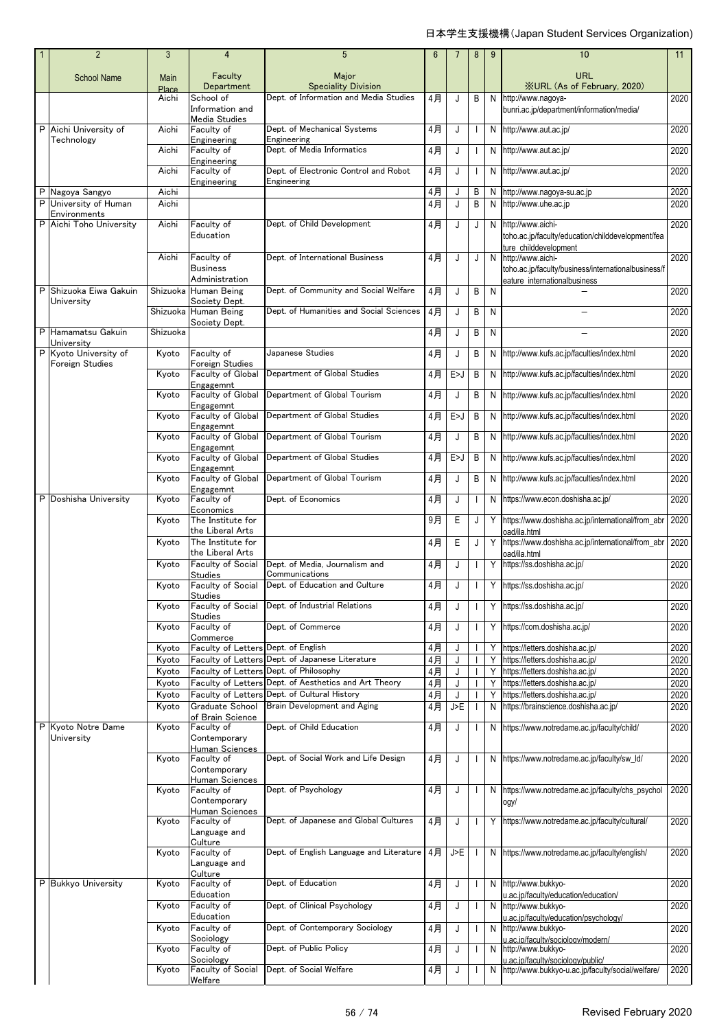日本学生支援機構（Japan Student Services Organization)

| 1 | 2 | 3 | 4 | 5 | 6 | 7 | 8 | 9 | 10 | 11 |
|---|---|---|---|---|---|---|---|---|---|---|
| | School Name | Main Place | Faculty Department | Major Speciality Division | | | | | URL ※URL (As of February, 2020) | |
| | | Aichi | School of Information and Media Studies | Dept. of Information and Media Studies | 4月 | J | B | N | http://www.nagoya-bunri.ac.jp/department/information/media/ | 2020 |
| P | Aichi University of Technology | Aichi | Faculty of Engineering | Dept. of Mechanical Systems Engineering | 4月 | J | I | N | http://www.aut.ac.jp/ | 2020 |
| | | Aichi | Faculty of Engineering | Dept. of Media Informatics | 4月 | J | I | N | http://www.aut.ac.jp/ | 2020 |
| | | Aichi | Faculty of Engineering | Dept. of Electronic Control and Robot Engineering | 4月 | J | I | N | http://www.aut.ac.jp/ | 2020 |
| P | Nagoya Sangyo | Aichi | | | 4月 | J | B | N | http://www.nagoya-su.ac.jp | 2020 |
| P | University of Human Environments | Aichi | | | 4月 | J | B | N | http://www.uhe.ac.jp | 2020 |
| P | Aichi Toho University | Aichi | Faculty of Education | Dept. of Child Development | 4月 | J | J | N | http://www.aichi-toho.ac.jp/faculty/education/childdevelopment/feature_childdevelopment | 2020 |
| | | Aichi | Faculty of Business Administration | Dept. of International Business | 4月 | J | J | N | http://www.aichi-toho.ac.jp/faculty/business/internationalbusiness/feature_internationalbusiness | 2020 |
| P | Shizuoka Eiwa Gakuin University | Shizuoka | Human Being Society Dept. | Dept. of Community and Social Welfare | 4月 | J | B | N | － | 2020 |
| | | Shizuoka | Human Being Society Dept. | Dept. of Humanities and Social Sciences | 4月 | J | B | N | － | 2020 |
| P | Hamamatsu Gakuin University | Shizuoka | | | 4月 | J | B | N | － | 2020 |
| P | Kyoto University of Foreign Studies | Kyoto | Faculty of Foreign Studies | Japanese Studies | 4月 | J | B | N | http://www.kufs.ac.jp/faculties/index.html | 2020 |
| | | Kyoto | Faculty of Global Engagemnt | Department of Global Studies | 4月 | E>J | B | N | http://www.kufs.ac.jp/faculties/index.html | 2020 |
| | | Kyoto | Faculty of Global Engagemnt | Department of Global Tourism | 4月 | J | B | N | http://www.kufs.ac.jp/faculties/index.html | 2020 |
| | | Kyoto | Faculty of Global Engagemnt | Department of Global Studies | 4月 | E>J | B | N | http://www.kufs.ac.jp/faculties/index.html | 2020 |
| | | Kyoto | Faculty of Global Engagemnt | Department of Global Tourism | 4月 | J | B | N | http://www.kufs.ac.jp/faculties/index.html | 2020 |
| | | Kyoto | Faculty of Global Engagemnt | Department of Global Studies | 4月 | E>J | B | N | http://www.kufs.ac.jp/faculties/index.html | 2020 |
| | | Kyoto | Faculty of Global Engagemnt | Department of Global Tourism | 4月 | J | B | N | http://www.kufs.ac.jp/faculties/index.html | 2020 |
| P | Doshisha University | Kyoto | Faculty of Economics | Dept. of Economics | 4月 | J | I | N | https://www.econ.doshisha.ac.jp/ | 2020 |
| | | Kyoto | The Institute for the Liberal Arts | | 9月 | E | J | Y | https://www.doshisha.ac.jp/international/from_abroad/ila.html | 2020 |
| | | Kyoto | The Institute for the Liberal Arts | | 4月 | E | J | Y | https://www.doshisha.ac.jp/international/from_abroad/ila.html | 2020 |
| | | Kyoto | Faculty of Social Studies | Dept. of Media, Journalism and Communications | 4月 | J | I | Y | https://ss.doshisha.ac.jp/ | 2020 |
| | | Kyoto | Faculty of Social Studies | Dept. of Education and Culture | 4月 | J | I | Y | https://ss.doshisha.ac.jp/ | 2020 |
| | | Kyoto | Faculty of Social Studies | Dept. of Industrial Relations | 4月 | J | I | Y | https://ss.doshisha.ac.jp/ | 2020 |
| | | Kyoto | Faculty of Commerce | Dept. of Commerce | 4月 | J | I | Y | https://com.doshisha.ac.jp/ | 2020 |
| | | Kyoto | Faculty of Letters | Dept. of English | 4月 | J | I | Y | https://letters.doshisha.ac.jp/ | 2020 |
| | | Kyoto | Faculty of Letters | Dept. of Japanese Literature | 4月 | J | I | Y | https://letters.doshisha.ac.jp/ | 2020 |
| | | Kyoto | Faculty of Letters | Dept. of Philosophy | 4月 | J | I | Y | https://letters.doshisha.ac.jp/ | 2020 |
| | | Kyoto | Faculty of Letters | Dept. of Aesthetics and Art Theory | 4月 | J | I | Y | https://letters.doshisha.ac.jp/ | 2020 |
| | | Kyoto | Faculty of Letters | Dept. of Cultural History | 4月 | J | I | Y | https://letters.doshisha.ac.jp/ | 2020 |
| | | Kyoto | Graduate School of Brain Science | Brain Development and Aging | 4月 | J>E | I | N | https://brainscience.doshisha.ac.jp/ | 2020 |
| P | Kyoto Notre Dame University | Kyoto | Faculty of Contemporary Human Sciences | Dept. of Child Education | 4月 | J | I | N | https://www.notredame.ac.jp/faculty/child/ | 2020 |
| | | Kyoto | Faculty of Contemporary Human Sciences | Dept. of Social Work and Life Design | 4月 | J | I | N | https://www.notredame.ac.jp/faculty/sw_ld/ | 2020 |
| | | Kyoto | Faculty of Contemporary Human Sciences | Dept. of Psychology | 4月 | J | I | N | https://www.notredame.ac.jp/faculty/chs_psychology/ | 2020 |
| | | Kyoto | Faculty of Language and Culture | Dept. of Japanese and Global Cultures | 4月 | J | I | Y | https://www.notredame.ac.jp/faculty/cultural/ | 2020 |
| | | Kyoto | Faculty of Language and Culture | Dept. of English Language and Literature | 4月 | J>E | I | N | https://www.notredame.ac.jp/faculty/english/ | 2020 |
| P | Bukkyo University | Kyoto | Faculty of Education | Dept. of Education | 4月 | J | I | N | http://www.bukkyo-u.ac.jp/faculty/education/education/ | 2020 |
| | | Kyoto | Faculty of Education | Dept. of Clinical Psychology | 4月 | J | I | N | http://www.bukkyo-u.ac.jp/faculty/education/psychology/ | 2020 |
| | | Kyoto | Faculty of Sociology | Dept. of Contemporary Sociology | 4月 | J | I | N | http://www.bukkyo-u.ac.jp/faculty/sociology/modern/ | 2020 |
| | | Kyoto | Faculty of Sociology | Dept. of Public Policy | 4月 | J | I | N | http://www.bukkyo-u.ac.jp/faculty/sociology/public/ | 2020 |
| | | Kyoto | Faculty of Social Welfare | Dept. of Social Welfare | 4月 | J | I | N | http://www.bukkyo-u.ac.jp/faculty/social/welfare/ | 2020 |

Revised February 2020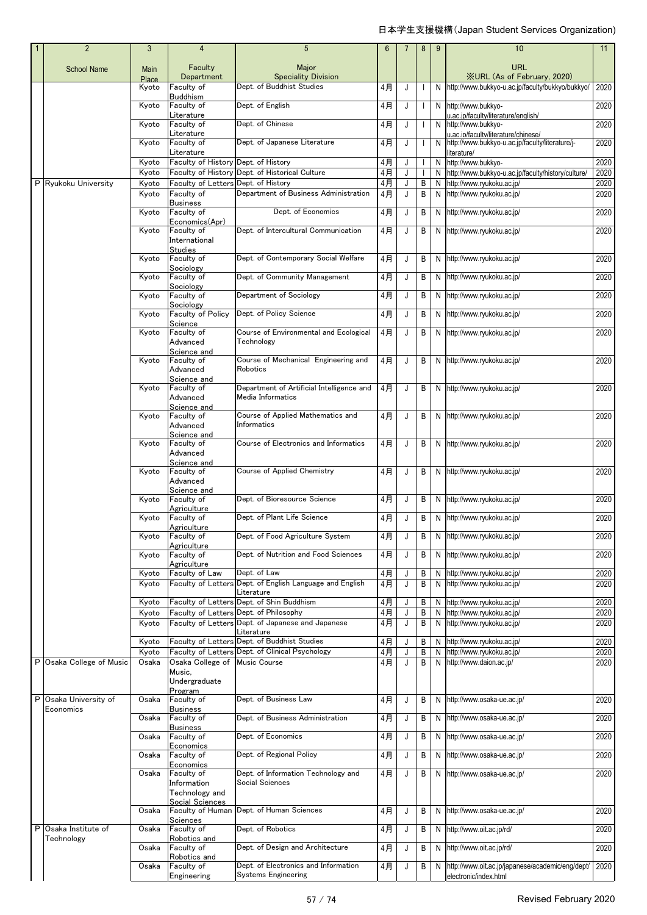| 1 | 2 | 3 | 4 | 5 | 6 | 7 | 8 | 9 | 10 | 11 |
|---|---|---|---|---|---|---|---|---|---|---|
| | School Name | Main Place | Faculty Department | Major Speciality Division | | | | | URL ※URL (As of February, 2020) | |
| | | Kyoto | Faculty of Buddhism | Dept. of Buddhist Studies | 4月 | J | I | N | http://www.bukkyo-u.ac.jp/faculty/bukkyo/bukkyo/ | 2020 |
| | | Kyoto | Faculty of Literature | Dept. of English | 4月 | J | I | N | http://www.bukkyo-u.ac.jp/faculty/literature/english/ | 2020 |
| | | Kyoto | Faculty of Literature | Dept. of Chinese | 4月 | J | I | N | http://www.bukkyo-u.ac.jp/faculty/literature/chinese/ | 2020 |
| | | Kyoto | Faculty of Literature | Dept. of Japanese Literature | 4月 | J | I | N | http://www.bukkyo-u.ac.jp/faculty/literature/j-literature/ | 2020 |
| | | Kyoto | Faculty of History | Dept. of History | 4月 | J | I | N | http://www.bukkyo- | 2020 |
| | | Kyoto | Faculty of History | Dept. of Historical Culture | 4月 | J | I | N | http://www.bukkyo-u.ac.jp/faculty/history/culture/ | 2020 |
| P | Ryukoku University | Kyoto | Faculty of Letters | Dept. of History | 4月 | J | B | N | http://www.ryukoku.ac.jp/ | 2020 |
| | | Kyoto | Faculty of Business | Department of Business Administration | 4月 | J | B | N | http://www.ryukoku.ac.jp/ | 2020 |
| | | Kyoto | Faculty of Economics(Apr) | Dept. of Economics | 4月 | J | B | N | http://www.ryukoku.ac.jp/ | 2020 |
| | | Kyoto | Faculty of International Studies | Dept. of Intercultural Communication | 4月 | J | B | N | http://www.ryukoku.ac.jp/ | 2020 |
| | | Kyoto | Faculty of Sociology | Dept. of Contemporary Social Welfare | 4月 | J | B | N | http://www.ryukoku.ac.jp/ | 2020 |
| | | Kyoto | Faculty of Sociology | Dept. of Community Management | 4月 | J | B | N | http://www.ryukoku.ac.jp/ | 2020 |
| | | Kyoto | Faculty of Sociology | Department of Sociology | 4月 | J | B | N | http://www.ryukoku.ac.jp/ | 2020 |
| | | Kyoto | Faculty of Policy Science | Dept. of Policy Science | 4月 | J | B | N | http://www.ryukoku.ac.jp/ | 2020 |
| | | Kyoto | Faculty of Advanced Science and | Course of Environmental and Ecological Technology | 4月 | J | B | N | http://www.ryukoku.ac.jp/ | 2020 |
| | | Kyoto | Faculty of Advanced Science and | Course of Mechanical Engineering and Robotics | 4月 | J | B | N | http://www.ryukoku.ac.jp/ | 2020 |
| | | Kyoto | Faculty of Advanced Science and | Department of Artificial Intelligence and Media Informatics | 4月 | J | B | N | http://www.ryukoku.ac.jp/ | 2020 |
| | | Kyoto | Faculty of Advanced Science and | Course of Applied Mathematics and Informatics | 4月 | J | B | N | http://www.ryukoku.ac.jp/ | 2020 |
| | | Kyoto | Faculty of Advanced Science and | Course of Electronics and Informatics | 4月 | J | B | N | http://www.ryukoku.ac.jp/ | 2020 |
| | | Kyoto | Faculty of Advanced Science and | Course of Applied Chemistry | 4月 | J | B | N | http://www.ryukoku.ac.jp/ | 2020 |
| | | Kyoto | Faculty of Agriculture | Dept. of Bioresource Science | 4月 | J | B | N | http://www.ryukoku.ac.jp/ | 2020 |
| | | Kyoto | Faculty of Agriculture | Dept. of Plant Life Science | 4月 | J | B | N | http://www.ryukoku.ac.jp/ | 2020 |
| | | Kyoto | Faculty of Agriculture | Dept. of Food Agriculture System | 4月 | J | B | N | http://www.ryukoku.ac.jp/ | 2020 |
| | | Kyoto | Faculty of Agriculture | Dept. of Nutrition and Food Sciences | 4月 | J | B | N | http://www.ryukoku.ac.jp/ | 2020 |
| | | Kyoto | Faculty of Law | Dept. of Law | 4月 | J | B | N | http://www.ryukoku.ac.jp/ | 2020 |
| | | Kyoto | Faculty of Letters | Dept. of English Language and English Literature | 4月 | J | B | N | http://www.ryukoku.ac.jp/ | 2020 |
| | | Kyoto | Faculty of Letters | Dept. of Shin Buddhism | 4月 | J | B | N | http://www.ryukoku.ac.jp/ | 2020 |
| | | Kyoto | Faculty of Letters | Dept. of Philosophy | 4月 | J | B | N | http://www.ryukoku.ac.jp/ | 2020 |
| | | Kyoto | Faculty of Letters | Dept. of Japanese and Japanese Literature | 4月 | J | B | N | http://www.ryukoku.ac.jp/ | 2020 |
| | | Kyoto | Faculty of Letters | Dept. of Buddhist Studies | 4月 | J | B | N | http://www.ryukoku.ac.jp/ | 2020 |
| | | Kyoto | Faculty of Letters | Dept. of Clinical Psychology | 4月 | J | B | N | http://www.ryukoku.ac.jp/ | 2020 |
| P | Osaka College of Music | Osaka | Osaka College of Music, Undergraduate Program | Music Course | 4月 | J | B | N | http://www.daion.ac.jp/ | 2020 |
| P | Osaka University of Economics | Osaka | Faculty of Business | Dept. of Business Law | 4月 | J | B | N | http://www.osaka-ue.ac.jp/ | 2020 |
| | | Osaka | Faculty of Business | Dept. of Business Administration | 4月 | J | B | N | http://www.osaka-ue.ac.jp/ | 2020 |
| | | Osaka | Faculty of Economics | Dept. of Economics | 4月 | J | B | N | http://www.osaka-ue.ac.jp/ | 2020 |
| | | Osaka | Faculty of Economics | Dept. of Regional Policy | 4月 | J | B | N | http://www.osaka-ue.ac.jp/ | 2020 |
| | | Osaka | Faculty of Information Technology and Social Sciences | Dept. of Information Technology and Social Sciences | 4月 | J | B | N | http://www.osaka-ue.ac.jp/ | 2020 |
| | | Osaka | Faculty of Human Sciences | Dept. of Human Sciences | 4月 | J | B | N | http://www.osaka-ue.ac.jp/ | 2020 |
| P | Osaka Institute of Technology | Osaka | Faculty of Robotics and | Dept. of Robotics | 4月 | J | B | N | http://www.oit.ac.jp/rd/ | 2020 |
| | | Osaka | Faculty of Robotics and | Dept. of Design and Architecture | 4月 | J | B | N | http://www.oit.ac.jp/rd/ | 2020 |
| | | Osaka | Faculty of Engineering | Dept. of Electronics and Information Systems Engineering | 4月 | J | B | N | http://www.oit.ac.jp/japanese/academic/eng/dept/electronic/index.html | 2020 |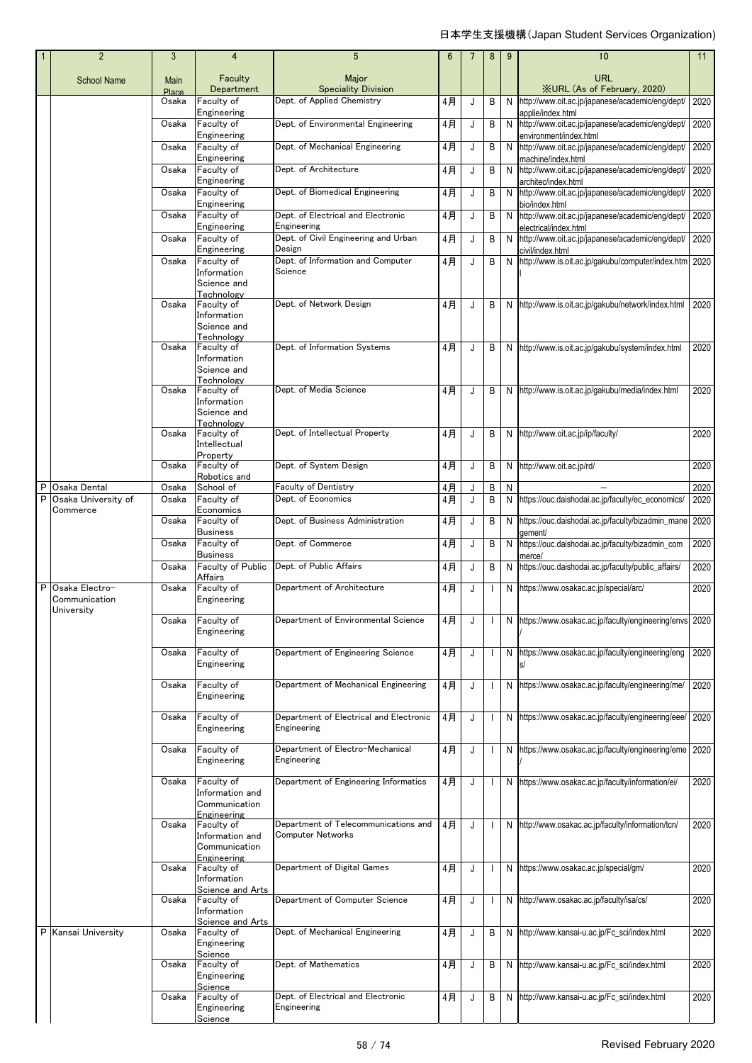日本学生支援機構（Japan Student Services Organization)

| 1 | 2 | 3 | 4 | 5 | 6 | 7 | 8 | 9 | 10 | 11 |
|---|---|---|---|---|---|---|---|---|---|---|
| | School Name | Main Place | Faculty Department | Major Speciality Division | | | | | URL ※URL (As of February, 2020) | |
| | | Osaka | Faculty of Engineering | Dept. of Applied Chemistry | 4月 | J | B | N | http://www.oit.ac.jp/japanese/academic/eng/dept/applie/index.html | 2020 |
| | | Osaka | Faculty of Engineering | Dept. of Environmental Engineering | 4月 | J | B | N | http://www.oit.ac.jp/japanese/academic/eng/dept/environment/index.html | 2020 |
| | | Osaka | Faculty of Engineering | Dept. of Mechanical Engineering | 4月 | J | B | N | http://www.oit.ac.jp/japanese/academic/eng/dept/machine/index.html | 2020 |
| | | Osaka | Faculty of Engineering | Dept. of Architecture | 4月 | J | B | N | http://www.oit.ac.jp/japanese/academic/eng/dept/architec/index.html | 2020 |
| | | Osaka | Faculty of Engineering | Dept. of Biomedical Engineering | 4月 | J | B | N | http://www.oit.ac.jp/japanese/academic/eng/dept/bio/index.html | 2020 |
| | | Osaka | Faculty of Engineering | Dept. of Electrical and Electronic Engineering | 4月 | J | B | N | http://www.oit.ac.jp/japanese/academic/eng/dept/electrical/index.html | 2020 |
| | | Osaka | Faculty of Engineering | Dept. of Civil Engineering and Urban Design | 4月 | J | B | N | http://www.oit.ac.jp/japanese/academic/eng/dept/civil/index.html | 2020 |
| | | Osaka | Faculty of Information Science and Technology | Dept. of Information and Computer Science | 4月 | J | B | N | http://www.is.oit.ac.jp/gakubu/computer/index.html | 2020 |
| | | Osaka | Faculty of Information Science and Technology | Dept. of Network Design | 4月 | J | B | N | http://www.is.oit.ac.jp/gakubu/network/index.html | 2020 |
| | | Osaka | Faculty of Information Science and Technology | Dept. of Information Systems | 4月 | J | B | N | http://www.is.oit.ac.jp/gakubu/system/index.html | 2020 |
| | | Osaka | Faculty of Information Science and Technology | Dept. of Media Science | 4月 | J | B | N | http://www.is.oit.ac.jp/gakubu/media/index.html | 2020 |
| | | Osaka | Faculty of Intellectual Property | Dept. of Intellectual Property | 4月 | J | B | N | http://www.oit.ac.jp/ip/faculty/ | 2020 |
| | | Osaka | Faculty of Robotics and | Dept. of System Design | 4月 | J | B | N | http://www.oit.ac.jp/rd/ | 2020 |
| P | Osaka Dental | Osaka | School of | Faculty of Dentistry | 4月 | J | B | N | − | 2020 |
| P | Osaka University of Commerce | Osaka | Faculty of Economics | Dept. of Economics | 4月 | J | B | N | https://ouc.daishodai.ac.jp/faculty/ec_economics/ | 2020 |
| | | Osaka | Faculty of Business | Dept. of Business Administration | 4月 | J | B | N | https://ouc.daishodai.ac.jp/faculty/bizadmin_manegement/ | 2020 |
| | | Osaka | Faculty of Business | Dept. of Commerce | 4月 | J | B | N | https://ouc.daishodai.ac.jp/faculty/bizadmin_commerce/ | 2020 |
| | | Osaka | Faculty of Public Affairs | Dept. of Public Affairs | 4月 | J | B | N | https://ouc.daishodai.ac.jp/faculty/public_affairs/ | 2020 |
| P | Osaka Electro-Communication University | Osaka | Faculty of Engineering | Department of Architecture | 4月 | J | I | N | https://www.osakac.ac.jp/special/arc/ | 2020 |
| | | Osaka | Faculty of Engineering | Department of Environmental Science | 4月 | J | I | N | https://www.osakac.ac.jp/faculty/engineering/envs/ | 2020 |
| | | Osaka | Faculty of Engineering | Department of Engineering Science | 4月 | J | I | N | https://www.osakac.ac.jp/faculty/engineering/engs/ | 2020 |
| | | Osaka | Faculty of Engineering | Department of Mechanical Engineering | 4月 | J | I | N | https://www.osakac.ac.jp/faculty/engineering/me/ | 2020 |
| | | Osaka | Faculty of Engineering | Department of Electrical and Electronic Engineering | 4月 | J | I | N | https://www.osakac.ac.jp/faculty/engineering/eee/ | 2020 |
| | | Osaka | Faculty of Engineering | Department of Electro-Mechanical Engineering | 4月 | J | I | N | https://www.osakac.ac.jp/faculty/engineering/eme/ | 2020 |
| | | Osaka | Faculty of Information and Communication Engineering | Department of Engineering Informatics | 4月 | J | I | N | https://www.osakac.ac.jp/faculty/information/ei/ | 2020 |
| | | Osaka | Faculty of Information and Communication Engineering | Department of Telecommunications and Computer Networks | 4月 | J | I | N | http://www.osakac.ac.jp/faculty/information/tcn/ | 2020 |
| | | Osaka | Faculty of Information Science and Arts | Department of Digital Games | 4月 | J | I | N | https://www.osakac.ac.jp/special/gm/ | 2020 |
| | | Osaka | Faculty of Information Science and Arts | Department of Computer Science | 4月 | J | I | N | http://www.osakac.ac.jp/faculty/isa/cs/ | 2020 |
| P | Kansai University | Osaka | Faculty of Engineering Science | Dept. of Mechanical Engineering | 4月 | J | B | N | http://www.kansai-u.ac.jp/Fc_sci/index.html | 2020 |
| | | Osaka | Faculty of Engineering Science | Dept. of Mathematics | 4月 | J | B | N | http://www.kansai-u.ac.jp/Fc_sci/index.html | 2020 |
| | | Osaka | Faculty of Engineering Science | Dept. of Electrical and Electronic Engineering | 4月 | J | B | N | http://www.kansai-u.ac.jp/Fc_sci/index.html | 2020 |

Revised February 2020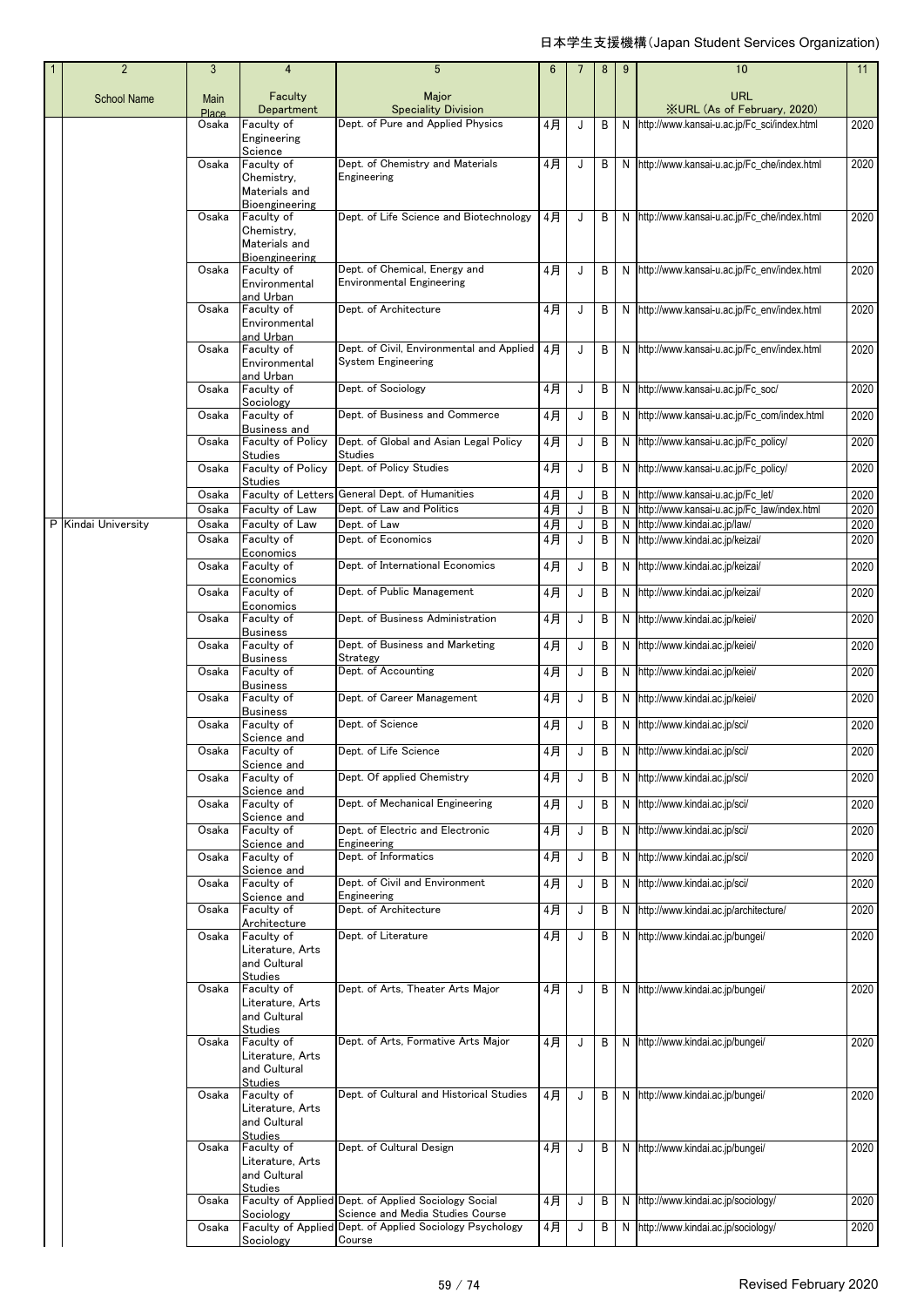日本学生支援機構(Japan Student Services Organization)

| 1 | 2 | 3 | 4 | 5 | 6 | 7 | 8 | 9 | 10 | 11 |
|---|---|---|---|---|---|---|---|---|---|---|
| | School Name | Main Place | Faculty Department | Major Speciality Division | | | | | URL ※URL (As of February, 2020) | |
| | | Osaka | Faculty of Engineering Science | Dept. of Pure and Applied Physics | 4月 | J | B | N | http://www.kansai-u.ac.jp/Fc_sci/index.html | 2020 |
| | | Osaka | Faculty of Chemistry, Materials and Bioengineering | Dept. of Chemistry and Materials Engineering | 4月 | J | B | N | http://www.kansai-u.ac.jp/Fc_che/index.html | 2020 |
| | | Osaka | Faculty of Chemistry, Materials and Bioengineering | Dept. of Life Science and Biotechnology | 4月 | J | B | N | http://www.kansai-u.ac.jp/Fc_che/index.html | 2020 |
| | | Osaka | Faculty of Environmental and Urban | Dept. of Chemical, Energy and Environmental Engineering | 4月 | J | B | N | http://www.kansai-u.ac.jp/Fc_env/index.html | 2020 |
| | | Osaka | Faculty of Environmental and Urban | Dept. of Architecture | 4月 | J | B | N | http://www.kansai-u.ac.jp/Fc_env/index.html | 2020 |
| | | Osaka | Faculty of Environmental and Urban | Dept. of Civil, Environmental and Applied System Engineering | 4月 | J | B | N | http://www.kansai-u.ac.jp/Fc_env/index.html | 2020 |
| | | Osaka | Faculty of Sociology | Dept. of Sociology | 4月 | J | B | N | http://www.kansai-u.ac.jp/Fc_soc/ | 2020 |
| | | Osaka | Faculty of Business and | Dept. of Business and Commerce | 4月 | J | B | N | http://www.kansai-u.ac.jp/Fc_com/index.html | 2020 |
| | | Osaka | Faculty of Policy Studies | Dept. of Global and Asian Legal Policy Studies | 4月 | J | B | N | http://www.kansai-u.ac.jp/Fc_policy/ | 2020 |
| | | Osaka | Faculty of Policy Studies | Dept. of Policy Studies | 4月 | J | B | N | http://www.kansai-u.ac.jp/Fc_policy/ | 2020 |
| | | Osaka | Faculty of Letters | General Dept. of Humanities | 4月 | J | B | N | http://www.kansai-u.ac.jp/Fc_let/ | 2020 |
| | | Osaka | Faculty of Law | Dept. of Law and Politics | 4月 | J | B | N | http://www.kansai-u.ac.jp/Fc_law/index.html | 2020 |
| P | Kindai University | Osaka | Faculty of Law | Dept. of Law | 4月 | J | B | N | http://www.kindai.ac.jp/law/ | 2020 |
| | | Osaka | Faculty of Economics | Dept. of Economics | 4月 | J | B | N | http://www.kindai.ac.jp/keizai/ | 2020 |
| | | Osaka | Faculty of Economics | Dept. of International Economics | 4月 | J | B | N | http://www.kindai.ac.jp/keizai/ | 2020 |
| | | Osaka | Faculty of Economics | Dept. of Public Management | 4月 | J | B | N | http://www.kindai.ac.jp/keizai/ | 2020 |
| | | Osaka | Faculty of Business | Dept. of Business Administration | 4月 | J | B | N | http://www.kindai.ac.jp/keiei/ | 2020 |
| | | Osaka | Faculty of Business | Dept. of Business and Marketing Strategy | 4月 | J | B | N | http://www.kindai.ac.jp/keiei/ | 2020 |
| | | Osaka | Faculty of Business | Dept. of Accounting | 4月 | J | B | N | http://www.kindai.ac.jp/keiei/ | 2020 |
| | | Osaka | Faculty of Business | Dept. of Career Management | 4月 | J | B | N | http://www.kindai.ac.jp/keiei/ | 2020 |
| | | Osaka | Faculty of Science and | Dept. of Science | 4月 | J | B | N | http://www.kindai.ac.jp/sci/ | 2020 |
| | | Osaka | Faculty of Science and | Dept. of Life Science | 4月 | J | B | N | http://www.kindai.ac.jp/sci/ | 2020 |
| | | Osaka | Faculty of Science and | Dept. Of applied Chemistry | 4月 | J | B | N | http://www.kindai.ac.jp/sci/ | 2020 |
| | | Osaka | Faculty of Science and | Dept. of Mechanical Engineering | 4月 | J | B | N | http://www.kindai.ac.jp/sci/ | 2020 |
| | | Osaka | Faculty of Science and | Dept. of Electric and Electronic Engineering | 4月 | J | B | N | http://www.kindai.ac.jp/sci/ | 2020 |
| | | Osaka | Faculty of Science and | Dept. of Informatics | 4月 | J | B | N | http://www.kindai.ac.jp/sci/ | 2020 |
| | | Osaka | Faculty of Science and | Dept. of Civil and Environment Engineering | 4月 | J | B | N | http://www.kindai.ac.jp/sci/ | 2020 |
| | | Osaka | Faculty of Architecture | Dept. of Architecture | 4月 | J | B | N | http://www.kindai.ac.jp/architecture/ | 2020 |
| | | Osaka | Faculty of Literature, Arts and Cultural Studies | Dept. of Literature | 4月 | J | B | N | http://www.kindai.ac.jp/bungei/ | 2020 |
| | | Osaka | Faculty of Literature, Arts and Cultural Studies | Dept. of Arts, Theater Arts Major | 4月 | J | B | N | http://www.kindai.ac.jp/bungei/ | 2020 |
| | | Osaka | Faculty of Literature, Arts and Cultural Studies | Dept. of Arts, Formative Arts Major | 4月 | J | B | N | http://www.kindai.ac.jp/bungei/ | 2020 |
| | | Osaka | Faculty of Literature, Arts and Cultural Studies | Dept. of Cultural and Historical Studies | 4月 | J | B | N | http://www.kindai.ac.jp/bungei/ | 2020 |
| | | Osaka | Faculty of Literature, Arts and Cultural Studies | Dept. of Cultural Design | 4月 | J | B | N | http://www.kindai.ac.jp/bungei/ | 2020 |
| | | Osaka | Faculty of Applied Sociology | Dept. of Applied Sociology Social Science and Media Studies Course | 4月 | J | B | N | http://www.kindai.ac.jp/sociology/ | 2020 |
| | | Osaka | Faculty of Applied Sociology | Dept. of Applied Sociology Psychology Course | 4月 | J | B | N | http://www.kindai.ac.jp/sociology/ | 2020 |

Revised February 2020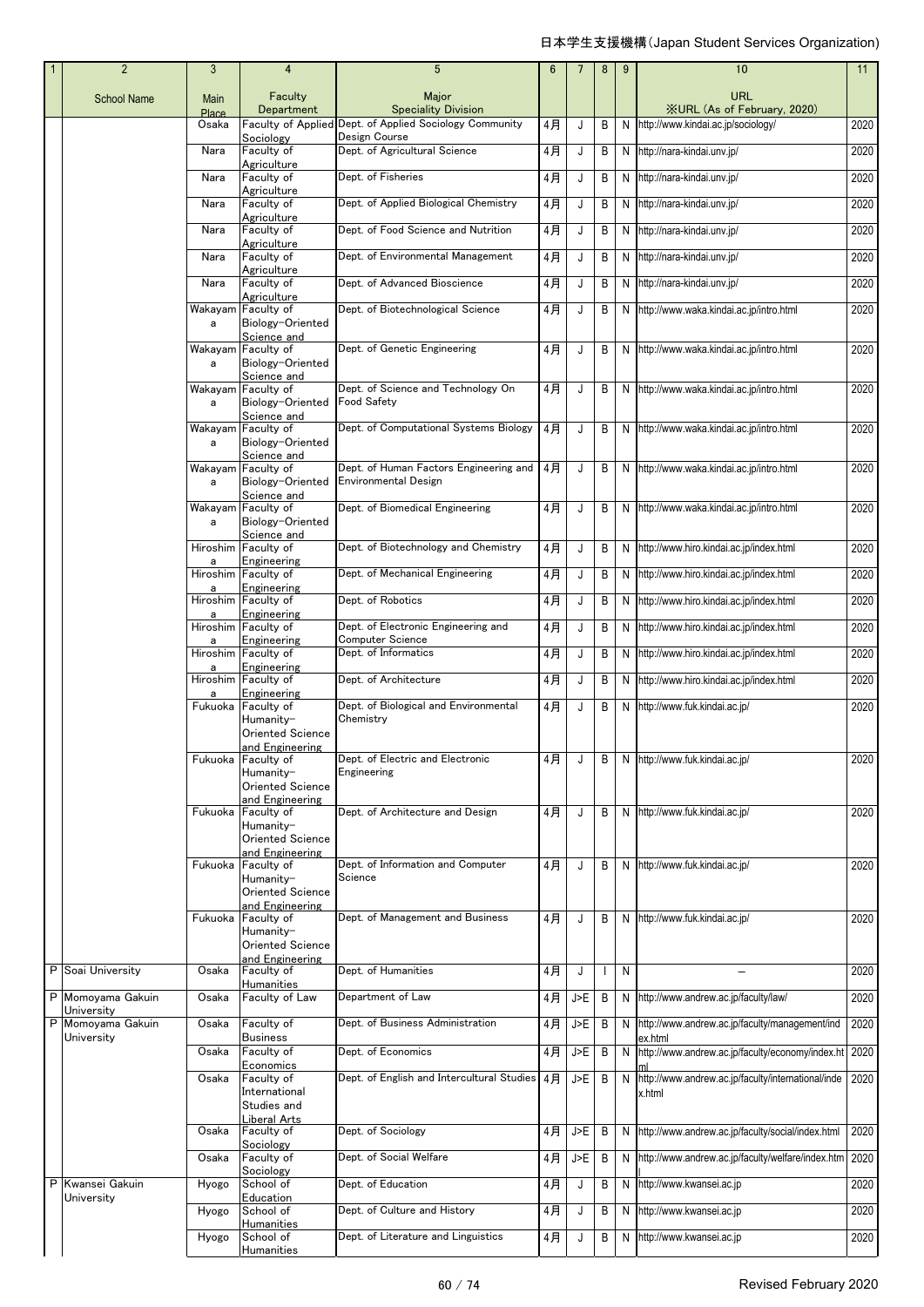日本学生支援機構(Japan Student Services Organization)

| 1 | 2 | 3 | 4 | 5 | 6 | 7 | 8 | 9 | 10 | 11 |
|---|---|---|---|---|---|---|---|---|---|---|
| | School Name | Main Place | Faculty Department | Major Speciality Division | | | | | URL ※URL (As of February, 2020) | |
| | | Osaka | Faculty of Applied Sociology | Dept. of Applied Sociology Community Design Course | 4月 | J | B | N | http://www.kindai.ac.jp/sociology/ | 2020 |
| | | Nara | Faculty of Agriculture | Dept. of Agricultural Science | 4月 | J | B | N | http://nara-kindai.unv.jp/ | 2020 |
| | | Nara | Faculty of Agriculture | Dept. of Fisheries | 4月 | J | B | N | http://nara-kindai.unv.jp/ | 2020 |
| | | Nara | Faculty of Agriculture | Dept. of Applied Biological Chemistry | 4月 | J | B | N | http://nara-kindai.unv.jp/ | 2020 |
| | | Nara | Faculty of Agriculture | Dept. of Food Science and Nutrition | 4月 | J | B | N | http://nara-kindai.unv.jp/ | 2020 |
| | | Nara | Faculty of Agriculture | Dept. of Environmental Management | 4月 | J | B | N | http://nara-kindai.unv.jp/ | 2020 |
| | | Nara | Faculty of Agriculture | Dept. of Advanced Bioscience | 4月 | J | B | N | http://nara-kindai.unv.jp/ | 2020 |
| | | Wakayama | Faculty of Biology-Oriented Science and | Dept. of Biotechnological Science | 4月 | J | B | N | http://www.waka.kindai.ac.jp/intro.html | 2020 |
| | | Wakayama | Faculty of Biology-Oriented Science and | Dept. of Genetic Engineering | 4月 | J | B | N | http://www.waka.kindai.ac.jp/intro.html | 2020 |
| | | Wakayama | Faculty of Biology-Oriented Science and | Dept. of Science and Technology On Food Safety | 4月 | J | B | N | http://www.waka.kindai.ac.jp/intro.html | 2020 |
| | | Wakayama | Faculty of Biology-Oriented Science and | Dept. of Computational Systems Biology | 4月 | J | B | N | http://www.waka.kindai.ac.jp/intro.html | 2020 |
| | | Wakayama | Faculty of Biology-Oriented Science and | Dept. of Human Factors Engineering and Environmental Design | 4月 | J | B | N | http://www.waka.kindai.ac.jp/intro.html | 2020 |
| | | Wakayama | Faculty of Biology-Oriented Science and | Dept. of Biomedical Engineering | 4月 | J | B | N | http://www.waka.kindai.ac.jp/intro.html | 2020 |
| | | Hiroshima | Faculty of Engineering | Dept. of Biotechnology and Chemistry | 4月 | J | B | N | http://www.hiro.kindai.ac.jp/index.html | 2020 |
| | | Hiroshima | Faculty of Engineering | Dept. of Mechanical Engineering | 4月 | J | B | N | http://www.hiro.kindai.ac.jp/index.html | 2020 |
| | | Hiroshima | Faculty of Engineering | Dept. of Robotics | 4月 | J | B | N | http://www.hiro.kindai.ac.jp/index.html | 2020 |
| | | Hiroshima | Faculty of Engineering | Dept. of Electronic Engineering and Computer Science | 4月 | J | B | N | http://www.hiro.kindai.ac.jp/index.html | 2020 |
| | | Hiroshima | Faculty of Engineering | Dept. of Informatics | 4月 | J | B | N | http://www.hiro.kindai.ac.jp/index.html | 2020 |
| | | Hiroshima | Faculty of Engineering | Dept. of Architecture | 4月 | J | B | N | http://www.hiro.kindai.ac.jp/index.html | 2020 |
| | | Fukuoka | Faculty of Humanity-Oriented Science and Engineering | Dept. of Biological and Environmental Chemistry | 4月 | J | B | N | http://www.fuk.kindai.ac.jp/ | 2020 |
| | | Fukuoka | Faculty of Humanity-Oriented Science and Engineering | Dept. of Electric and Electronic Engineering | 4月 | J | B | N | http://www.fuk.kindai.ac.jp/ | 2020 |
| | | Fukuoka | Faculty of Humanity-Oriented Science and Engineering | Dept. of Architecture and Design | 4月 | J | B | N | http://www.fuk.kindai.ac.jp/ | 2020 |
| | | Fukuoka | Faculty of Humanity-Oriented Science and Engineering | Dept. of Information and Computer Science | 4月 | J | B | N | http://www.fuk.kindai.ac.jp/ | 2020 |
| | | Fukuoka | Faculty of Humanity-Oriented Science and Engineering | Dept. of Management and Business | 4月 | J | B | N | http://www.fuk.kindai.ac.jp/ | 2020 |
| P | Soai University | Osaka | Faculty of Humanities | Dept. of Humanities | 4月 | J | I | N | — | 2020 |
| P | Momoyama Gakuin University | Osaka | Faculty of Law | Department of Law | 4月 | J>E | B | N | http://www.andrew.ac.jp/faculty/law/ | 2020 |
| P | Momoyama Gakuin University | Osaka | Faculty of Business | Dept. of Business Administration | 4月 | J>E | B | N | http://www.andrew.ac.jp/faculty/management/index.html | 2020 |
| | | Osaka | Faculty of Economics | Dept. of Economics | 4月 | J>E | B | N | http://www.andrew.ac.jp/faculty/economy/index.html | 2020 |
| | | Osaka | Faculty of International Studies and Liberal Arts | Dept. of English and Intercultural Studies | 4月 | J>E | B | N | http://www.andrew.ac.jp/faculty/international/index.html | 2020 |
| | | Osaka | Faculty of Sociology | Dept. of Sociology | 4月 | J>E | B | N | http://www.andrew.ac.jp/faculty/social/index.html | 2020 |
| | | Osaka | Faculty of Sociology | Dept. of Social Welfare | 4月 | J>E | B | N | http://www.andrew.ac.jp/faculty/welfare/index.html | 2020 |
| P | Kwansei Gakuin University | Hyogo | School of Education | Dept. of Education | 4月 | J | B | N | http://www.kwansei.ac.jp | 2020 |
| | | Hyogo | School of Humanities | Dept. of Culture and History | 4月 | J | B | N | http://www.kwansei.ac.jp | 2020 |
| | | Hyogo | School of Humanities | Dept. of Literature and Linguistics | 4月 | J | B | N | http://www.kwansei.ac.jp | 2020 |

Revised February 2020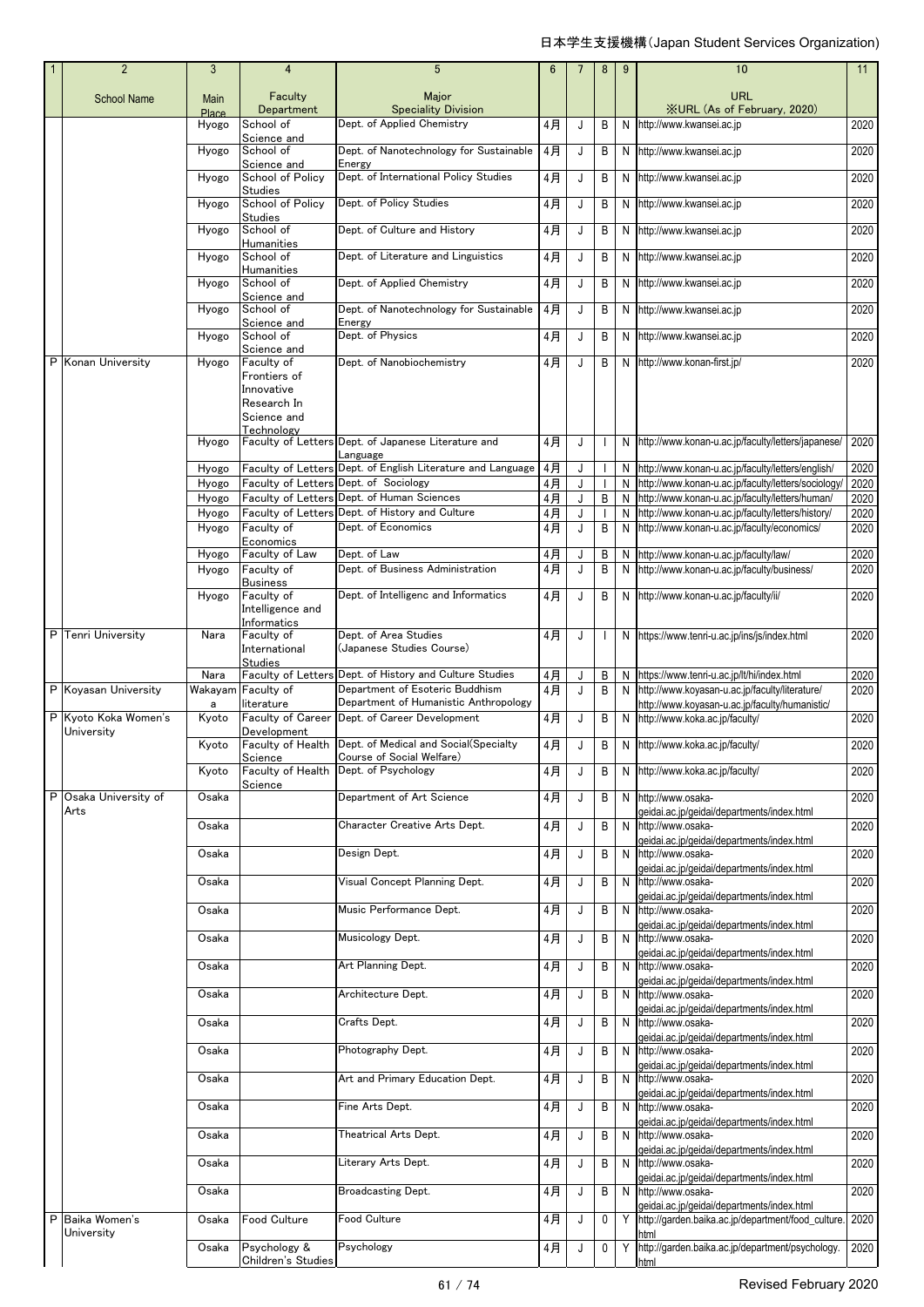| 1 | 2 | 3 | 4 | 5 | 6 | 7 | 8 | 9 | 10 | 11 |
|---|---|---|---|---|---|---|---|---|---|---|
| | School Name | Main Place | Faculty Department | Major Speciality Division | | | | | URL ※URL (As of February, 2020) | |
| | | Hyogo | School of Science and | Dept. of Applied Chemistry | 4月 | J | B | N | http://www.kwansei.ac.jp | 2020 |
| | | Hyogo | School of Science and | Dept. of Nanotechnology for Sustainable Energy | 4月 | J | B | N | http://www.kwansei.ac.jp | 2020 |
| | | Hyogo | School of Policy Studies | Dept. of International Policy Studies | 4月 | J | B | N | http://www.kwansei.ac.jp | 2020 |
| | | Hyogo | School of Policy Studies | Dept. of Policy Studies | 4月 | J | B | N | http://www.kwansei.ac.jp | 2020 |
| | | Hyogo | School of Humanities | Dept. of Culture and History | 4月 | J | B | N | http://www.kwansei.ac.jp | 2020 |
| | | Hyogo | School of Humanities | Dept. of Literature and Linguistics | 4月 | J | B | N | http://www.kwansei.ac.jp | 2020 |
| | | Hyogo | School of Science and | Dept. of Applied Chemistry | 4月 | J | B | N | http://www.kwansei.ac.jp | 2020 |
| | | Hyogo | School of Science and | Dept. of Nanotechnology for Sustainable Energy | 4月 | J | B | N | http://www.kwansei.ac.jp | 2020 |
| | | Hyogo | School of Science and | Dept. of Physics | 4月 | J | B | N | http://www.kwansei.ac.jp | 2020 |
| P | Konan University | Hyogo | Faculty of Frontiers of Innovative Research In Science and Technology | Dept. of Nanobiochemistry | 4月 | J | B | N | http://www.konan-first.jp/ | 2020 |
| | | Hyogo | Faculty of Letters | Dept. of Japanese Literature and Language | 4月 | J | I | N | http://www.konan-u.ac.jp/faculty/letters/japanese/ | 2020 |
| | | Hyogo | Faculty of Letters | Dept. of English Literature and Language | 4月 | J | I | N | http://www.konan-u.ac.jp/faculty/letters/english/ | 2020 |
| | | Hyogo | Faculty of Letters | Dept. of Sociology | 4月 | J | I | N | http://www.konan-u.ac.jp/faculty/letters/sociology/ | 2020 |
| | | Hyogo | Faculty of Letters | Dept. of Human Sciences | 4月 | J | B | N | http://www.konan-u.ac.jp/faculty/letters/human/ | 2020 |
| | | Hyogo | Faculty of Letters | Dept. of History and Culture | 4月 | J | I | N | http://www.konan-u.ac.jp/faculty/letters/history/ | 2020 |
| | | Hyogo | Faculty of Economics | Dept. of Economics | 4月 | J | B | N | http://www.konan-u.ac.jp/faculty/economics/ | 2020 |
| | | Hyogo | Faculty of Law | Dept. of Law | 4月 | J | B | N | http://www.konan-u.ac.jp/faculty/law/ | 2020 |
| | | Hyogo | Faculty of Business | Dept. of Business Administration | 4月 | J | B | N | http://www.konan-u.ac.jp/faculty/business/ | 2020 |
| | | Hyogo | Faculty of Intelligence and Informatics | Dept. of Intelligenc and Informatics | 4月 | J | B | N | http://www.konan-u.ac.jp/faculty/ii/ | 2020 |
| P | Tenri University | Nara | Faculty of International Studies | Dept. of Area Studies (Japanese Studies Course) | 4月 | J | I | N | https://www.tenri-u.ac.jp/ins/js/index.html | 2020 |
| | | Nara | Faculty of Letters | Dept. of History and Culture Studies | 4月 | J | B | N | https://www.tenri-u.ac.jp/lt/hi/index.html | 2020 |
| P | Koyasan University | Wakayama | Faculty of literature | Department of Esoteric Buddhism Department of Humanistic Anthropology | 4月 | J | B | N | http://www.koyasan-u.ac.jp/faculty/literature/ http://www.koyasan-u.ac.jp/faculty/humanistic/ | 2020 |
| P | Kyoto Koka Women's University | Kyoto | Faculty of Career Development | Dept. of Career Development | 4月 | J | B | N | http://www.koka.ac.jp/faculty/ | 2020 |
| | | Kyoto | Faculty of Health Science | Dept. of Medical and Social(Specialty Course of Social Welfare) | 4月 | J | B | N | http://www.koka.ac.jp/faculty/ | 2020 |
| | | Kyoto | Faculty of Health Science | Dept. of Psychology | 4月 | J | B | N | http://www.koka.ac.jp/faculty/ | 2020 |
| P | Osaka University of Arts | Osaka | | Department of Art Science | 4月 | J | B | N | http://www.osaka-geidai.ac.jp/geidai/departments/index.html | 2020 |
| | | Osaka | | Character Creative Arts Dept. | 4月 | J | B | N | http://www.osaka-geidai.ac.jp/geidai/departments/index.html | 2020 |
| | | Osaka | | Design Dept. | 4月 | J | B | N | http://www.osaka-geidai.ac.jp/geidai/departments/index.html | 2020 |
| | | Osaka | | Visual Concept Planning Dept. | 4月 | J | B | N | http://www.osaka-geidai.ac.jp/geidai/departments/index.html | 2020 |
| | | Osaka | | Music Performance Dept. | 4月 | J | B | N | http://www.osaka-geidai.ac.jp/geidai/departments/index.html | 2020 |
| | | Osaka | | Musicology Dept. | 4月 | J | B | N | http://www.osaka-geidai.ac.jp/geidai/departments/index.html | 2020 |
| | | Osaka | | Art Planning Dept. | 4月 | J | B | N | http://www.osaka-geidai.ac.jp/geidai/departments/index.html | 2020 |
| | | Osaka | | Architecture Dept. | 4月 | J | B | N | http://www.osaka-geidai.ac.jp/geidai/departments/index.html | 2020 |
| | | Osaka | | Crafts Dept. | 4月 | J | B | N | http://www.osaka-geidai.ac.jp/geidai/departments/index.html | 2020 |
| | | Osaka | | Photography Dept. | 4月 | J | B | N | http://www.osaka-geidai.ac.jp/geidai/departments/index.html | 2020 |
| | | Osaka | | Art and Primary Education Dept. | 4月 | J | B | N | http://www.osaka-geidai.ac.jp/geidai/departments/index.html | 2020 |
| | | Osaka | | Fine Arts Dept. | 4月 | J | B | N | http://www.osaka-geidai.ac.jp/geidai/departments/index.html | 2020 |
| | | Osaka | | Theatrical Arts Dept. | 4月 | J | B | N | http://www.osaka-geidai.ac.jp/geidai/departments/index.html | 2020 |
| | | Osaka | | Literary Arts Dept. | 4月 | J | B | N | http://www.osaka-geidai.ac.jp/geidai/departments/index.html | 2020 |
| | | Osaka | | Broadcasting Dept. | 4月 | J | B | N | http://www.osaka-geidai.ac.jp/geidai/departments/index.html | 2020 |
| P | Baika Women's University | Osaka | Food Culture | Food Culture | 4月 | J | 0 | Y | http://garden.baika.ac.jp/department/food_culture.html | 2020 |
| | | Osaka | Psychology & Children's Studies | Psychology | 4月 | J | 0 | Y | http://garden.baika.ac.jp/department/psychology.html | 2020 |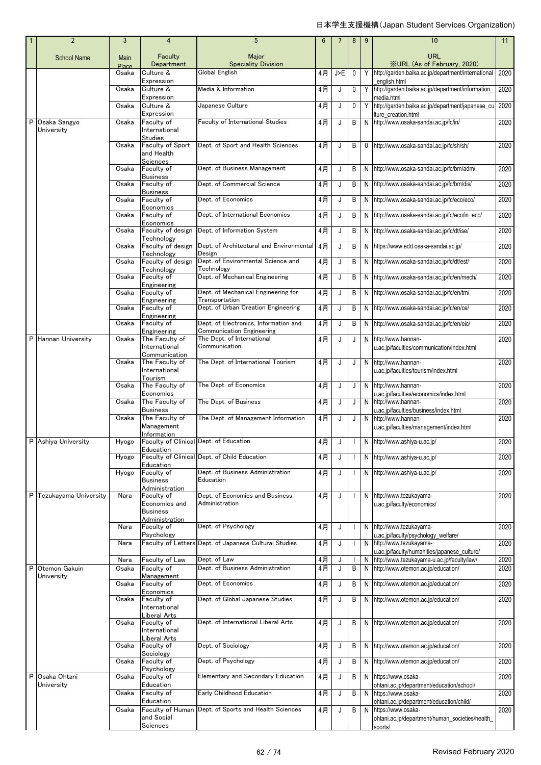| 1 | 2 | 3 | 4 | 5 | 6 | 7 | 8 | 9 | 10 | 11 |
|---|---|---|---|---|---|---|---|---|---|---|
| | School Name | Main Place | Faculty Department | Major Speciality Division | | | | | URL ※URL (As of February, 2020) | |
| | | Osaka | Culture & Expression | Global English | 4月 | J>E | 0 | Y | http://garden.baika.ac.jp/department/international_english.html | 2020 |
| | | Osaka | Culture & Expression | Media & Information | 4月 | J | 0 | Y | http://garden.baika.ac.jp/department/information_media.html | 2020 |
| | | Osaka | Culture & Expression | Japanese Culture | 4月 | J | 0 | Y | http://garden.baika.ac.jp/department/japanese_culture_creation.html | 2020 |
| P | Osaka Sangyo University | Osaka | Faculty of International Studies | Faculty of International Studies | 4月 | J | B | N | http://www.osaka-sandai.ac.jp/fc/in/ | 2020 |
| | | Osaka | Faculty of Sport and Health Sciences | Dept. of Sport and Health Sciences | 4月 | J | B | 0 | http://www.osaka-sandai.ac.jp/fc/sh/sh/ | 2020 |
| | | Osaka | Faculty of Business | Dept. of Business Management | 4月 | J | B | N | http://www.osaka-sandai.ac.jp/fc/bm/adm/ | 2020 |
| | | Osaka | Faculty of Business | Dept. of Commercial Science | 4月 | J | B | N | http://www.osaka-sandai.ac.jp/fc/bm/dis/ | 2020 |
| | | Osaka | Faculty of Economics | Dept. of Economics | 4月 | J | B | N | http://www.osaka-sandai.ac.jp/fc/eco/eco/ | 2020 |
| | | Osaka | Faculty of Economics | Dept. of International Economics | 4月 | J | B | N | http://www.osaka-sandai.ac.jp/fc/eco/in_eco/ | 2020 |
| | | Osaka | Faculty of design Technology | Dept. of Information System | 4月 | J | B | N | http://www.osaka-sandai.ac.jp/fc/dt/ise/ | 2020 |
| | | Osaka | Faculty of design Technology | Dept. of Architectural and Environmental Design | 4月 | J | B | N | https://www.edd.osaka-sandai.ac.jp/ | 2020 |
| | | Osaka | Faculty of design Technology | Dept. of Environmental Science and Technology | 4月 | J | B | N | http://www.osaka-sandai.ac.jp/fc/dt/est/ | 2020 |
| | | Osaka | Faculty of Engineering | Dept. of Mechanical Engineering | 4月 | J | B | N | http://www.osaka-sandai.ac.jp/fc/en/mech/ | 2020 |
| | | Osaka | Faculty of Engineering | Dept. of Mechanical Engineering for Transportation | 4月 | J | B | N | http://www.osaka-sandai.ac.jp/fc/en/tm/ | 2020 |
| | | Osaka | Faculty of Engineering | Dept. of Urban Creation Engineering | 4月 | J | B | N | http://www.osaka-sandai.ac.jp/fc/en/ce/ | 2020 |
| | | Osaka | Faculty of Engineering | Dept. of Electronics, Information and Communication Engineering | 4月 | J | B | N | http://www.osaka-sandai.ac.jp/fc/en/eic/ | 2020 |
| P | Hannan University | Osaka | The Faculty of International Communication | The Dept. of International Communication | 4月 | J | J | N | http://www.hannan-u.ac.jp/faculties/communication/index.html | 2020 |
| | | Osaka | The Faculty of International Tourism | The Dept. of International Tourism | 4月 | J | J | N | http://www.hannan-u.ac.jp/faculties/tourism/index.html | 2020 |
| | | Osaka | The Faculty of Economics | The Dept. of Economics | 4月 | J | J | N | http://www.hannan-u.ac.jp/faculties/economics/index.html | 2020 |
| | | Osaka | The Faculty of Business | The Dept. of Business | 4月 | J | J | N | http://www.hannan-u.ac.jp/faculties/business/index.html | 2020 |
| | | Osaka | The Faculty of Management Information | The Dept. of Management Information | 4月 | J | J | N | http://www.hannan-u.ac.jp/faculties/management/index.html | 2020 |
| P | Ashiya University | Hyogo | Faculty of Clinical Education | Dept. of Education | 4月 | J | I | N | http://www.ashiya-u.ac.jp/ | 2020 |
| | | Hyogo | Faculty of Clinical Education | Dept. of Child Education | 4月 | J | I | N | http://www.ashiya-u.ac.jp/ | 2020 |
| | | Hyogo | Faculty of Business Administration | Dept. of Business Administration Education | 4月 | J | I | N | http://www.ashiya-u.ac.jp/ | 2020 |
| P | Tezukayama University | Nara | Faculty of Economics and Business Administration | Dept. of Economics and Business Administration | 4月 | J | I | N | http://www.tezukayama-u.ac.jp/faculty/economics/ | 2020 |
| | | Nara | Faculty of Psychology | Dept. of Psychology | 4月 | J | I | N | http://www.tezukayama-u.ac.jp/faculty/psychology_welfare/ | 2020 |
| | | Nara | Faculty of Letters | Dept. of Japanese Cultural Studies | 4月 | J | I | N | http://www.tezukayama-u.ac.jp/faculty/humanities/japanese_culture/ | 2020 |
| | | Nara | Faculty of Law | Dept. of Law | 4月 | J | I | N | http://www.tezukayama-u.ac.jp/faculty/law/ | 2020 |
| P | Otemon Gakuin University | Osaka | Faculty of Management | Dept. of Business Administration | 4月 | J | B | N | http://www.otemon.ac.jp/education/ | 2020 |
| | | Osaka | Faculty of Economics | Dept. of Economics | 4月 | J | B | N | http://www.otemon.ac.jp/education/ | 2020 |
| | | Osaka | Faculty of International Liberal Arts | Dept. of Global Japanese Studies | 4月 | J | B | N | http://www.otemon.ac.jp/education/ | 2020 |
| | | Osaka | Faculty of International Liberal Arts | Dept. of International Liberal Arts | 4月 | J | B | N | http://www.otemon.ac.jp/education/ | 2020 |
| | | Osaka | Faculty of Sociology | Dept. of Sociology | 4月 | J | B | N | http://www.otemon.ac.jp/education/ | 2020 |
| | | Osaka | Faculty of Psychology | Dept. of Psychology | 4月 | J | B | N | http://www.otemon.ac.jp/education/ | 2020 |
| P | Osaka Ohtani University | Osaka | Faculty of Education | Elementary and Secondary Education | 4月 | J | B | N | https://www.osaka-ohtani.ac.jp/department/education/school/ | 2020 |
| | | Osaka | Faculty of Education | Early Childhood Education | 4月 | J | B | N | https://www.osaka-ohtani.ac.jp/department/education/child/ | 2020 |
| | | Osaka | Faculty of Human and Social Sciences | Dept. of Sports and Health Sciences | 4月 | J | B | N | https://www.osaka-ohtani.ac.jp/department/human_societies/health_sports/ | 2020 |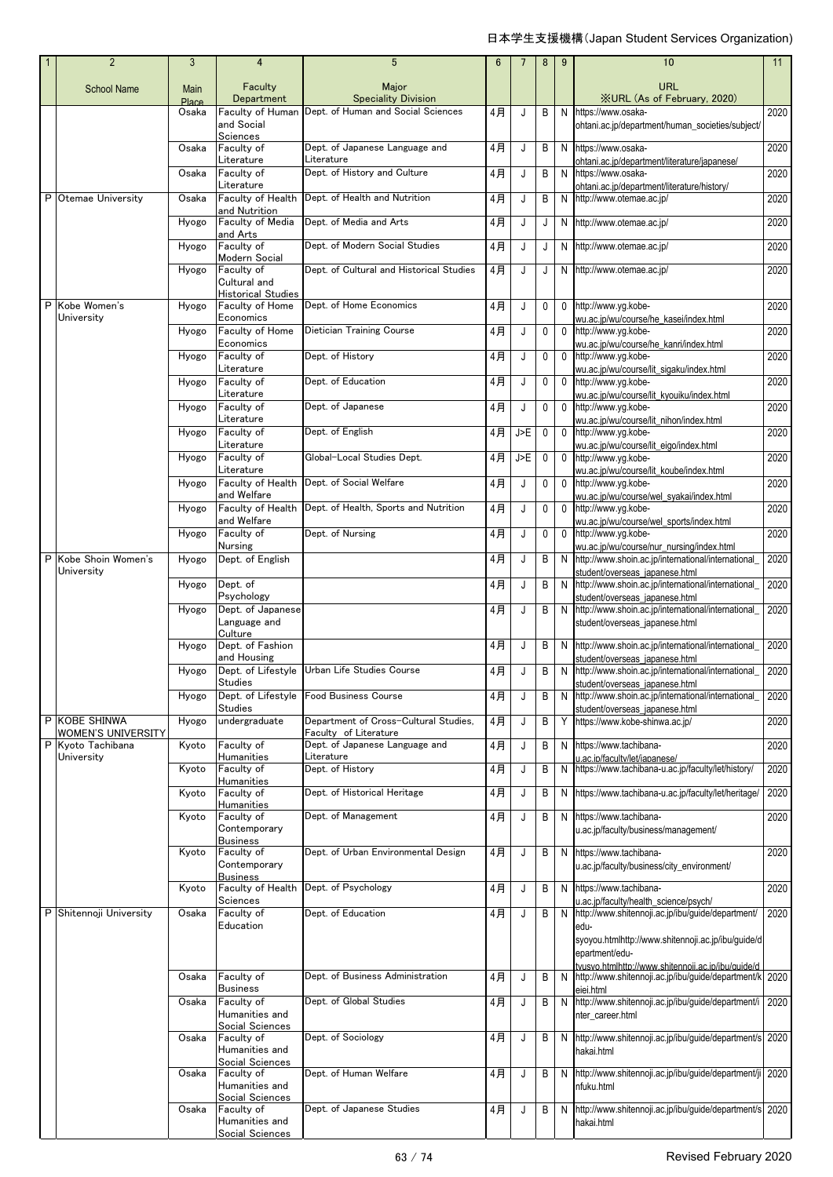日本学生支援機構（Japan Student Services Organization）

| 1 | 2 | 3 | 4 | 5 | 6 | 7 | 8 | 9 | 10 | 11 |
|---|---|---|---|---|---|---|---|---|---|---|
| | School Name | Main Place | Faculty Department | Major Speciality Division | | | | | URL ※URL (As of February, 2020) | |
| | | Osaka | Faculty of Human and Social Sciences | Dept. of Human and Social Sciences | 4月 | J | B | N | https://www.osaka-ohtani.ac.jp/department/human_societies/subject/ | 2020 |
| | | Osaka | Faculty of Literature | Dept. of Japanese Language and Literature | 4月 | J | B | N | https://www.osaka-ohtani.ac.jp/department/literature/japanese/ | 2020 |
| | | Osaka | Faculty of Literature | Dept. of History and Culture | 4月 | J | B | N | https://www.osaka-ohtani.ac.jp/department/literature/history/ | 2020 |
| P | Otemae University | Osaka | Faculty of Health and Nutrition | Dept. of Health and Nutrition | 4月 | J | B | N | http://www.otemae.ac.jp/ | 2020 |
| | | Hyogo | Faculty of Media and Arts | Dept. of Media and Arts | 4月 | J | J | N | http://www.otemae.ac.jp/ | 2020 |
| | | Hyogo | Faculty of Modern Social | Dept. of Modern Social Studies | 4月 | J | J | N | http://www.otemae.ac.jp/ | 2020 |
| | | Hyogo | Faculty of Cultural and Historical Studies | Dept. of Cultural and Historical Studies | 4月 | J | J | N | http://www.otemae.ac.jp/ | 2020 |
| P | Kobe Women's University | Hyogo | Faculty of Home Economics | Dept. of Home Economics | 4月 | J | 0 | 0 | http://www.yg.kobe-wu.ac.jp/wu/course/he_kasei/index.html | 2020 |
| | | Hyogo | Faculty of Home Economics | Dietician Training Course | 4月 | J | 0 | 0 | http://www.yg.kobe-wu.ac.jp/wu/course/he_kanri/index.html | 2020 |
| | | Hyogo | Faculty of Literature | Dept. of History | 4月 | J | 0 | 0 | http://www.yg.kobe-wu.ac.jp/wu/course/lit_sigaku/index.html | 2020 |
| | | Hyogo | Faculty of Literature | Dept. of Education | 4月 | J | 0 | 0 | http://www.yg.kobe-wu.ac.jp/wu/course/lit_kyouiku/index.html | 2020 |
| | | Hyogo | Faculty of Literature | Dept. of Japanese | 4月 | J | 0 | 0 | http://www.yg.kobe-wu.ac.jp/wu/course/lit_nihon/index.html | 2020 |
| | | Hyogo | Faculty of Literature | Dept. of English | 4月 | J>E | 0 | 0 | http://www.yg.kobe-wu.ac.jp/wu/course/lit_eigo/index.html | 2020 |
| | | Hyogo | Faculty of Literature | Global-Local Studies Dept. | 4月 | J>E | 0 | 0 | http://www.yg.kobe-wu.ac.jp/wu/course/lit_koube/index.html | 2020 |
| | | Hyogo | Faculty of Health and Welfare | Dept. of Social Welfare | 4月 | J | 0 | 0 | http://www.yg.kobe-wu.ac.jp/wu/course/wel_syakai/index.html | 2020 |
| | | Hyogo | Faculty of Health and Welfare | Dept. of Health, Sports and Nutrition | 4月 | J | 0 | 0 | http://www.yg.kobe-wu.ac.jp/wu/course/wel_sports/index.html | 2020 |
| | | Hyogo | Faculty of Nursing | Dept. of Nursing | 4月 | J | 0 | 0 | http://www.yg.kobe-wu.ac.jp/wu/course/nur_nursing/index.html | 2020 |
| P | Kobe Shoin Women's University | Hyogo | Dept. of English | | 4月 | J | B | N | http://www.shoin.ac.jp/international/international_student/overseas_japanese.html | 2020 |
| | | Hyogo | Dept. of Psychology | | 4月 | J | B | N | http://www.shoin.ac.jp/international/international_student/overseas_japanese.html | 2020 |
| | | Hyogo | Dept. of Japanese Language and Culture | | 4月 | J | B | N | http://www.shoin.ac.jp/international/international_student/overseas_japanese.html | 2020 |
| | | Hyogo | Dept. of Fashion and Housing | | 4月 | J | B | N | http://www.shoin.ac.jp/international/international_student/overseas_japanese.html | 2020 |
| | | Hyogo | Dept. of Lifestyle Studies | Urban Life Studies Course | 4月 | J | B | N | http://www.shoin.ac.jp/international/international_student/overseas_japanese.html | 2020 |
| | | Hyogo | Dept. of Lifestyle Studies | Food Business Course | 4月 | J | B | N | http://www.shoin.ac.jp/international/international_student/overseas_japanese.html | 2020 |
| P | KOBE SHINWA WOMEN'S UNIVERSITY | Hyogo | undergraduate | Department of Cross-Cultural Studies, Faculty of Literature | 4月 | J | B | Y | https://www.kobe-shinwa.ac.jp/ | 2020 |
| P | Kyoto Tachibana University | Kyoto | Faculty of Humanities | Dept. of Japanese Language and Literature | 4月 | J | B | N | https://www.tachibana-u.ac.jp/faculty/let/japanese/ | 2020 |
| | | Kyoto | Faculty of Humanities | Dept. of History | 4月 | J | B | N | https://www.tachibana-u.ac.jp/faculty/let/history/ | 2020 |
| | | Kyoto | Faculty of Humanities | Dept. of Historical Heritage | 4月 | J | B | N | https://www.tachibana-u.ac.jp/faculty/let/heritage/ | 2020 |
| | | Kyoto | Faculty of Contemporary Business | Dept. of Management | 4月 | J | B | N | https://www.tachibana-u.ac.jp/faculty/business/management/ | 2020 |
| | | Kyoto | Faculty of Contemporary Business | Dept. of Urban Environmental Design | 4月 | J | B | N | https://www.tachibana-u.ac.jp/faculty/business/city_environment/ | 2020 |
| | | Kyoto | Faculty of Health Sciences | Dept. of Psychology | 4月 | J | B | N | https://www.tachibana-u.ac.jp/faculty/health_science/psych/ | 2020 |
| P | Shitennoji University | Osaka | Faculty of Education | Dept. of Education | 4月 | J | B | N | http://www.shitennoji.ac.jp/ibu/guide/department/edu-syoyou.htmlhttp://www.shitennoji.ac.jp/ibu/guide/department/edu-tyusyo.htmlhttp://www.shitennoji.ac.jp/ibu/guide/d | 2020 |
| | | Osaka | Faculty of Business | Dept. of Business Administration | 4月 | J | B | N | http://www.shitennoji.ac.jp/ibu/guide/department/keiei.html | 2020 |
| | | Osaka | Faculty of Humanities and Social Sciences | Dept. of Global Studies | 4月 | J | B | N | http://www.shitennoji.ac.jp/ibu/guide/department/inter_career.html | 2020 |
| | | Osaka | Faculty of Humanities and Social Sciences | Dept. of Sociology | 4月 | J | B | N | http://www.shitennoji.ac.jp/ibu/guide/department/shakai.html | 2020 |
| | | Osaka | Faculty of Humanities and Social Sciences | Dept. of Human Welfare | 4月 | J | B | N | http://www.shitennoji.ac.jp/ibu/guide/department/jinfuku.html | 2020 |
| | | Osaka | Faculty of Humanities and Social Sciences | Dept. of Japanese Studies | 4月 | J | B | N | http://www.shitennoji.ac.jp/ibu/guide/department/shakai.html | 2020 |

Revised February 2020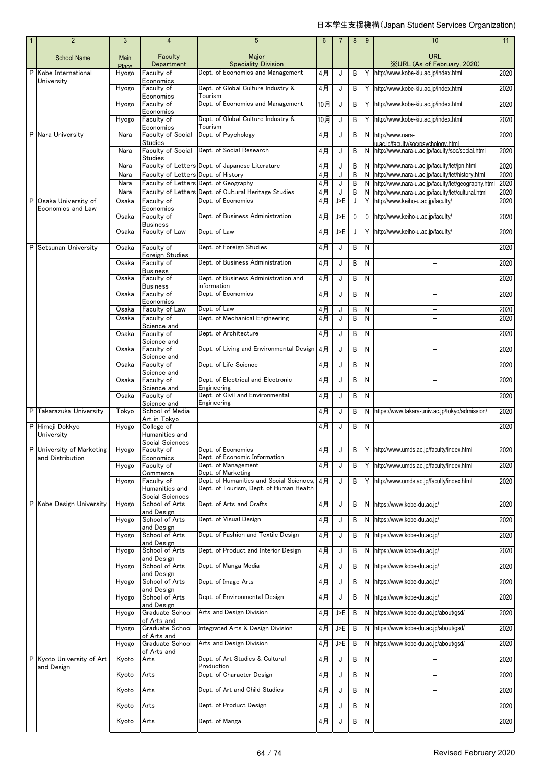| 1 | 2 | 3 | 4 | 5 | 6 | 7 | 8 | 9 | 10 | 11 |
|---|---|---|---|---|---|---|---|---|---|---|
| | School Name | Main Place | Faculty Department | Major Speciality Division | | | | | URL ※URL (As of February, 2020) | |
| P | Kobe International University | Hyogo | Faculty of Economics | Dept. of Economics and Management | 4月 | J | B | Y | http://www.kobe-kiu.ac.jp/index.html | 2020 |
| | | Hyogo | Faculty of Economics | Dept. of Global Culture Industry & Tourism | 4月 | J | B | Y | http://www.kobe-kiu.ac.jp/index.html | 2020 |
| | | Hyogo | Faculty of Economics | Dept. of Economics and Management | 10月 | J | B | Y | http://www.kobe-kiu.ac.jp/index.html | 2020 |
| | | Hyogo | Faculty of Economics | Dept. of Global Culture Industry & Tourism | 10月 | J | B | Y | http://www.kobe-kiu.ac.jp/index.html | 2020 |
| P | Nara University | Nara | Faculty of Social Studies | Dept. of Psychology | 4月 | J | B | N | http://www.nara-u.ac.jp/faculty/soc/psychology.html | 2020 |
| | | Nara | Faculty of Social Studies | Dept. of Social Research | 4月 | J | B | N | http://www.nara-u.ac.jp/faculty/soc/social.html | 2020 |
| | | Nara | Faculty of Letters | Dept. of Japanese Literature | 4月 | J | B | N | http://www.nara-u.ac.jp/faculty/let/jpn.html | 2020 |
| | | Nara | Faculty of Letters | Dept. of History | 4月 | J | B | N | http://www.nara-u.ac.jp/faculty/let/history.html | 2020 |
| | | Nara | Faculty of Letters | Dept. of Geography | 4月 | J | B | N | http://www.nara-u.ac.jp/faculty/let/geography.html | 2020 |
| | | Nara | Faculty of Letters | Dept. of Cultural Heritage Studies | 4月 | J | B | N | http://www.nara-u.ac.jp/faculty/let/cultural.html | 2020 |
| P | Osaka University of Economics and Law | Osaka | Faculty of Economics | Dept. of Economics | 4月 | J>E | J | Y | http://www.keiho-u.ac.jp/faculty/ | 2020 |
| | | Osaka | Faculty of Business | Dept. of Business Administration | 4月 | J>E | 0 | 0 | http://www.keiho-u.ac.jp/faculty/ | 2020 |
| | | Osaka | Faculty of Law | Dept. of Law | 4月 | J>E | J | Y | http://www.keiho-u.ac.jp/faculty/ | 2020 |
| P | Setsunan University | Osaka | Faculty of Foreign Studies | Dept. of Foreign Studies | 4月 | J | B | N | – | 2020 |
| | | Osaka | Faculty of Business | Dept. of Business Administration | 4月 | J | B | N | – | 2020 |
| | | Osaka | Faculty of Business | Dept. of Business Administration and information | 4月 | J | B | N | – | 2020 |
| | | Osaka | Faculty of Economics | Dept. of Economics | 4月 | J | B | N | – | 2020 |
| | | Osaka | Faculty of Law | Dept. of Law | 4月 | J | B | N | – | 2020 |
| | | Osaka | Faculty of Science and | Dept. of Mechanical Engineering | 4月 | J | B | N | – | 2020 |
| | | Osaka | Faculty of Science and | Dept. of Architecture | 4月 | J | B | N | – | 2020 |
| | | Osaka | Faculty of Science and | Dept. of Living and Environmental Design | 4月 | J | B | N | – | 2020 |
| | | Osaka | Faculty of Science and | Dept. of Life Science | 4月 | J | B | N | – | 2020 |
| | | Osaka | Faculty of Science and | Dept. of Electrical and Electronic Engineering | 4月 | J | B | N | – | 2020 |
| | | Osaka | Faculty of Science and | Dept. of Civil and Environmental Engineering | 4月 | J | B | N | – | 2020 |
| P | Takarazuka University | Tokyo | School of Media Art in Tokyo | | 4月 | J | B | N | https://www.takara-univ.ac.jp/tokyo/admission/ | 2020 |
| P | Himeji Dokkyo University | Hyogo | College of Humanities and Social Sciences | | 4月 | J | B | N | – | 2020 |
| P | University of Marketing and Distribution | Hyogo | Faculty of Economics | Dept. of Economics Dept. of Economic Information | 4月 | J | B | Y | http://www.umds.ac.jp/faculty/index.html | 2020 |
| | | Hyogo | Faculty of Commerce | Dept. of Management Dept. of Marketing | 4月 | J | B | Y | http://www.umds.ac.jp/faculty/index.html | 2020 |
| | | Hyogo | Faculty of Humanities and Social Sciences | Dept. of Humanities and Social Sciences, Dept. of Tourism, Dept. of Human Health | 4月 | J | B | Y | http://www.umds.ac.jp/faculty/index.html | 2020 |
| P | Kobe Design University | Hyogo | School of Arts and Design | Dept. of Arts and Crafts | 4月 | J | B | N | https://www.kobe-du.ac.jp/ | 2020 |
| | | Hyogo | School of Arts and Design | Dept. of Visual Design | 4月 | J | B | N | https://www.kobe-du.ac.jp/ | 2020 |
| | | Hyogo | School of Arts and Design | Dept. of Fashion and Textile Design | 4月 | J | B | N | https://www.kobe-du.ac.jp/ | 2020 |
| | | Hyogo | School of Arts and Design | Dept. of Product and Interior Design | 4月 | J | B | N | https://www.kobe-du.ac.jp/ | 2020 |
| | | Hyogo | School of Arts and Design | Dept. of Manga Media | 4月 | J | B | N | https://www.kobe-du.ac.jp/ | 2020 |
| | | Hyogo | School of Arts and Design | Dept. of Image Arts | 4月 | J | B | N | https://www.kobe-du.ac.jp/ | 2020 |
| | | Hyogo | School of Arts and Design | Dept. of Environmental Design | 4月 | J | B | N | https://www.kobe-du.ac.jp/ | 2020 |
| | | Hyogo | Graduate School of Arts and | Arts and Design Division | 4月 | J>E | B | N | https://www.kobe-du.ac.jp/about/gsd/ | 2020 |
| | | Hyogo | Graduate School of Arts and | Integrated Arts & Design Division | 4月 | J>E | B | N | https://www.kobe-du.ac.jp/about/gsd/ | 2020 |
| | | Hyogo | Graduate School of Arts and | Arts and Design Division | 4月 | J>E | B | N | https://www.kobe-du.ac.jp/about/gsd/ | 2020 |
| P | Kyoto University of Art and Design | Kyoto | Arts | Dept. of Art Studies & Cultural Production | 4月 | J | B | N | – | 2020 |
| | | Kyoto | Arts | Dept. of Character Design | 4月 | J | B | N | – | 2020 |
| | | Kyoto | Arts | Dept. of Art and Child Studies | 4月 | J | B | N | – | 2020 |
| | | Kyoto | Arts | Dept. of Product Design | 4月 | J | B | N | – | 2020 |
| | | Kyoto | Arts | Dept. of Manga | 4月 | J | B | N | – | 2020 |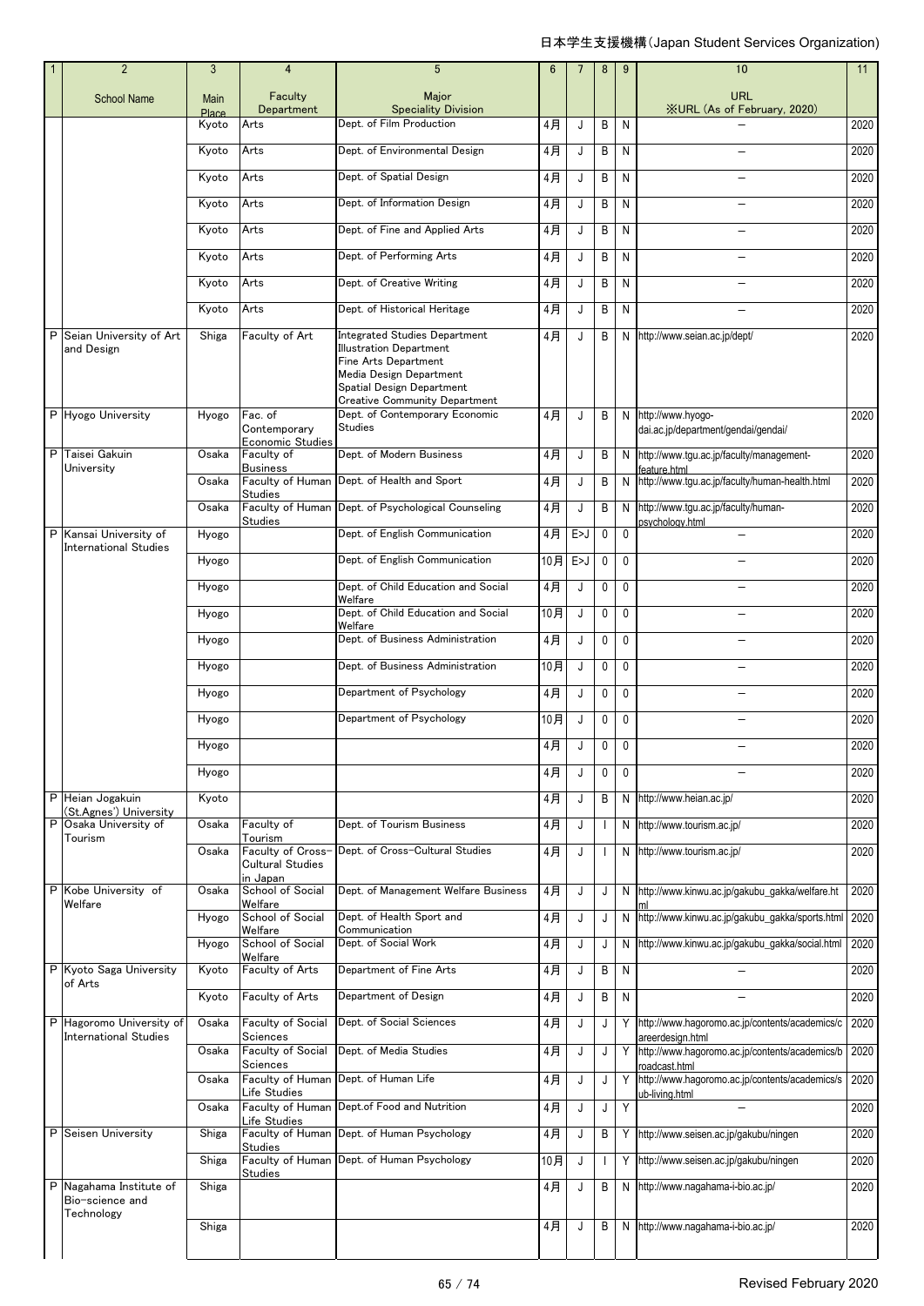日本学生支援機構(Japan Student Services Organization)

| 1 | 2 | 3 | 4 | 5 | 6 | 7 | 8 | 9 | 10 | 11 |
|---|---|---|---|---|---|---|---|---|---|---|
| | School Name | Main Place | Faculty Department | Major Speciality Division | | | | | URL ※URL (As of February, 2020) | |
| | | Kyoto | Arts | Dept. of Film Production | 4月 | J | B | N | － | 2020 |
| | | Kyoto | Arts | Dept. of Environmental Design | 4月 | J | B | N | － | 2020 |
| | | Kyoto | Arts | Dept. of Spatial Design | 4月 | J | B | N | － | 2020 |
| | | Kyoto | Arts | Dept. of Information Design | 4月 | J | B | N | － | 2020 |
| | | Kyoto | Arts | Dept. of Fine and Applied Arts | 4月 | J | B | N | － | 2020 |
| | | Kyoto | Arts | Dept. of Performing Arts | 4月 | J | B | N | － | 2020 |
| | | Kyoto | Arts | Dept. of Creative Writing | 4月 | J | B | N | － | 2020 |
| | | Kyoto | Arts | Dept. of Historical Heritage | 4月 | J | B | N | － | 2020 |
| P | Seian University of Art and Design | Shiga | Faculty of Art | Integrated Studies Department<br>Illustration Department<br>Fine Arts Department<br>Media Design Department<br>Spatial Design Department<br>Creative Community Department | 4月 | J | B | N | http://www.seian.ac.jp/dept/ | 2020 |
| P | Hyogo University | Hyogo | Fac. of Contemporary Economic Studies | Dept. of Contemporary Economic Studies | 4月 | J | B | N | http://www.hyogo-dai.ac.jp/department/gendai/gendai/ | 2020 |
| P | Taisei Gakuin University | Osaka | Faculty of Business | Dept. of Modern Business | 4月 | J | B | N | http://www.tgu.ac.jp/faculty/management-feature.html | 2020 |
| | | Osaka | Faculty of Human Studies | Dept. of Health and Sport | 4月 | J | B | N | http://www.tgu.ac.jp/faculty/human-health.html | 2020 |
| | | Osaka | Faculty of Human Studies | Dept. of Psychological Counseling | 4月 | J | B | N | http://www.tgu.ac.jp/faculty/human-psychology.html | 2020 |
| P | Kansai University of International Studies | Hyogo | | Dept. of English Communication | 4月 | E>J | 0 | 0 | － | 2020 |
| | | Hyogo | | Dept. of English Communication | 10月 | E>J | 0 | 0 | － | 2020 |
| | | Hyogo | | Dept. of Child Education and Social Welfare | 4月 | J | 0 | 0 | － | 2020 |
| | | Hyogo | | Dept. of Child Education and Social Welfare | 10月 | J | 0 | 0 | － | 2020 |
| | | Hyogo | | Dept. of Business Administration | 4月 | J | 0 | 0 | － | 2020 |
| | | Hyogo | | Dept. of Business Administration | 10月 | J | 0 | 0 | － | 2020 |
| | | Hyogo | | Department of Psychology | 4月 | J | 0 | 0 | － | 2020 |
| | | Hyogo | | Department of Psychology | 10月 | J | 0 | 0 | － | 2020 |
| | | Hyogo | | | 4月 | J | 0 | 0 | － | 2020 |
| | | Hyogo | | | 4月 | J | 0 | 0 | － | 2020 |
| P | Heian Jogakuin (St.Agnes') University | Kyoto | | | 4月 | J | B | N | http://www.heian.ac.jp/ | 2020 |
| P | Osaka University of Tourism | Osaka | Faculty of Tourism | Dept. of Tourism Business | 4月 | J | I | N | http://www.tourism.ac.jp/ | 2020 |
| | | Osaka | Faculty of Cross-Cultural Studies in Japan | Dept. of Cross-Cultural Studies | 4月 | J | I | N | http://www.tourism.ac.jp/ | 2020 |
| P | Kobe University of Welfare | Osaka | School of Social Welfare | Dept. of Management Welfare Business | 4月 | J | J | N | http://www.kinwu.ac.jp/gakubu_gakka/welfare.html | 2020 |
| | | Hyogo | School of Social Welfare | Dept. of Health Sport and Communication | 4月 | J | J | N | http://www.kinwu.ac.jp/gakubu_gakka/sports.html | 2020 |
| | | Hyogo | School of Social Welfare | Dept. of Social Work | 4月 | J | J | N | http://www.kinwu.ac.jp/gakubu_gakka/social.html | 2020 |
| P | Kyoto Saga University of Arts | Kyoto | Faculty of Arts | Department of Fine Arts | 4月 | J | B | N | － | 2020 |
| | | Kyoto | Faculty of Arts | Department of Design | 4月 | J | B | N | － | 2020 |
| P | Hagoromo University of International Studies | Osaka | Faculty of Social Sciences | Dept. of Social Sciences | 4月 | J | J | Y | http://www.hagoromo.ac.jp/contents/academics/careerdesign.html | 2020 |
| | | Osaka | Faculty of Social Sciences | Dept. of Media Studies | 4月 | J | J | Y | http://www.hagoromo.ac.jp/contents/academics/broadcast.html | 2020 |
| | | Osaka | Faculty of Human Life Studies | Dept. of Human Life | 4月 | J | J | Y | http://www.hagoromo.ac.jp/contents/academics/sub-living.html | 2020 |
| | | Osaka | Faculty of Human Life Studies | Dept.of Food and Nutrition | 4月 | J | J | Y | － | 2020 |
| P | Seisen University | Shiga | Faculty of Human Studies | Dept. of Human Psychology | 4月 | J | B | Y | http://www.seisen.ac.jp/gakubu/ningen | 2020 |
| | | Shiga | Faculty of Human Studies | Dept. of Human Psychology | 10月 | J | I | Y | http://www.seisen.ac.jp/gakubu/ningen | 2020 |
| P | Nagahama Institute of Bio-science and Technology | Shiga | | | 4月 | J | B | N | http://www.nagahama-i-bio.ac.jp/ | 2020 |
| | | Shiga | | | 4月 | J | B | N | http://www.nagahama-i-bio.ac.jp/ | 2020 |

Revised February 2020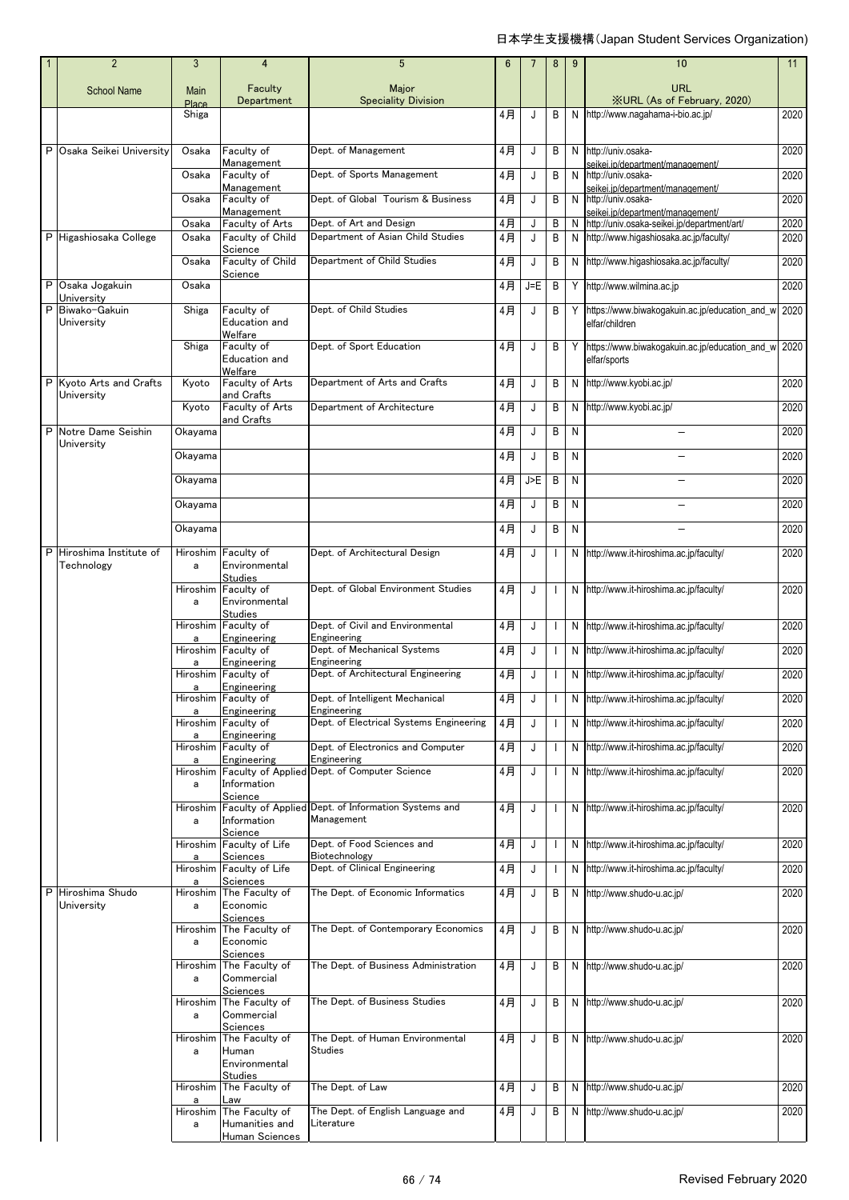| 1 | 2 | 3 | 4 | 5 | 6 | 7 | 8 | 9 | 10 | 11 |
|---|---|---|---|---|---|---|---|---|---|---|
| | School Name | Main Place | Faculty Department | Major Speciality Division | | | | | URL ※URL (As of February, 2020) | |
| | | Shiga | | | 4月 | J | B | N | http://www.nagahama-i-bio.ac.jp/ | 2020 |
| P | Osaka Seikei University | Osaka | Faculty of Management | Dept. of Management | 4月 | J | B | N | http://univ.osaka-seikei.jp/department/management/ | 2020 |
| | | Osaka | Faculty of Management | Dept. of Sports Management | 4月 | J | B | N | http://univ.osaka-seikei.jp/department/management/ | 2020 |
| | | Osaka | Faculty of Management | Dept. of Global Tourism & Business | 4月 | J | B | N | http://univ.osaka-seikei.jp/department/management/ | 2020 |
| | | Osaka | Faculty of Arts | Dept. of Art and Design | 4月 | J | B | N | http://univ.osaka-seikei.jp/department/art/ | 2020 |
| P | Higashiosaka College | Osaka | Faculty of Child Science | Department of Asian Child Studies | 4月 | J | B | N | http://www.higashiosaka.ac.jp/faculty/ | 2020 |
| | | Osaka | Faculty of Child Science | Department of Child Studies | 4月 | J | B | N | http://www.higashiosaka.ac.jp/faculty/ | 2020 |
| P | Osaka Jogakuin University | Osaka | | | 4月 | J=E | B | Y | http://www.wilmina.ac.jp | 2020 |
| P | Biwako-Gakuin University | Shiga | Faculty of Education and Welfare | Dept. of Child Studies | 4月 | J | B | Y | https://www.biwakogakuin.ac.jp/education_and_welfar/children | 2020 |
| | | Shiga | Faculty of Education and Welfare | Dept. of Sport Education | 4月 | J | B | Y | https://www.biwakogakuin.ac.jp/education_and_welfar/sports | 2020 |
| P | Kyoto Arts and Crafts University | Kyoto | Faculty of Arts and Crafts | Department of Arts and Crafts | 4月 | J | B | N | http://www.kyobi.ac.jp/ | 2020 |
| | | Kyoto | Faculty of Arts and Crafts | Department of Architecture | 4月 | J | B | N | http://www.kyobi.ac.jp/ | 2020 |
| P | Notre Dame Seishin University | Okayama | | | 4月 | J | B | N | – | 2020 |
| | | Okayama | | | 4月 | J | B | N | – | 2020 |
| | | Okayama | | | 4月 | J>E | B | N | – | 2020 |
| | | Okayama | | | 4月 | J | B | N | – | 2020 |
| | | Okayama | | | 4月 | J | B | N | – | 2020 |
| P | Hiroshima Institute of Technology | Hiroshima | Faculty of Environmental Studies | Dept. of Architectural Design | 4月 | J | I | N | http://www.it-hiroshima.ac.jp/faculty/ | 2020 |
| | | Hiroshima | Faculty of Environmental Studies | Dept. of Global Environment Studies | 4月 | J | I | N | http://www.it-hiroshima.ac.jp/faculty/ | 2020 |
| | | Hiroshima | Faculty of Engineering | Dept. of Civil and Environmental Engineering | 4月 | J | I | N | http://www.it-hiroshima.ac.jp/faculty/ | 2020 |
| | | Hiroshima | Faculty of Engineering | Dept. of Mechanical Systems Engineering | 4月 | J | I | N | http://www.it-hiroshima.ac.jp/faculty/ | 2020 |
| | | Hiroshima | Faculty of Engineering | Dept. of Architectural Engineering | 4月 | J | I | N | http://www.it-hiroshima.ac.jp/faculty/ | 2020 |
| | | Hiroshima | Faculty of Engineering | Dept. of Intelligent Mechanical Engineering | 4月 | J | I | N | http://www.it-hiroshima.ac.jp/faculty/ | 2020 |
| | | Hiroshima | Faculty of Engineering | Dept. of Electrical Systems Engineering | 4月 | J | I | N | http://www.it-hiroshima.ac.jp/faculty/ | 2020 |
| | | Hiroshima | Faculty of Engineering | Dept. of Electronics and Computer Engineering | 4月 | J | I | N | http://www.it-hiroshima.ac.jp/faculty/ | 2020 |
| | | Hiroshima | Faculty of Applied Information Science | Dept. of Computer Science | 4月 | J | I | N | http://www.it-hiroshima.ac.jp/faculty/ | 2020 |
| | | Hiroshima | Faculty of Applied Information Science | Dept. of Information Systems and Management | 4月 | J | I | N | http://www.it-hiroshima.ac.jp/faculty/ | 2020 |
| | | Hiroshima | Faculty of Life Sciences | Dept. of Food Sciences and Biotechnology | 4月 | J | I | N | http://www.it-hiroshima.ac.jp/faculty/ | 2020 |
| | | Hiroshima | Faculty of Life Sciences | Dept. of Clinical Engineering | 4月 | J | I | N | http://www.it-hiroshima.ac.jp/faculty/ | 2020 |
| P | Hiroshima Shudo University | Hiroshima | The Faculty of Economic Sciences | The Dept. of Economic Informatics | 4月 | J | B | N | http://www.shudo-u.ac.jp/ | 2020 |
| | | Hiroshima | The Faculty of Economic Sciences | The Dept. of Contemporary Economics | 4月 | J | B | N | http://www.shudo-u.ac.jp/ | 2020 |
| | | Hiroshima | The Faculty of Commercial Sciences | The Dept. of Business Administration | 4月 | J | B | N | http://www.shudo-u.ac.jp/ | 2020 |
| | | Hiroshima | The Faculty of Commercial Sciences | The Dept. of Business Studies | 4月 | J | B | N | http://www.shudo-u.ac.jp/ | 2020 |
| | | Hiroshima | The Faculty of Human Environmental Studies | The Dept. of Human Environmental Studies | 4月 | J | B | N | http://www.shudo-u.ac.jp/ | 2020 |
| | | Hiroshima | The Faculty of Law | The Dept. of Law | 4月 | J | B | N | http://www.shudo-u.ac.jp/ | 2020 |
| | | Hiroshima | The Faculty of Humanities and Human Sciences | The Dept. of English Language and Literature | 4月 | J | B | N | http://www.shudo-u.ac.jp/ | 2020 |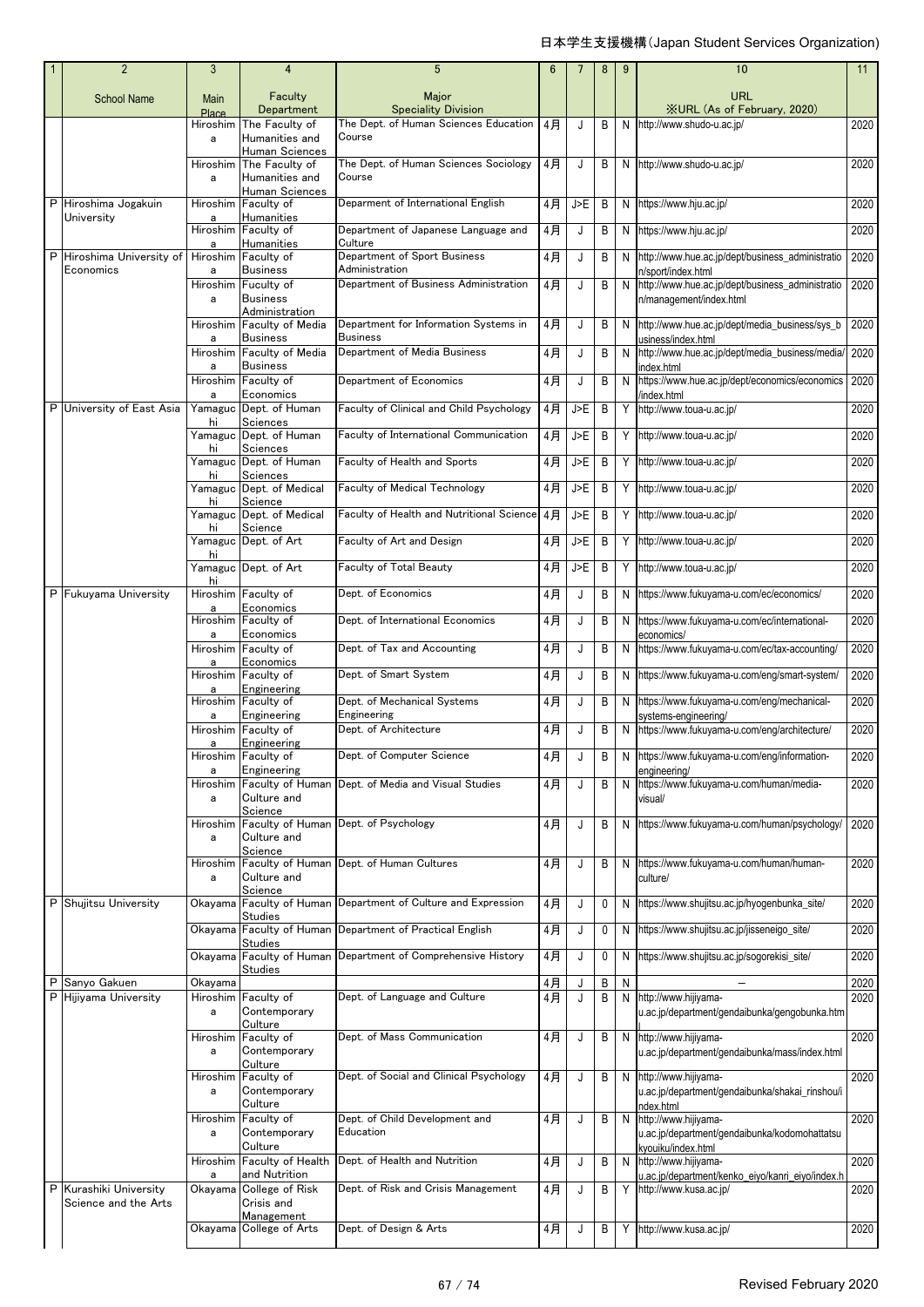日本学生支援機構(Japan Student Services Organization)

| 1 | 2 | 3 | 4 | 5 | 6 | 7 | 8 | 9 | 10 | 11 |
|---|---|---|---|---|---|---|---|---|---|---|
| | School Name | Main Place | Faculty Department | Major Speciality Division | | | | | URL ※URL (As of February, 2020) | |
| | | Hiroshima | The Faculty of Humanities and Human Sciences | The Dept. of Human Sciences Education Course | 4月 | J | B | N | http://www.shudo-u.ac.jp/ | 2020 |
| | | Hiroshima | The Faculty of Humanities and Human Sciences | The Dept. of Human Sciences Sociology Course | 4月 | J | B | N | http://www.shudo-u.ac.jp/ | 2020 |
| P | Hiroshima Jogakuin University | Hiroshima | Faculty of Humanities | Deparment of International English | 4月 | J>E | B | N | https://www.hju.ac.jp/ | 2020 |
| | | Hiroshima | Faculty of Humanities | Department of Japanese Language and Culture | 4月 | J | B | N | https://www.hju.ac.jp/ | 2020 |
| P | Hiroshima University of Economics | Hiroshima | Faculty of Business | Department of Sport Business Administration | 4月 | J | B | N | http://www.hue.ac.jp/dept/business_administration/sport/index.html | 2020 |
| | | Hiroshima | Fuculty of Business Administration | Department of Business Administration | 4月 | J | B | N | http://www.hue.ac.jp/dept/business_administration/management/index.html | 2020 |
| | | Hiroshima | Faculty of Media Business | Department for Information Systems in Business | 4月 | J | B | N | http://www.hue.ac.jp/dept/media_business/sys_business/index.html | 2020 |
| | | Hiroshima | Faculty of Media Business | Department of Media Business | 4月 | J | B | N | http://www.hue.ac.jp/dept/media_business/media/index.html | 2020 |
| | | Hiroshima | Faculty of Economics | Department of Economics | 4月 | J | B | N | https://www.hue.ac.jp/dept/economics/economics/index.html | 2020 |
| P | University of East Asia | Yamaguchi | Dept. of Human Sciences | Faculty of Clinical and Child Psychology | 4月 | J>E | B | Y | http://www.toua-u.ac.jp/ | 2020 |
| | | Yamaguchi | Dept. of Human Sciences | Faculty of International Communication | 4月 | J>E | B | Y | http://www.toua-u.ac.jp/ | 2020 |
| | | Yamaguchi | Dept. of Human Sciences | Faculty of Health and Sports | 4月 | J>E | B | Y | http://www.toua-u.ac.jp/ | 2020 |
| | | Yamaguchi | Dept. of Medical Science | Faculty of Medical Technology | 4月 | J>E | B | Y | http://www.toua-u.ac.jp/ | 2020 |
| | | Yamaguchi | Dept. of Medical Science | Faculty of Health and Nutritional Science | 4月 | J>E | B | Y | http://www.toua-u.ac.jp/ | 2020 |
| | | Yamaguchi | Dept. of Art | Faculty of Art and Design | 4月 | J>E | B | Y | http://www.toua-u.ac.jp/ | 2020 |
| | | Yamaguchi | Dept. of Art | Faculty of Total Beauty | 4月 | J>E | B | Y | http://www.toua-u.ac.jp/ | 2020 |
| P | Fukuyama University | Hiroshima | Faculty of Economics | Dept. of Economics | 4月 | J | B | N | https://www.fukuyama-u.com/ec/economics/ | 2020 |
| | | Hiroshima | Faculty of Economics | Dept. of International Economics | 4月 | J | B | N | https://www.fukuyama-u.com/ec/international-economics/ | 2020 |
| | | Hiroshima | Faculty of Economics | Dept. of Tax and Accounting | 4月 | J | B | N | https://www.fukuyama-u.com/ec/tax-accounting/ | 2020 |
| | | Hiroshima | Faculty of Engineering | Dept. of Smart System | 4月 | J | B | N | https://www.fukuyama-u.com/eng/smart-system/ | 2020 |
| | | Hiroshima | Faculty of Engineering | Dept. of Mechanical Systems Engineering | 4月 | J | B | N | https://www.fukuyama-u.com/eng/mechanical-systems-engineering/ | 2020 |
| | | Hiroshima | Faculty of Engineering | Dept. of Architecture | 4月 | J | B | N | https://www.fukuyama-u.com/eng/architecture/ | 2020 |
| | | Hiroshima | Faculty of Engineering | Dept. of Computer Science | 4月 | J | B | N | https://www.fukuyama-u.com/eng/information-engineering/ | 2020 |
| | | Hiroshima | Faculty of Human Culture and Science | Dept. of Media and Visual Studies | 4月 | J | B | N | https://www.fukuyama-u.com/human/media-visual/ | 2020 |
| | | Hiroshima | Faculty of Human Culture and Science | Dept. of Psychology | 4月 | J | B | N | https://www.fukuyama-u.com/human/psychology/ | 2020 |
| | | Hiroshima | Faculty of Human Culture and Science | Dept. of Human Cultures | 4月 | J | B | N | https://www.fukuyama-u.com/human/human-culture/ | 2020 |
| P | Shujitsu University | Okayama | Faculty of Human Studies | Department of Culture and Expression | 4月 | J | 0 | N | https://www.shujitsu.ac.jp/hyogenbunka_site/ | 2020 |
| | | Okayama | Faculty of Human Studies | Department of Practical English | 4月 | J | 0 | N | https://www.shujitsu.ac.jp/jisseneigo_site/ | 2020 |
| | | Okayama | Faculty of Human Studies | Department of Comprehensive History | 4月 | J | 0 | N | https://www.shujitsu.ac.jp/sogorekisi_site/ | 2020 |
| P | Sanyo Gakuen | Okayama | | | 4月 | J | B | N | – | 2020 |
| P | Hijiyama University | Hiroshima | Faculty of Contemporary Culture | Dept. of Language and Culture | 4月 | J | B | N | http://www.hijiyama-u.ac.jp/department/gendaibunka/gengobunka.html | 2020 |
| | | Hiroshima | Faculty of Contemporary Culture | Dept. of Mass Communication | 4月 | J | B | N | http://www.hijiyama-u.ac.jp/department/gendaibunka/mass/index.html | 2020 |
| | | Hiroshima | Faculty of Contemporary Culture | Dept. of Social and Clinical Psychology | 4月 | J | B | N | http://www.hijiyama-u.ac.jp/department/gendaibunka/shakai_rinshou/index.html | 2020 |
| | | Hiroshima | Faculty of Contemporary Culture | Dept. of Child Development and Education | 4月 | J | B | N | http://www.hijiyama-u.ac.jp/department/gendaibunka/kodomohattatsukyouiku/index.html | 2020 |
| | | Hiroshima | Faculty of Health and Nutrition | Dept. of Health and Nutrition | 4月 | J | B | N | http://www.hijiyama-u.ac.jp/department/kenko_eiyo/kanri_eiyo/index.h | 2020 |
| P | Kurashiki University Science and the Arts | Okayama | College of Risk Crisis and Management | Dept. of Risk and Crisis Management | 4月 | J | B | Y | http://www.kusa.ac.jp/ | 2020 |
| | | Okayama | College of Arts | Dept. of Design & Arts | 4月 | J | B | Y | http://www.kusa.ac.jp/ | 2020 |

Revised February 2020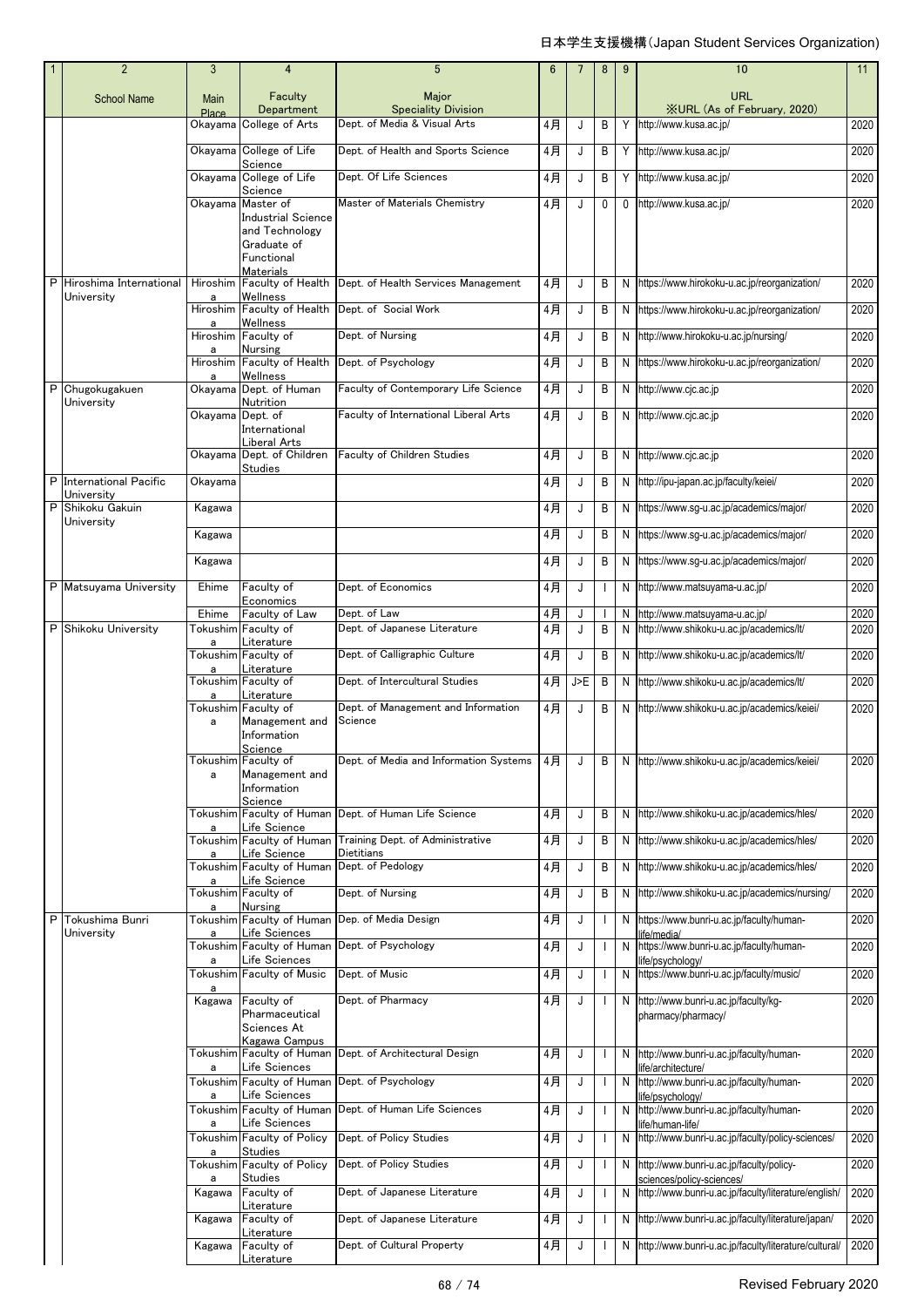| 1 | 2 | 3 | 4 | 5 | 6 | 7 | 8 | 9 | 10 | 11 |
|---|---|---|---|---|---|---|---|---|---|---|
| | School Name | Main Place | Faculty Department | Major Speciality Division | | | | | URL ※URL (As of February, 2020) | |
| | | Okayama | College of Arts | Dept. of Media & Visual Arts | 4月 | J | B | Y | http://www.kusa.ac.jp/ | 2020 |
| | | Okayama | College of Life Science | Dept. of Health and Sports Science | 4月 | J | B | Y | http://www.kusa.ac.jp/ | 2020 |
| | | Okayama | College of Life Science | Dept. Of Life Sciences | 4月 | J | B | Y | http://www.kusa.ac.jp/ | 2020 |
| | | Okayama | Master of Industrial Science and Technology Graduate of Functional Materials | Master of Materials Chemistry | 4月 | J | 0 | 0 | http://www.kusa.ac.jp/ | 2020 |
| P | Hiroshima International University | Hiroshima | Faculty of Health Wellness | Dept. of Health Services Management | 4月 | J | B | N | https://www.hirokoku-u.ac.jp/reorganization/ | 2020 |
| | | Hiroshima | Faculty of Health Wellness | Dept. of Social Work | 4月 | J | B | N | https://www.hirokoku-u.ac.jp/reorganization/ | 2020 |
| | | Hiroshima | Faculty of Nursing | Dept. of Nursing | 4月 | J | B | N | http://www.hirokoku-u.ac.jp/nursing/ | 2020 |
| | | Hiroshima | Faculty of Health Wellness | Dept. of Psychology | 4月 | J | B | N | https://www.hirokoku-u.ac.jp/reorganization/ | 2020 |
| P | Chugokugakuen University | Okayama | Dept. of Human Nutrition | Faculty of Contemporary Life Science | 4月 | J | B | N | http://www.cjc.ac.jp | 2020 |
| | | Okayama | Dept. of International Liberal Arts | Faculty of International Liberal Arts | 4月 | J | B | N | http://www.cjc.ac.jp | 2020 |
| | | Okayama | Dept. of Children Studies | Faculty of Children Studies | 4月 | J | B | N | http://www.cjc.ac.jp | 2020 |
| P | International Pacific University | Okayama | | | 4月 | J | B | N | http://ipu-japan.ac.jp/faculty/keiei/ | 2020 |
| P | Shikoku Gakuin University | Kagawa | | | 4月 | J | B | N | https://www.sg-u.ac.jp/academics/major/ | 2020 |
| | | Kagawa | | | 4月 | J | B | N | https://www.sg-u.ac.jp/academics/major/ | 2020 |
| | | Kagawa | | | 4月 | J | B | N | https://www.sg-u.ac.jp/academics/major/ | 2020 |
| P | Matsuyama University | Ehime | Faculty of Economics | Dept. of Economics | 4月 | J | I | N | http://www.matsuyama-u.ac.jp/ | 2020 |
| | | Ehime | Faculty of Law | Dept. of Law | 4月 | J | I | N | http://www.matsuyama-u.ac.jp/ | 2020 |
| P | Shikoku University | Tokushima | Faculty of Literature | Dept. of Japanese Literature | 4月 | J | B | N | http://www.shikoku-u.ac.jp/academics/lt/ | 2020 |
| | | Tokushima | Faculty of Literature | Dept. of Calligraphic Culture | 4月 | J | B | N | http://www.shikoku-u.ac.jp/academics/lt/ | 2020 |
| | | Tokushima | Faculty of Literature | Dept. of Intercultural Studies | 4月 | J>E | B | N | http://www.shikoku-u.ac.jp/academics/lt/ | 2020 |
| | | Tokushima | Faculty of Management and Information Science | Dept. of Management and Information Science | 4月 | J | B | N | http://www.shikoku-u.ac.jp/academics/keiei/ | 2020 |
| | | Tokushima | Faculty of Management and Information Science | Dept. of Media and Information Systems | 4月 | J | B | N | http://www.shikoku-u.ac.jp/academics/keiei/ | 2020 |
| | | Tokushima | Faculty of Human Life Science | Dept. of Human Life Science | 4月 | J | B | N | http://www.shikoku-u.ac.jp/academics/hles/ | 2020 |
| | | Tokushima | Faculty of Human Life Science | Training Dept. of Administrative Dietitians | 4月 | J | B | N | http://www.shikoku-u.ac.jp/academics/hles/ | 2020 |
| | | Tokushima | Faculty of Human Life Science | Dept. of Pedology | 4月 | J | B | N | http://www.shikoku-u.ac.jp/academics/hles/ | 2020 |
| | | Tokushima | Faculty of Nursing | Dept. of Nursing | 4月 | J | B | N | http://www.shikoku-u.ac.jp/academics/nursing/ | 2020 |
| P | Tokushima Bunri University | Tokushima | Faculty of Human Life Sciences | Dep. of Media Design | 4月 | J | I | N | https://www.bunri-u.ac.jp/faculty/human-life/media/ | 2020 |
| | | Tokushima | Faculty of Human Life Sciences | Dept. of Psychology | 4月 | J | I | N | https://www.bunri-u.ac.jp/faculty/human-life/psychology/ | 2020 |
| | | Tokushima | Faculty of Music | Dept. of Music | 4月 | J | I | N | https://www.bunri-u.ac.jp/faculty/music/ | 2020 |
| | | Kagawa | Faculty of Pharmaceutical Sciences At Kagawa Campus | Dept. of Pharmacy | 4月 | J | I | N | http://www.bunri-u.ac.jp/faculty/kg-pharmacy/pharmacy/ | 2020 |
| | | Tokushima | Faculty of Human Life Sciences | Dept. of Architectural Design | 4月 | J | I | N | http://www.bunri-u.ac.jp/faculty/human-life/architecture/ | 2020 |
| | | Tokushima | Faculty of Human Life Sciences | Dept. of Psychology | 4月 | J | I | N | http://www.bunri-u.ac.jp/faculty/human-life/psychology/ | 2020 |
| | | Tokushima | Faculty of Human Life Sciences | Dept. of Human Life Sciences | 4月 | J | I | N | http://www.bunri-u.ac.jp/faculty/human-life/human-life/ | 2020 |
| | | Tokushima | Faculty of Policy Studies | Dept. of Policy Studies | 4月 | J | I | N | http://www.bunri-u.ac.jp/faculty/policy-sciences/ | 2020 |
| | | Tokushima | Faculty of Policy Studies | Dept. of Policy Studies | 4月 | J | I | N | http://www.bunri-u.ac.jp/faculty/policy-sciences/policy-sciences/ | 2020 |
| | | Kagawa | Faculty of Literature | Dept. of Japanese Literature | 4月 | J | I | N | http://www.bunri-u.ac.jp/faculty/literature/english/ | 2020 |
| | | Kagawa | Faculty of Literature | Dept. of Japanese Literature | 4月 | J | I | N | http://www.bunri-u.ac.jp/faculty/literature/japan/ | 2020 |
| | | Kagawa | Faculty of Literature | Dept. of Cultural Property | 4月 | J | I | N | http://www.bunri-u.ac.jp/faculty/literature/cultural/ | 2020 |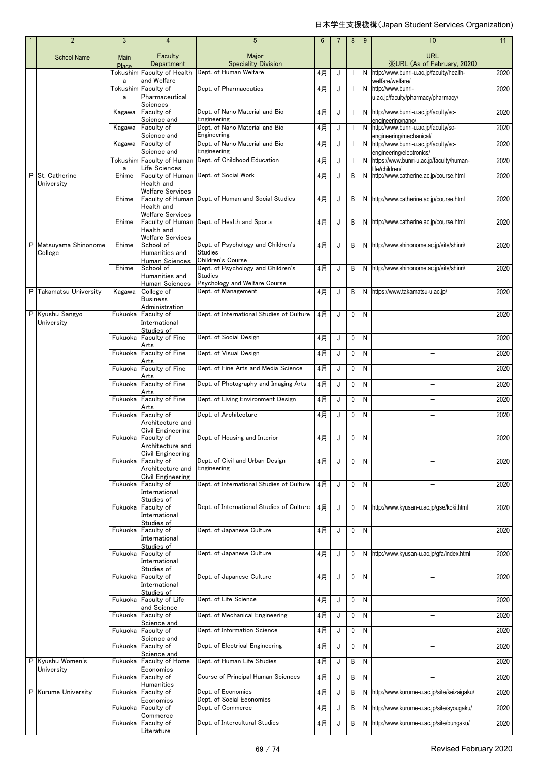| 1 | 2 | 3 | 4 | 5 | 6 | 7 | 8 | 9 | 10 | 11 |
|---|---|---|---|---|---|---|---|---|---|---|
| | School Name | Main Place | Faculty Department | Major Speciality Division | | | | | URL ※URL (As of February, 2020) | |
| | | Tokushima | Faculty of Health and Welfare | Dept. of Human Welfare | 4月 | J | I | N | http://www.bunri-u.ac.jp/faculty/health-welfare/welfare/ | 2020 |
| | | Tokushima | Faculty of Pharmaceutical Sciences | Dept. of Pharmaceutics | 4月 | J | I | N | http://www.bunri-u.ac.jp/faculty/pharmacy/pharmacy/ | 2020 |
| | | Kagawa | Faculty of Science and | Dept. of Nano Material and Bio Engineering | 4月 | J | I | N | http://www.bunri-u.ac.jp/faculty/sc-engineering/nano/ | 2020 |
| | | Kagawa | Faculty of Science and | Dept. of Nano Material and Bio Engineering | 4月 | J | I | N | http://www.bunri-u.ac.jp/faculty/sc-engineering/mechanical/ | 2020 |
| | | Kagawa | Faculty of Science and | Dept. of Nano Material and Bio Engineering | 4月 | J | I | N | http://www.bunri-u.ac.jp/faculty/sc-engineering/electronics/ | 2020 |
| | | Tokushima | Faculty of Human Life Sciences | Dept. of Childhood Education | 4月 | J | I | N | https://www.bunri-u.ac.jp/faculty/human-life/children/ | 2020 |
| P | St. Catherine University | Ehime | Faculty of Human Health and Welfare Services | Dept. of Social Work | 4月 | J | B | N | http://www.catherine.ac.jp/course.html | 2020 |
| | | Ehime | Faculty of Human Health and Welfare Services | Dept. of Human and Social Studies | 4月 | J | B | N | http://www.catherine.ac.jp/course.html | 2020 |
| | | Ehime | Faculty of Human Health and Welfare Services | Dept. of Health and Sports | 4月 | J | B | N | http://www.catherine.ac.jp/course.html | 2020 |
| P | Matsuyama Shinonome College | Ehime | School of Humanities and Human Sciences | Dept. of Psychology and Children's Studies Children's Course | 4月 | J | B | N | http://www.shinonome.ac.jp/site/shinri/ | 2020 |
| | | Ehime | School of Humanities and Human Sciences | Dept. of Psychology and Children's Studies Psychology and Welfare Course | 4月 | J | B | N | http://www.shinonome.ac.jp/site/shinri/ | 2020 |
| P | Takamatsu University | Kagawa | College of Business Administration | Dept. of Management | 4月 | J | B | N | https://www.takamatsu-u.ac.jp/ | 2020 |
| P | Kyushu Sangyo University | Fukuoka | Faculty of International Studies of | Dept. of International Studies of Culture | 4月 | J | 0 | N | — | 2020 |
| | | Fukuoka | Faculty of Fine Arts | Dept. of Social Design | 4月 | J | 0 | N | — | 2020 |
| | | Fukuoka | Faculty of Fine Arts | Dept. of Visual Design | 4月 | J | 0 | N | — | 2020 |
| | | Fukuoka | Faculty of Fine Arts | Dept. of Fine Arts and Media Science | 4月 | J | 0 | N | — | 2020 |
| | | Fukuoka | Faculty of Fine Arts | Dept. of Photography and Imaging Arts | 4月 | J | 0 | N | — | 2020 |
| | | Fukuoka | Faculty of Fine Arts | Dept. of Living Environment Design | 4月 | J | 0 | N | — | 2020 |
| | | Fukuoka | Faculty of Architecture and Civil Engineering | Dept. of Architecture | 4月 | J | 0 | N | — | 2020 |
| | | Fukuoka | Faculty of Architecture and Civil Engineering | Dept. of Housing and Interior | 4月 | J | 0 | N | — | 2020 |
| | | Fukuoka | Faculty of Architecture and Civil Engineering | Dept. of Civil and Urban Design Engineering | 4月 | J | 0 | N | — | 2020 |
| | | Fukuoka | Faculty of International Studies of | Dept. of International Studies of Culture | 4月 | J | 0 | N | — | 2020 |
| | | Fukuoka | Faculty of International Studies of | Dept. of International Studies of Culture | 4月 | J | 0 | N | http://www.kyusan-u.ac.jp/gse/koki.html | 2020 |
| | | Fukuoka | Faculty of International Studies of | Dept. of Japanese Culture | 4月 | J | 0 | N | — | 2020 |
| | | Fukuoka | Faculty of International Studies of | Dept. of Japanese Culture | 4月 | J | 0 | N | http://www.kyusan-u.ac.jp/gfa/index.html | 2020 |
| | | Fukuoka | Faculty of International Studies of | Dept. of Japanese Culture | 4月 | J | 0 | N | — | 2020 |
| | | Fukuoka | Faculty of Life and Science | Dept. of Life Science | 4月 | J | 0 | N | — | 2020 |
| | | Fukuoka | Faculty of Science and | Dept. of Mechanical Engineering | 4月 | J | 0 | N | — | 2020 |
| | | Fukuoka | Faculty of Science and | Dept. of Information Science | 4月 | J | 0 | N | — | 2020 |
| | | Fukuoka | Faculty of Science and | Dept. of Electrical Engineering | 4月 | J | 0 | N | — | 2020 |
| P | Kyushu Women's University | Fukuoka | Faculty of Home Economics | Dept. of Human Life Studies | 4月 | J | B | N | — | 2020 |
| | | Fukuoka | Faculty of Humanities | Course of Principal Human Sciences | 4月 | J | B | N | — | 2020 |
| P | Kurume University | Fukuoka | Faculty of Economics | Dept. of Economics Dept. of Social Economics | 4月 | J | B | N | http://www.kurume-u.ac.jp/site/keizaigaku/ | 2020 |
| | | Fukuoka | Faculty of Commerce | Dept. of Commerce | 4月 | J | B | N | http://www.kurume-u.ac.jp/site/syougaku/ | 2020 |
| | | Fukuoka | Faculty of Literature | Dept. of Intercultural Studies | 4月 | J | B | N | http://www.kurume-u.ac.jp/site/bungaku/ | 2020 |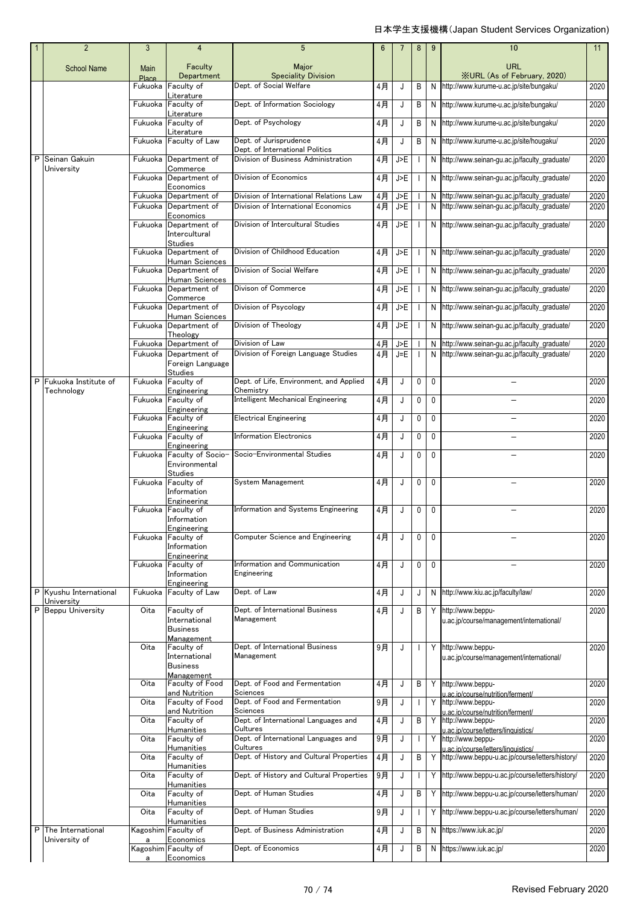| 1 | 2 | 3 | 4 | 5 | 6 | 7 | 8 | 9 | 10 | 11 |
|---|---|---|---|---|---|---|---|---|---|---|
| | School Name | Main Place | Faculty Department | Major Speciality Division | | | | | URL ※URL (As of February, 2020) | |
| | | Fukuoka | Faculty of Literature | Dept. of Social Welfare | 4月 | J | B | N | http://www.kurume-u.ac.jp/site/bungaku/ | 2020 |
| | | Fukuoka | Faculty of Literature | Dept. of Information Sociology | 4月 | J | B | N | http://www.kurume-u.ac.jp/site/bungaku/ | 2020 |
| | | Fukuoka | Faculty of Literature | Dept. of Psychology | 4月 | J | B | N | http://www.kurume-u.ac.jp/site/bungaku/ | 2020 |
| | | Fukuoka | Faculty of Law | Dept. of Jurisprudence Dept. of International Politics | 4月 | J | B | N | http://www.kurume-u.ac.jp/site/hougaku/ | 2020 |
| P | Seinan Gakuin University | Fukuoka | Department of Commerce | Division of Business Administration | 4月 | J>E | I | N | http://www.seinan-gu.ac.jp/faculty_graduate/ | 2020 |
| | | Fukuoka | Department of Economics | Division of Economics | 4月 | J>E | I | N | http://www.seinan-gu.ac.jp/faculty_graduate/ | 2020 |
| | | Fukuoka | Department of | Division of International Relations Law | 4月 | J>E | I | N | http://www.seinan-gu.ac.jp/faculty_graduate/ | 2020 |
| | | Fukuoka | Department of Economics | Division of International Economics | 4月 | J>E | I | N | http://www.seinan-gu.ac.jp/faculty_graduate/ | 2020 |
| | | Fukuoka | Department of Intercultural Studies | Division of Intercultural Studies | 4月 | J>E | I | N | http://www.seinan-gu.ac.jp/faculty_graduate/ | 2020 |
| | | Fukuoka | Department of Human Sciences | Division of Childhood Education | 4月 | J>E | I | N | http://www.seinan-gu.ac.jp/faculty_graduate/ | 2020 |
| | | Fukuoka | Department of Human Sciences | Division of Social Welfare | 4月 | J>E | I | N | http://www.seinan-gu.ac.jp/faculty_graduate/ | 2020 |
| | | Fukuoka | Department of Commerce | Divison of Commerce | 4月 | J>E | I | N | http://www.seinan-gu.ac.jp/faculty_graduate/ | 2020 |
| | | Fukuoka | Department of Human Sciences | Division of Psycology | 4月 | J>E | I | N | http://www.seinan-gu.ac.jp/faculty_graduate/ | 2020 |
| | | Fukuoka | Department of Theology | Division of Theology | 4月 | J>E | I | N | http://www.seinan-gu.ac.jp/faculty_graduate/ | 2020 |
| | | Fukuoka | Department of | Division of Law | 4月 | J>E | I | N | http://www.seinan-gu.ac.jp/faculty_graduate/ | 2020 |
| | | Fukuoka | Department of Foreign Language Studies | Division of Foreign Language Studies | 4月 | J=E | I | N | http://www.seinan-gu.ac.jp/faculty_graduate/ | 2020 |
| P | Fukuoka Institute of Technology | Fukuoka | Faculty of Engineering | Dept. of Life, Environment, and Applied Chemistry | 4月 | J | 0 | 0 | － | 2020 |
| | | Fukuoka | Faculty of Engineering | Intelligent Mechanical Engineering | 4月 | J | 0 | 0 | － | 2020 |
| | | Fukuoka | Faculty of Engineering | Electrical Engineering | 4月 | J | 0 | 0 | － | 2020 |
| | | Fukuoka | Faculty of Engineering | Information Electronics | 4月 | J | 0 | 0 | － | 2020 |
| | | Fukuoka | Faculty of Socio-Environmental Studies | Socio-Environmental Studies | 4月 | J | 0 | 0 | － | 2020 |
| | | Fukuoka | Faculty of Information Engineering | System Management | 4月 | J | 0 | 0 | － | 2020 |
| | | Fukuoka | Faculty of Information Engineering | Information and Systems Engineering | 4月 | J | 0 | 0 | － | 2020 |
| | | Fukuoka | Faculty of Information Engineering | Computer Science and Engineering | 4月 | J | 0 | 0 | － | 2020 |
| | | Fukuoka | Faculty of Information Engineering | Information and Communication Engineering | 4月 | J | 0 | 0 | － | 2020 |
| P | Kyushu International University | Fukuoka | Faculty of Law | Dept. of Law | 4月 | J | J | N | http://www.kiu.ac.jp/faculty/law/ | 2020 |
| P | Beppu University | Oita | Faculty of International Business Management | Dept. of International Business Management | 4月 | J | B | Y | http://www.beppu-u.ac.jp/course/management/international/ | 2020 |
| | | Oita | Faculty of International Business Management | Dept. of International Business Management | 9月 | J | I | Y | http://www.beppu-u.ac.jp/course/management/international/ | 2020 |
| | | Oita | Faculty of Food and Nutrition | Dept. of Food and Fermentation Sciences | 4月 | J | B | Y | http://www.beppu-u.ac.jp/course/nutrition/ferment/ | 2020 |
| | | Oita | Faculty of Food and Nutrition | Dept. of Food and Fermentation Sciences | 9月 | J | I | Y | http://www.beppu-u.ac.jp/course/nutrition/ferment/ | 2020 |
| | | Oita | Faculty of Humanities | Dept. of International Languages and Cultures | 4月 | J | B | Y | http://www.beppu-u.ac.jp/course/letters/linguistics/ | 2020 |
| | | Oita | Faculty of Humanities | Dept. of International Languages and Cultures | 9月 | J | I | Y | http://www.beppu-u.ac.jp/course/letters/linguistics/ | 2020 |
| | | Oita | Faculty of Humanities | Dept. of History and Cultural Properties | 4月 | J | B | Y | http://www.beppu-u.ac.jp/course/letters/history/ | 2020 |
| | | Oita | Faculty of Humanities | Dept. of History and Cultural Properties | 9月 | J | I | Y | http://www.beppu-u.ac.jp/course/letters/history/ | 2020 |
| | | Oita | Faculty of Humanities | Dept. of Human Studies | 4月 | J | B | Y | http://www.beppu-u.ac.jp/course/letters/human/ | 2020 |
| | | Oita | Faculty of Humanities | Dept. of Human Studies | 9月 | J | I | Y | http://www.beppu-u.ac.jp/course/letters/human/ | 2020 |
| P | The International University of | Kagoshima | Faculty of Economics | Dept. of Business Administration | 4月 | J | B | N | https://www.iuk.ac.jp/ | 2020 |
| | | Kagoshima | Faculty of Economics | Dept. of Economics | 4月 | J | B | N | https://www.iuk.ac.jp/ | 2020 |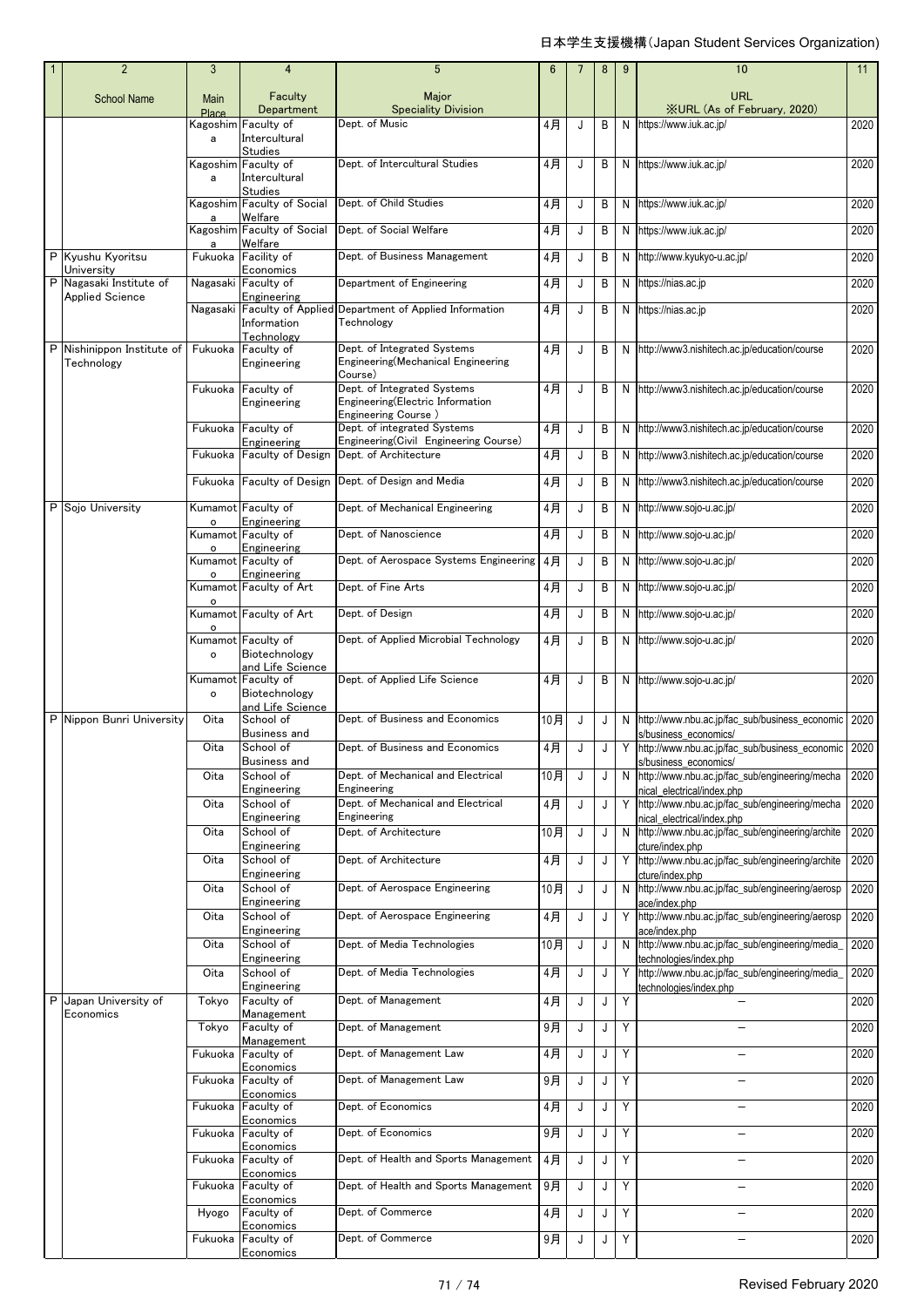| 1 | 2 | 3 | 4 | 5 | 6 | 7 | 8 | 9 | 10 | 11 |
|---|---|---|---|---|---|---|---|---|---|---|
| | School Name | Main Place | Faculty Department | Major Speciality Division | | | | | URL ※URL (As of February, 2020) | |
| | | Kagoshima | Faculty of Intercultural Studies | Dept. of Music | 4月 | J | B | N | https://www.iuk.ac.jp/ | 2020 |
| | | Kagoshima | Faculty of Intercultural Studies | Dept. of Intercultural Studies | 4月 | J | B | N | https://www.iuk.ac.jp/ | 2020 |
| | | Kagoshima | Faculty of Social Welfare | Dept. of Child Studies | 4月 | J | B | N | https://www.iuk.ac.jp/ | 2020 |
| | | Kagoshima | Faculty of Social Welfare | Dept. of Social Welfare | 4月 | J | B | N | https://www.iuk.ac.jp/ | 2020 |
| P | Kyushu Kyoritsu University | Fukuoka | Facility of Economics | Dept. of Business Management | 4月 | J | B | N | http://www.kyukyo-u.ac.jp/ | 2020 |
| P | Nagasaki Institute of Applied Science | Nagasaki | Faculty of Engineering | Department of Engineering | 4月 | J | B | N | https://nias.ac.jp | 2020 |
| | | Nagasaki | Faculty of Applied Information Technology | Department of Applied Information Technology | 4月 | J | B | N | https://nias.ac.jp | 2020 |
| P | Nishinippon Institute of Technology | Fukuoka | Faculty of Engineering | Dept. of Integrated Systems Engineering(Mechanical Engineering Course) | 4月 | J | B | N | http://www3.nishitech.ac.jp/education/course | 2020 |
| | | Fukuoka | Faculty of Engineering | Dept. of Integrated Systems Engineering(Electric Information Engineering Course ) | 4月 | J | B | N | http://www3.nishitech.ac.jp/education/course | 2020 |
| | | Fukuoka | Faculty of Engineering | Dept. of integrated Systems Engineering(Civil Engineering Course) | 4月 | J | B | N | http://www3.nishitech.ac.jp/education/course | 2020 |
| | | Fukuoka | Faculty of Design | Dept. of Architecture | 4月 | J | B | N | http://www3.nishitech.ac.jp/education/course | 2020 |
| | | Fukuoka | Faculty of Design | Dept. of Design and Media | 4月 | J | B | N | http://www3.nishitech.ac.jp/education/course | 2020 |
| P | Sojo University | Kumamoto | Faculty of Engineering | Dept. of Mechanical Engineering | 4月 | J | B | N | http://www.sojo-u.ac.jp/ | 2020 |
| | | Kumamoto | Faculty of Engineering | Dept. of Nanoscience | 4月 | J | B | N | http://www.sojo-u.ac.jp/ | 2020 |
| | | Kumamoto | Faculty of Engineering | Dept. of Aerospace Systems Engineering | 4月 | J | B | N | http://www.sojo-u.ac.jp/ | 2020 |
| | | Kumamoto | Faculty of Art | Dept. of Fine Arts | 4月 | J | B | N | http://www.sojo-u.ac.jp/ | 2020 |
| | | Kumamoto | Faculty of Art | Dept. of Design | 4月 | J | B | N | http://www.sojo-u.ac.jp/ | 2020 |
| | | Kumamoto | Faculty of Biotechnology and Life Science | Dept. of Applied Microbial Technology | 4月 | J | B | N | http://www.sojo-u.ac.jp/ | 2020 |
| | | Kumamoto | Faculty of Biotechnology and Life Science | Dept. of Applied Life Science | 4月 | J | B | N | http://www.sojo-u.ac.jp/ | 2020 |
| P | Nippon Bunri University | Oita | School of Business and | Dept. of Business and Economics | 10月 | J | J | N | http://www.nbu.ac.jp/fac_sub/business_economics/business_economics/ | 2020 |
| | | Oita | School of Business and | Dept. of Business and Economics | 4月 | J | J | Y | http://www.nbu.ac.jp/fac_sub/business_economics/business_economics/ | 2020 |
| | | Oita | School of Engineering | Dept. of Mechanical and Electrical Engineering | 10月 | J | J | N | http://www.nbu.ac.jp/fac_sub/engineering/mechanical_electrical/index.php | 2020 |
| | | Oita | School of Engineering | Dept. of Mechanical and Electrical Engineering | 4月 | J | J | Y | http://www.nbu.ac.jp/fac_sub/engineering/mechanical_electrical/index.php | 2020 |
| | | Oita | School of Engineering | Dept. of Architecture | 10月 | J | J | N | http://www.nbu.ac.jp/fac_sub/engineering/architecture/index.php | 2020 |
| | | Oita | School of Engineering | Dept. of Architecture | 4月 | J | J | Y | http://www.nbu.ac.jp/fac_sub/engineering/architecture/index.php | 2020 |
| | | Oita | School of Engineering | Dept. of Aerospace Engineering | 10月 | J | J | N | http://www.nbu.ac.jp/fac_sub/engineering/aerospace/index.php | 2020 |
| | | Oita | School of Engineering | Dept. of Aerospace Engineering | 4月 | J | J | Y | http://www.nbu.ac.jp/fac_sub/engineering/aerospace/index.php | 2020 |
| | | Oita | School of Engineering | Dept. of Media Technologies | 10月 | J | J | N | http://www.nbu.ac.jp/fac_sub/engineering/media_technologies/index.php | 2020 |
| | | Oita | School of Engineering | Dept. of Media Technologies | 4月 | J | J | Y | http://www.nbu.ac.jp/fac_sub/engineering/media_technologies/index.php | 2020 |
| P | Japan University of Economics | Tokyo | Faculty of Management | Dept. of Management | 4月 | J | J | Y | ― | 2020 |
| | | Tokyo | Faculty of Management | Dept. of Management | 9月 | J | J | Y | ― | 2020 |
| | | Fukuoka | Faculty of Economics | Dept. of Management Law | 4月 | J | J | Y | ― | 2020 |
| | | Fukuoka | Faculty of Economics | Dept. of Management Law | 9月 | J | J | Y | ― | 2020 |
| | | Fukuoka | Faculty of Economics | Dept. of Economics | 4月 | J | J | Y | ― | 2020 |
| | | Fukuoka | Faculty of Economics | Dept. of Economics | 9月 | J | J | Y | ― | 2020 |
| | | Fukuoka | Faculty of Economics | Dept. of Health and Sports Management | 4月 | J | J | Y | ― | 2020 |
| | | Fukuoka | Faculty of Economics | Dept. of Health and Sports Management | 9月 | J | J | Y | ― | 2020 |
| | | Hyogo | Faculty of Economics | Dept. of Commerce | 4月 | J | J | Y | ― | 2020 |
| | | Fukuoka | Faculty of Economics | Dept. of Commerce | 9月 | J | J | Y | ― | 2020 |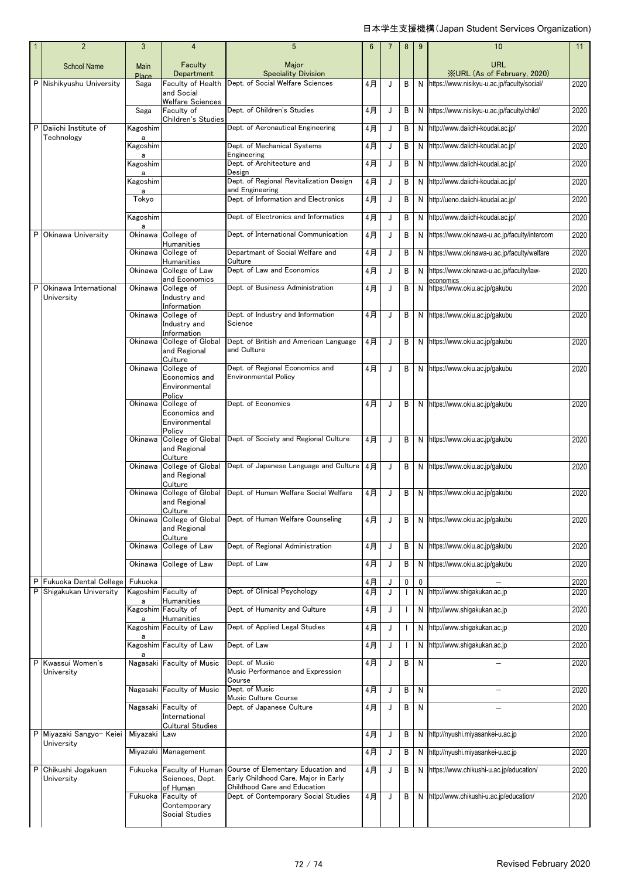| 1 | 2 | 3 | 4 | 5 | 6 | 7 | 8 | 9 | 10 | 11 |
|---|---|---|---|---|---|---|---|---|---|---|
| | School Name | Main Place | Faculty Department | Major Speciality Division | | | | | URL ※URL (As of February, 2020) | |
| P | Nishikyushu University | Saga | Faculty of Health and Social Welfare Sciences | Dept. of Social Welfare Sciences | 4月 | J | B | N | https://www.nisikyu-u.ac.jp/faculty/social/ | 2020 |
| | | Saga | Faculty of Children's Studies | Dept. of Children's Studies | 4月 | J | B | N | https://www.nisikyu-u.ac.jp/faculty/child/ | 2020 |
| P | Daiichi Institute of Technology | Kagoshima | | Dept. of Aeronautical Engineering | 4月 | J | B | N | http://www.daiichi-koudai.ac.jp/ | 2020 |
| | | Kagoshima | | Dept. of Mechanical Systems Engineering | 4月 | J | B | N | http://www.daiichi-koudai.ac.jp/ | 2020 |
| | | Kagoshima | | Dept. of Architecture and Design | 4月 | J | B | N | http://www.daiichi-koudai.ac.jp/ | 2020 |
| | | Kagoshima | | Dept. of Regional Revitalization Design and Engineering | 4月 | J | B | N | http://www.daiichi-koudai.ac.jp/ | 2020 |
| | | Tokyo | | Dept. of Information and Electronics | 4月 | J | B | N | http://ueno.daiichi-koudai.ac.jp/ | 2020 |
| | | Kagoshima | | Dept. of Electronics and Informatics | 4月 | J | B | N | http://www.daiichi-koudai.ac.jp/ | 2020 |
| P | Okinawa University | Okinawa | College of Humanities | Dept. of International Communication | 4月 | J | B | N | https://www.okinawa-u.ac.jp/faculty/intercom | 2020 |
| | | Okinawa | College of Humanities | Departmant of Social Welfare and Culture | 4月 | J | B | N | https://www.okinawa-u.ac.jp/faculty/welfare | 2020 |
| | | Okinawa | College of Law and Economics | Dept. of Law and Economics | 4月 | J | B | N | https://www.okinawa-u.ac.jp/faculty/law-economics | 2020 |
| P | Okinawa International University | Okinawa | College of Industry and Information | Dept. of Business Administration | 4月 | J | B | N | https://www.okiu.ac.jp/gakubu | 2020 |
| | | Okinawa | College of Industry and Information | Dept. of Industry and Information Science | 4月 | J | B | N | https://www.okiu.ac.jp/gakubu | 2020 |
| | | Okinawa | College of Global and Regional Culture | Dept. of British and American Language and Culture | 4月 | J | B | N | https://www.okiu.ac.jp/gakubu | 2020 |
| | | Okinawa | College of Economics and Environmental Policy | Dept. of Regional Economics and Environmental Policy | 4月 | J | B | N | https://www.okiu.ac.jp/gakubu | 2020 |
| | | Okinawa | College of Economics and Environmental Policy | Dept. of Economics | 4月 | J | B | N | https://www.okiu.ac.jp/gakubu | 2020 |
| | | Okinawa | College of Global and Regional Culture | Dept. of Society and Regional Culture | 4月 | J | B | N | https://www.okiu.ac.jp/gakubu | 2020 |
| | | Okinawa | College of Global and Regional Culture | Dept. of Japanese Language and Culture | 4月 | J | B | N | https://www.okiu.ac.jp/gakubu | 2020 |
| | | Okinawa | College of Global and Regional Culture | Dept. of Human Welfare Social Welfare | 4月 | J | B | N | https://www.okiu.ac.jp/gakubu | 2020 |
| | | Okinawa | College of Global and Regional Culture | Dept. of Human Welfare Counseling | 4月 | J | B | N | https://www.okiu.ac.jp/gakubu | 2020 |
| | | Okinawa | College of Law | Dept. of Regional Administration | 4月 | J | B | N | https://www.okiu.ac.jp/gakubu | 2020 |
| | | Okinawa | College of Law | Dept. of Law | 4月 | J | B | N | https://www.okiu.ac.jp/gakubu | 2020 |
| P | Fukuoka Dental College | Fukuoka | | | 4月 | J | 0 | 0 | – | 2020 |
| P | Shigakukan University | Kagoshima | Faculty of Humanities | Dept. of Clinical Psychology | 4月 | J | I | N | http://www.shigakukan.ac.jp | 2020 |
| | | Kagoshima | Faculty of Humanities | Dept. of Humanity and Culture | 4月 | J | I | N | http://www.shigakukan.ac.jp | 2020 |
| | | Kagoshima | Faculty of Law | Dept. of Applied Legal Studies | 4月 | J | I | N | http://www.shigakukan.ac.jp | 2020 |
| | | Kagoshima | Faculty of Law | Dept. of Law | 4月 | J | I | N | http://www.shigakukan.ac.jp | 2020 |
| P | Kwassui Women's University | Nagasaki | Faculty of Music | Dept. of Music Music Performance and Expression Course | 4月 | J | B | N | – | 2020 |
| | | Nagasaki | Faculty of Music | Dept. of Music Music Culture Course | 4月 | J | B | N | – | 2020 |
| | | Nagasaki | Faculty of International Cultural Studies | Dept. of Japanese Culture | 4月 | J | B | N | – | 2020 |
| P | Miyazaki Sangyo- Keiei University | Miyazaki | Law | | 4月 | J | B | N | http://nyushi.miyasankei-u.ac.jp | 2020 |
| | | Miyazaki | Management | | 4月 | J | B | N | http://nyushi.miyasankei-u.ac.jp | 2020 |
| P | Chikushi Jogakuen University | Fukuoka | Faculty of Human Sciences, Dept. of Human | Course of Elementary Education and Early Childhood Care, Major in Early Childhood Care and Education | 4月 | J | B | N | https://www.chikushi-u.ac.jp/education/ | 2020 |
| | | Fukuoka | Faculty of Contemporary Social Studies | Dept. of Contemporary Social Studies | 4月 | J | B | N | http://www.chikushi-u.ac.jp/education/ | 2020 |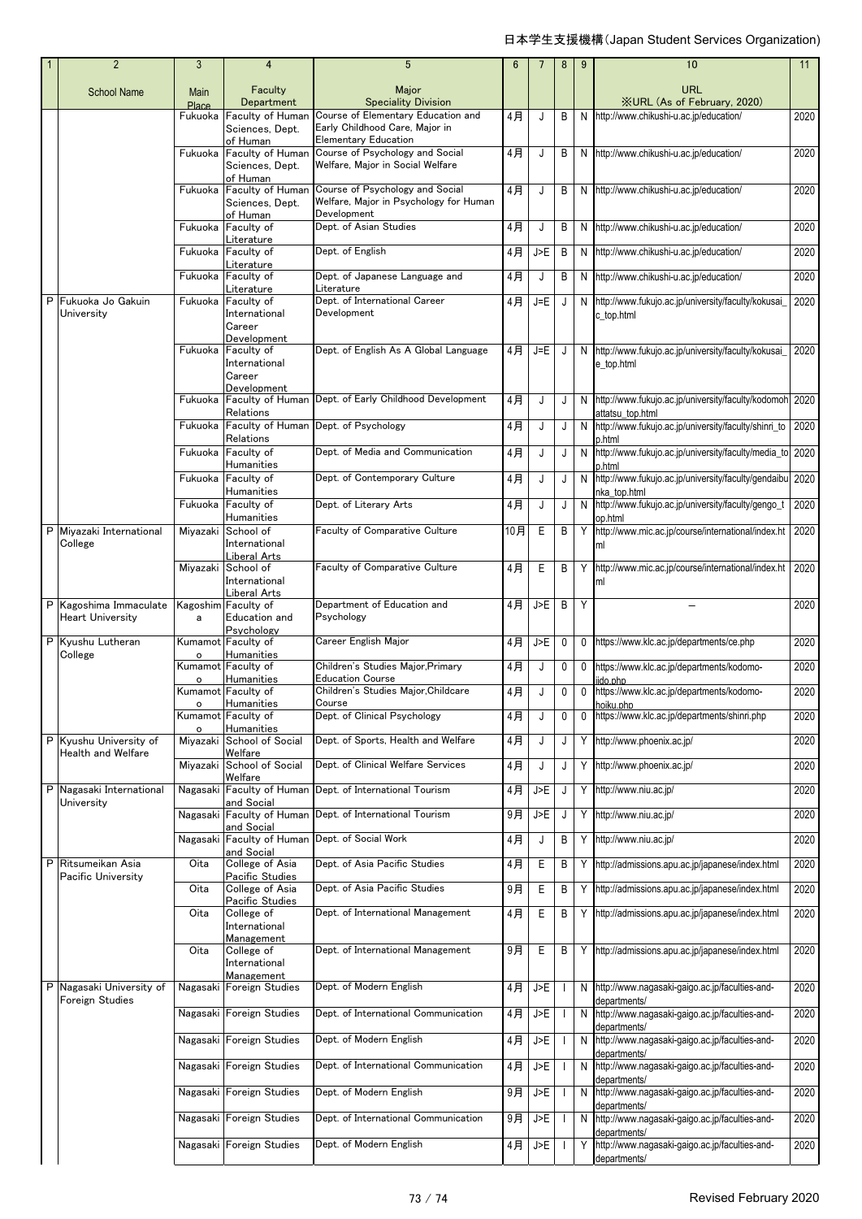| 1 | 2 | 3 | 4 | 5 | 6 | 7 | 8 | 9 | 10 | 11 |
|---|---|---|---|---|---|---|---|---|---|---|
| | School Name | Main Place | Faculty Department | Major Speciality Division | | | | | URL ※URL (As of February, 2020) | |
| | | Fukuoka | Faculty of Human Sciences, Dept. of Human | Course of Elementary Education and Early Childhood Care, Major in Elementary Education | 4月 | J | B | N | http://www.chikushi-u.ac.jp/education/ | 2020 |
| | | Fukuoka | Faculty of Human Sciences, Dept. of Human | Course of Psychology and Social Welfare, Major in Social Welfare | 4月 | J | B | N | http://www.chikushi-u.ac.jp/education/ | 2020 |
| | | Fukuoka | Faculty of Human Sciences, Dept. of Human | Course of Psychology and Social Welfare, Major in Psychology for Human Development | 4月 | J | B | N | http://www.chikushi-u.ac.jp/education/ | 2020 |
| | | Fukuoka | Faculty of Literature | Dept. of Asian Studies | 4月 | J | B | N | http://www.chikushi-u.ac.jp/education/ | 2020 |
| | | Fukuoka | Faculty of Literature | Dept. of English | 4月 | J>E | B | N | http://www.chikushi-u.ac.jp/education/ | 2020 |
| | | Fukuoka | Faculty of Literature | Dept. of Japanese Language and Literature | 4月 | J | B | N | http://www.chikushi-u.ac.jp/education/ | 2020 |
| P | Fukuoka Jo Gakuin University | Fukuoka | Faculty of International Career Development | Dept. of International Career Development | 4月 | J=E | J | N | http://www.fukujo.ac.jp/university/faculty/kokusai_c_top.html | 2020 |
| | | Fukuoka | Faculty of International Career Development | Dept. of English As A Global Language | 4月 | J=E | J | N | http://www.fukujo.ac.jp/university/faculty/kokusai_e_top.html | 2020 |
| | | Fukuoka | Faculty of Human Relations | Dept. of Early Childhood Development | 4月 | J | J | N | http://www.fukujo.ac.jp/university/faculty/kodomohattatsu_top.html | 2020 |
| | | Fukuoka | Faculty of Human Relations | Dept. of Psychology | 4月 | J | J | N | http://www.fukujo.ac.jp/university/faculty/shinri_top.html | 2020 |
| | | Fukuoka | Faculty of Humanities | Dept. of Media and Communication | 4月 | J | J | N | http://www.fukujo.ac.jp/university/faculty/media_top.html | 2020 |
| | | Fukuoka | Faculty of Humanities | Dept. of Contemporary Culture | 4月 | J | J | N | http://www.fukujo.ac.jp/university/faculty/gendaibunka_top.html | 2020 |
| | | Fukuoka | Faculty of Humanities | Dept. of Literary Arts | 4月 | J | J | N | http://www.fukujo.ac.jp/university/faculty/gengo_top.html | 2020 |
| P | Miyazaki International College | Miyazaki | School of International Liberal Arts | Faculty of Comparative Culture | 10月 | E | B | Y | http://www.mic.ac.jp/course/international/index.html | 2020 |
| | | Miyazaki | School of International Liberal Arts | Faculty of Comparative Culture | 4月 | E | B | Y | http://www.mic.ac.jp/course/international/index.html | 2020 |
| P | Kagoshima Immaculate Heart University | Kagoshima | Faculty of Education and Psychology | Department of Education and Psychology | 4月 | J>E | B | Y | – | 2020 |
| P | Kyushu Lutheran College | Kumamoto | Faculty of Humanities | Career English Major | 4月 | J>E | 0 | 0 | https://www.klc.ac.jp/departments/ce.php | 2020 |
| | | Kumamoto | Faculty of Humanities | Children's Studies Major,Primary Education Course | 4月 | J | 0 | 0 | https://www.klc.ac.jp/departments/kodomo-jido.php | 2020 |
| | | Kumamoto | Faculty of Humanities | Children's Studies Major,Childcare Course | 4月 | J | 0 | 0 | https://www.klc.ac.jp/departments/kodomo-hoiku.php | 2020 |
| | | Kumamoto | Faculty of Humanities | Dept. of Clinical Psychology | 4月 | J | 0 | 0 | https://www.klc.ac.jp/departments/shinri.php | 2020 |
| P | Kyushu University of Health and Welfare | Miyazaki | School of Social Welfare | Dept. of Sports, Health and Welfare | 4月 | J | J | Y | http://www.phoenix.ac.jp/ | 2020 |
| | | Miyazaki | School of Social Welfare | Dept. of Clinical Welfare Services | 4月 | J | J | Y | http://www.phoenix.ac.jp/ | 2020 |
| P | Nagasaki International University | Nagasaki | Faculty of Human and Social | Dept. of International Tourism | 4月 | J>E | J | Y | http://www.niu.ac.jp/ | 2020 |
| | | Nagasaki | Faculty of Human and Social | Dept. of International Tourism | 9月 | J>E | J | Y | http://www.niu.ac.jp/ | 2020 |
| | | Nagasaki | Faculty of Human and Social | Dept. of Social Work | 4月 | J | B | Y | http://www.niu.ac.jp/ | 2020 |
| P | Ritsumeikan Asia Pacific University | Oita | College of Asia Pacific Studies | Dept. of Asia Pacific Studies | 4月 | E | B | Y | http://admissions.apu.ac.jp/japanese/index.html | 2020 |
| | | Oita | College of Asia Pacific Studies | Dept. of Asia Pacific Studies | 9月 | E | B | Y | http://admissions.apu.ac.jp/japanese/index.html | 2020 |
| | | Oita | College of International Management | Dept. of International Management | 4月 | E | B | Y | http://admissions.apu.ac.jp/japanese/index.html | 2020 |
| | | Oita | College of International Management | Dept. of International Management | 9月 | E | B | Y | http://admissions.apu.ac.jp/japanese/index.html | 2020 |
| P | Nagasaki University of Foreign Studies | Nagasaki | Foreign Studies | Dept. of Modern English | 4月 | J>E | I | N | http://www.nagasaki-gaigo.ac.jp/faculties-and-departments/ | 2020 |
| | | Nagasaki | Foreign Studies | Dept. of International Communication | 4月 | J>E | I | N | http://www.nagasaki-gaigo.ac.jp/faculties-and-departments/ | 2020 |
| | | Nagasaki | Foreign Studies | Dept. of Modern English | 4月 | J>E | I | N | http://www.nagasaki-gaigo.ac.jp/faculties-and-departments/ | 2020 |
| | | Nagasaki | Foreign Studies | Dept. of International Communication | 4月 | J>E | I | N | http://www.nagasaki-gaigo.ac.jp/faculties-and-departments/ | 2020 |
| | | Nagasaki | Foreign Studies | Dept. of Modern English | 9月 | J>E | I | N | http://www.nagasaki-gaigo.ac.jp/faculties-and-departments/ | 2020 |
| | | Nagasaki | Foreign Studies | Dept. of International Communication | 9月 | J>E | I | N | http://www.nagasaki-gaigo.ac.jp/faculties-and-departments/ | 2020 |
| | | Nagasaki | Foreign Studies | Dept. of Modern English | 4月 | J>E | I | Y | http://www.nagasaki-gaigo.ac.jp/faculties-and-departments/ | 2020 |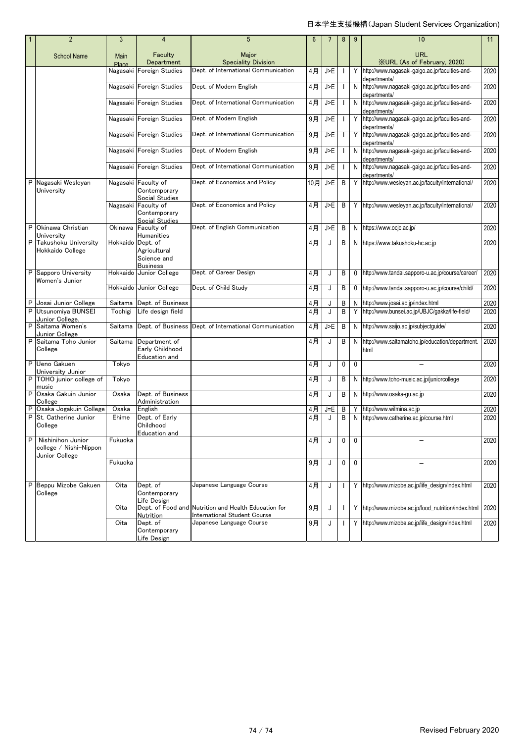| 1 | 2 | 3 | 4 | 5 | 6 | 7 | 8 | 9 | 10 | 11 |
|---|---|---|---|---|---|---|---|---|---|---|
| | School Name | Main Place | Faculty Department | Major Speciality Division | | | | | URL ※URL (As of February, 2020) | |
| | | Nagasaki | Foreign Studies | Dept. of International Communication | 4月 | J>E | I | Y | http://www.nagasaki-gaigo.ac.jp/faculties-and-departments/ | 2020 |
| | | Nagasaki | Foreign Studies | Dept. of Modern English | 4月 | J>E | I | N | http://www.nagasaki-gaigo.ac.jp/faculties-and-departments/ | 2020 |
| | | Nagasaki | Foreign Studies | Dept. of International Communication | 4月 | J>E | I | N | http://www.nagasaki-gaigo.ac.jp/faculties-and-departments/ | 2020 |
| | | Nagasaki | Foreign Studies | Dept. of Modern English | 9月 | J>E | I | Y | http://www.nagasaki-gaigo.ac.jp/faculties-and-departments/ | 2020 |
| | | Nagasaki | Foreign Studies | Dept. of International Communication | 9月 | J>E | I | Y | http://www.nagasaki-gaigo.ac.jp/faculties-and-departments/ | 2020 |
| | | Nagasaki | Foreign Studies | Dept. of Modern English | 9月 | J>E | I | N | http://www.nagasaki-gaigo.ac.jp/faculties-and-departments/ | 2020 |
| | | Nagasaki | Foreign Studies | Dept. of International Communication | 9月 | J>E | I | N | http://www.nagasaki-gaigo.ac.jp/faculties-and-departments/ | 2020 |
| P | Nagasaki Wesleyan University | Nagasaki | Faculty of Contemporary Social Studies | Dept. of Economics and Policy | 10月 | J>E | B | Y | http://www.wesleyan.ac.jp/faculty/international/ | 2020 |
| | | Nagasaki | Faculty of Contemporary Social Studies | Dept. of Economics and Policy | 4月 | J>E | B | Y | http://www.wesleyan.ac.jp/faculty/international/ | 2020 |
| P | Okinawa Christian University | Okinawa | Faculty of Humanities | Dept. of English Communication | 4月 | J>E | B | N | https://www.ocjc.ac.jp/ | 2020 |
| P | Takushoku University Hokkaido College | Hokkaido | Dept. of Agricultural Science and Business | | 4月 | J | B | N | https://www.takushoku-hc.ac.jp | 2020 |
| P | Sapporo University Women's Junior | Hokkaido | Junior College | Dept. of Career Design | 4月 | J | B | 0 | http://www.tandai.sapporo-u.ac.jp/course/career/ | 2020 |
| | | Hokkaido | Junior College | Dept. of Child Study | 4月 | J | B | 0 | http://www.tandai.sapporo-u.ac.jp/course/child/ | 2020 |
| P | Josai Junior College | Saitama | Dept. of Business | | 4月 | J | B | N | http://www.josai.ac.jp/index.html | 2020 |
| P | Utsunomiya BUNSEI Junior College. | Tochigi | Life design field | | 4月 | J | B | Y | http://www.bunsei.ac.jp/UBJC/gakka/life-field/ | 2020 |
| P | Saitama Women's Junior College | Saitama | Dept. of Business | Dept. of International Communication | 4月 | J>E | B | N | http://www.saijo.ac.jp/subjectguide/ | 2020 |
| P | Saitama Toho Junior College | Saitama | Department of Early Childhood Education and | | 4月 | J | B | N | http://www.saitamatoho.ac.jp/education/department.html | 2020 |
| P | Ueno Gakuen University Junior | Tokyo | | | 4月 | J | 0 | 0 | – | 2020 |
| P | TOHO junior college of music | Tokyo | | | 4月 | J | B | N | http://www.toho-music.ac.jp/juniorcollege | 2020 |
| P | Osaka Gakuin Junior College | Osaka | Dept. of Business Administration | | 4月 | J | B | N | http://www.osaka-gu.ac.jp | 2020 |
| P | Osaka Jogakuin College | Osaka | English | | 4月 | J=E | B | Y | http://www.wilmina.ac.jp | 2020 |
| P | St. Catherine Junior College | Ehime | Dept. of Early Childhood Education and | | 4月 | J | B | N | http://www.catherine.ac.jp/course.html | 2020 |
| P | Nishinihon Junior college / Nishi-Nippon Junior College | Fukuoka | | | 4月 | J | 0 | 0 | – | 2020 |
| | | Fukuoka | | | 9月 | J | 0 | 0 | – | 2020 |
| P | Beppu Mizobe Gakuen College | Oita | Dept. of Contemporary Life Design | Japanese Language Course | 4月 | J | I | Y | http://www.mizobe.ac.jp/life_design/index.html | 2020 |
| | | Oita | Dept. of Food and Nutrition | Nutrition and Health Education for International Student Course | 9月 | J | I | Y | http://www.mizobe.ac.jp/food_nutrition/index.html | 2020 |
| | | Oita | Dept. of Contemporary Life Design | Japanese Language Course | 9月 | J | I | Y | http://www.mizobe.ac.jp/life_design/index.html | 2020 |